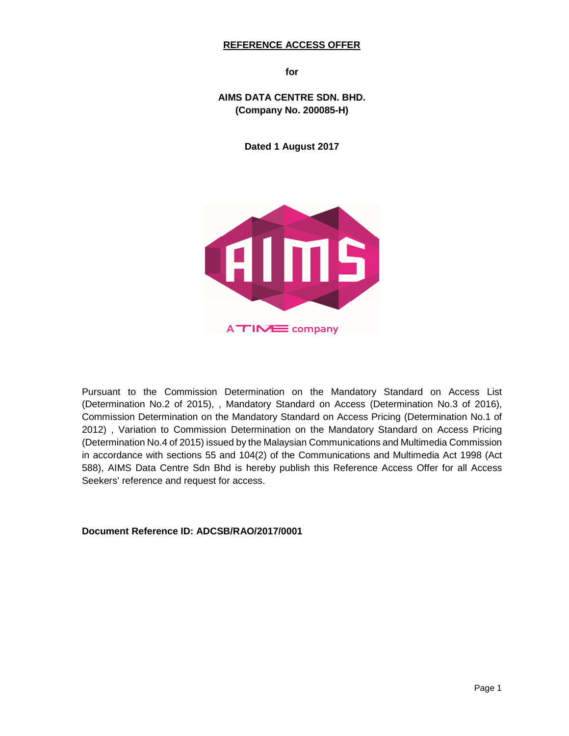# REFERENCE ACCESS OFFER

**for**

**AIMS DATA CENTRE SDN. BHD.**
**(Company No. 200085-H)**

**Dated 1 August 2017**

Pursuant to the Commission Determination on the Mandatory Standard on Access List (Determination No.2 of 2015), , Mandatory Standard on Access (Determination No.3 of 2016), Commission Determination on the Mandatory Standard on Access Pricing (Determination No.1 of 2012) , Variation to Commission Determination on the Mandatory Standard on Access Pricing (Determination No.4 of 2015) issued by the Malaysian Communications and Multimedia Commission in accordance with sections 55 and 104(2) of the Communications and Multimedia Act 1998 (Act 588), AIMS Data Centre Sdn Bhd is hereby publish this Reference Access Offer for all Access Seekers' reference and request for access.

**Document Reference ID: ADCSB/RAO/2017/0001**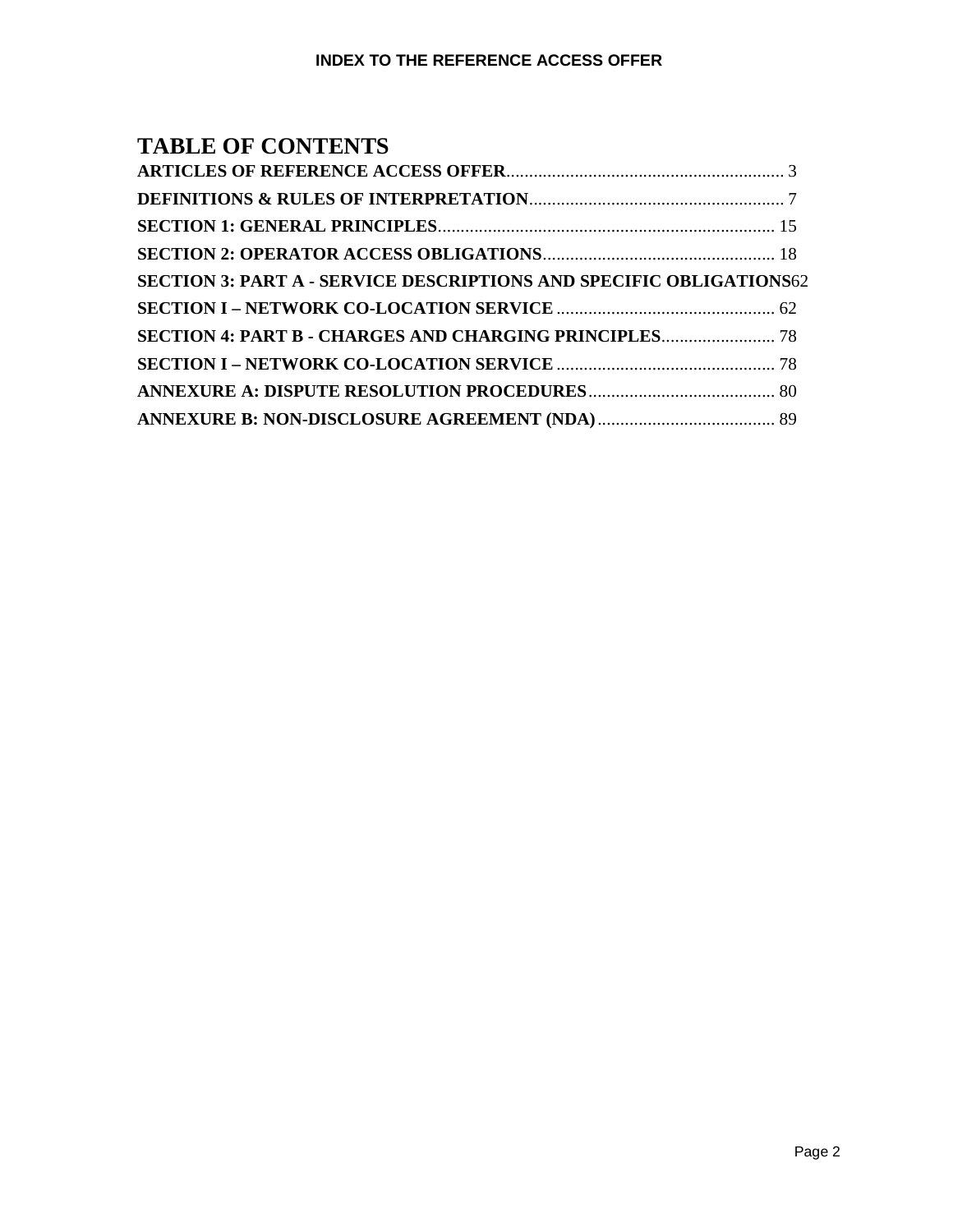# TABLE OF CONTENTS

**ARTICLES OF REFERENCE ACCESS OFFER**............................................................. 3

**DEFINITIONS & RULES OF INTERPRETATION**......................................................... 7

**SECTION 1: GENERAL PRINCIPLES**.......................................................................... 15

**SECTION 2: OPERATOR ACCESS OBLIGATIONS**.................................................... 18

**SECTION 3: PART A - SERVICE DESCRIPTIONS AND SPECIFIC OBLIGATIONS**62

**SECTION I – NETWORK CO-LOCATION SERVICE**................................................ 62

**SECTION 4: PART B - CHARGES AND CHARGING PRINCIPLES**......................... 78

**SECTION I – NETWORK CO-LOCATION SERVICE**................................................ 78

**ANNEXURE A: DISPUTE RESOLUTION PROCEDURES**......................................... 80

**ANNEXURE B: NON-DISCLOSURE AGREEMENT (NDA)**....................................... 89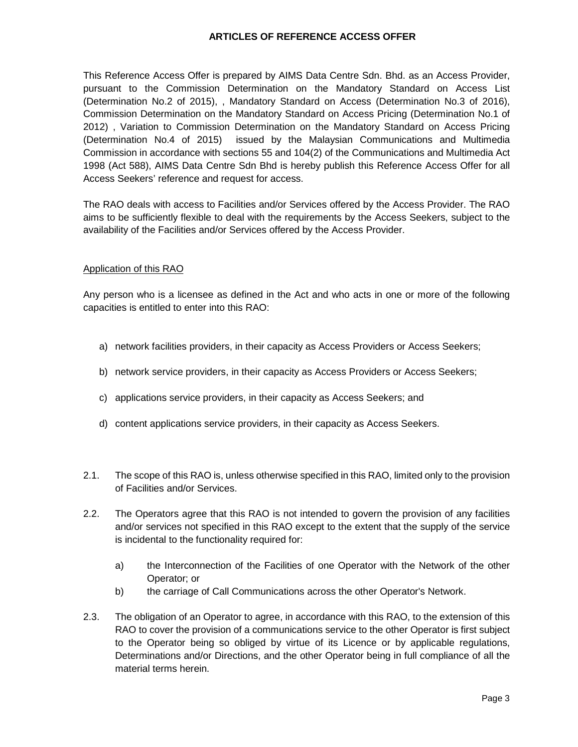## ARTICLES OF REFERENCE ACCESS OFFER

This Reference Access Offer is prepared by AIMS Data Centre Sdn. Bhd. as an Access Provider, pursuant to the Commission Determination on the Mandatory Standard on Access List (Determination No.2 of 2015), , Mandatory Standard on Access (Determination No.3 of 2016), Commission Determination on the Mandatory Standard on Access Pricing (Determination No.1 of 2012) , Variation to Commission Determination on the Mandatory Standard on Access Pricing (Determination No.4 of 2015) issued by the Malaysian Communications and Multimedia Commission in accordance with sections 55 and 104(2) of the Communications and Multimedia Act 1998 (Act 588), AIMS Data Centre Sdn Bhd is hereby publish this Reference Access Offer for all Access Seekers' reference and request for access.

The RAO deals with access to Facilities and/or Services offered by the Access Provider. The RAO aims to be sufficiently flexible to deal with the requirements by the Access Seekers, subject to the availability of the Facilities and/or Services offered by the Access Provider.

### Application of this RAO

Any person who is a licensee as defined in the Act and who acts in one or more of the following capacities is entitled to enter into this RAO:

a) network facilities providers, in their capacity as Access Providers or Access Seekers;

b) network service providers, in their capacity as Access Providers or Access Seekers;

c) applications service providers, in their capacity as Access Seekers; and

d) content applications service providers, in their capacity as Access Seekers.

2.1. The scope of this RAO is, unless otherwise specified in this RAO, limited only to the provision of Facilities and/or Services.

2.2. The Operators agree that this RAO is not intended to govern the provision of any facilities and/or services not specified in this RAO except to the extent that the supply of the service is incidental to the functionality required for:

a) the Interconnection of the Facilities of one Operator with the Network of the other Operator; or

b) the carriage of Call Communications across the other Operator's Network.

2.3. The obligation of an Operator to agree, in accordance with this RAO, to the extension of this RAO to cover the provision of a communications service to the other Operator is first subject to the Operator being so obliged by virtue of its Licence or by applicable regulations, Determinations and/or Directions, and the other Operator being in full compliance of all the material terms herein.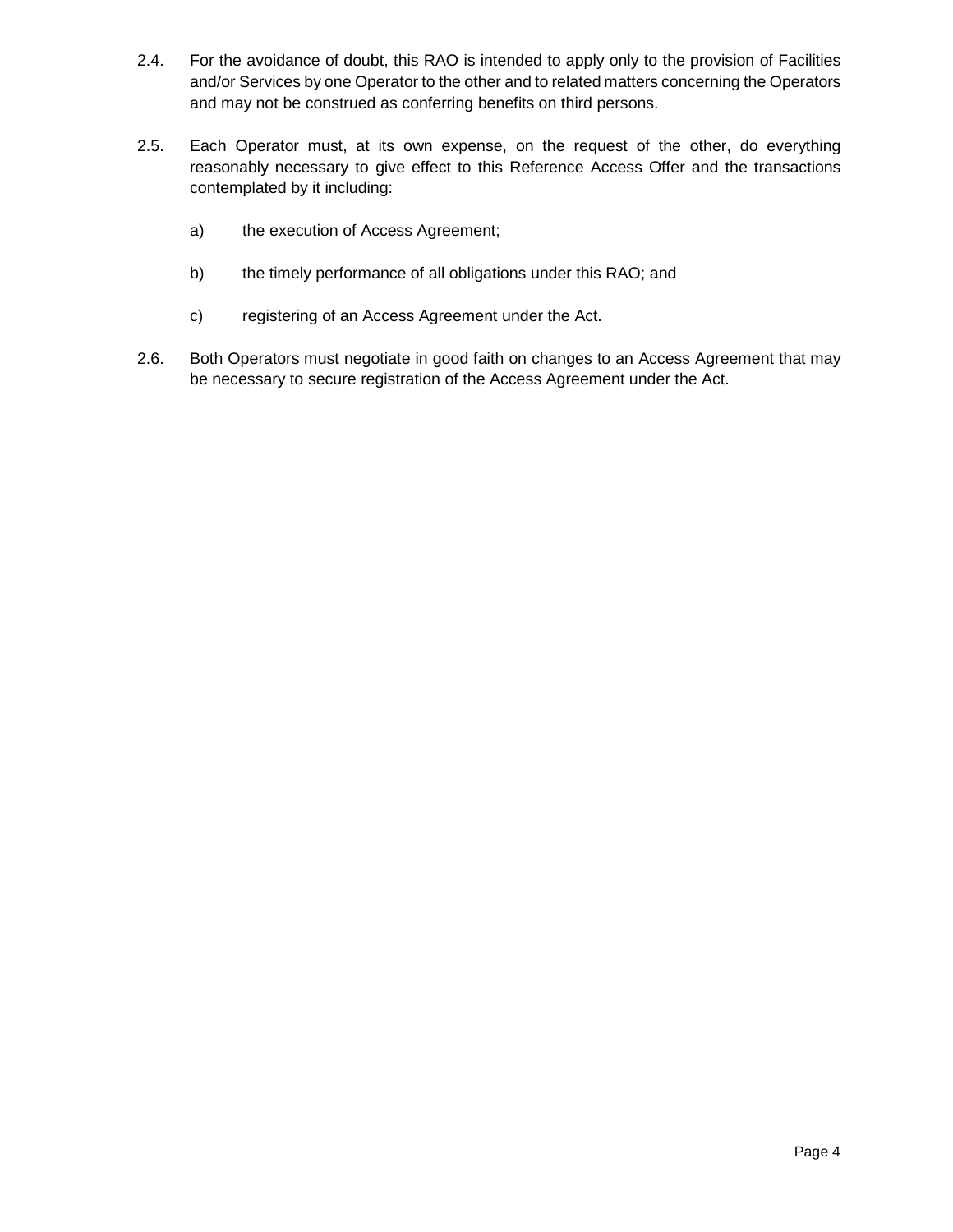2.4. For the avoidance of doubt, this RAO is intended to apply only to the provision of Facilities and/or Services by one Operator to the other and to related matters concerning the Operators and may not be construed as conferring benefits on third persons.

2.5. Each Operator must, at its own expense, on the request of the other, do everything reasonably necessary to give effect to this Reference Access Offer and the transactions contemplated by it including:

a) the execution of Access Agreement;

b) the timely performance of all obligations under this RAO; and

c) registering of an Access Agreement under the Act.

2.6. Both Operators must negotiate in good faith on changes to an Access Agreement that may be necessary to secure registration of the Access Agreement under the Act.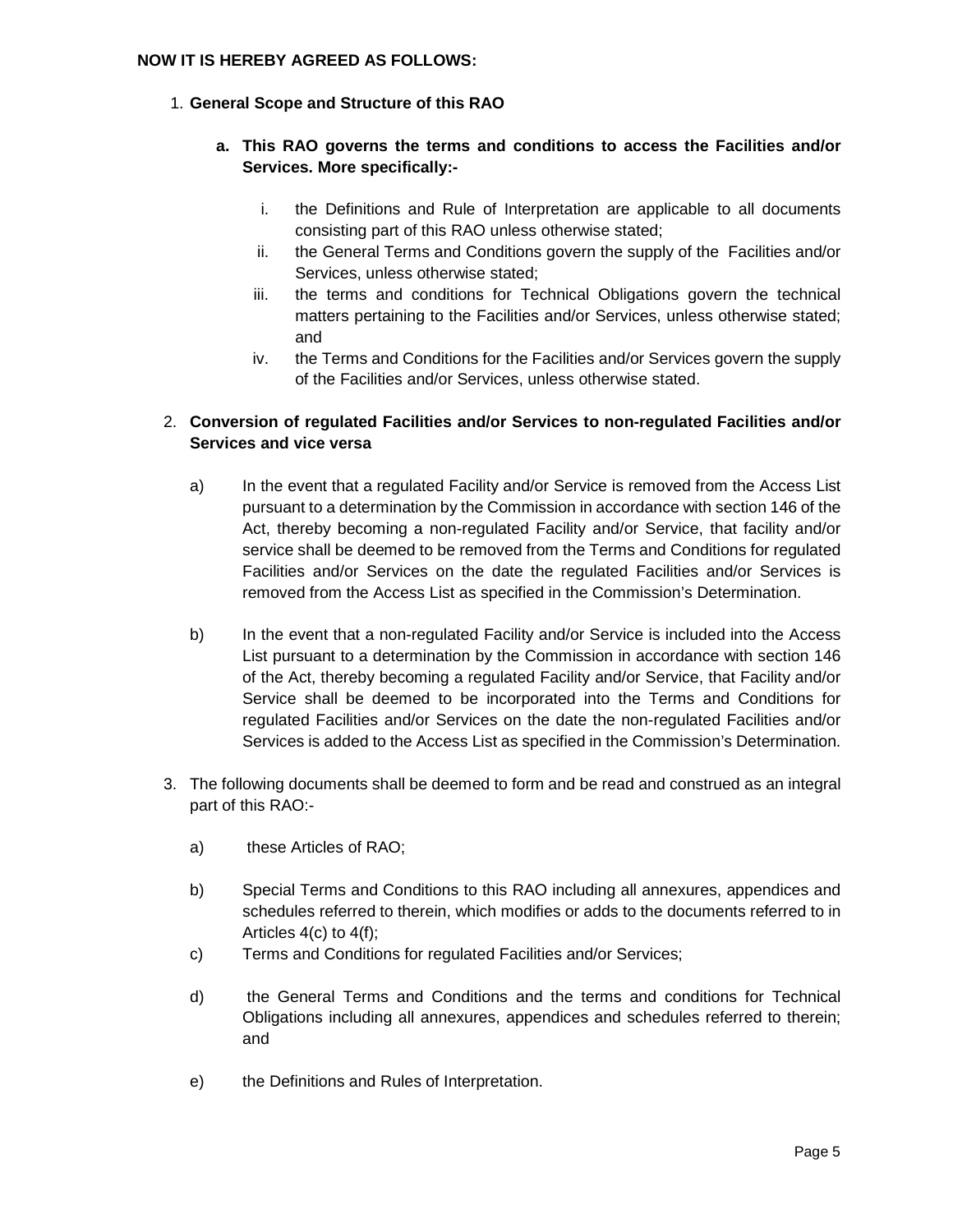**NOW IT IS HEREBY AGREED AS FOLLOWS:**

1. **General Scope and Structure of this RAO**

   **a. This RAO governs the terms and conditions to access the Facilities and/or Services. More specifically:-**

      i. the Definitions and Rule of Interpretation are applicable to all documents consisting part of this RAO unless otherwise stated;

      ii. the General Terms and Conditions govern the supply of the Facilities and/or Services, unless otherwise stated;

      iii. the terms and conditions for Technical Obligations govern the technical matters pertaining to the Facilities and/or Services, unless otherwise stated; and

      iv. the Terms and Conditions for the Facilities and/or Services govern the supply of the Facilities and/or Services, unless otherwise stated.

2. **Conversion of regulated Facilities and/or Services to non-regulated Facilities and/or Services and vice versa**

   a) In the event that a regulated Facility and/or Service is removed from the Access List pursuant to a determination by the Commission in accordance with section 146 of the Act, thereby becoming a non-regulated Facility and/or Service, that facility and/or service shall be deemed to be removed from the Terms and Conditions for regulated Facilities and/or Services on the date the regulated Facilities and/or Services is removed from the Access List as specified in the Commission's Determination.

   b) In the event that a non-regulated Facility and/or Service is included into the Access List pursuant to a determination by the Commission in accordance with section 146 of the Act, thereby becoming a regulated Facility and/or Service, that Facility and/or Service shall be deemed to be incorporated into the Terms and Conditions for regulated Facilities and/or Services on the date the non-regulated Facilities and/or Services is added to the Access List as specified in the Commission's Determination.

3. The following documents shall be deemed to form and be read and construed as an integral part of this RAO:-

   a) these Articles of RAO;

   b) Special Terms and Conditions to this RAO including all annexures, appendices and schedules referred to therein, which modifies or adds to the documents referred to in Articles 4(c) to 4(f);

   c) Terms and Conditions for regulated Facilities and/or Services;

   d) the General Terms and Conditions and the terms and conditions for Technical Obligations including all annexures, appendices and schedules referred to therein; and

   e) the Definitions and Rules of Interpretation.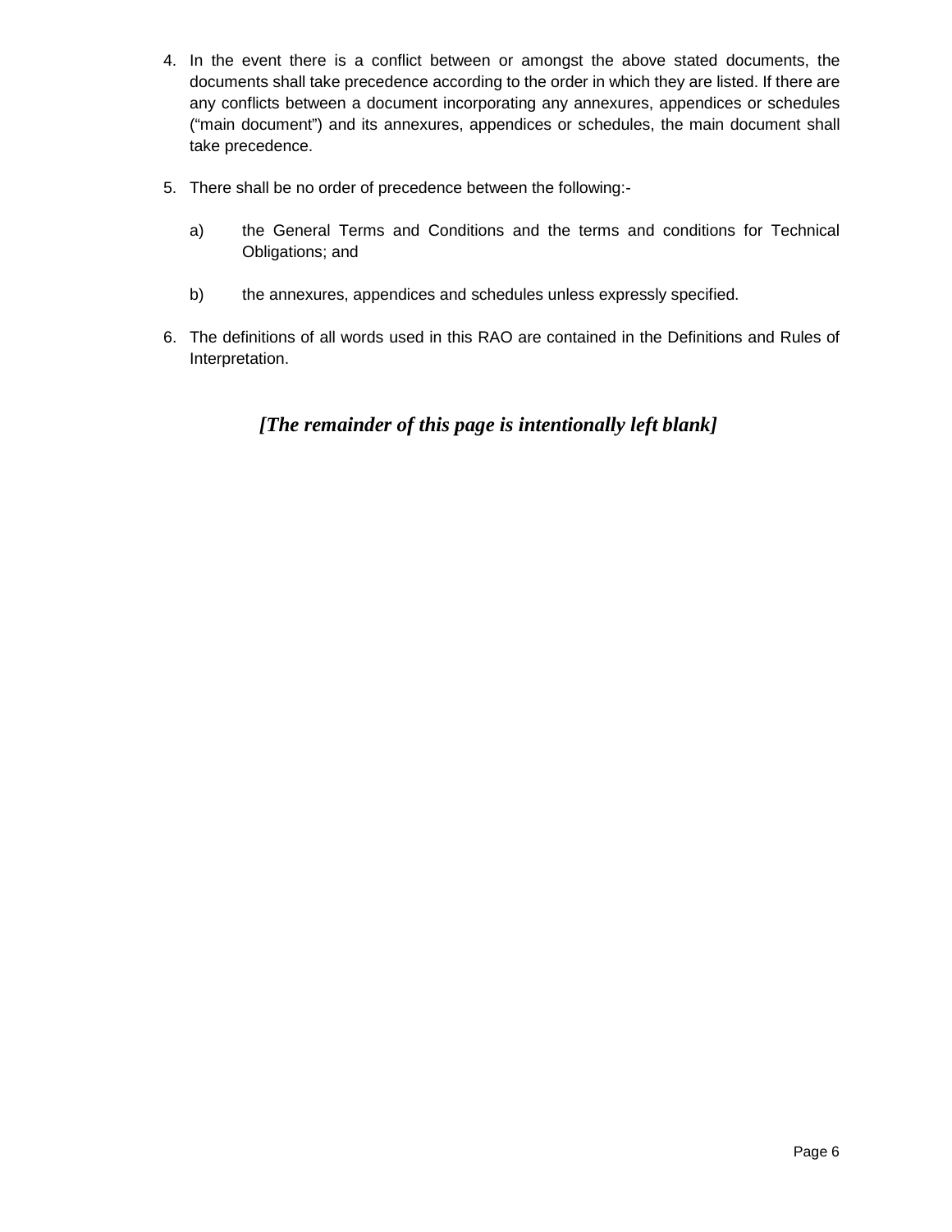4. In the event there is a conflict between or amongst the above stated documents, the documents shall take precedence according to the order in which they are listed. If there are any conflicts between a document incorporating any annexures, appendices or schedules ("main document") and its annexures, appendices or schedules, the main document shall take precedence.

5. There shall be no order of precedence between the following:-

   a) the General Terms and Conditions and the terms and conditions for Technical Obligations; and

   b) the annexures, appendices and schedules unless expressly specified.

6. The definitions of all words used in this RAO are contained in the Definitions and Rules of Interpretation.

***[The remainder of this page is intentionally left blank]***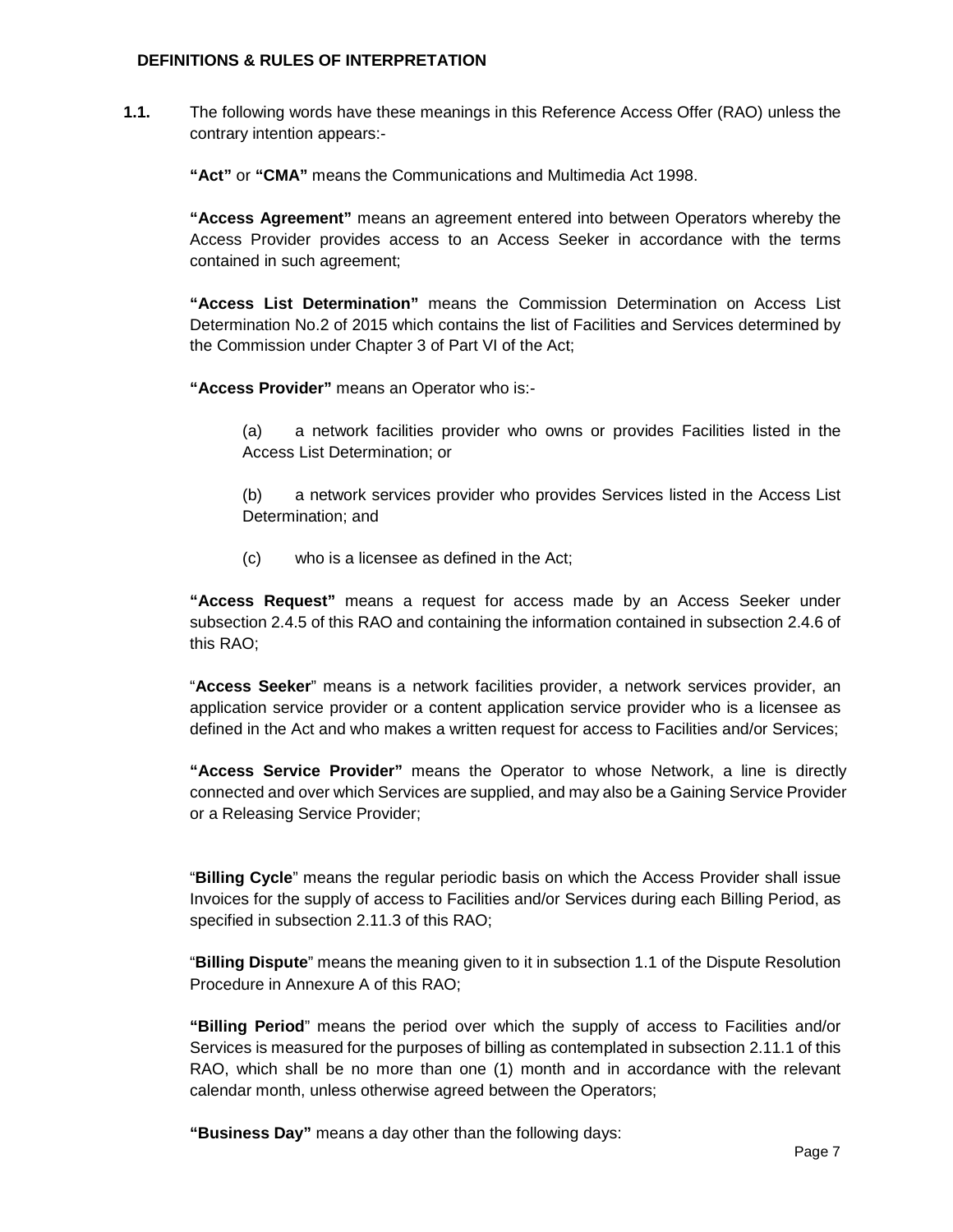**DEFINITIONS & RULES OF INTERPRETATION**

**1.1.** The following words have these meanings in this Reference Access Offer (RAO) unless the contrary intention appears:-

**"Act"** or **"CMA"** means the Communications and Multimedia Act 1998.

**"Access Agreement"** means an agreement entered into between Operators whereby the Access Provider provides access to an Access Seeker in accordance with the terms contained in such agreement;

**"Access List Determination"** means the Commission Determination on Access List Determination No.2 of 2015 which contains the list of Facilities and Services determined by the Commission under Chapter 3 of Part VI of the Act;

**"Access Provider"** means an Operator who is:-

(a) a network facilities provider who owns or provides Facilities listed in the Access List Determination; or

(b) a network services provider who provides Services listed in the Access List Determination; and

(c) who is a licensee as defined in the Act;

**"Access Request"** means a request for access made by an Access Seeker under subsection 2.4.5 of this RAO and containing the information contained in subsection 2.4.6 of this RAO;

"**Access Seeker**" means is a network facilities provider, a network services provider, an application service provider or a content application service provider who is a licensee as defined in the Act and who makes a written request for access to Facilities and/or Services;

**"Access Service Provider"** means the Operator to whose Network, a line is directly connected and over which Services are supplied, and may also be a Gaining Service Provider or a Releasing Service Provider;

"**Billing Cycle**" means the regular periodic basis on which the Access Provider shall issue Invoices for the supply of access to Facilities and/or Services during each Billing Period, as specified in subsection 2.11.3 of this RAO;

"**Billing Dispute**" means the meaning given to it in subsection 1.1 of the Dispute Resolution Procedure in Annexure A of this RAO;

**"Billing Period**" means the period over which the supply of access to Facilities and/or Services is measured for the purposes of billing as contemplated in subsection 2.11.1 of this RAO, which shall be no more than one (1) month and in accordance with the relevant calendar month, unless otherwise agreed between the Operators;

**"Business Day"** means a day other than the following days: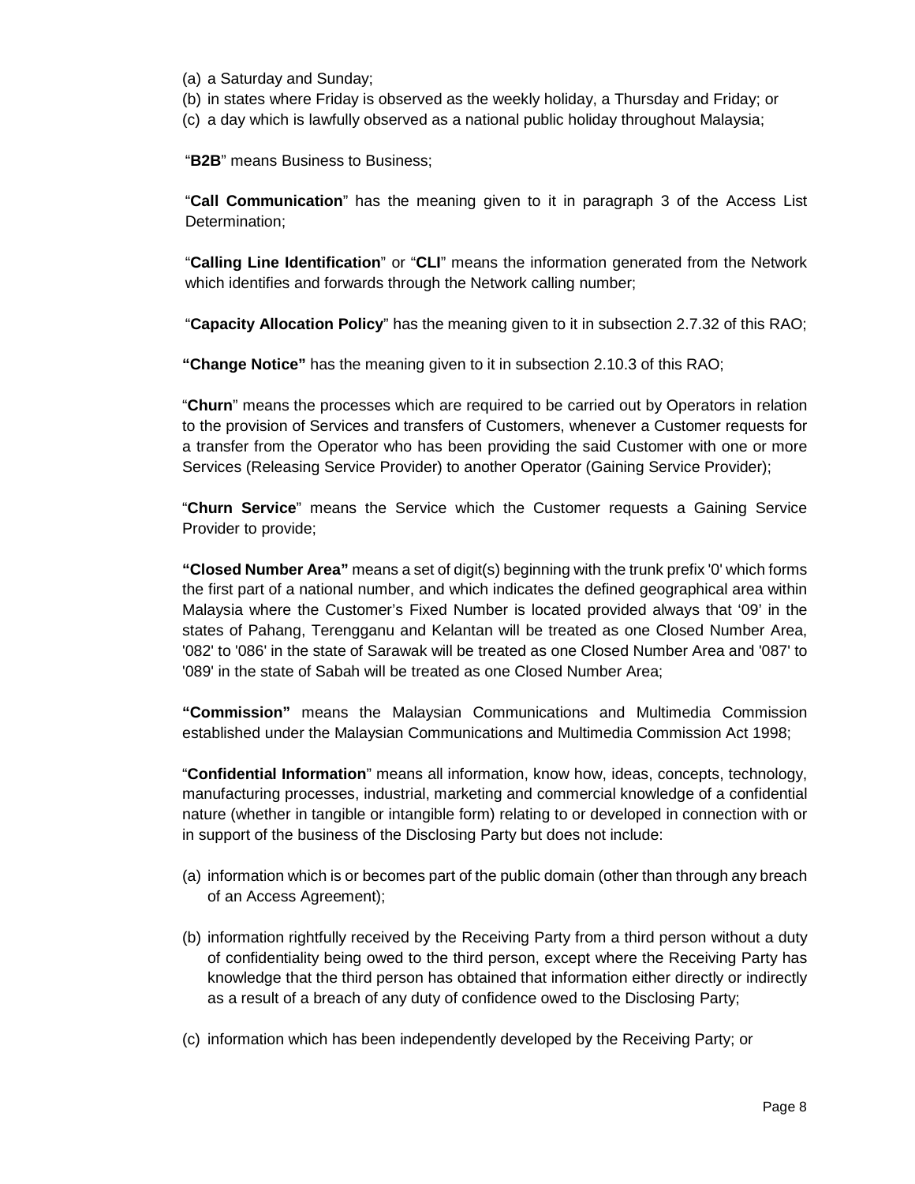(a) a Saturday and Sunday;
(b) in states where Friday is observed as the weekly holiday, a Thursday and Friday; or
(c) a day which is lawfully observed as a national public holiday throughout Malaysia;

"**B2B**" means Business to Business;

"**Call Communication**" has the meaning given to it in paragraph 3 of the Access List Determination;

"**Calling Line Identification**" or "**CLI**" means the information generated from the Network which identifies and forwards through the Network calling number;

"**Capacity Allocation Policy**" has the meaning given to it in subsection 2.7.32 of this RAO;

**"Change Notice"** has the meaning given to it in subsection 2.10.3 of this RAO;

"**Churn**" means the processes which are required to be carried out by Operators in relation to the provision of Services and transfers of Customers, whenever a Customer requests for a transfer from the Operator who has been providing the said Customer with one or more Services (Releasing Service Provider) to another Operator (Gaining Service Provider);

"**Churn Service**" means the Service which the Customer requests a Gaining Service Provider to provide;

**"Closed Number Area"** means a set of digit(s) beginning with the trunk prefix '0' which forms the first part of a national number, and which indicates the defined geographical area within Malaysia where the Customer's Fixed Number is located provided always that '09' in the states of Pahang, Terengganu and Kelantan will be treated as one Closed Number Area, '082' to '086' in the state of Sarawak will be treated as one Closed Number Area and '087' to '089' in the state of Sabah will be treated as one Closed Number Area;

**"Commission"** means the Malaysian Communications and Multimedia Commission established under the Malaysian Communications and Multimedia Commission Act 1998;

"**Confidential Information**" means all information, know how, ideas, concepts, technology, manufacturing processes, industrial, marketing and commercial knowledge of a confidential nature (whether in tangible or intangible form) relating to or developed in connection with or in support of the business of the Disclosing Party but does not include:

(a) information which is or becomes part of the public domain (other than through any breach of an Access Agreement);

(b) information rightfully received by the Receiving Party from a third person without a duty of confidentiality being owed to the third person, except where the Receiving Party has knowledge that the third person has obtained that information either directly or indirectly as a result of a breach of any duty of confidence owed to the Disclosing Party;

(c) information which has been independently developed by the Receiving Party; or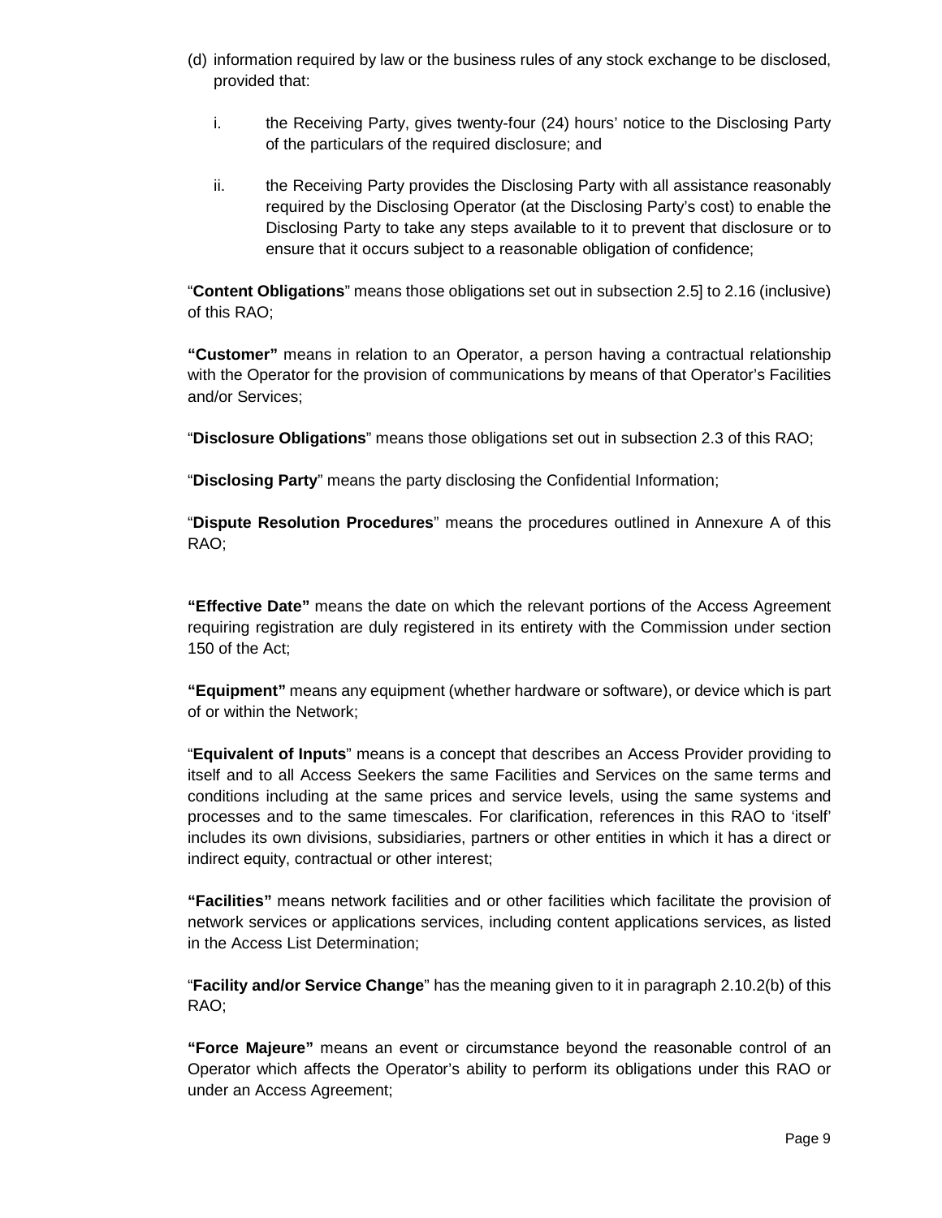(d) information required by law or the business rules of any stock exchange to be disclosed, provided that:

   i. the Receiving Party, gives twenty-four (24) hours' notice to the Disclosing Party of the particulars of the required disclosure; and

   ii. the Receiving Party provides the Disclosing Party with all assistance reasonably required by the Disclosing Operator (at the Disclosing Party's cost) to enable the Disclosing Party to take any steps available to it to prevent that disclosure or to ensure that it occurs subject to a reasonable obligation of confidence;

"**Content Obligations**" means those obligations set out in subsection 2.5] to 2.16 (inclusive) of this RAO;

**"Customer"** means in relation to an Operator, a person having a contractual relationship with the Operator for the provision of communications by means of that Operator's Facilities and/or Services;

"**Disclosure Obligations**" means those obligations set out in subsection 2.3 of this RAO;

"**Disclosing Party**" means the party disclosing the Confidential Information;

"**Dispute Resolution Procedures**" means the procedures outlined in Annexure A of this RAO;

**"Effective Date"** means the date on which the relevant portions of the Access Agreement requiring registration are duly registered in its entirety with the Commission under section 150 of the Act;

**"Equipment"** means any equipment (whether hardware or software), or device which is part of or within the Network;

"**Equivalent of Inputs**" means is a concept that describes an Access Provider providing to itself and to all Access Seekers the same Facilities and Services on the same terms and conditions including at the same prices and service levels, using the same systems and processes and to the same timescales. For clarification, references in this RAO to 'itself' includes its own divisions, subsidiaries, partners or other entities in which it has a direct or indirect equity, contractual or other interest;

**"Facilities"** means network facilities and or other facilities which facilitate the provision of network services or applications services, including content applications services, as listed in the Access List Determination;

"**Facility and/or Service Change**" has the meaning given to it in paragraph 2.10.2(b) of this RAO;

**"Force Majeure"** means an event or circumstance beyond the reasonable control of an Operator which affects the Operator's ability to perform its obligations under this RAO or under an Access Agreement;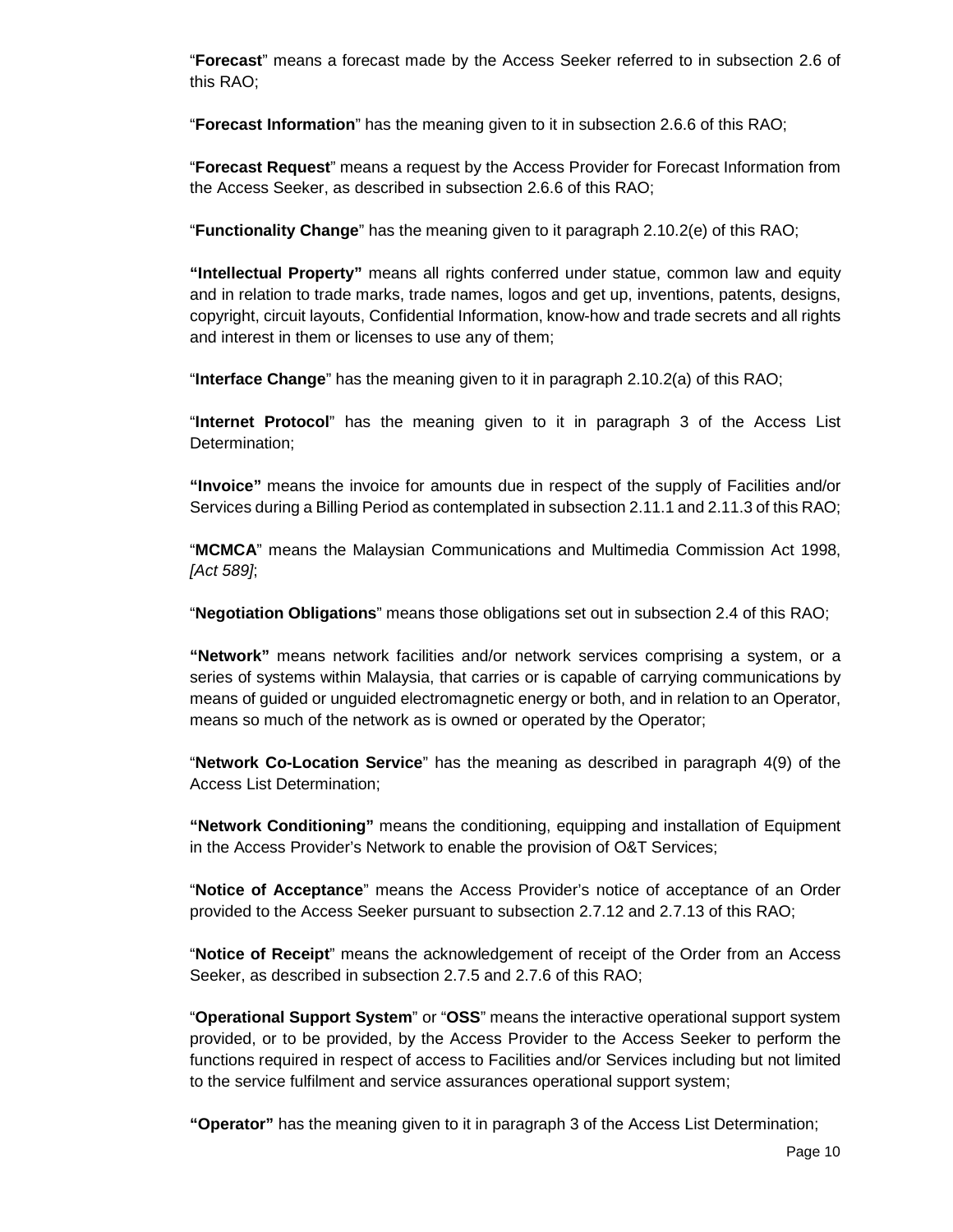"**Forecast**" means a forecast made by the Access Seeker referred to in subsection 2.6 of this RAO;

"**Forecast Information**" has the meaning given to it in subsection 2.6.6 of this RAO;

"**Forecast Request**" means a request by the Access Provider for Forecast Information from the Access Seeker, as described in subsection 2.6.6 of this RAO;

"**Functionality Change**" has the meaning given to it paragraph 2.10.2(e) of this RAO;

**"Intellectual Property"** means all rights conferred under statue, common law and equity and in relation to trade marks, trade names, logos and get up, inventions, patents, designs, copyright, circuit layouts, Confidential Information, know-how and trade secrets and all rights and interest in them or licenses to use any of them;

"**Interface Change**" has the meaning given to it in paragraph 2.10.2(a) of this RAO;

"**Internet Protocol**" has the meaning given to it in paragraph 3 of the Access List Determination;

**"Invoice"** means the invoice for amounts due in respect of the supply of Facilities and/or Services during a Billing Period as contemplated in subsection 2.11.1 and 2.11.3 of this RAO;

"**MCMCA**" means the Malaysian Communications and Multimedia Commission Act 1998, *[Act 589]*;

"**Negotiation Obligations**" means those obligations set out in subsection 2.4 of this RAO;

**"Network"** means network facilities and/or network services comprising a system, or a series of systems within Malaysia, that carries or is capable of carrying communications by means of guided or unguided electromagnetic energy or both, and in relation to an Operator, means so much of the network as is owned or operated by the Operator;

"**Network Co-Location Service**" has the meaning as described in paragraph 4(9) of the Access List Determination;

**"Network Conditioning"** means the conditioning, equipping and installation of Equipment in the Access Provider's Network to enable the provision of O&T Services;

"**Notice of Acceptance**" means the Access Provider's notice of acceptance of an Order provided to the Access Seeker pursuant to subsection 2.7.12 and 2.7.13 of this RAO;

"**Notice of Receipt**" means the acknowledgement of receipt of the Order from an Access Seeker, as described in subsection 2.7.5 and 2.7.6 of this RAO;

"**Operational Support System**" or "**OSS**" means the interactive operational support system provided, or to be provided, by the Access Provider to the Access Seeker to perform the functions required in respect of access to Facilities and/or Services including but not limited to the service fulfilment and service assurances operational support system;

**"Operator"** has the meaning given to it in paragraph 3 of the Access List Determination;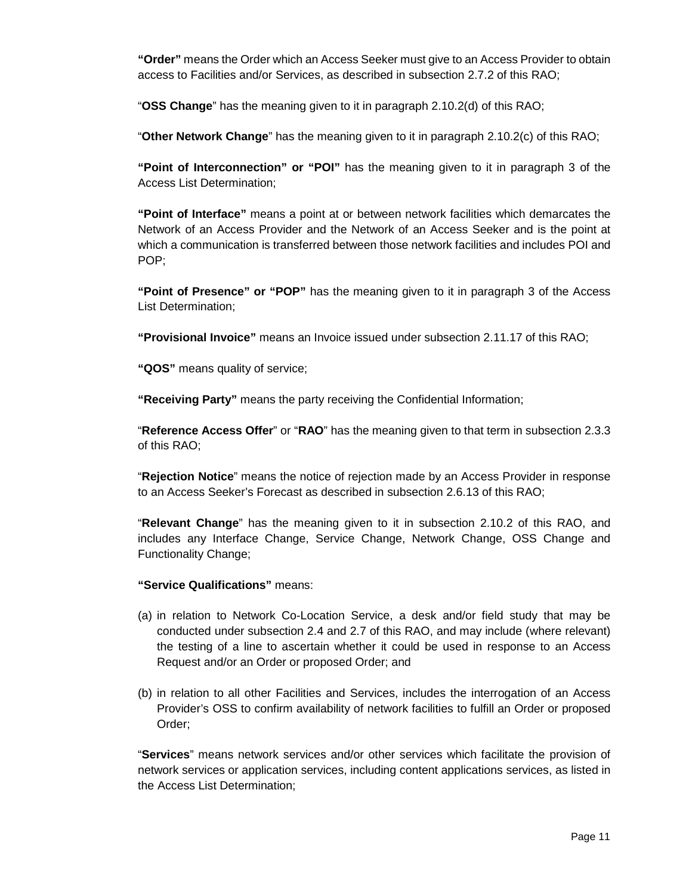**"Order"** means the Order which an Access Seeker must give to an Access Provider to obtain access to Facilities and/or Services, as described in subsection 2.7.2 of this RAO;

"**OSS Change**" has the meaning given to it in paragraph 2.10.2(d) of this RAO;

"**Other Network Change**" has the meaning given to it in paragraph 2.10.2(c) of this RAO;

**"Point of Interconnection" or "POI"** has the meaning given to it in paragraph 3 of the Access List Determination;

**"Point of Interface"** means a point at or between network facilities which demarcates the Network of an Access Provider and the Network of an Access Seeker and is the point at which a communication is transferred between those network facilities and includes POI and POP;

**"Point of Presence" or "POP"** has the meaning given to it in paragraph 3 of the Access List Determination;

**"Provisional Invoice"** means an Invoice issued under subsection 2.11.17 of this RAO;

**"QOS"** means quality of service;

**"Receiving Party"** means the party receiving the Confidential Information;

"**Reference Access Offer**" or "**RAO**" has the meaning given to that term in subsection 2.3.3 of this RAO;

"**Rejection Notice**" means the notice of rejection made by an Access Provider in response to an Access Seeker's Forecast as described in subsection 2.6.13 of this RAO;

"**Relevant Change**" has the meaning given to it in subsection 2.10.2 of this RAO, and includes any Interface Change, Service Change, Network Change, OSS Change and Functionality Change;

**"Service Qualifications"** means:

(a) in relation to Network Co-Location Service, a desk and/or field study that may be conducted under subsection 2.4 and 2.7 of this RAO, and may include (where relevant) the testing of a line to ascertain whether it could be used in response to an Access Request and/or an Order or proposed Order; and

(b) in relation to all other Facilities and Services, includes the interrogation of an Access Provider's OSS to confirm availability of network facilities to fulfill an Order or proposed Order;

"**Services**" means network services and/or other services which facilitate the provision of network services or application services, including content applications services, as listed in the Access List Determination;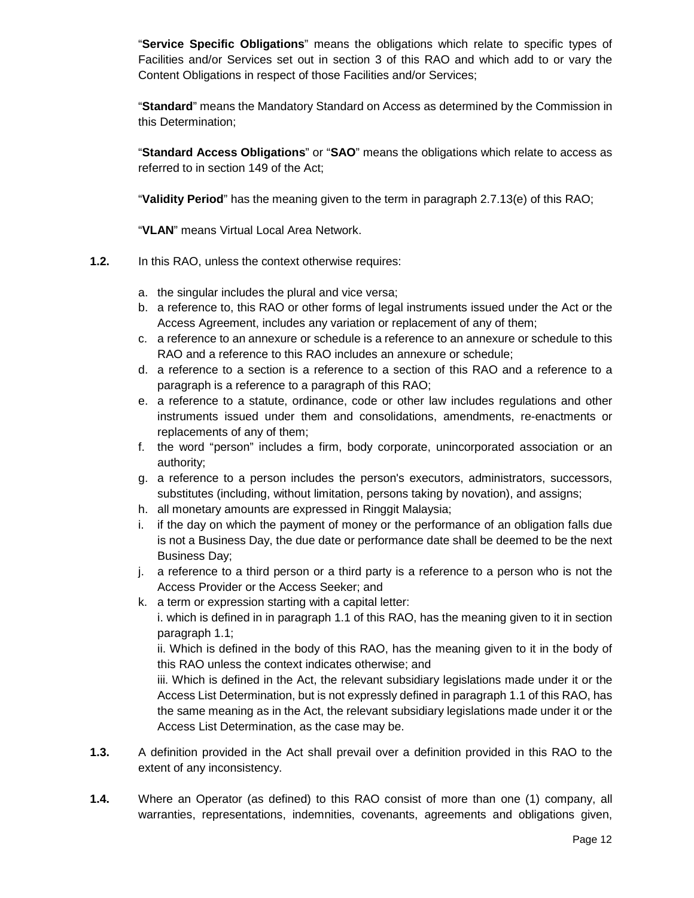"**Service Specific Obligations**" means the obligations which relate to specific types of Facilities and/or Services set out in section 3 of this RAO and which add to or vary the Content Obligations in respect of those Facilities and/or Services;

"**Standard**" means the Mandatory Standard on Access as determined by the Commission in this Determination;

"**Standard Access Obligations**" or "**SAO**" means the obligations which relate to access as referred to in section 149 of the Act;

"**Validity Period**" has the meaning given to the term in paragraph 2.7.13(e) of this RAO;

"**VLAN**" means Virtual Local Area Network.

**1.2.** In this RAO, unless the context otherwise requires:

a. the singular includes the plural and vice versa;
b. a reference to, this RAO or other forms of legal instruments issued under the Act or the Access Agreement, includes any variation or replacement of any of them;
c. a reference to an annexure or schedule is a reference to an annexure or schedule to this RAO and a reference to this RAO includes an annexure or schedule;
d. a reference to a section is a reference to a section of this RAO and a reference to a paragraph is a reference to a paragraph of this RAO;
e. a reference to a statute, ordinance, code or other law includes regulations and other instruments issued under them and consolidations, amendments, re-enactments or replacements of any of them;
f. the word "person" includes a firm, body corporate, unincorporated association or an authority;
g. a reference to a person includes the person's executors, administrators, successors, substitutes (including, without limitation, persons taking by novation), and assigns;
h. all monetary amounts are expressed in Ringgit Malaysia;
i. if the day on which the payment of money or the performance of an obligation falls due is not a Business Day, the due date or performance date shall be deemed to be the next Business Day;
j. a reference to a third person or a third party is a reference to a person who is not the Access Provider or the Access Seeker; and
k. a term or expression starting with a capital letter:
   i. which is defined in in paragraph 1.1 of this RAO, has the meaning given to it in section paragraph 1.1;
   ii. Which is defined in the body of this RAO, has the meaning given to it in the body of this RAO unless the context indicates otherwise; and
   iii. Which is defined in the Act, the relevant subsidiary legislations made under it or the Access List Determination, but is not expressly defined in paragraph 1.1 of this RAO, has the same meaning as in the Act, the relevant subsidiary legislations made under it or the Access List Determination, as the case may be.

**1.3.** A definition provided in the Act shall prevail over a definition provided in this RAO to the extent of any inconsistency.

**1.4.** Where an Operator (as defined) to this RAO consist of more than one (1) company, all warranties, representations, indemnities, covenants, agreements and obligations given,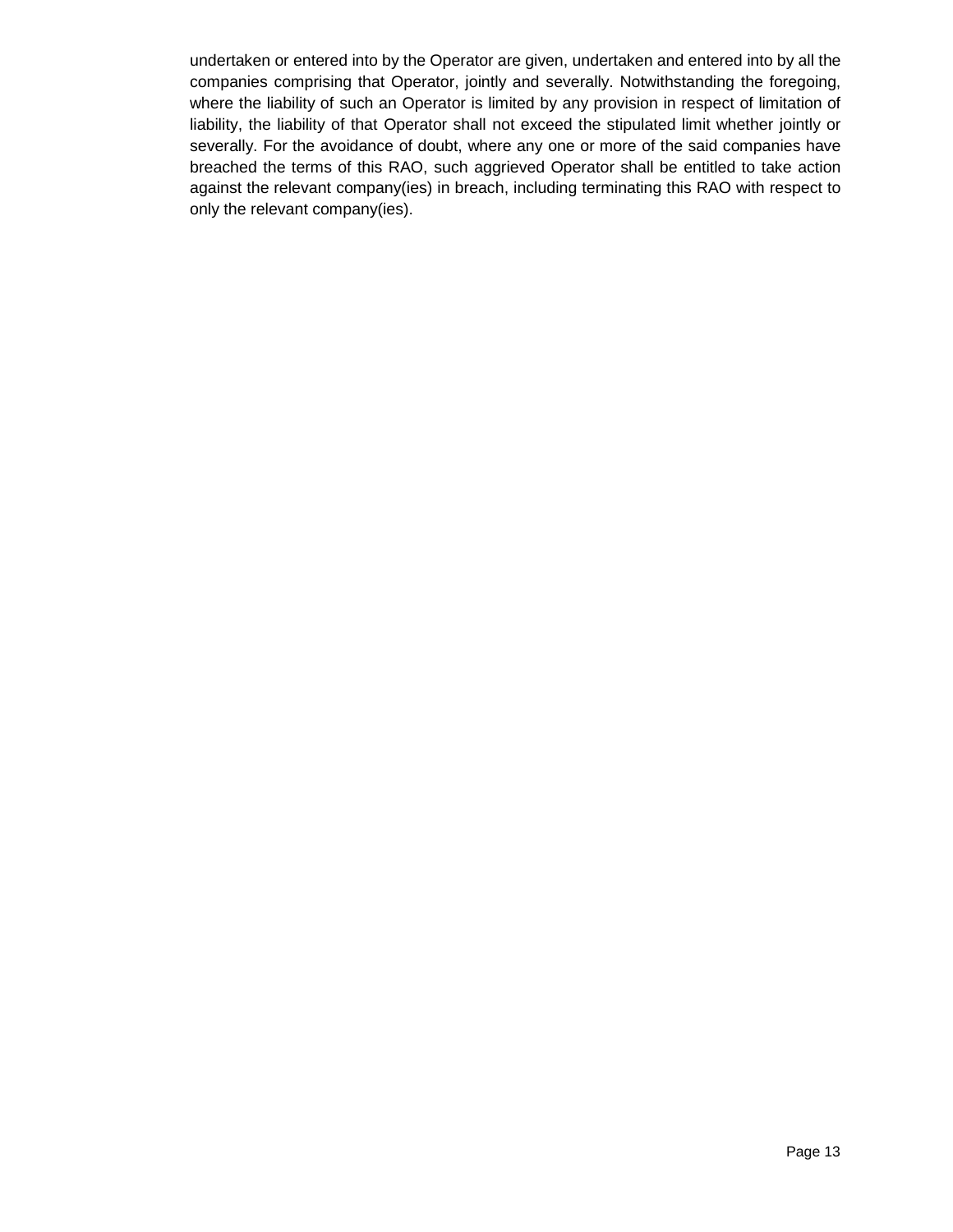undertaken or entered into by the Operator are given, undertaken and entered into by all the companies comprising that Operator, jointly and severally. Notwithstanding the foregoing, where the liability of such an Operator is limited by any provision in respect of limitation of liability, the liability of that Operator shall not exceed the stipulated limit whether jointly or severally. For the avoidance of doubt, where any one or more of the said companies have breached the terms of this RAO, such aggrieved Operator shall be entitled to take action against the relevant company(ies) in breach, including terminating this RAO with respect to only the relevant company(ies).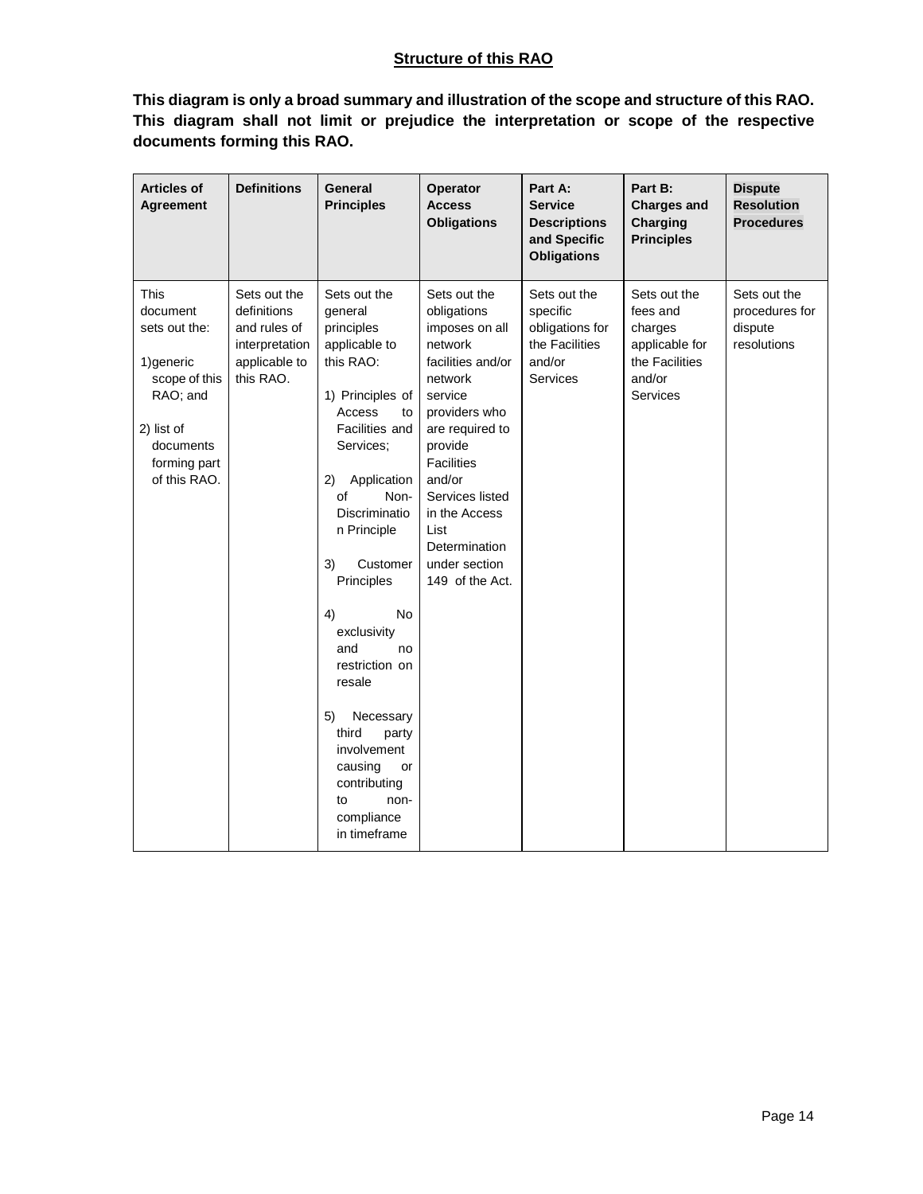## Structure of this RAO

**This diagram is only a broad summary and illustration of the scope and structure of this RAO. This diagram shall not limit or prejudice the interpretation or scope of the respective documents forming this RAO.**

| Articles of Agreement | Definitions | General Principles | Operator Access Obligations | Part A: Service Descriptions and Specific Obligations | Part B: Charges and Charging Principles | Dispute Resolution Procedures |
|---|---|---|---|---|---|---|
| This document sets out the:<br><br>1) generic scope of this RAO; and<br><br>2) list of documents forming part of this RAO. | Sets out the definitions and rules of interpretation applicable to this RAO. | Sets out the general principles applicable to this RAO:<br><br>1) Principles of Access to Facilities and Services;<br><br>2) Application of Non-Discrimination Principle<br><br>3) Customer Principles<br><br>4) No exclusivity and no restriction on resale<br><br>5) Necessary third party involvement causing or contributing to non-compliance in timeframe | Sets out the obligations imposes on all network facilities and/or network service providers who are required to provide Facilities and/or Services listed in the Access List Determination under section 149 of the Act. | Sets out the specific obligations for the Facilities and/or Services | Sets out the fees and charges applicable for the Facilities and/or Services | Sets out the procedures for dispute resolutions |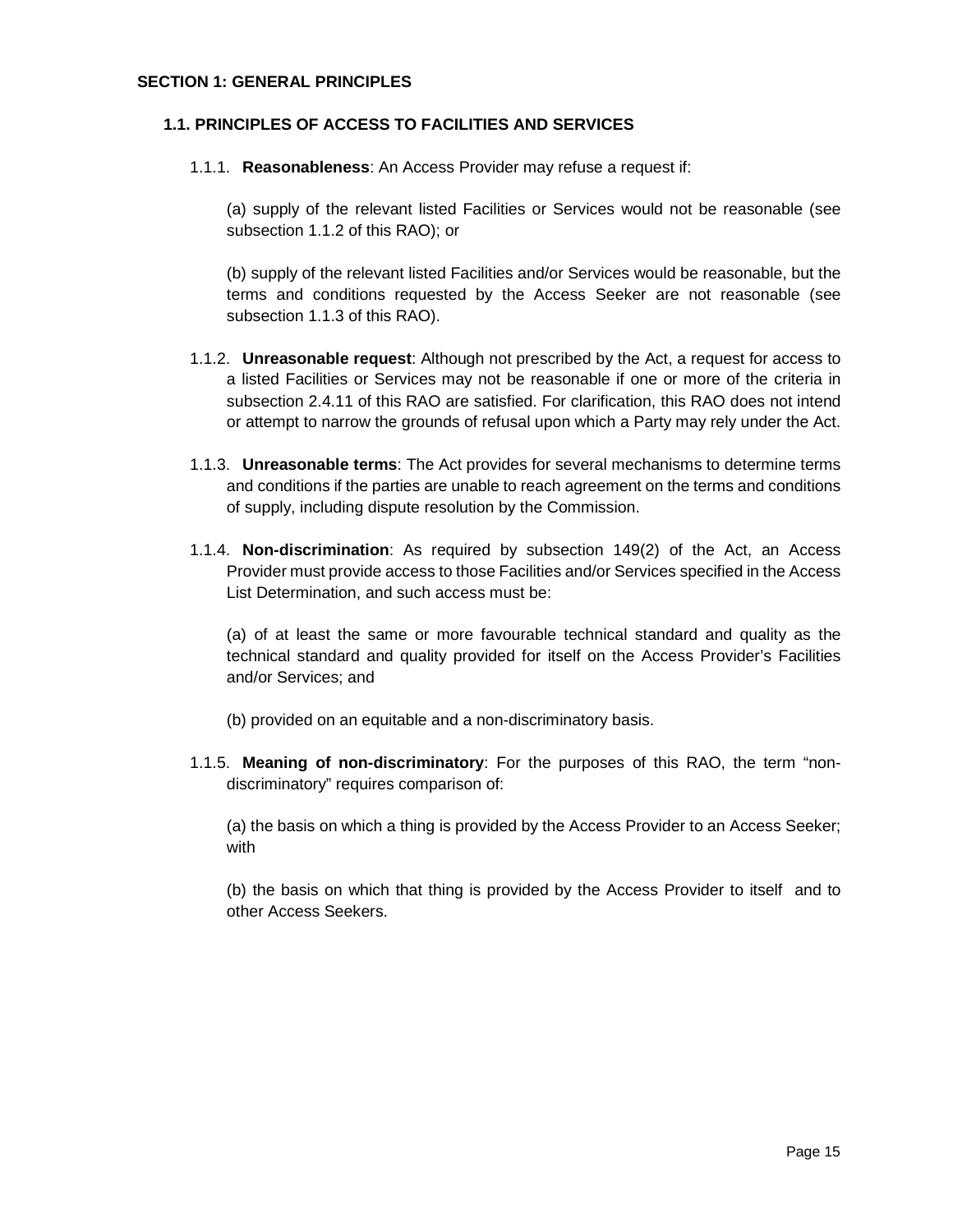# SECTION 1: GENERAL PRINCIPLES

## 1.1. PRINCIPLES OF ACCESS TO FACILITIES AND SERVICES

1.1.1. **Reasonableness**: An Access Provider may refuse a request if:

(a) supply of the relevant listed Facilities or Services would not be reasonable (see subsection 1.1.2 of this RAO); or

(b) supply of the relevant listed Facilities and/or Services would be reasonable, but the terms and conditions requested by the Access Seeker are not reasonable (see subsection 1.1.3 of this RAO).

1.1.2. **Unreasonable request**: Although not prescribed by the Act, a request for access to a listed Facilities or Services may not be reasonable if one or more of the criteria in subsection 2.4.11 of this RAO are satisfied. For clarification, this RAO does not intend or attempt to narrow the grounds of refusal upon which a Party may rely under the Act.

1.1.3. **Unreasonable terms**: The Act provides for several mechanisms to determine terms and conditions if the parties are unable to reach agreement on the terms and conditions of supply, including dispute resolution by the Commission.

1.1.4. **Non-discrimination**: As required by subsection 149(2) of the Act, an Access Provider must provide access to those Facilities and/or Services specified in the Access List Determination, and such access must be:

(a) of at least the same or more favourable technical standard and quality as the technical standard and quality provided for itself on the Access Provider's Facilities and/or Services; and

(b) provided on an equitable and a non-discriminatory basis.

1.1.5. **Meaning of non-discriminatory**: For the purposes of this RAO, the term "non-discriminatory" requires comparison of:

(a) the basis on which a thing is provided by the Access Provider to an Access Seeker; with

(b) the basis on which that thing is provided by the Access Provider to itself and to other Access Seekers.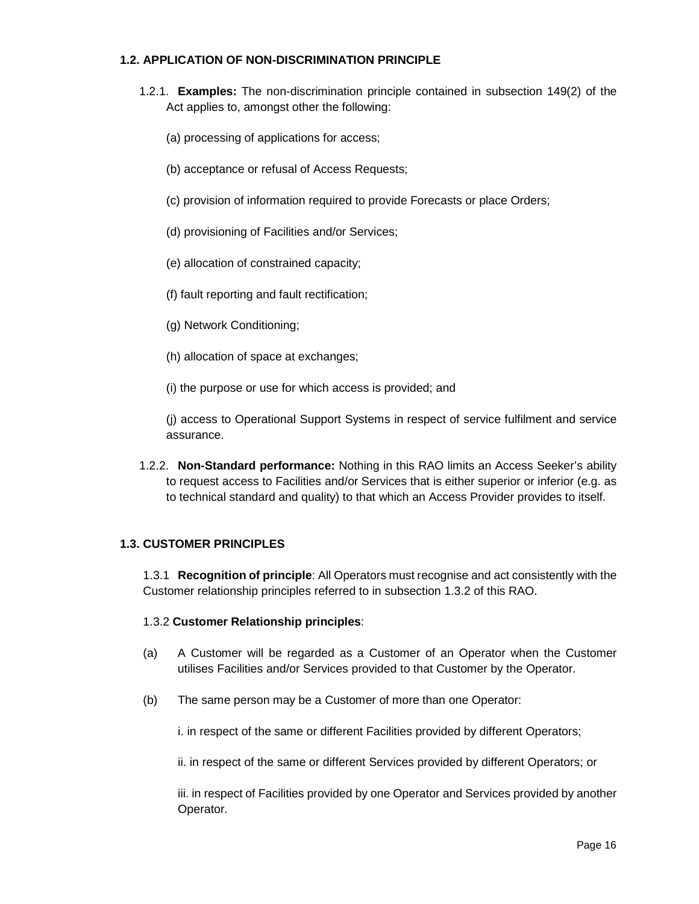### 1.2. APPLICATION OF NON-DISCRIMINATION PRINCIPLE

1.2.1. **Examples:** The non-discrimination principle contained in subsection 149(2) of the Act applies to, amongst other the following:

(a) processing of applications for access;

(b) acceptance or refusal of Access Requests;

(c) provision of information required to provide Forecasts or place Orders;

(d) provisioning of Facilities and/or Services;

(e) allocation of constrained capacity;

(f) fault reporting and fault rectification;

(g) Network Conditioning;

(h) allocation of space at exchanges;

(i) the purpose or use for which access is provided; and

(j) access to Operational Support Systems in respect of service fulfilment and service assurance.

1.2.2. **Non-Standard performance:** Nothing in this RAO limits an Access Seeker's ability to request access to Facilities and/or Services that is either superior or inferior (e.g. as to technical standard and quality) to that which an Access Provider provides to itself.

### 1.3. CUSTOMER PRINCIPLES

1.3.1 **Recognition of principle**: All Operators must recognise and act consistently with the Customer relationship principles referred to in subsection 1.3.2 of this RAO.

1.3.2 **Customer Relationship principles**:

(a) A Customer will be regarded as a Customer of an Operator when the Customer utilises Facilities and/or Services provided to that Customer by the Operator.

(b) The same person may be a Customer of more than one Operator:

i. in respect of the same or different Facilities provided by different Operators;

ii. in respect of the same or different Services provided by different Operators; or

iii. in respect of Facilities provided by one Operator and Services provided by another Operator.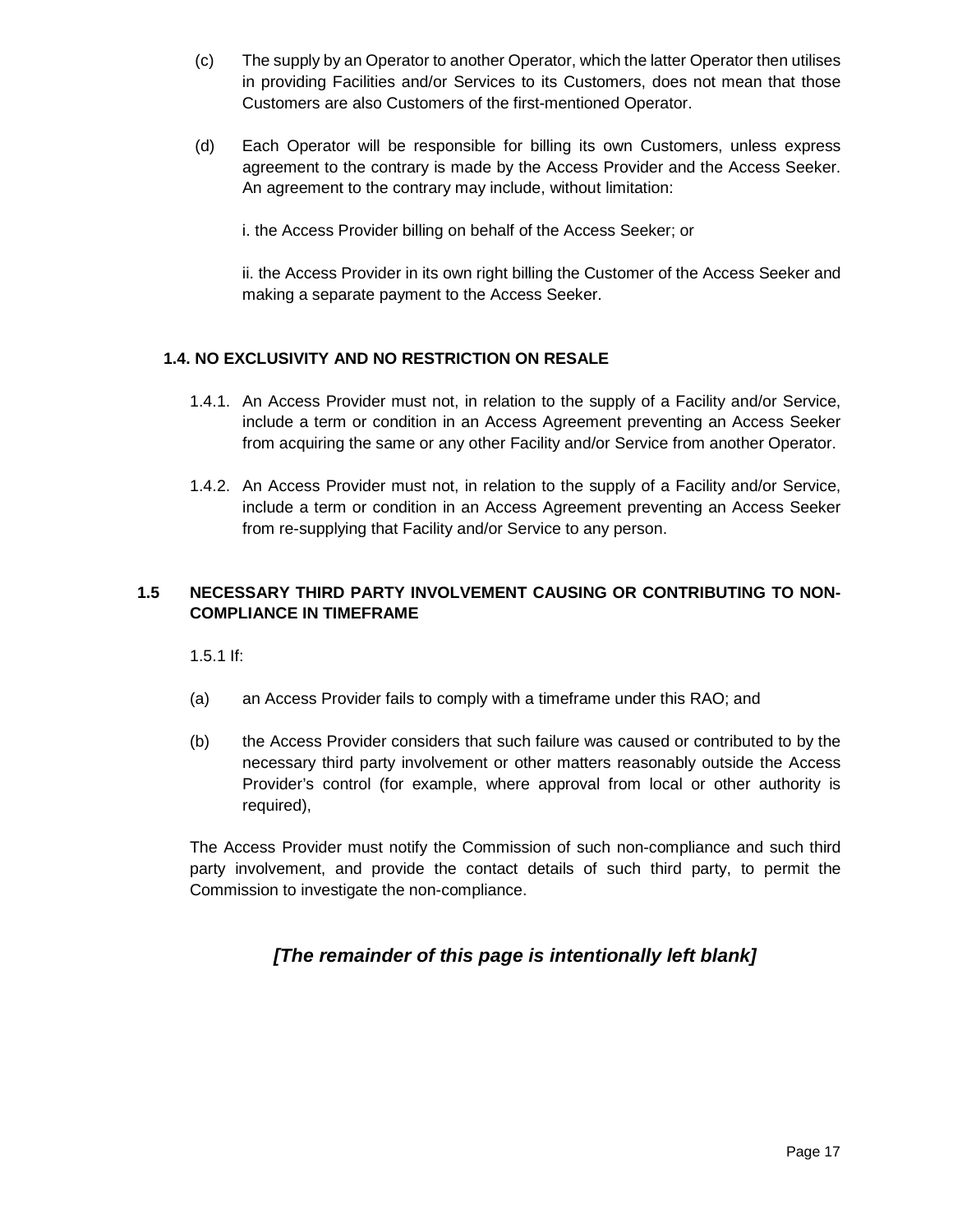(c) The supply by an Operator to another Operator, which the latter Operator then utilises in providing Facilities and/or Services to its Customers, does not mean that those Customers are also Customers of the first-mentioned Operator.

(d) Each Operator will be responsible for billing its own Customers, unless express agreement to the contrary is made by the Access Provider and the Access Seeker. An agreement to the contrary may include, without limitation:

i. the Access Provider billing on behalf of the Access Seeker; or

ii. the Access Provider in its own right billing the Customer of the Access Seeker and making a separate payment to the Access Seeker.

### 1.4. NO EXCLUSIVITY AND NO RESTRICTION ON RESALE

1.4.1. An Access Provider must not, in relation to the supply of a Facility and/or Service, include a term or condition in an Access Agreement preventing an Access Seeker from acquiring the same or any other Facility and/or Service from another Operator.

1.4.2. An Access Provider must not, in relation to the supply of a Facility and/or Service, include a term or condition in an Access Agreement preventing an Access Seeker from re-supplying that Facility and/or Service to any person.

### 1.5 NECESSARY THIRD PARTY INVOLVEMENT CAUSING OR CONTRIBUTING TO NON-COMPLIANCE IN TIMEFRAME

1.5.1 If:

(a) an Access Provider fails to comply with a timeframe under this RAO; and

(b) the Access Provider considers that such failure was caused or contributed to by the necessary third party involvement or other matters reasonably outside the Access Provider's control (for example, where approval from local or other authority is required),

The Access Provider must notify the Commission of such non-compliance and such third party involvement, and provide the contact details of such third party, to permit the Commission to investigate the non-compliance.

***[The remainder of this page is intentionally left blank]***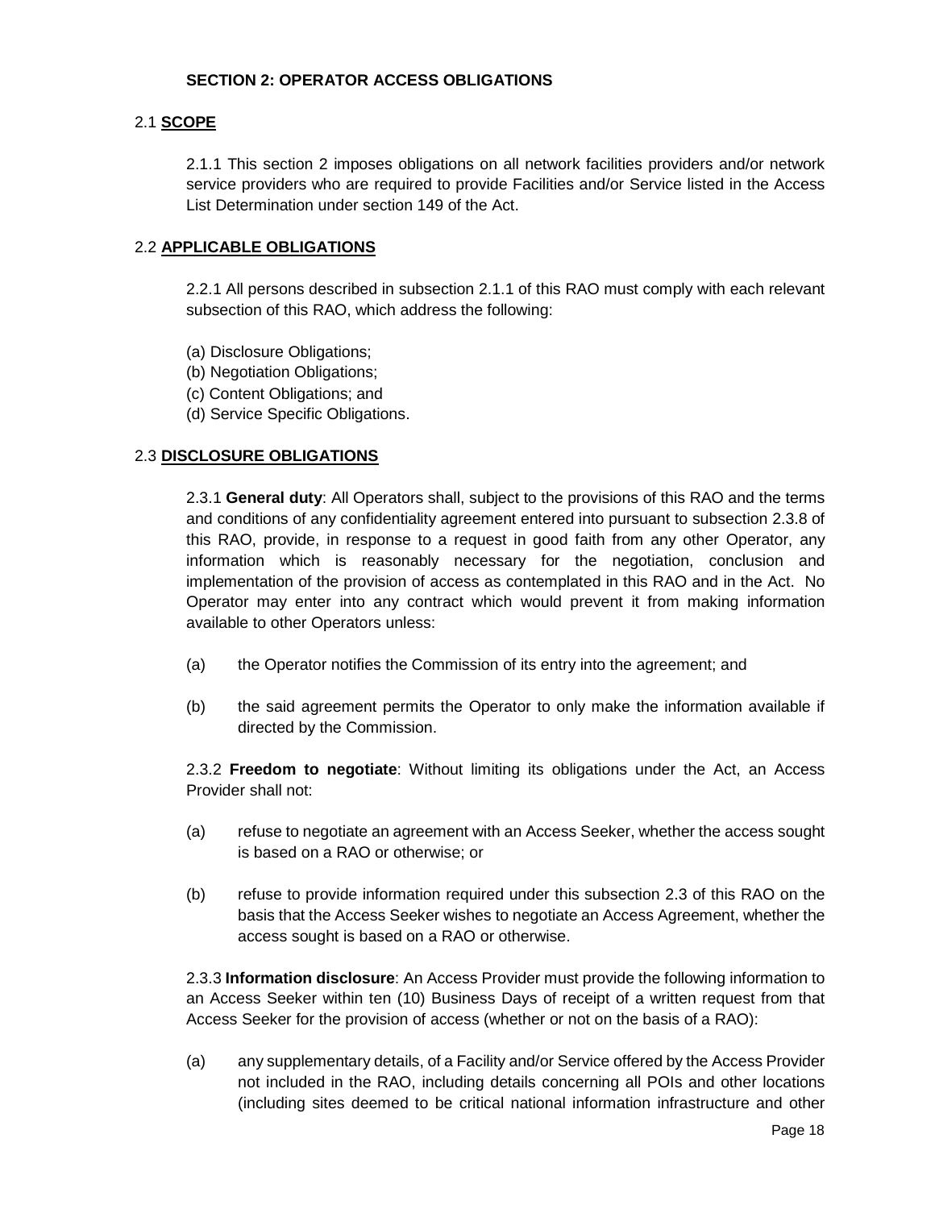## SECTION 2: OPERATOR ACCESS OBLIGATIONS

### 2.1 **SCOPE**

2.1.1 This section 2 imposes obligations on all network facilities providers and/or network service providers who are required to provide Facilities and/or Service listed in the Access List Determination under section 149 of the Act.

### 2.2 **APPLICABLE OBLIGATIONS**

2.2.1 All persons described in subsection 2.1.1 of this RAO must comply with each relevant subsection of this RAO, which address the following:

(a) Disclosure Obligations;
(b) Negotiation Obligations;
(c) Content Obligations; and
(d) Service Specific Obligations.

### 2.3 **DISCLOSURE OBLIGATIONS**

2.3.1 **General duty**: All Operators shall, subject to the provisions of this RAO and the terms and conditions of any confidentiality agreement entered into pursuant to subsection 2.3.8 of this RAO, provide, in response to a request in good faith from any other Operator, any information which is reasonably necessary for the negotiation, conclusion and implementation of the provision of access as contemplated in this RAO and in the Act. No Operator may enter into any contract which would prevent it from making information available to other Operators unless:

(a) the Operator notifies the Commission of its entry into the agreement; and

(b) the said agreement permits the Operator to only make the information available if directed by the Commission.

2.3.2 **Freedom to negotiate**: Without limiting its obligations under the Act, an Access Provider shall not:

(a) refuse to negotiate an agreement with an Access Seeker, whether the access sought is based on a RAO or otherwise; or

(b) refuse to provide information required under this subsection 2.3 of this RAO on the basis that the Access Seeker wishes to negotiate an Access Agreement, whether the access sought is based on a RAO or otherwise.

2.3.3 **Information disclosure**: An Access Provider must provide the following information to an Access Seeker within ten (10) Business Days of receipt of a written request from that Access Seeker for the provision of access (whether or not on the basis of a RAO):

(a) any supplementary details, of a Facility and/or Service offered by the Access Provider not included in the RAO, including details concerning all POIs and other locations (including sites deemed to be critical national information infrastructure and other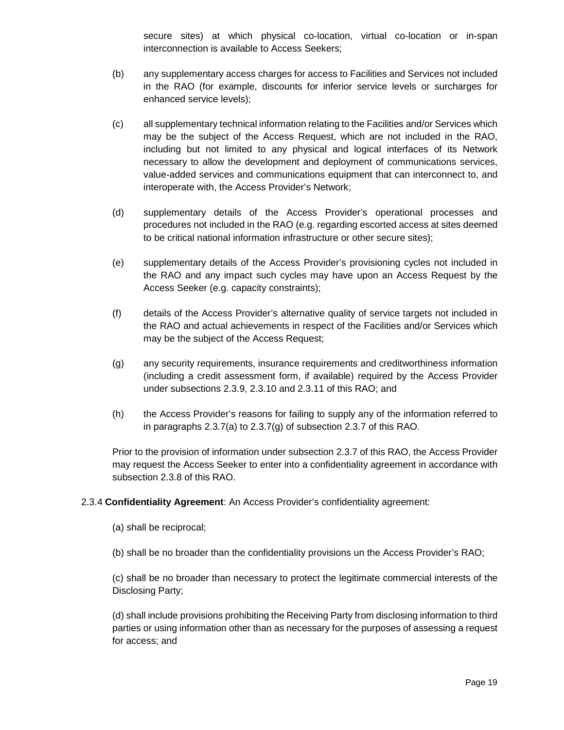secure sites) at which physical co-location, virtual co-location or in-span interconnection is available to Access Seekers;

(b) any supplementary access charges for access to Facilities and Services not included in the RAO (for example, discounts for inferior service levels or surcharges for enhanced service levels);

(c) all supplementary technical information relating to the Facilities and/or Services which may be the subject of the Access Request, which are not included in the RAO, including but not limited to any physical and logical interfaces of its Network necessary to allow the development and deployment of communications services, value-added services and communications equipment that can interconnect to, and interoperate with, the Access Provider's Network;

(d) supplementary details of the Access Provider's operational processes and procedures not included in the RAO (e.g. regarding escorted access at sites deemed to be critical national information infrastructure or other secure sites);

(e) supplementary details of the Access Provider's provisioning cycles not included in the RAO and any impact such cycles may have upon an Access Request by the Access Seeker (e.g. capacity constraints);

(f) details of the Access Provider's alternative quality of service targets not included in the RAO and actual achievements in respect of the Facilities and/or Services which may be the subject of the Access Request;

(g) any security requirements, insurance requirements and creditworthiness information (including a credit assessment form, if available) required by the Access Provider under subsections 2.3.9, 2.3.10 and 2.3.11 of this RAO; and

(h) the Access Provider's reasons for failing to supply any of the information referred to in paragraphs 2.3.7(a) to 2.3.7(g) of subsection 2.3.7 of this RAO.

Prior to the provision of information under subsection 2.3.7 of this RAO, the Access Provider may request the Access Seeker to enter into a confidentiality agreement in accordance with subsection 2.3.8 of this RAO.

2.3.4 **Confidentiality Agreement**: An Access Provider's confidentiality agreement:

(a) shall be reciprocal;

(b) shall be no broader than the confidentiality provisions un the Access Provider's RAO;

(c) shall be no broader than necessary to protect the legitimate commercial interests of the Disclosing Party;

(d) shall include provisions prohibiting the Receiving Party from disclosing information to third parties or using information other than as necessary for the purposes of assessing a request for access; and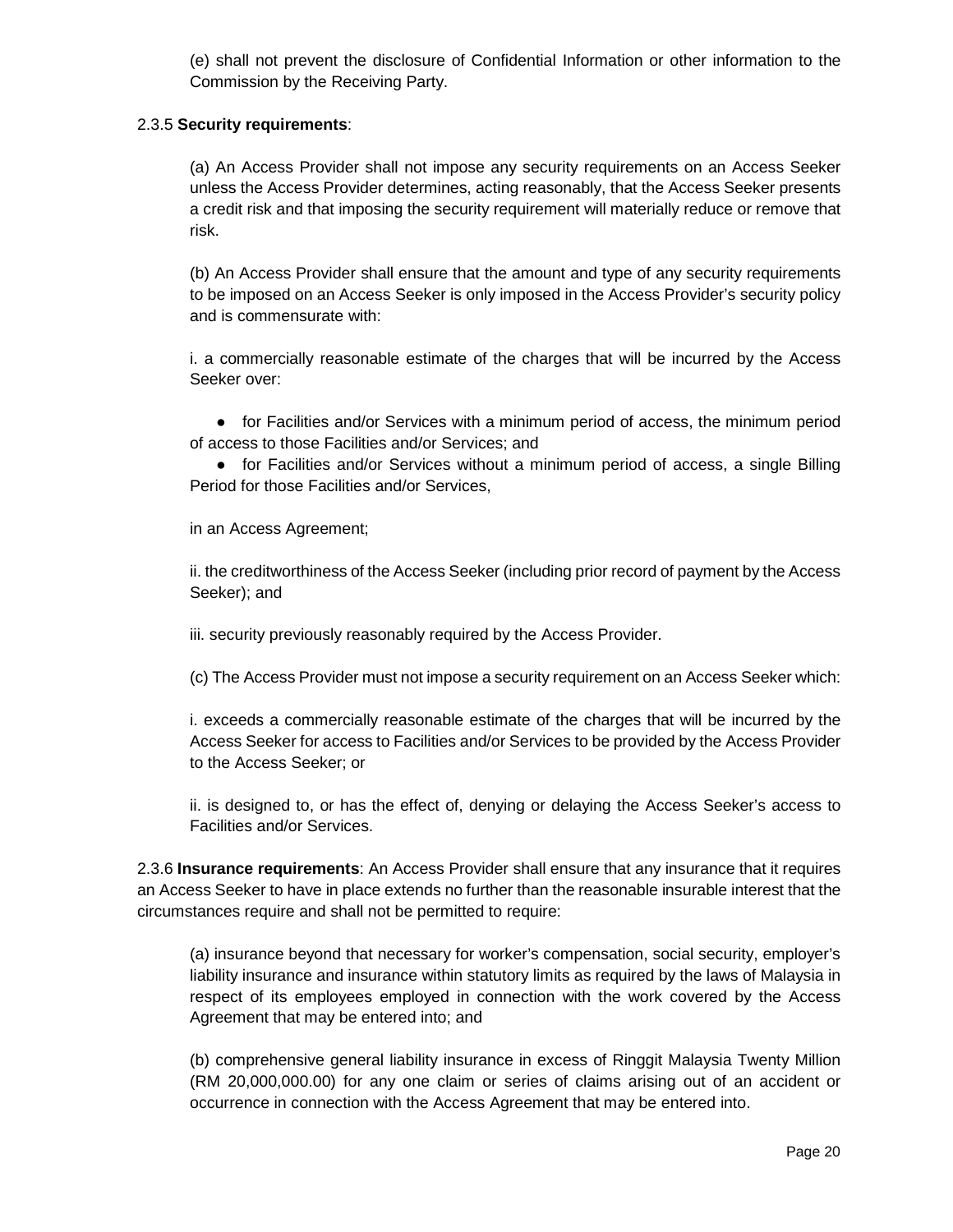(e) shall not prevent the disclosure of Confidential Information or other information to the Commission by the Receiving Party.

2.3.5 **Security requirements**:

(a) An Access Provider shall not impose any security requirements on an Access Seeker unless the Access Provider determines, acting reasonably, that the Access Seeker presents a credit risk and that imposing the security requirement will materially reduce or remove that risk.

(b) An Access Provider shall ensure that the amount and type of any security requirements to be imposed on an Access Seeker is only imposed in the Access Provider's security policy and is commensurate with:

i. a commercially reasonable estimate of the charges that will be incurred by the Access Seeker over:

- for Facilities and/or Services with a minimum period of access, the minimum period of access to those Facilities and/or Services; and
- for Facilities and/or Services without a minimum period of access, a single Billing Period for those Facilities and/or Services,

in an Access Agreement;

ii. the creditworthiness of the Access Seeker (including prior record of payment by the Access Seeker); and

iii. security previously reasonably required by the Access Provider.

(c) The Access Provider must not impose a security requirement on an Access Seeker which:

i. exceeds a commercially reasonable estimate of the charges that will be incurred by the Access Seeker for access to Facilities and/or Services to be provided by the Access Provider to the Access Seeker; or

ii. is designed to, or has the effect of, denying or delaying the Access Seeker's access to Facilities and/or Services.

2.3.6 **Insurance requirements**: An Access Provider shall ensure that any insurance that it requires an Access Seeker to have in place extends no further than the reasonable insurable interest that the circumstances require and shall not be permitted to require:

(a) insurance beyond that necessary for worker's compensation, social security, employer's liability insurance and insurance within statutory limits as required by the laws of Malaysia in respect of its employees employed in connection with the work covered by the Access Agreement that may be entered into; and

(b) comprehensive general liability insurance in excess of Ringgit Malaysia Twenty Million (RM 20,000,000.00) for any one claim or series of claims arising out of an accident or occurrence in connection with the Access Agreement that may be entered into.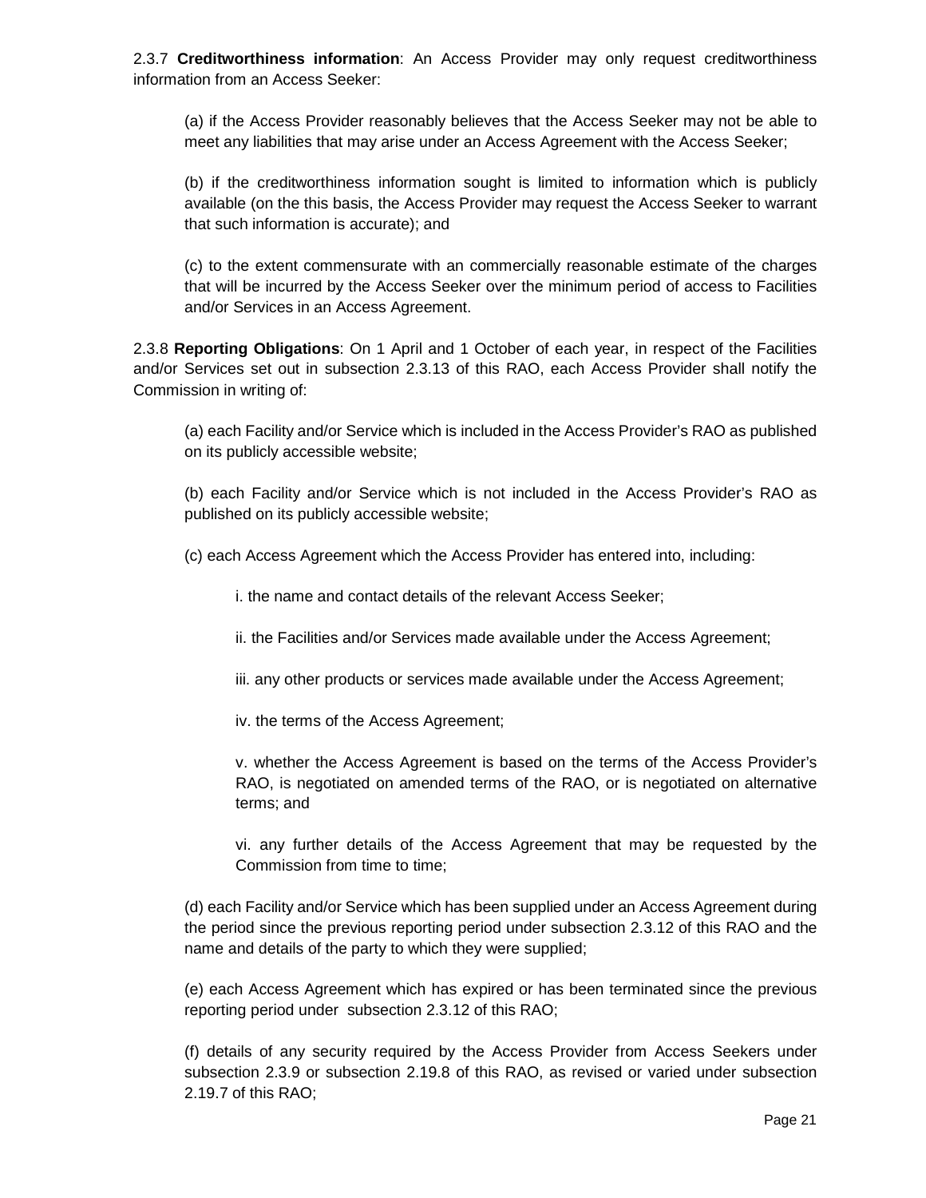2.3.7 **Creditworthiness information**: An Access Provider may only request creditworthiness information from an Access Seeker:

(a) if the Access Provider reasonably believes that the Access Seeker may not be able to meet any liabilities that may arise under an Access Agreement with the Access Seeker;

(b) if the creditworthiness information sought is limited to information which is publicly available (on the this basis, the Access Provider may request the Access Seeker to warrant that such information is accurate); and

(c) to the extent commensurate with an commercially reasonable estimate of the charges that will be incurred by the Access Seeker over the minimum period of access to Facilities and/or Services in an Access Agreement.

2.3.8 **Reporting Obligations**: On 1 April and 1 October of each year, in respect of the Facilities and/or Services set out in subsection 2.3.13 of this RAO, each Access Provider shall notify the Commission in writing of:

(a) each Facility and/or Service which is included in the Access Provider's RAO as published on its publicly accessible website;

(b) each Facility and/or Service which is not included in the Access Provider's RAO as published on its publicly accessible website;

(c) each Access Agreement which the Access Provider has entered into, including:

i. the name and contact details of the relevant Access Seeker;

ii. the Facilities and/or Services made available under the Access Agreement;

iii. any other products or services made available under the Access Agreement;

iv. the terms of the Access Agreement;

v. whether the Access Agreement is based on the terms of the Access Provider's RAO, is negotiated on amended terms of the RAO, or is negotiated on alternative terms; and

vi. any further details of the Access Agreement that may be requested by the Commission from time to time;

(d) each Facility and/or Service which has been supplied under an Access Agreement during the period since the previous reporting period under subsection 2.3.12 of this RAO and the name and details of the party to which they were supplied;

(e) each Access Agreement which has expired or has been terminated since the previous reporting period under subsection 2.3.12 of this RAO;

(f) details of any security required by the Access Provider from Access Seekers under subsection 2.3.9 or subsection 2.19.8 of this RAO, as revised or varied under subsection 2.19.7 of this RAO;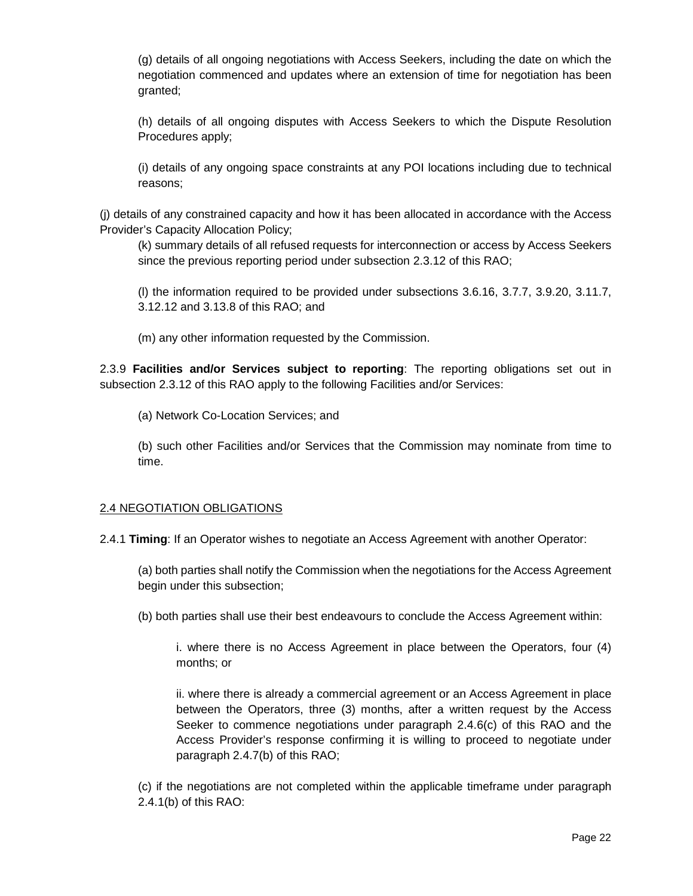(g) details of all ongoing negotiations with Access Seekers, including the date on which the negotiation commenced and updates where an extension of time for negotiation has been granted;

(h) details of all ongoing disputes with Access Seekers to which the Dispute Resolution Procedures apply;

(i) details of any ongoing space constraints at any POI locations including due to technical reasons;

(j) details of any constrained capacity and how it has been allocated in accordance with the Access Provider's Capacity Allocation Policy;

(k) summary details of all refused requests for interconnection or access by Access Seekers since the previous reporting period under subsection 2.3.12 of this RAO;

(l) the information required to be provided under subsections 3.6.16, 3.7.7, 3.9.20, 3.11.7, 3.12.12 and 3.13.8 of this RAO; and

(m) any other information requested by the Commission.

2.3.9 **Facilities and/or Services subject to reporting**: The reporting obligations set out in subsection 2.3.12 of this RAO apply to the following Facilities and/or Services:

(a) Network Co-Location Services; and

(b) such other Facilities and/or Services that the Commission may nominate from time to time.

## 2.4 NEGOTIATION OBLIGATIONS

2.4.1 **Timing**: If an Operator wishes to negotiate an Access Agreement with another Operator:

(a) both parties shall notify the Commission when the negotiations for the Access Agreement begin under this subsection;

(b) both parties shall use their best endeavours to conclude the Access Agreement within:

i. where there is no Access Agreement in place between the Operators, four (4) months; or

ii. where there is already a commercial agreement or an Access Agreement in place between the Operators, three (3) months, after a written request by the Access Seeker to commence negotiations under paragraph 2.4.6(c) of this RAO and the Access Provider's response confirming it is willing to proceed to negotiate under paragraph 2.4.7(b) of this RAO;

(c) if the negotiations are not completed within the applicable timeframe under paragraph 2.4.1(b) of this RAO: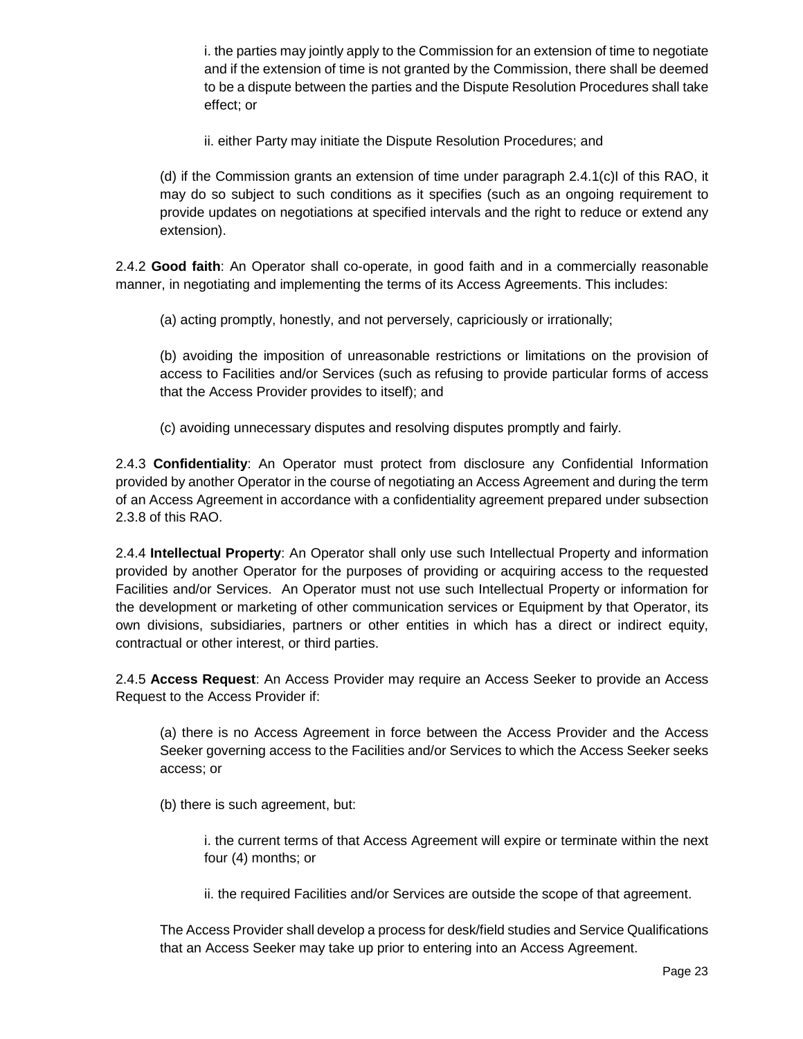i. the parties may jointly apply to the Commission for an extension of time to negotiate and if the extension of time is not granted by the Commission, there shall be deemed to be a dispute between the parties and the Dispute Resolution Procedures shall take effect; or

ii. either Party may initiate the Dispute Resolution Procedures; and

(d) if the Commission grants an extension of time under paragraph 2.4.1(c)I of this RAO, it may do so subject to such conditions as it specifies (such as an ongoing requirement to provide updates on negotiations at specified intervals and the right to reduce or extend any extension).

2.4.2 **Good faith**: An Operator shall co-operate, in good faith and in a commercially reasonable manner, in negotiating and implementing the terms of its Access Agreements. This includes:

(a) acting promptly, honestly, and not perversely, capriciously or irrationally;

(b) avoiding the imposition of unreasonable restrictions or limitations on the provision of access to Facilities and/or Services (such as refusing to provide particular forms of access that the Access Provider provides to itself); and

(c) avoiding unnecessary disputes and resolving disputes promptly and fairly.

2.4.3 **Confidentiality**: An Operator must protect from disclosure any Confidential Information provided by another Operator in the course of negotiating an Access Agreement and during the term of an Access Agreement in accordance with a confidentiality agreement prepared under subsection 2.3.8 of this RAO.

2.4.4 **Intellectual Property**: An Operator shall only use such Intellectual Property and information provided by another Operator for the purposes of providing or acquiring access to the requested Facilities and/or Services. An Operator must not use such Intellectual Property or information for the development or marketing of other communication services or Equipment by that Operator, its own divisions, subsidiaries, partners or other entities in which has a direct or indirect equity, contractual or other interest, or third parties.

2.4.5 **Access Request**: An Access Provider may require an Access Seeker to provide an Access Request to the Access Provider if:

(a) there is no Access Agreement in force between the Access Provider and the Access Seeker governing access to the Facilities and/or Services to which the Access Seeker seeks access; or

(b) there is such agreement, but:

i. the current terms of that Access Agreement will expire or terminate within the next four (4) months; or

ii. the required Facilities and/or Services are outside the scope of that agreement.

The Access Provider shall develop a process for desk/field studies and Service Qualifications that an Access Seeker may take up prior to entering into an Access Agreement.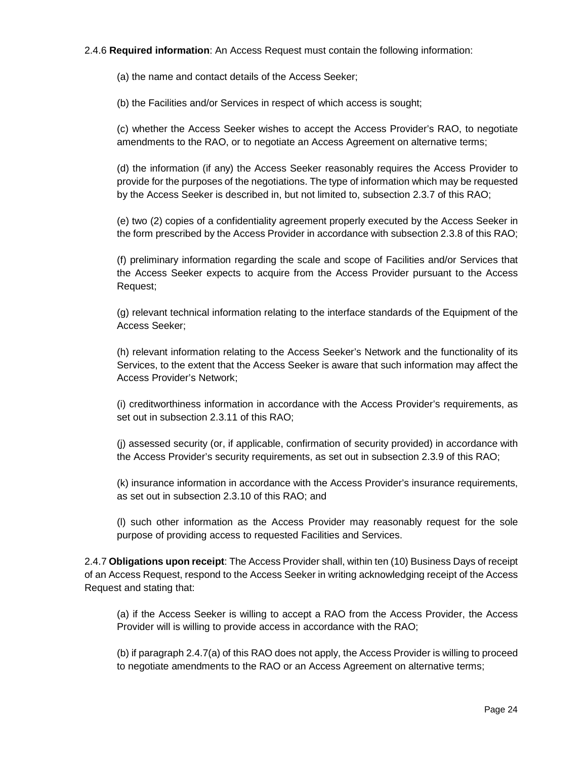2.4.6 **Required information**: An Access Request must contain the following information:

(a) the name and contact details of the Access Seeker;

(b) the Facilities and/or Services in respect of which access is sought;

(c) whether the Access Seeker wishes to accept the Access Provider's RAO, to negotiate amendments to the RAO, or to negotiate an Access Agreement on alternative terms;

(d) the information (if any) the Access Seeker reasonably requires the Access Provider to provide for the purposes of the negotiations. The type of information which may be requested by the Access Seeker is described in, but not limited to, subsection 2.3.7 of this RAO;

(e) two (2) copies of a confidentiality agreement properly executed by the Access Seeker in the form prescribed by the Access Provider in accordance with subsection 2.3.8 of this RAO;

(f) preliminary information regarding the scale and scope of Facilities and/or Services that the Access Seeker expects to acquire from the Access Provider pursuant to the Access Request;

(g) relevant technical information relating to the interface standards of the Equipment of the Access Seeker;

(h) relevant information relating to the Access Seeker's Network and the functionality of its Services, to the extent that the Access Seeker is aware that such information may affect the Access Provider's Network;

(i) creditworthiness information in accordance with the Access Provider's requirements, as set out in subsection 2.3.11 of this RAO;

(j) assessed security (or, if applicable, confirmation of security provided) in accordance with the Access Provider's security requirements, as set out in subsection 2.3.9 of this RAO;

(k) insurance information in accordance with the Access Provider's insurance requirements, as set out in subsection 2.3.10 of this RAO; and

(l) such other information as the Access Provider may reasonably request for the sole purpose of providing access to requested Facilities and Services.

2.4.7 **Obligations upon receipt**: The Access Provider shall, within ten (10) Business Days of receipt of an Access Request, respond to the Access Seeker in writing acknowledging receipt of the Access Request and stating that:

(a) if the Access Seeker is willing to accept a RAO from the Access Provider, the Access Provider will is willing to provide access in accordance with the RAO;

(b) if paragraph 2.4.7(a) of this RAO does not apply, the Access Provider is willing to proceed to negotiate amendments to the RAO or an Access Agreement on alternative terms;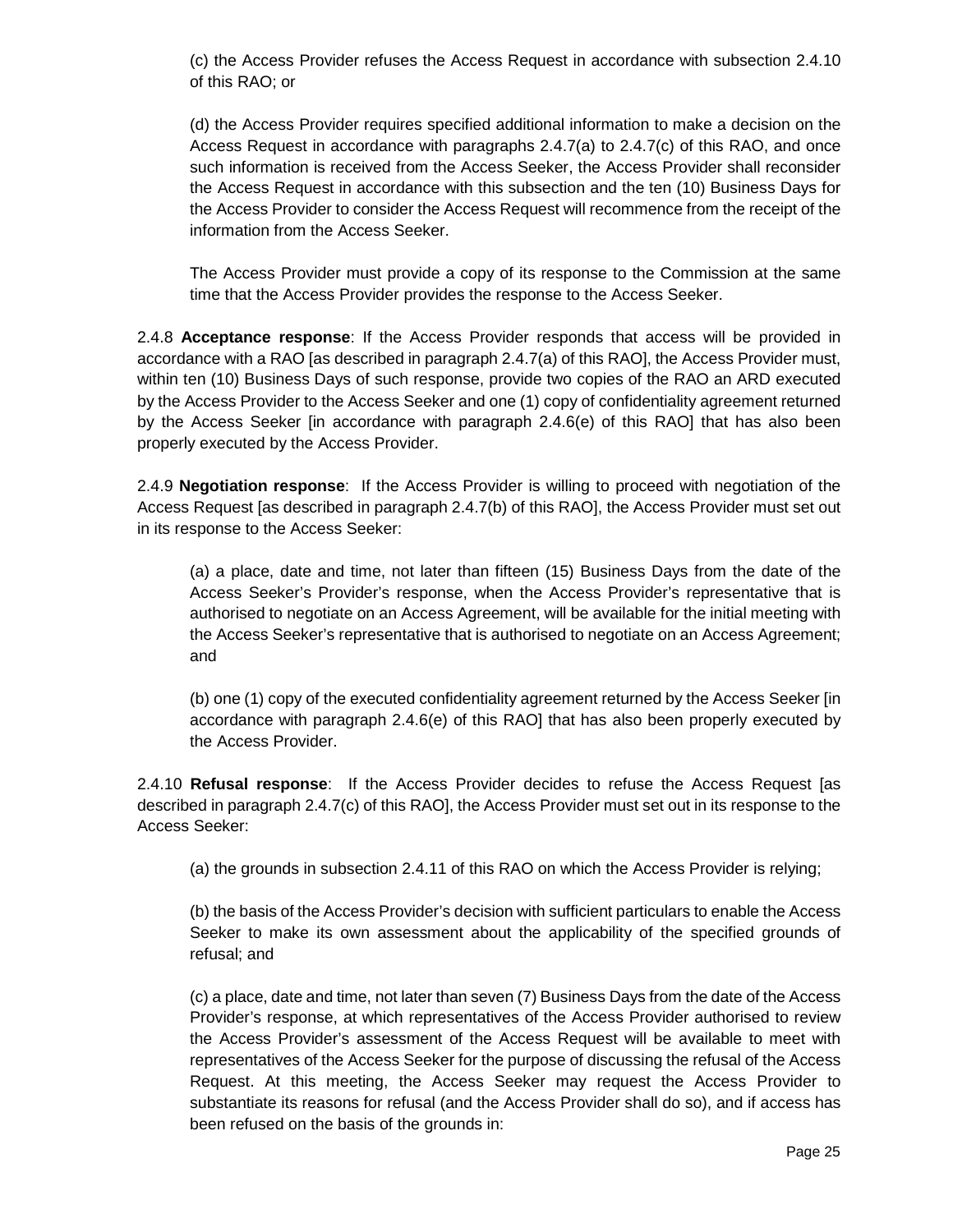(c) the Access Provider refuses the Access Request in accordance with subsection 2.4.10 of this RAO; or

(d) the Access Provider requires specified additional information to make a decision on the Access Request in accordance with paragraphs 2.4.7(a) to 2.4.7(c) of this RAO, and once such information is received from the Access Seeker, the Access Provider shall reconsider the Access Request in accordance with this subsection and the ten (10) Business Days for the Access Provider to consider the Access Request will recommence from the receipt of the information from the Access Seeker.

The Access Provider must provide a copy of its response to the Commission at the same time that the Access Provider provides the response to the Access Seeker.

2.4.8 **Acceptance response**: If the Access Provider responds that access will be provided in accordance with a RAO [as described in paragraph 2.4.7(a) of this RAO], the Access Provider must, within ten (10) Business Days of such response, provide two copies of the RAO an ARD executed by the Access Provider to the Access Seeker and one (1) copy of confidentiality agreement returned by the Access Seeker [in accordance with paragraph 2.4.6(e) of this RAO] that has also been properly executed by the Access Provider.

2.4.9 **Negotiation response**: If the Access Provider is willing to proceed with negotiation of the Access Request [as described in paragraph 2.4.7(b) of this RAO], the Access Provider must set out in its response to the Access Seeker:

(a) a place, date and time, not later than fifteen (15) Business Days from the date of the Access Seeker's Provider's response, when the Access Provider's representative that is authorised to negotiate on an Access Agreement, will be available for the initial meeting with the Access Seeker's representative that is authorised to negotiate on an Access Agreement; and

(b) one (1) copy of the executed confidentiality agreement returned by the Access Seeker [in accordance with paragraph 2.4.6(e) of this RAO] that has also been properly executed by the Access Provider.

2.4.10 **Refusal response**: If the Access Provider decides to refuse the Access Request [as described in paragraph 2.4.7(c) of this RAO], the Access Provider must set out in its response to the Access Seeker:

(a) the grounds in subsection 2.4.11 of this RAO on which the Access Provider is relying;

(b) the basis of the Access Provider's decision with sufficient particulars to enable the Access Seeker to make its own assessment about the applicability of the specified grounds of refusal; and

(c) a place, date and time, not later than seven (7) Business Days from the date of the Access Provider's response, at which representatives of the Access Provider authorised to review the Access Provider's assessment of the Access Request will be available to meet with representatives of the Access Seeker for the purpose of discussing the refusal of the Access Request. At this meeting, the Access Seeker may request the Access Provider to substantiate its reasons for refusal (and the Access Provider shall do so), and if access has been refused on the basis of the grounds in: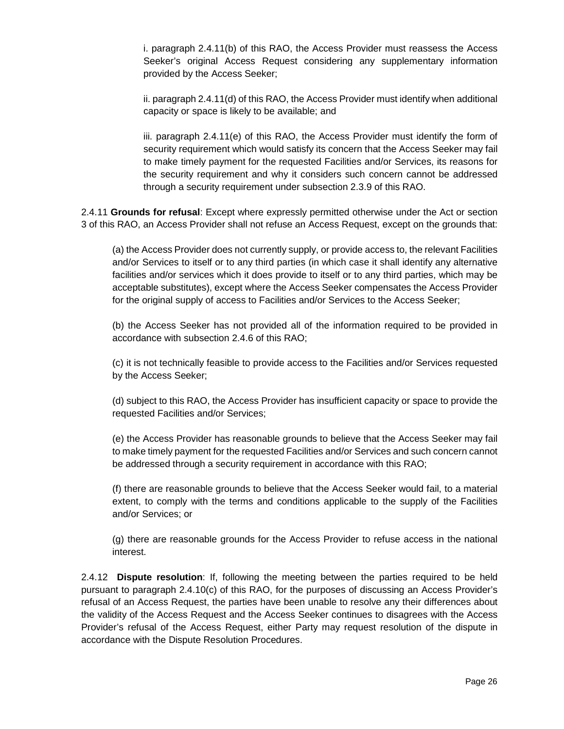i. paragraph 2.4.11(b) of this RAO, the Access Provider must reassess the Access Seeker's original Access Request considering any supplementary information provided by the Access Seeker;

ii. paragraph 2.4.11(d) of this RAO, the Access Provider must identify when additional capacity or space is likely to be available; and

iii. paragraph 2.4.11(e) of this RAO, the Access Provider must identify the form of security requirement which would satisfy its concern that the Access Seeker may fail to make timely payment for the requested Facilities and/or Services, its reasons for the security requirement and why it considers such concern cannot be addressed through a security requirement under subsection 2.3.9 of this RAO.

2.4.11 **Grounds for refusal**: Except where expressly permitted otherwise under the Act or section 3 of this RAO, an Access Provider shall not refuse an Access Request, except on the grounds that:

(a) the Access Provider does not currently supply, or provide access to, the relevant Facilities and/or Services to itself or to any third parties (in which case it shall identify any alternative facilities and/or services which it does provide to itself or to any third parties, which may be acceptable substitutes), except where the Access Seeker compensates the Access Provider for the original supply of access to Facilities and/or Services to the Access Seeker;

(b) the Access Seeker has not provided all of the information required to be provided in accordance with subsection 2.4.6 of this RAO;

(c) it is not technically feasible to provide access to the Facilities and/or Services requested by the Access Seeker;

(d) subject to this RAO, the Access Provider has insufficient capacity or space to provide the requested Facilities and/or Services;

(e) the Access Provider has reasonable grounds to believe that the Access Seeker may fail to make timely payment for the requested Facilities and/or Services and such concern cannot be addressed through a security requirement in accordance with this RAO;

(f) there are reasonable grounds to believe that the Access Seeker would fail, to a material extent, to comply with the terms and conditions applicable to the supply of the Facilities and/or Services; or

(g) there are reasonable grounds for the Access Provider to refuse access in the national interest.

2.4.12 **Dispute resolution**: If, following the meeting between the parties required to be held pursuant to paragraph 2.4.10(c) of this RAO, for the purposes of discussing an Access Provider's refusal of an Access Request, the parties have been unable to resolve any their differences about the validity of the Access Request and the Access Seeker continues to disagrees with the Access Provider's refusal of the Access Request, either Party may request resolution of the dispute in accordance with the Dispute Resolution Procedures.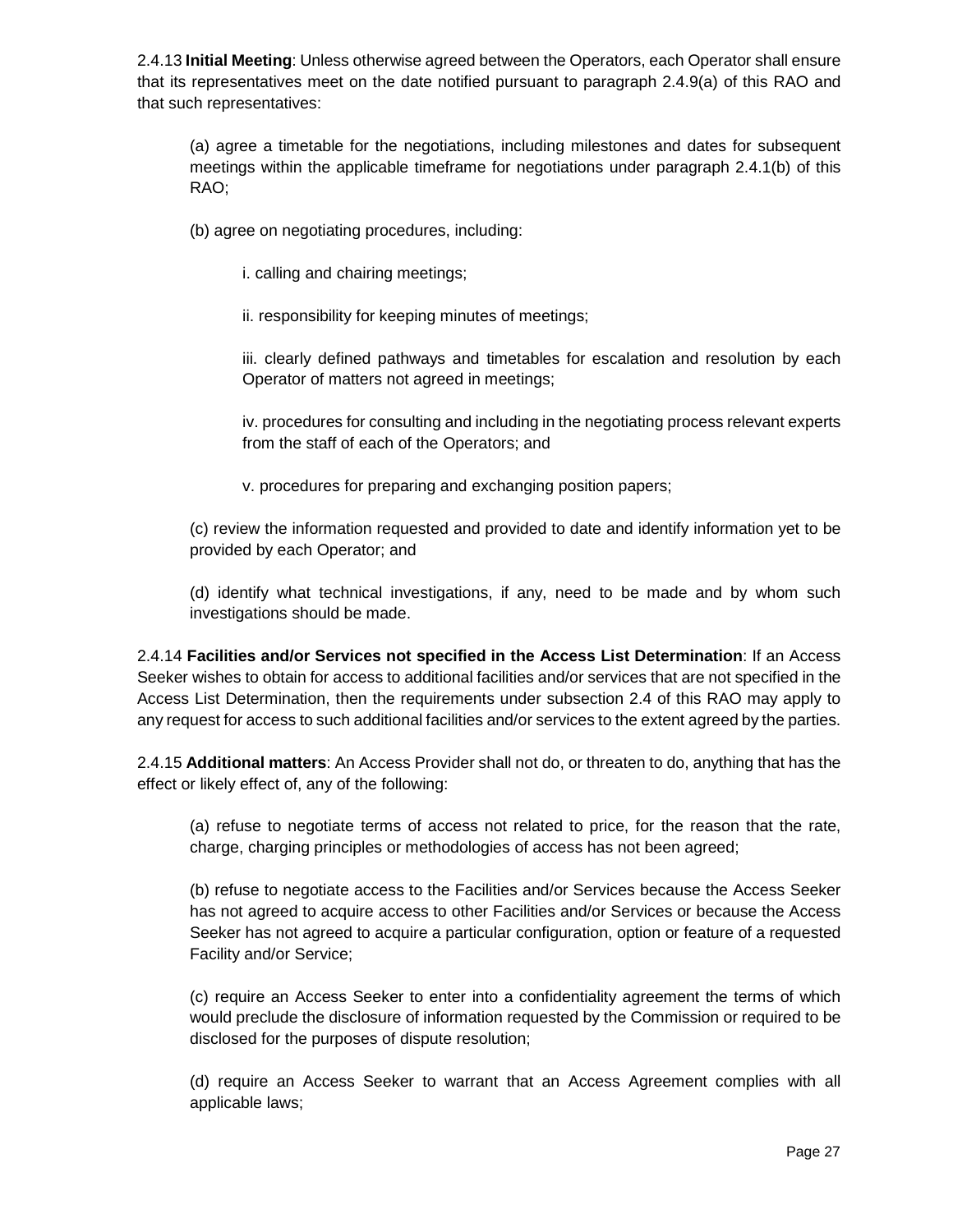2.4.13 **Initial Meeting**: Unless otherwise agreed between the Operators, each Operator shall ensure that its representatives meet on the date notified pursuant to paragraph 2.4.9(a) of this RAO and that such representatives:

(a) agree a timetable for the negotiations, including milestones and dates for subsequent meetings within the applicable timeframe for negotiations under paragraph 2.4.1(b) of this RAO;

(b) agree on negotiating procedures, including:

i. calling and chairing meetings;

ii. responsibility for keeping minutes of meetings;

iii. clearly defined pathways and timetables for escalation and resolution by each Operator of matters not agreed in meetings;

iv. procedures for consulting and including in the negotiating process relevant experts from the staff of each of the Operators; and

v. procedures for preparing and exchanging position papers;

(c) review the information requested and provided to date and identify information yet to be provided by each Operator; and

(d) identify what technical investigations, if any, need to be made and by whom such investigations should be made.

2.4.14 **Facilities and/or Services not specified in the Access List Determination**: If an Access Seeker wishes to obtain for access to additional facilities and/or services that are not specified in the Access List Determination, then the requirements under subsection 2.4 of this RAO may apply to any request for access to such additional facilities and/or services to the extent agreed by the parties.

2.4.15 **Additional matters**: An Access Provider shall not do, or threaten to do, anything that has the effect or likely effect of, any of the following:

(a) refuse to negotiate terms of access not related to price, for the reason that the rate, charge, charging principles or methodologies of access has not been agreed;

(b) refuse to negotiate access to the Facilities and/or Services because the Access Seeker has not agreed to acquire access to other Facilities and/or Services or because the Access Seeker has not agreed to acquire a particular configuration, option or feature of a requested Facility and/or Service;

(c) require an Access Seeker to enter into a confidentiality agreement the terms of which would preclude the disclosure of information requested by the Commission or required to be disclosed for the purposes of dispute resolution;

(d) require an Access Seeker to warrant that an Access Agreement complies with all applicable laws;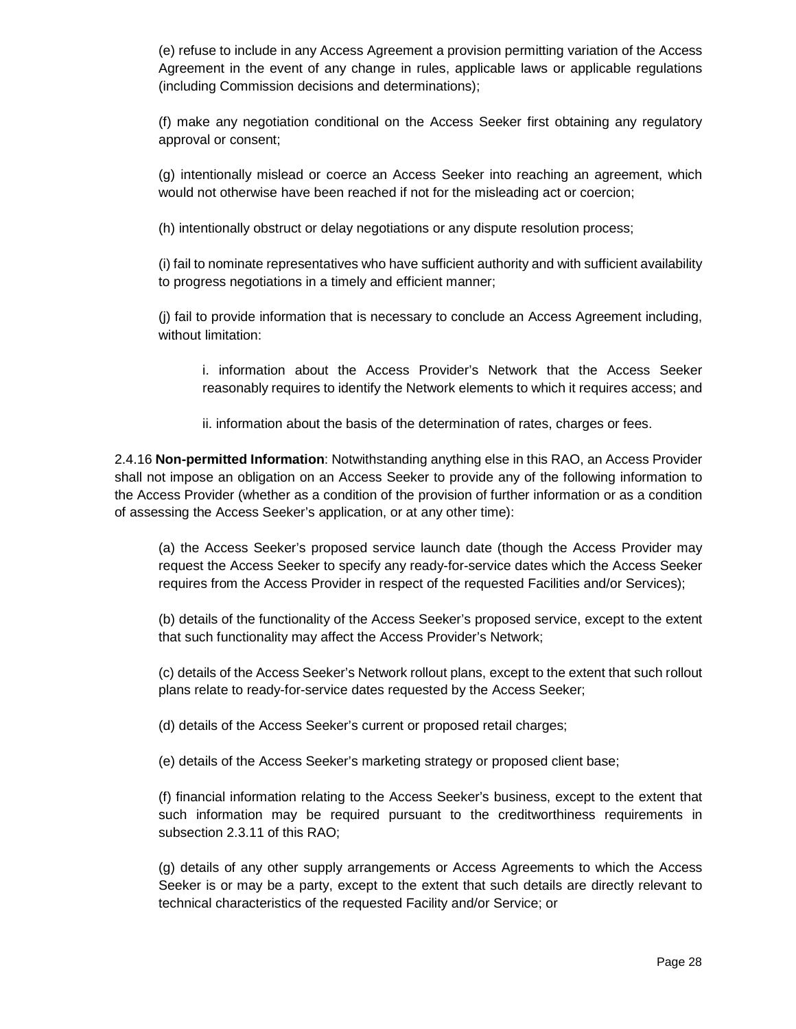(e) refuse to include in any Access Agreement a provision permitting variation of the Access Agreement in the event of any change in rules, applicable laws or applicable regulations (including Commission decisions and determinations);

(f) make any negotiation conditional on the Access Seeker first obtaining any regulatory approval or consent;

(g) intentionally mislead or coerce an Access Seeker into reaching an agreement, which would not otherwise have been reached if not for the misleading act or coercion;

(h) intentionally obstruct or delay negotiations or any dispute resolution process;

(i) fail to nominate representatives who have sufficient authority and with sufficient availability to progress negotiations in a timely and efficient manner;

(j) fail to provide information that is necessary to conclude an Access Agreement including, without limitation:

i. information about the Access Provider's Network that the Access Seeker reasonably requires to identify the Network elements to which it requires access; and

ii. information about the basis of the determination of rates, charges or fees.

2.4.16 **Non-permitted Information**: Notwithstanding anything else in this RAO, an Access Provider shall not impose an obligation on an Access Seeker to provide any of the following information to the Access Provider (whether as a condition of the provision of further information or as a condition of assessing the Access Seeker's application, or at any other time):

(a) the Access Seeker's proposed service launch date (though the Access Provider may request the Access Seeker to specify any ready-for-service dates which the Access Seeker requires from the Access Provider in respect of the requested Facilities and/or Services);

(b) details of the functionality of the Access Seeker's proposed service, except to the extent that such functionality may affect the Access Provider's Network;

(c) details of the Access Seeker's Network rollout plans, except to the extent that such rollout plans relate to ready-for-service dates requested by the Access Seeker;

(d) details of the Access Seeker's current or proposed retail charges;

(e) details of the Access Seeker's marketing strategy or proposed client base;

(f) financial information relating to the Access Seeker's business, except to the extent that such information may be required pursuant to the creditworthiness requirements in subsection 2.3.11 of this RAO;

(g) details of any other supply arrangements or Access Agreements to which the Access Seeker is or may be a party, except to the extent that such details are directly relevant to technical characteristics of the requested Facility and/or Service; or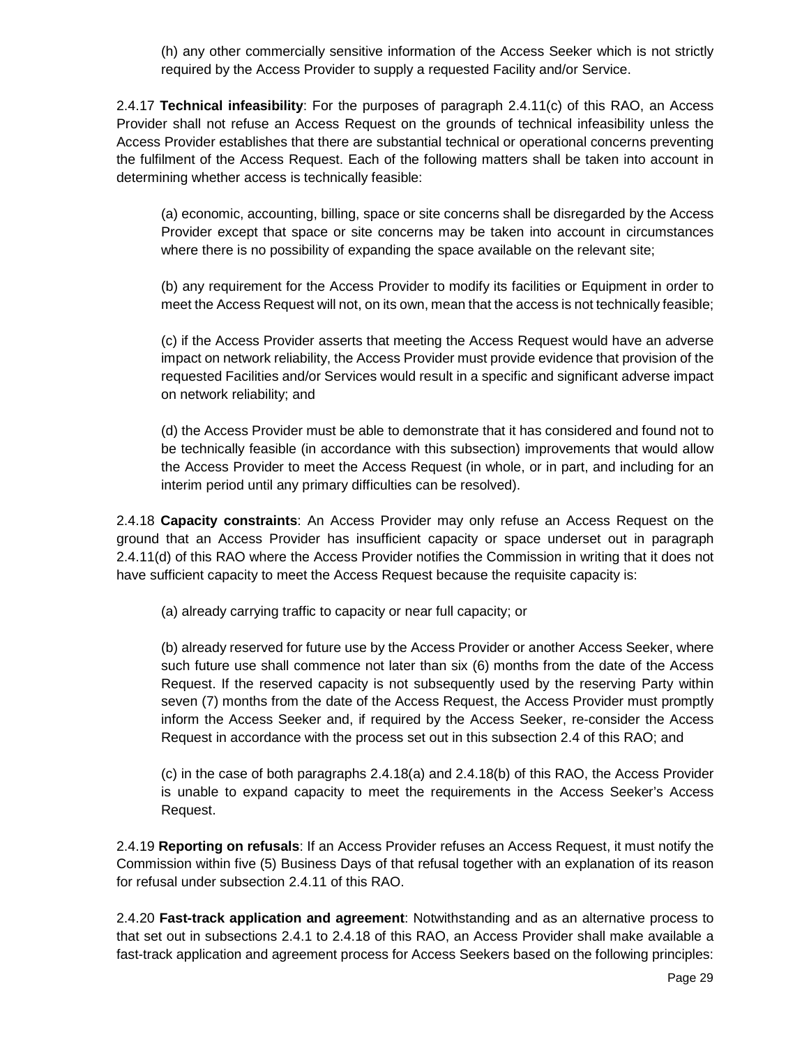(h) any other commercially sensitive information of the Access Seeker which is not strictly required by the Access Provider to supply a requested Facility and/or Service.

2.4.17 **Technical infeasibility**: For the purposes of paragraph 2.4.11(c) of this RAO, an Access Provider shall not refuse an Access Request on the grounds of technical infeasibility unless the Access Provider establishes that there are substantial technical or operational concerns preventing the fulfilment of the Access Request. Each of the following matters shall be taken into account in determining whether access is technically feasible:

(a) economic, accounting, billing, space or site concerns shall be disregarded by the Access Provider except that space or site concerns may be taken into account in circumstances where there is no possibility of expanding the space available on the relevant site;

(b) any requirement for the Access Provider to modify its facilities or Equipment in order to meet the Access Request will not, on its own, mean that the access is not technically feasible;

(c) if the Access Provider asserts that meeting the Access Request would have an adverse impact on network reliability, the Access Provider must provide evidence that provision of the requested Facilities and/or Services would result in a specific and significant adverse impact on network reliability; and

(d) the Access Provider must be able to demonstrate that it has considered and found not to be technically feasible (in accordance with this subsection) improvements that would allow the Access Provider to meet the Access Request (in whole, or in part, and including for an interim period until any primary difficulties can be resolved).

2.4.18 **Capacity constraints**: An Access Provider may only refuse an Access Request on the ground that an Access Provider has insufficient capacity or space underset out in paragraph 2.4.11(d) of this RAO where the Access Provider notifies the Commission in writing that it does not have sufficient capacity to meet the Access Request because the requisite capacity is:

(a) already carrying traffic to capacity or near full capacity; or

(b) already reserved for future use by the Access Provider or another Access Seeker, where such future use shall commence not later than six (6) months from the date of the Access Request. If the reserved capacity is not subsequently used by the reserving Party within seven (7) months from the date of the Access Request, the Access Provider must promptly inform the Access Seeker and, if required by the Access Seeker, re-consider the Access Request in accordance with the process set out in this subsection 2.4 of this RAO; and

(c) in the case of both paragraphs 2.4.18(a) and 2.4.18(b) of this RAO, the Access Provider is unable to expand capacity to meet the requirements in the Access Seeker's Access Request.

2.4.19 **Reporting on refusals**: If an Access Provider refuses an Access Request, it must notify the Commission within five (5) Business Days of that refusal together with an explanation of its reason for refusal under subsection 2.4.11 of this RAO.

2.4.20 **Fast-track application and agreement**: Notwithstanding and as an alternative process to that set out in subsections 2.4.1 to 2.4.18 of this RAO, an Access Provider shall make available a fast-track application and agreement process for Access Seekers based on the following principles: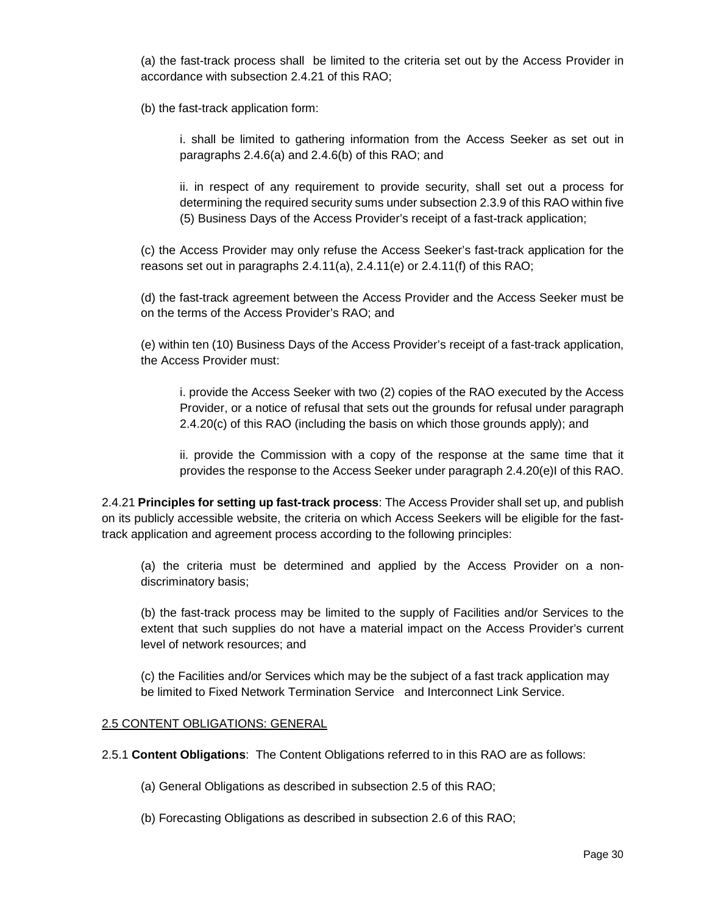(a) the fast-track process shall be limited to the criteria set out by the Access Provider in accordance with subsection 2.4.21 of this RAO;

(b) the fast-track application form:

i. shall be limited to gathering information from the Access Seeker as set out in paragraphs 2.4.6(a) and 2.4.6(b) of this RAO; and

ii. in respect of any requirement to provide security, shall set out a process for determining the required security sums under subsection 2.3.9 of this RAO within five (5) Business Days of the Access Provider's receipt of a fast-track application;

(c) the Access Provider may only refuse the Access Seeker's fast-track application for the reasons set out in paragraphs 2.4.11(a), 2.4.11(e) or 2.4.11(f) of this RAO;

(d) the fast-track agreement between the Access Provider and the Access Seeker must be on the terms of the Access Provider's RAO; and

(e) within ten (10) Business Days of the Access Provider's receipt of a fast-track application, the Access Provider must:

i. provide the Access Seeker with two (2) copies of the RAO executed by the Access Provider, or a notice of refusal that sets out the grounds for refusal under paragraph 2.4.20(c) of this RAO (including the basis on which those grounds apply); and

ii. provide the Commission with a copy of the response at the same time that it provides the response to the Access Seeker under paragraph 2.4.20(e)I of this RAO.

2.4.21 **Principles for setting up fast-track process**: The Access Provider shall set up, and publish on its publicly accessible website, the criteria on which Access Seekers will be eligible for the fast-track application and agreement process according to the following principles:

(a) the criteria must be determined and applied by the Access Provider on a non-discriminatory basis;

(b) the fast-track process may be limited to the supply of Facilities and/or Services to the extent that such supplies do not have a material impact on the Access Provider's current level of network resources; and

(c) the Facilities and/or Services which may be the subject of a fast track application may be limited to Fixed Network Termination Service and Interconnect Link Service.

<u>2.5 CONTENT OBLIGATIONS: GENERAL</u>

2.5.1 **Content Obligations**: The Content Obligations referred to in this RAO are as follows:

(a) General Obligations as described in subsection 2.5 of this RAO;

(b) Forecasting Obligations as described in subsection 2.6 of this RAO;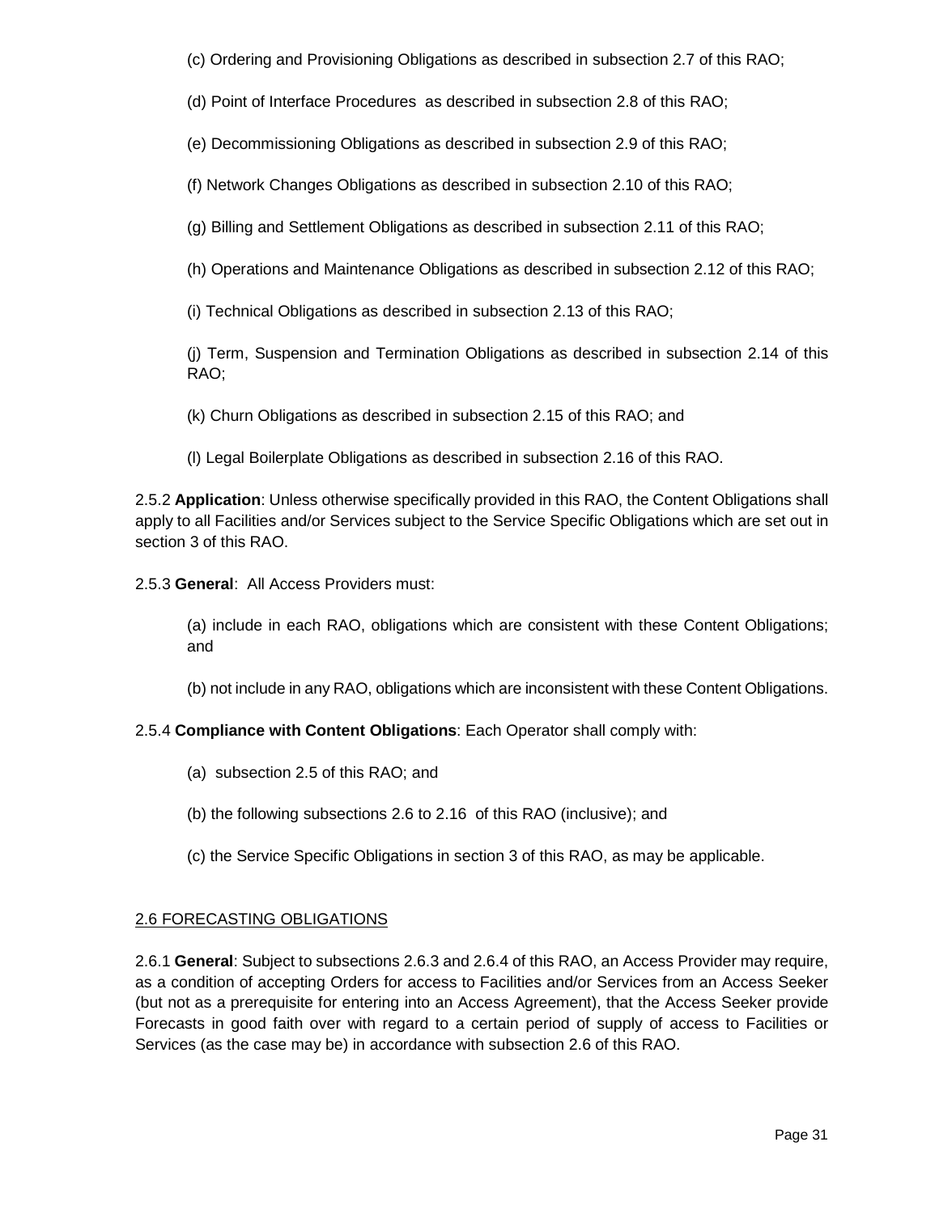(c) Ordering and Provisioning Obligations as described in subsection 2.7 of this RAO;

(d) Point of Interface Procedures as described in subsection 2.8 of this RAO;

(e) Decommissioning Obligations as described in subsection 2.9 of this RAO;

(f) Network Changes Obligations as described in subsection 2.10 of this RAO;

(g) Billing and Settlement Obligations as described in subsection 2.11 of this RAO;

(h) Operations and Maintenance Obligations as described in subsection 2.12 of this RAO;

(i) Technical Obligations as described in subsection 2.13 of this RAO;

(j) Term, Suspension and Termination Obligations as described in subsection 2.14 of this RAO;

(k) Churn Obligations as described in subsection 2.15 of this RAO; and

(l) Legal Boilerplate Obligations as described in subsection 2.16 of this RAO.

2.5.2 **Application**: Unless otherwise specifically provided in this RAO, the Content Obligations shall apply to all Facilities and/or Services subject to the Service Specific Obligations which are set out in section 3 of this RAO.

2.5.3 **General**: All Access Providers must:

(a) include in each RAO, obligations which are consistent with these Content Obligations; and

(b) not include in any RAO, obligations which are inconsistent with these Content Obligations.

2.5.4 **Compliance with Content Obligations**: Each Operator shall comply with:

(a) subsection 2.5 of this RAO; and

(b) the following subsections 2.6 to 2.16 of this RAO (inclusive); and

(c) the Service Specific Obligations in section 3 of this RAO, as may be applicable.

## 2.6 FORECASTING OBLIGATIONS

2.6.1 **General**: Subject to subsections 2.6.3 and 2.6.4 of this RAO, an Access Provider may require, as a condition of accepting Orders for access to Facilities and/or Services from an Access Seeker (but not as a prerequisite for entering into an Access Agreement), that the Access Seeker provide Forecasts in good faith over with regard to a certain period of supply of access to Facilities or Services (as the case may be) in accordance with subsection 2.6 of this RAO.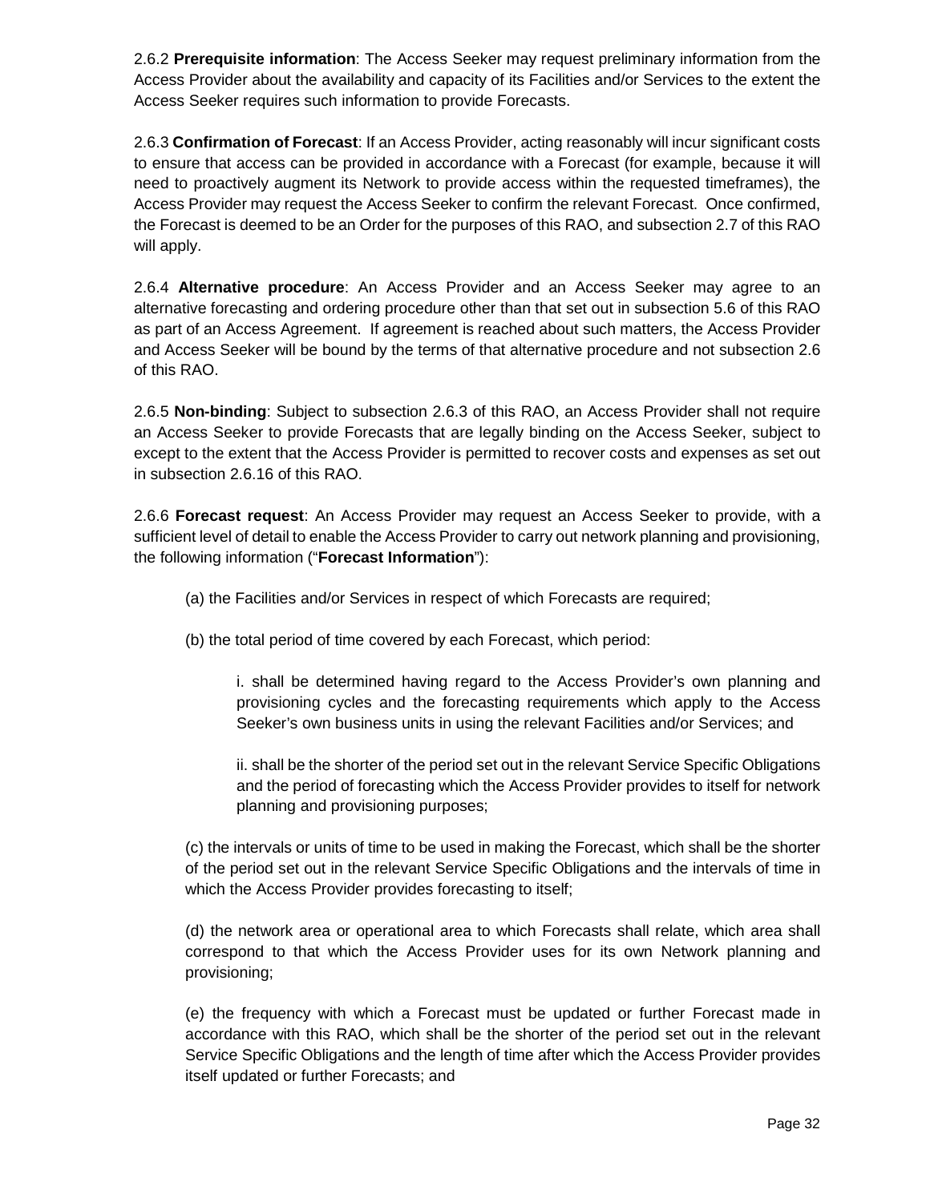2.6.2 **Prerequisite information**: The Access Seeker may request preliminary information from the Access Provider about the availability and capacity of its Facilities and/or Services to the extent the Access Seeker requires such information to provide Forecasts.

2.6.3 **Confirmation of Forecast**: If an Access Provider, acting reasonably will incur significant costs to ensure that access can be provided in accordance with a Forecast (for example, because it will need to proactively augment its Network to provide access within the requested timeframes), the Access Provider may request the Access Seeker to confirm the relevant Forecast. Once confirmed, the Forecast is deemed to be an Order for the purposes of this RAO, and subsection 2.7 of this RAO will apply.

2.6.4 **Alternative procedure**: An Access Provider and an Access Seeker may agree to an alternative forecasting and ordering procedure other than that set out in subsection 5.6 of this RAO as part of an Access Agreement. If agreement is reached about such matters, the Access Provider and Access Seeker will be bound by the terms of that alternative procedure and not subsection 2.6 of this RAO.

2.6.5 **Non-binding**: Subject to subsection 2.6.3 of this RAO, an Access Provider shall not require an Access Seeker to provide Forecasts that are legally binding on the Access Seeker, subject to except to the extent that the Access Provider is permitted to recover costs and expenses as set out in subsection 2.6.16 of this RAO.

2.6.6 **Forecast request**: An Access Provider may request an Access Seeker to provide, with a sufficient level of detail to enable the Access Provider to carry out network planning and provisioning, the following information ("**Forecast Information**"):

(a) the Facilities and/or Services in respect of which Forecasts are required;

(b) the total period of time covered by each Forecast, which period:

i. shall be determined having regard to the Access Provider's own planning and provisioning cycles and the forecasting requirements which apply to the Access Seeker's own business units in using the relevant Facilities and/or Services; and

ii. shall be the shorter of the period set out in the relevant Service Specific Obligations and the period of forecasting which the Access Provider provides to itself for network planning and provisioning purposes;

(c) the intervals or units of time to be used in making the Forecast, which shall be the shorter of the period set out in the relevant Service Specific Obligations and the intervals of time in which the Access Provider provides forecasting to itself;

(d) the network area or operational area to which Forecasts shall relate, which area shall correspond to that which the Access Provider uses for its own Network planning and provisioning;

(e) the frequency with which a Forecast must be updated or further Forecast made in accordance with this RAO, which shall be the shorter of the period set out in the relevant Service Specific Obligations and the length of time after which the Access Provider provides itself updated or further Forecasts; and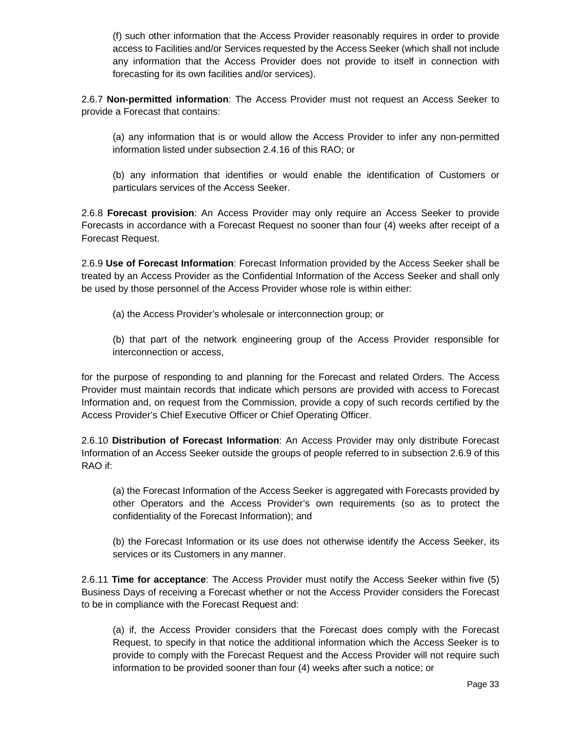(f) such other information that the Access Provider reasonably requires in order to provide access to Facilities and/or Services requested by the Access Seeker (which shall not include any information that the Access Provider does not provide to itself in connection with forecasting for its own facilities and/or services).

2.6.7 **Non-permitted information**: The Access Provider must not request an Access Seeker to provide a Forecast that contains:

(a) any information that is or would allow the Access Provider to infer any non-permitted information listed under subsection 2.4.16 of this RAO; or

(b) any information that identifies or would enable the identification of Customers or particulars services of the Access Seeker.

2.6.8 **Forecast provision**: An Access Provider may only require an Access Seeker to provide Forecasts in accordance with a Forecast Request no sooner than four (4) weeks after receipt of a Forecast Request.

2.6.9 **Use of Forecast Information**: Forecast Information provided by the Access Seeker shall be treated by an Access Provider as the Confidential Information of the Access Seeker and shall only be used by those personnel of the Access Provider whose role is within either:

(a) the Access Provider's wholesale or interconnection group; or

(b) that part of the network engineering group of the Access Provider responsible for interconnection or access,

for the purpose of responding to and planning for the Forecast and related Orders. The Access Provider must maintain records that indicate which persons are provided with access to Forecast Information and, on request from the Commission, provide a copy of such records certified by the Access Provider's Chief Executive Officer or Chief Operating Officer.

2.6.10 **Distribution of Forecast Information**: An Access Provider may only distribute Forecast Information of an Access Seeker outside the groups of people referred to in subsection 2.6.9 of this RAO if:

(a) the Forecast Information of the Access Seeker is aggregated with Forecasts provided by other Operators and the Access Provider's own requirements (so as to protect the confidentiality of the Forecast Information); and

(b) the Forecast Information or its use does not otherwise identify the Access Seeker, its services or its Customers in any manner.

2.6.11 **Time for acceptance**: The Access Provider must notify the Access Seeker within five (5) Business Days of receiving a Forecast whether or not the Access Provider considers the Forecast to be in compliance with the Forecast Request and:

(a) if, the Access Provider considers that the Forecast does comply with the Forecast Request, to specify in that notice the additional information which the Access Seeker is to provide to comply with the Forecast Request and the Access Provider will not require such information to be provided sooner than four (4) weeks after such a notice; or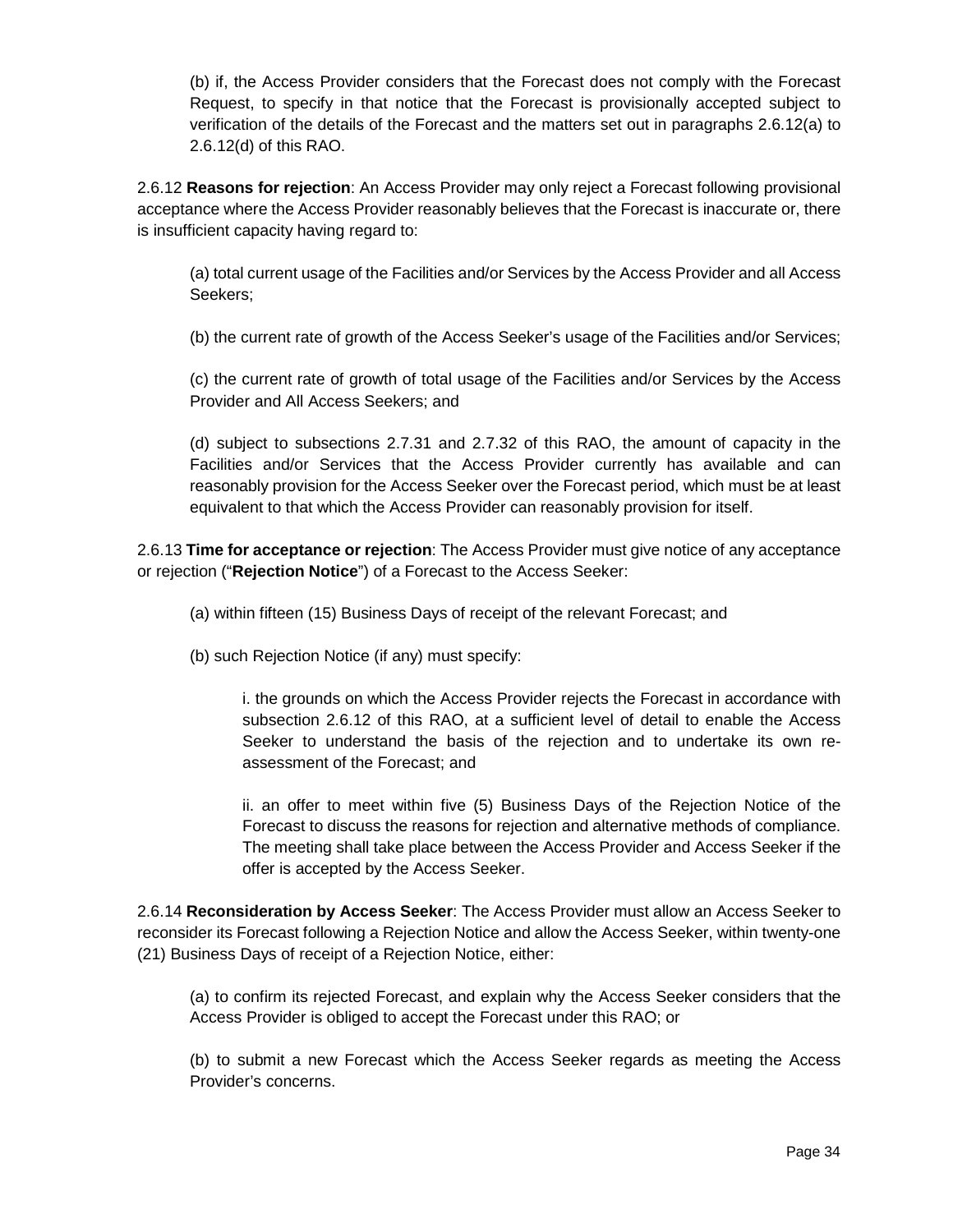(b) if, the Access Provider considers that the Forecast does not comply with the Forecast Request, to specify in that notice that the Forecast is provisionally accepted subject to verification of the details of the Forecast and the matters set out in paragraphs 2.6.12(a) to 2.6.12(d) of this RAO.

2.6.12 **Reasons for rejection**: An Access Provider may only reject a Forecast following provisional acceptance where the Access Provider reasonably believes that the Forecast is inaccurate or, there is insufficient capacity having regard to:

(a) total current usage of the Facilities and/or Services by the Access Provider and all Access Seekers;

(b) the current rate of growth of the Access Seeker's usage of the Facilities and/or Services;

(c) the current rate of growth of total usage of the Facilities and/or Services by the Access Provider and All Access Seekers; and

(d) subject to subsections 2.7.31 and 2.7.32 of this RAO, the amount of capacity in the Facilities and/or Services that the Access Provider currently has available and can reasonably provision for the Access Seeker over the Forecast period, which must be at least equivalent to that which the Access Provider can reasonably provision for itself.

2.6.13 **Time for acceptance or rejection**: The Access Provider must give notice of any acceptance or rejection ("**Rejection Notice**") of a Forecast to the Access Seeker:

(a) within fifteen (15) Business Days of receipt of the relevant Forecast; and

(b) such Rejection Notice (if any) must specify:

i. the grounds on which the Access Provider rejects the Forecast in accordance with subsection 2.6.12 of this RAO, at a sufficient level of detail to enable the Access Seeker to understand the basis of the rejection and to undertake its own re-assessment of the Forecast; and

ii. an offer to meet within five (5) Business Days of the Rejection Notice of the Forecast to discuss the reasons for rejection and alternative methods of compliance. The meeting shall take place between the Access Provider and Access Seeker if the offer is accepted by the Access Seeker.

2.6.14 **Reconsideration by Access Seeker**: The Access Provider must allow an Access Seeker to reconsider its Forecast following a Rejection Notice and allow the Access Seeker, within twenty-one (21) Business Days of receipt of a Rejection Notice, either:

(a) to confirm its rejected Forecast, and explain why the Access Seeker considers that the Access Provider is obliged to accept the Forecast under this RAO; or

(b) to submit a new Forecast which the Access Seeker regards as meeting the Access Provider's concerns.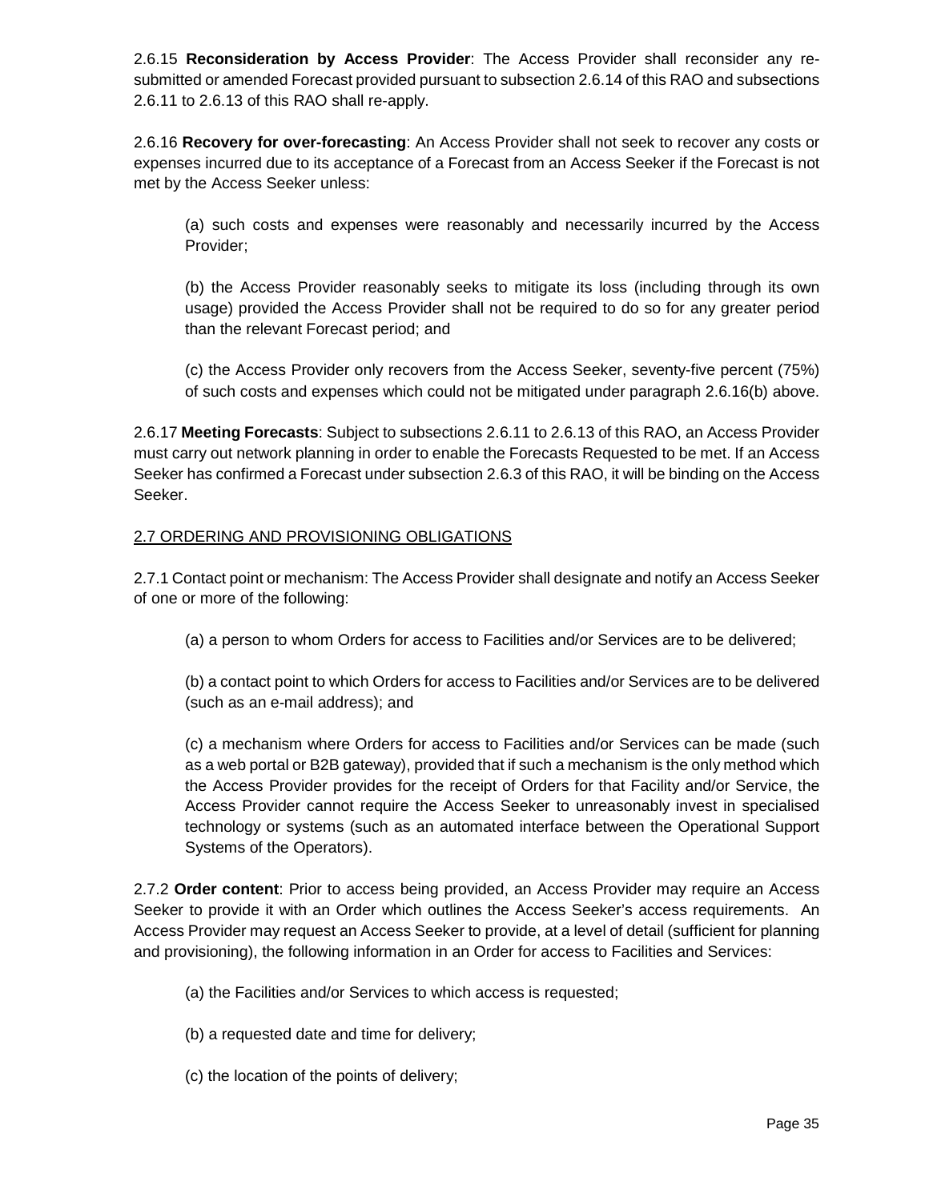2.6.15 **Reconsideration by Access Provider**: The Access Provider shall reconsider any re-submitted or amended Forecast provided pursuant to subsection 2.6.14 of this RAO and subsections 2.6.11 to 2.6.13 of this RAO shall re-apply.

2.6.16 **Recovery for over-forecasting**: An Access Provider shall not seek to recover any costs or expenses incurred due to its acceptance of a Forecast from an Access Seeker if the Forecast is not met by the Access Seeker unless:

(a) such costs and expenses were reasonably and necessarily incurred by the Access Provider;

(b) the Access Provider reasonably seeks to mitigate its loss (including through its own usage) provided the Access Provider shall not be required to do so for any greater period than the relevant Forecast period; and

(c) the Access Provider only recovers from the Access Seeker, seventy-five percent (75%) of such costs and expenses which could not be mitigated under paragraph 2.6.16(b) above.

2.6.17 **Meeting Forecasts**: Subject to subsections 2.6.11 to 2.6.13 of this RAO, an Access Provider must carry out network planning in order to enable the Forecasts Requested to be met. If an Access Seeker has confirmed a Forecast under subsection 2.6.3 of this RAO, it will be binding on the Access Seeker.

## 2.7 ORDERING AND PROVISIONING OBLIGATIONS

2.7.1 Contact point or mechanism: The Access Provider shall designate and notify an Access Seeker of one or more of the following:

(a) a person to whom Orders for access to Facilities and/or Services are to be delivered;

(b) a contact point to which Orders for access to Facilities and/or Services are to be delivered (such as an e-mail address); and

(c) a mechanism where Orders for access to Facilities and/or Services can be made (such as a web portal or B2B gateway), provided that if such a mechanism is the only method which the Access Provider provides for the receipt of Orders for that Facility and/or Service, the Access Provider cannot require the Access Seeker to unreasonably invest in specialised technology or systems (such as an automated interface between the Operational Support Systems of the Operators).

2.7.2 **Order content**: Prior to access being provided, an Access Provider may require an Access Seeker to provide it with an Order which outlines the Access Seeker's access requirements. An Access Provider may request an Access Seeker to provide, at a level of detail (sufficient for planning and provisioning), the following information in an Order for access to Facilities and Services:

(a) the Facilities and/or Services to which access is requested;

(b) a requested date and time for delivery;

(c) the location of the points of delivery;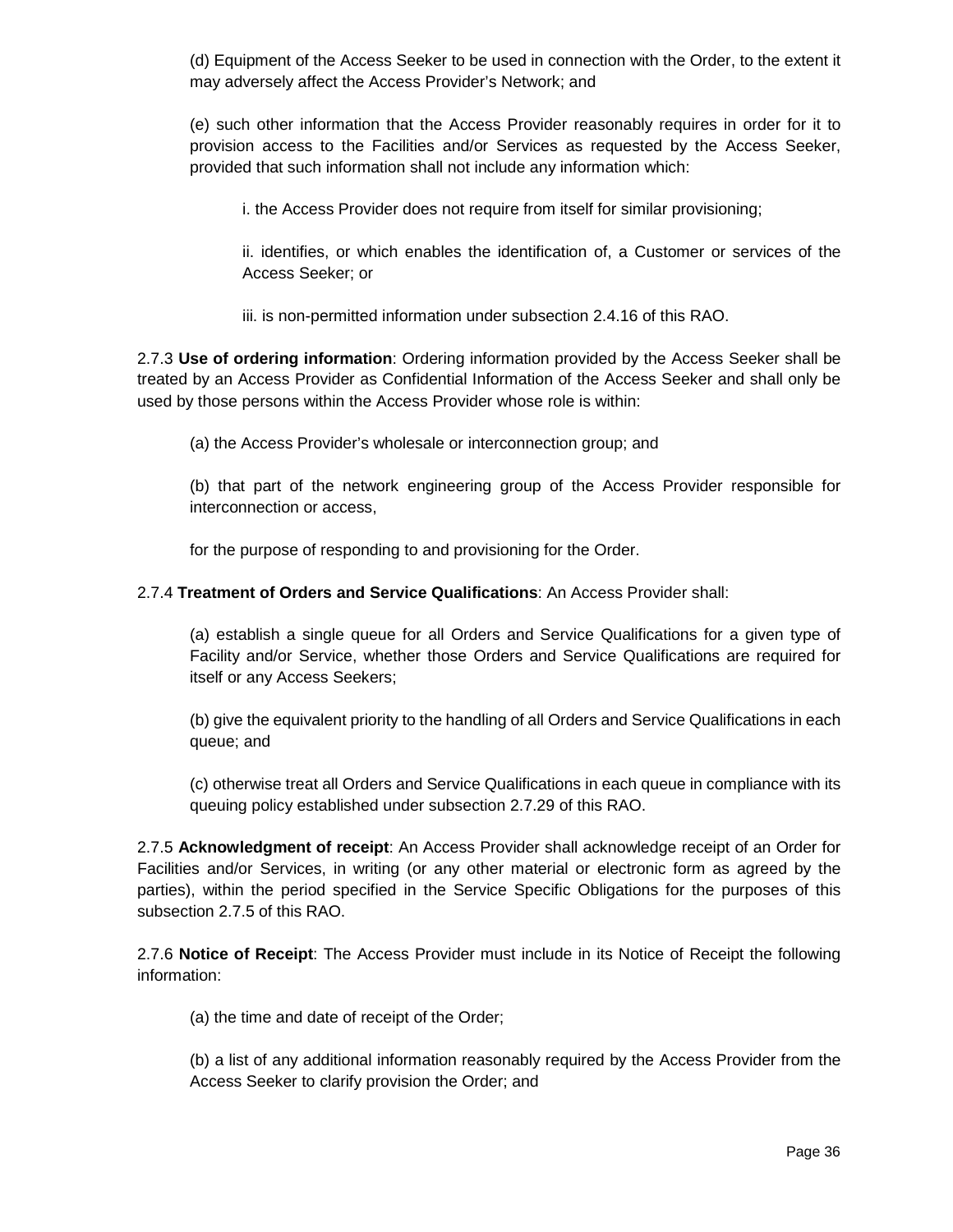(d) Equipment of the Access Seeker to be used in connection with the Order, to the extent it may adversely affect the Access Provider's Network; and

(e) such other information that the Access Provider reasonably requires in order for it to provision access to the Facilities and/or Services as requested by the Access Seeker, provided that such information shall not include any information which:

i. the Access Provider does not require from itself for similar provisioning;

ii. identifies, or which enables the identification of, a Customer or services of the Access Seeker; or

iii. is non-permitted information under subsection 2.4.16 of this RAO.

2.7.3 **Use of ordering information**: Ordering information provided by the Access Seeker shall be treated by an Access Provider as Confidential Information of the Access Seeker and shall only be used by those persons within the Access Provider whose role is within:

(a) the Access Provider's wholesale or interconnection group; and

(b) that part of the network engineering group of the Access Provider responsible for interconnection or access,

for the purpose of responding to and provisioning for the Order.

2.7.4 **Treatment of Orders and Service Qualifications**: An Access Provider shall:

(a) establish a single queue for all Orders and Service Qualifications for a given type of Facility and/or Service, whether those Orders and Service Qualifications are required for itself or any Access Seekers;

(b) give the equivalent priority to the handling of all Orders and Service Qualifications in each queue; and

(c) otherwise treat all Orders and Service Qualifications in each queue in compliance with its queuing policy established under subsection 2.7.29 of this RAO.

2.7.5 **Acknowledgment of receipt**: An Access Provider shall acknowledge receipt of an Order for Facilities and/or Services, in writing (or any other material or electronic form as agreed by the parties), within the period specified in the Service Specific Obligations for the purposes of this subsection 2.7.5 of this RAO.

2.7.6 **Notice of Receipt**: The Access Provider must include in its Notice of Receipt the following information:

(a) the time and date of receipt of the Order;

(b) a list of any additional information reasonably required by the Access Provider from the Access Seeker to clarify provision the Order; and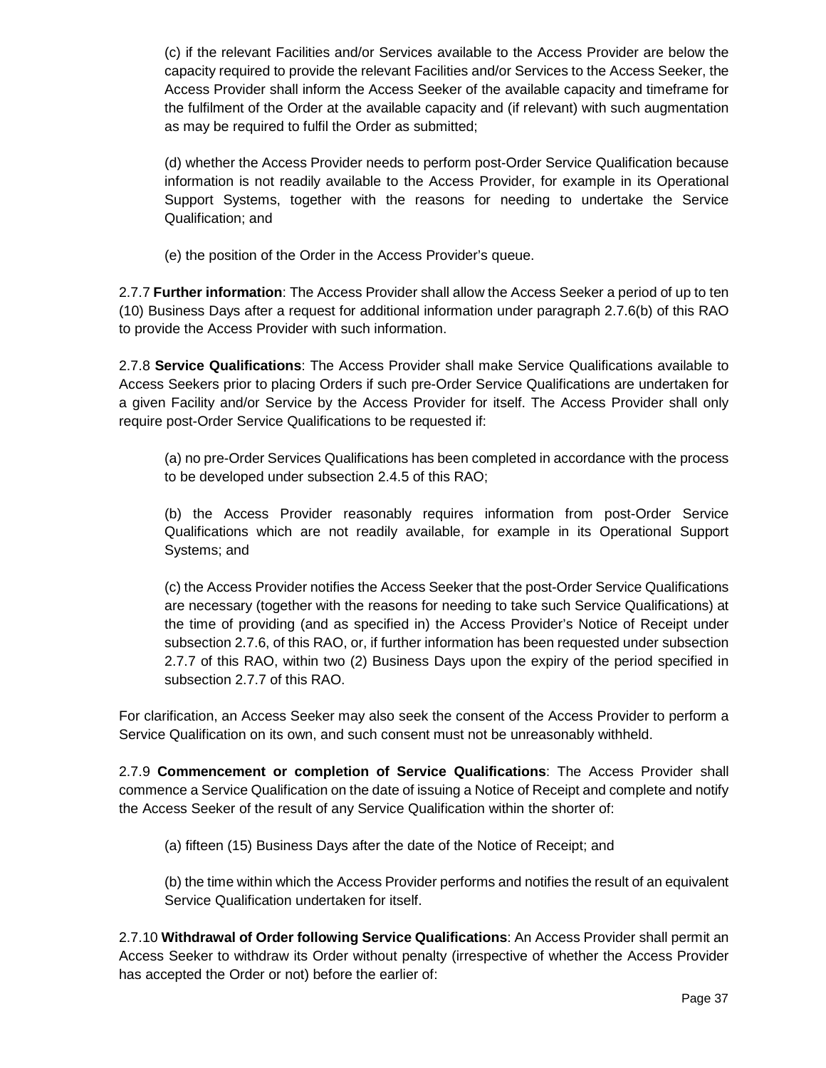(c) if the relevant Facilities and/or Services available to the Access Provider are below the capacity required to provide the relevant Facilities and/or Services to the Access Seeker, the Access Provider shall inform the Access Seeker of the available capacity and timeframe for the fulfilment of the Order at the available capacity and (if relevant) with such augmentation as may be required to fulfil the Order as submitted;

(d) whether the Access Provider needs to perform post-Order Service Qualification because information is not readily available to the Access Provider, for example in its Operational Support Systems, together with the reasons for needing to undertake the Service Qualification; and

(e) the position of the Order in the Access Provider's queue.

2.7.7 **Further information**: The Access Provider shall allow the Access Seeker a period of up to ten (10) Business Days after a request for additional information under paragraph 2.7.6(b) of this RAO to provide the Access Provider with such information.

2.7.8 **Service Qualifications**: The Access Provider shall make Service Qualifications available to Access Seekers prior to placing Orders if such pre-Order Service Qualifications are undertaken for a given Facility and/or Service by the Access Provider for itself. The Access Provider shall only require post-Order Service Qualifications to be requested if:

(a) no pre-Order Services Qualifications has been completed in accordance with the process to be developed under subsection 2.4.5 of this RAO;

(b) the Access Provider reasonably requires information from post-Order Service Qualifications which are not readily available, for example in its Operational Support Systems; and

(c) the Access Provider notifies the Access Seeker that the post-Order Service Qualifications are necessary (together with the reasons for needing to take such Service Qualifications) at the time of providing (and as specified in) the Access Provider's Notice of Receipt under subsection 2.7.6, of this RAO, or, if further information has been requested under subsection 2.7.7 of this RAO, within two (2) Business Days upon the expiry of the period specified in subsection 2.7.7 of this RAO.

For clarification, an Access Seeker may also seek the consent of the Access Provider to perform a Service Qualification on its own, and such consent must not be unreasonably withheld.

2.7.9 **Commencement or completion of Service Qualifications**: The Access Provider shall commence a Service Qualification on the date of issuing a Notice of Receipt and complete and notify the Access Seeker of the result of any Service Qualification within the shorter of:

(a) fifteen (15) Business Days after the date of the Notice of Receipt; and

(b) the time within which the Access Provider performs and notifies the result of an equivalent Service Qualification undertaken for itself.

2.7.10 **Withdrawal of Order following Service Qualifications**: An Access Provider shall permit an Access Seeker to withdraw its Order without penalty (irrespective of whether the Access Provider has accepted the Order or not) before the earlier of: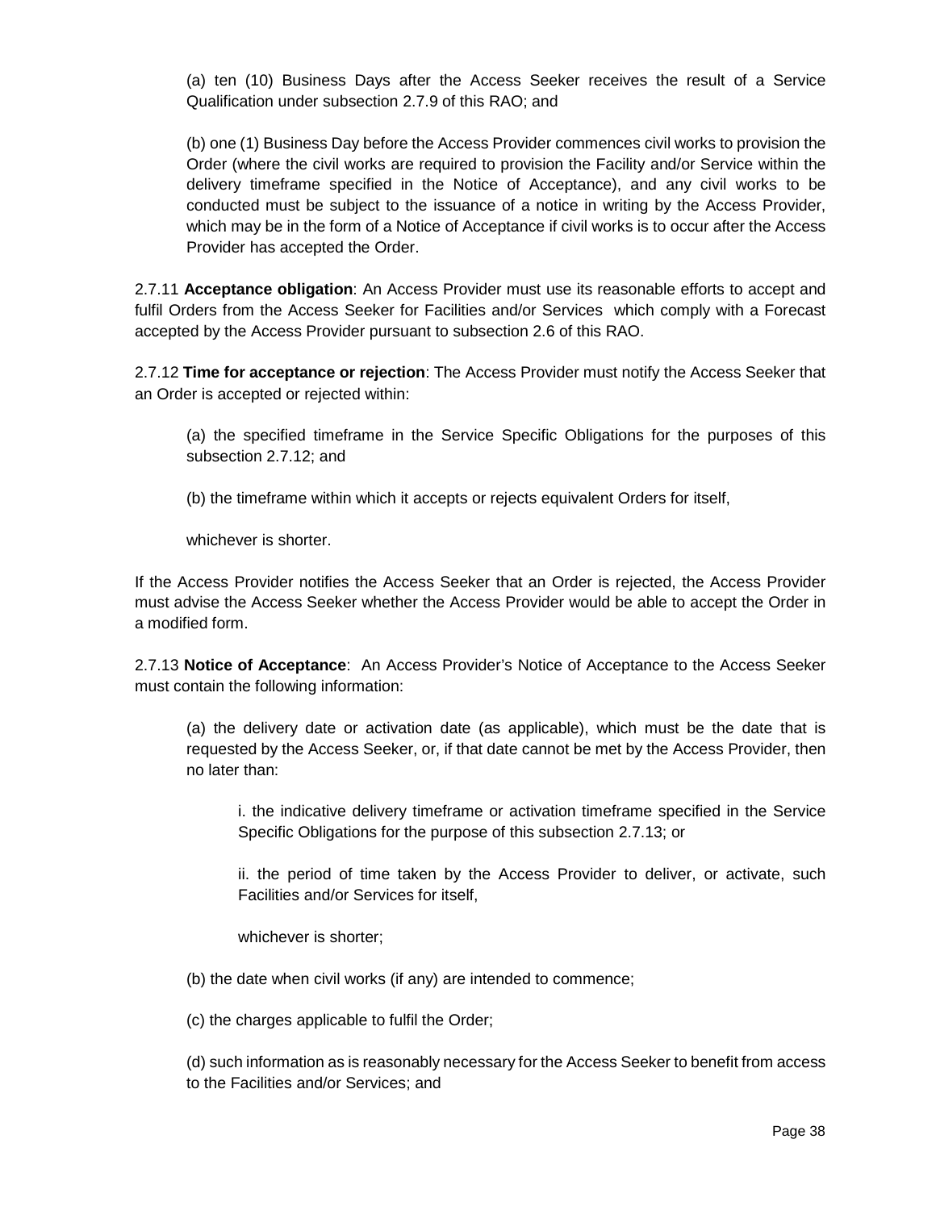(a) ten (10) Business Days after the Access Seeker receives the result of a Service Qualification under subsection 2.7.9 of this RAO; and

(b) one (1) Business Day before the Access Provider commences civil works to provision the Order (where the civil works are required to provision the Facility and/or Service within the delivery timeframe specified in the Notice of Acceptance), and any civil works to be conducted must be subject to the issuance of a notice in writing by the Access Provider, which may be in the form of a Notice of Acceptance if civil works is to occur after the Access Provider has accepted the Order.

2.7.11 **Acceptance obligation**: An Access Provider must use its reasonable efforts to accept and fulfil Orders from the Access Seeker for Facilities and/or Services which comply with a Forecast accepted by the Access Provider pursuant to subsection 2.6 of this RAO.

2.7.12 **Time for acceptance or rejection**: The Access Provider must notify the Access Seeker that an Order is accepted or rejected within:

(a) the specified timeframe in the Service Specific Obligations for the purposes of this subsection 2.7.12; and

(b) the timeframe within which it accepts or rejects equivalent Orders for itself,

whichever is shorter.

If the Access Provider notifies the Access Seeker that an Order is rejected, the Access Provider must advise the Access Seeker whether the Access Provider would be able to accept the Order in a modified form.

2.7.13 **Notice of Acceptance**: An Access Provider's Notice of Acceptance to the Access Seeker must contain the following information:

(a) the delivery date or activation date (as applicable), which must be the date that is requested by the Access Seeker, or, if that date cannot be met by the Access Provider, then no later than:

i. the indicative delivery timeframe or activation timeframe specified in the Service Specific Obligations for the purpose of this subsection 2.7.13; or

ii. the period of time taken by the Access Provider to deliver, or activate, such Facilities and/or Services for itself,

whichever is shorter;

(b) the date when civil works (if any) are intended to commence;

(c) the charges applicable to fulfil the Order;

(d) such information as is reasonably necessary for the Access Seeker to benefit from access to the Facilities and/or Services; and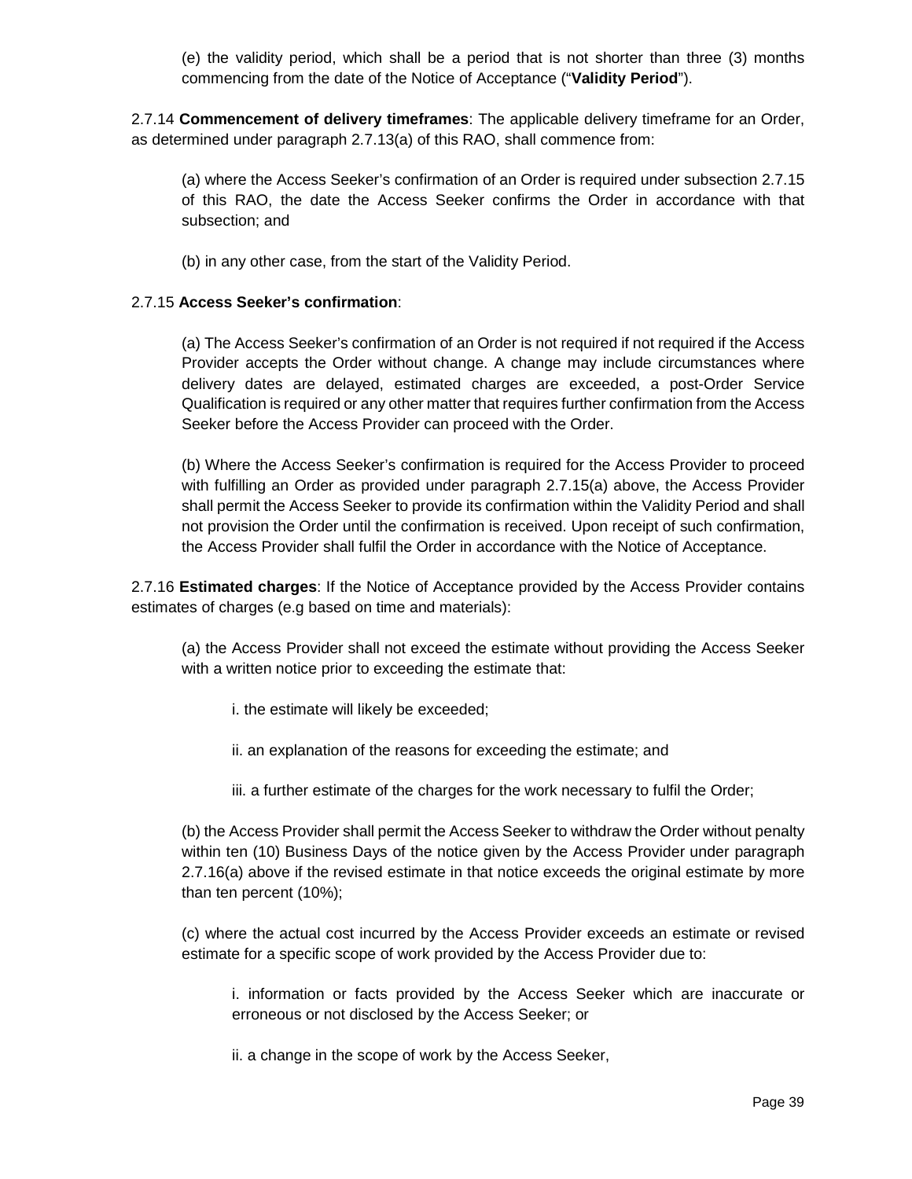(e) the validity period, which shall be a period that is not shorter than three (3) months commencing from the date of the Notice of Acceptance ("**Validity Period**").

2.7.14 **Commencement of delivery timeframes**: The applicable delivery timeframe for an Order, as determined under paragraph 2.7.13(a) of this RAO, shall commence from:

(a) where the Access Seeker's confirmation of an Order is required under subsection 2.7.15 of this RAO, the date the Access Seeker confirms the Order in accordance with that subsection; and

(b) in any other case, from the start of the Validity Period.

2.7.15 **Access Seeker's confirmation**:

(a) The Access Seeker's confirmation of an Order is not required if not required if the Access Provider accepts the Order without change. A change may include circumstances where delivery dates are delayed, estimated charges are exceeded, a post-Order Service Qualification is required or any other matter that requires further confirmation from the Access Seeker before the Access Provider can proceed with the Order.

(b) Where the Access Seeker's confirmation is required for the Access Provider to proceed with fulfilling an Order as provided under paragraph 2.7.15(a) above, the Access Provider shall permit the Access Seeker to provide its confirmation within the Validity Period and shall not provision the Order until the confirmation is received. Upon receipt of such confirmation, the Access Provider shall fulfil the Order in accordance with the Notice of Acceptance.

2.7.16 **Estimated charges**: If the Notice of Acceptance provided by the Access Provider contains estimates of charges (e.g based on time and materials):

(a) the Access Provider shall not exceed the estimate without providing the Access Seeker with a written notice prior to exceeding the estimate that:

i. the estimate will likely be exceeded;

ii. an explanation of the reasons for exceeding the estimate; and

iii. a further estimate of the charges for the work necessary to fulfil the Order;

(b) the Access Provider shall permit the Access Seeker to withdraw the Order without penalty within ten (10) Business Days of the notice given by the Access Provider under paragraph 2.7.16(a) above if the revised estimate in that notice exceeds the original estimate by more than ten percent (10%);

(c) where the actual cost incurred by the Access Provider exceeds an estimate or revised estimate for a specific scope of work provided by the Access Provider due to:

i. information or facts provided by the Access Seeker which are inaccurate or erroneous or not disclosed by the Access Seeker; or

ii. a change in the scope of work by the Access Seeker,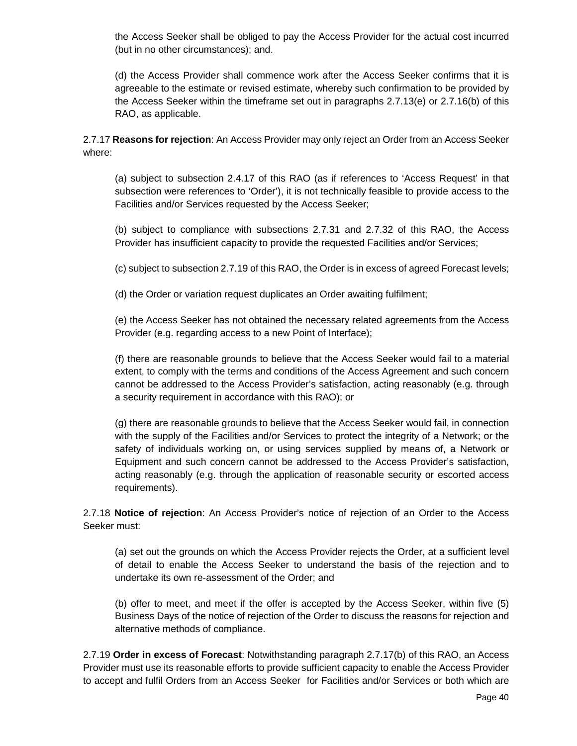the Access Seeker shall be obliged to pay the Access Provider for the actual cost incurred (but in no other circumstances); and.

(d) the Access Provider shall commence work after the Access Seeker confirms that it is agreeable to the estimate or revised estimate, whereby such confirmation to be provided by the Access Seeker within the timeframe set out in paragraphs 2.7.13(e) or 2.7.16(b) of this RAO, as applicable.

2.7.17 **Reasons for rejection**: An Access Provider may only reject an Order from an Access Seeker where:

(a) subject to subsection 2.4.17 of this RAO (as if references to 'Access Request' in that subsection were references to 'Order'), it is not technically feasible to provide access to the Facilities and/or Services requested by the Access Seeker;

(b) subject to compliance with subsections 2.7.31 and 2.7.32 of this RAO, the Access Provider has insufficient capacity to provide the requested Facilities and/or Services;

(c) subject to subsection 2.7.19 of this RAO, the Order is in excess of agreed Forecast levels;

(d) the Order or variation request duplicates an Order awaiting fulfilment;

(e) the Access Seeker has not obtained the necessary related agreements from the Access Provider (e.g. regarding access to a new Point of Interface);

(f) there are reasonable grounds to believe that the Access Seeker would fail to a material extent, to comply with the terms and conditions of the Access Agreement and such concern cannot be addressed to the Access Provider's satisfaction, acting reasonably (e.g. through a security requirement in accordance with this RAO); or

(g) there are reasonable grounds to believe that the Access Seeker would fail, in connection with the supply of the Facilities and/or Services to protect the integrity of a Network; or the safety of individuals working on, or using services supplied by means of, a Network or Equipment and such concern cannot be addressed to the Access Provider's satisfaction, acting reasonably (e.g. through the application of reasonable security or escorted access requirements).

2.7.18 **Notice of rejection**: An Access Provider's notice of rejection of an Order to the Access Seeker must:

(a) set out the grounds on which the Access Provider rejects the Order, at a sufficient level of detail to enable the Access Seeker to understand the basis of the rejection and to undertake its own re-assessment of the Order; and

(b) offer to meet, and meet if the offer is accepted by the Access Seeker, within five (5) Business Days of the notice of rejection of the Order to discuss the reasons for rejection and alternative methods of compliance.

2.7.19 **Order in excess of Forecast**: Notwithstanding paragraph 2.7.17(b) of this RAO, an Access Provider must use its reasonable efforts to provide sufficient capacity to enable the Access Provider to accept and fulfil Orders from an Access Seeker for Facilities and/or Services or both which are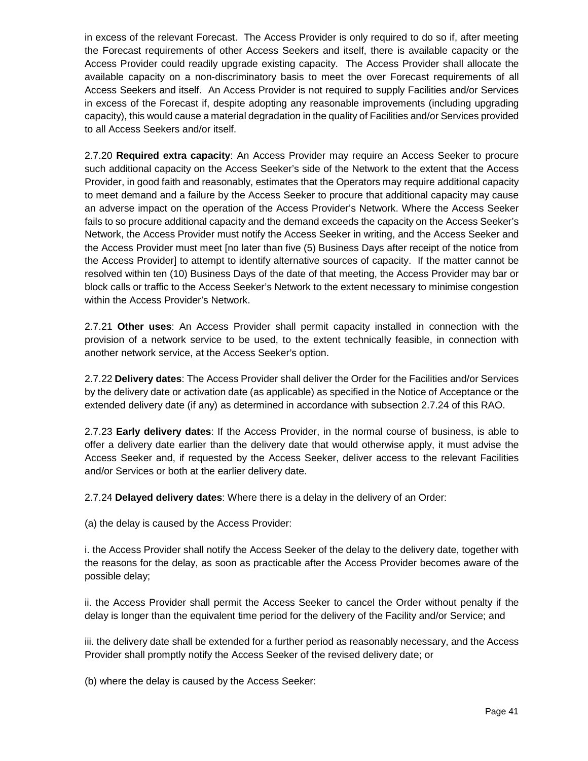in excess of the relevant Forecast. The Access Provider is only required to do so if, after meeting the Forecast requirements of other Access Seekers and itself, there is available capacity or the Access Provider could readily upgrade existing capacity. The Access Provider shall allocate the available capacity on a non-discriminatory basis to meet the over Forecast requirements of all Access Seekers and itself. An Access Provider is not required to supply Facilities and/or Services in excess of the Forecast if, despite adopting any reasonable improvements (including upgrading capacity), this would cause a material degradation in the quality of Facilities and/or Services provided to all Access Seekers and/or itself.

2.7.20 **Required extra capacity**: An Access Provider may require an Access Seeker to procure such additional capacity on the Access Seeker's side of the Network to the extent that the Access Provider, in good faith and reasonably, estimates that the Operators may require additional capacity to meet demand and a failure by the Access Seeker to procure that additional capacity may cause an adverse impact on the operation of the Access Provider's Network. Where the Access Seeker fails to so procure additional capacity and the demand exceeds the capacity on the Access Seeker's Network, the Access Provider must notify the Access Seeker in writing, and the Access Seeker and the Access Provider must meet [no later than five (5) Business Days after receipt of the notice from the Access Provider] to attempt to identify alternative sources of capacity. If the matter cannot be resolved within ten (10) Business Days of the date of that meeting, the Access Provider may bar or block calls or traffic to the Access Seeker's Network to the extent necessary to minimise congestion within the Access Provider's Network.

2.7.21 **Other uses**: An Access Provider shall permit capacity installed in connection with the provision of a network service to be used, to the extent technically feasible, in connection with another network service, at the Access Seeker's option.

2.7.22 **Delivery dates**: The Access Provider shall deliver the Order for the Facilities and/or Services by the delivery date or activation date (as applicable) as specified in the Notice of Acceptance or the extended delivery date (if any) as determined in accordance with subsection 2.7.24 of this RAO.

2.7.23 **Early delivery dates**: If the Access Provider, in the normal course of business, is able to offer a delivery date earlier than the delivery date that would otherwise apply, it must advise the Access Seeker and, if requested by the Access Seeker, deliver access to the relevant Facilities and/or Services or both at the earlier delivery date.

2.7.24 **Delayed delivery dates**: Where there is a delay in the delivery of an Order:

(a) the delay is caused by the Access Provider:

i. the Access Provider shall notify the Access Seeker of the delay to the delivery date, together with the reasons for the delay, as soon as practicable after the Access Provider becomes aware of the possible delay;

ii. the Access Provider shall permit the Access Seeker to cancel the Order without penalty if the delay is longer than the equivalent time period for the delivery of the Facility and/or Service; and

iii. the delivery date shall be extended for a further period as reasonably necessary, and the Access Provider shall promptly notify the Access Seeker of the revised delivery date; or

(b) where the delay is caused by the Access Seeker: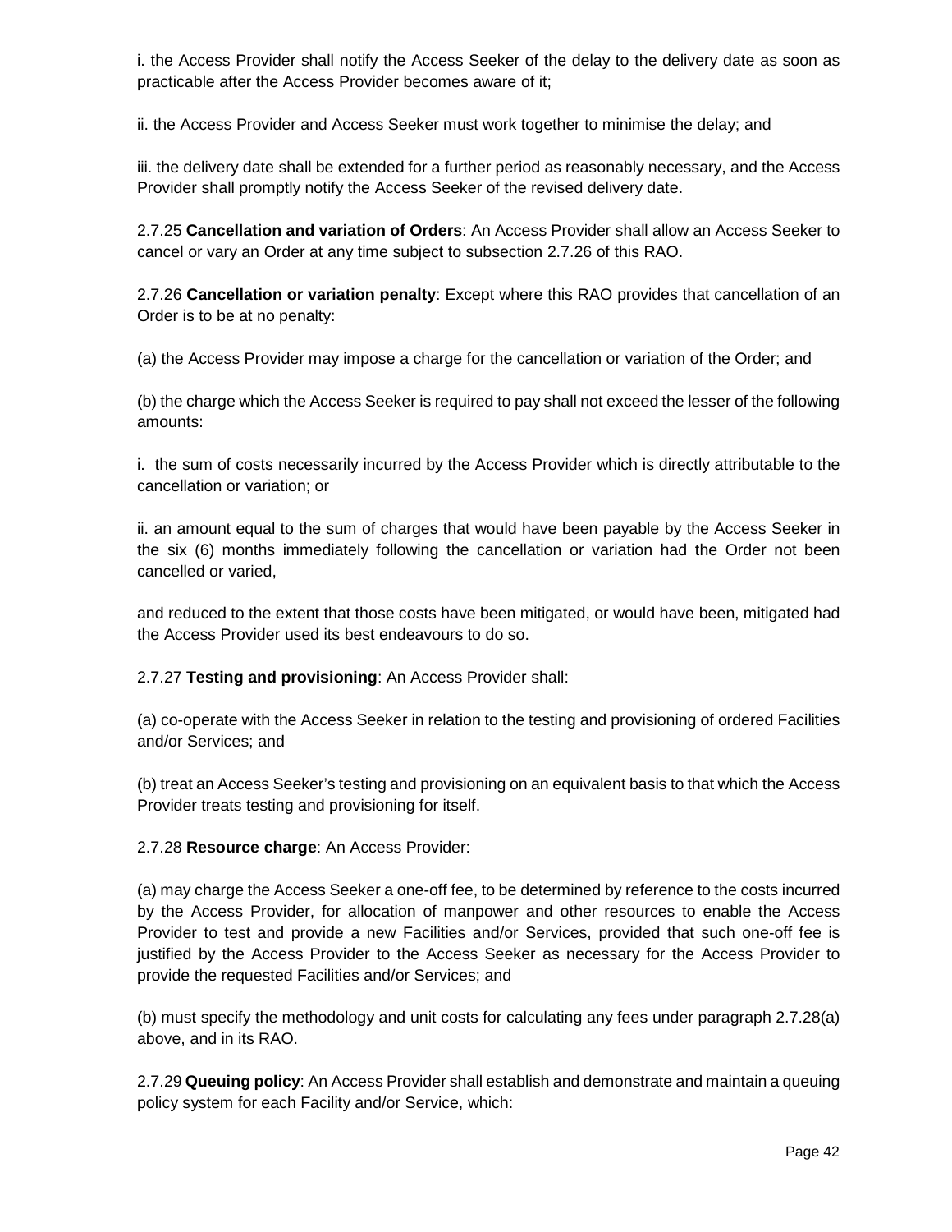i. the Access Provider shall notify the Access Seeker of the delay to the delivery date as soon as practicable after the Access Provider becomes aware of it;

ii. the Access Provider and Access Seeker must work together to minimise the delay; and

iii. the delivery date shall be extended for a further period as reasonably necessary, and the Access Provider shall promptly notify the Access Seeker of the revised delivery date.

2.7.25 **Cancellation and variation of Orders**: An Access Provider shall allow an Access Seeker to cancel or vary an Order at any time subject to subsection 2.7.26 of this RAO.

2.7.26 **Cancellation or variation penalty**: Except where this RAO provides that cancellation of an Order is to be at no penalty:

(a) the Access Provider may impose a charge for the cancellation or variation of the Order; and

(b) the charge which the Access Seeker is required to pay shall not exceed the lesser of the following amounts:

i. the sum of costs necessarily incurred by the Access Provider which is directly attributable to the cancellation or variation; or

ii. an amount equal to the sum of charges that would have been payable by the Access Seeker in the six (6) months immediately following the cancellation or variation had the Order not been cancelled or varied,

and reduced to the extent that those costs have been mitigated, or would have been, mitigated had the Access Provider used its best endeavours to do so.

2.7.27 **Testing and provisioning**: An Access Provider shall:

(a) co-operate with the Access Seeker in relation to the testing and provisioning of ordered Facilities and/or Services; and

(b) treat an Access Seeker's testing and provisioning on an equivalent basis to that which the Access Provider treats testing and provisioning for itself.

2.7.28 **Resource charge**: An Access Provider:

(a) may charge the Access Seeker a one-off fee, to be determined by reference to the costs incurred by the Access Provider, for allocation of manpower and other resources to enable the Access Provider to test and provide a new Facilities and/or Services, provided that such one-off fee is justified by the Access Provider to the Access Seeker as necessary for the Access Provider to provide the requested Facilities and/or Services; and

(b) must specify the methodology and unit costs for calculating any fees under paragraph 2.7.28(a) above, and in its RAO.

2.7.29 **Queuing policy**: An Access Provider shall establish and demonstrate and maintain a queuing policy system for each Facility and/or Service, which: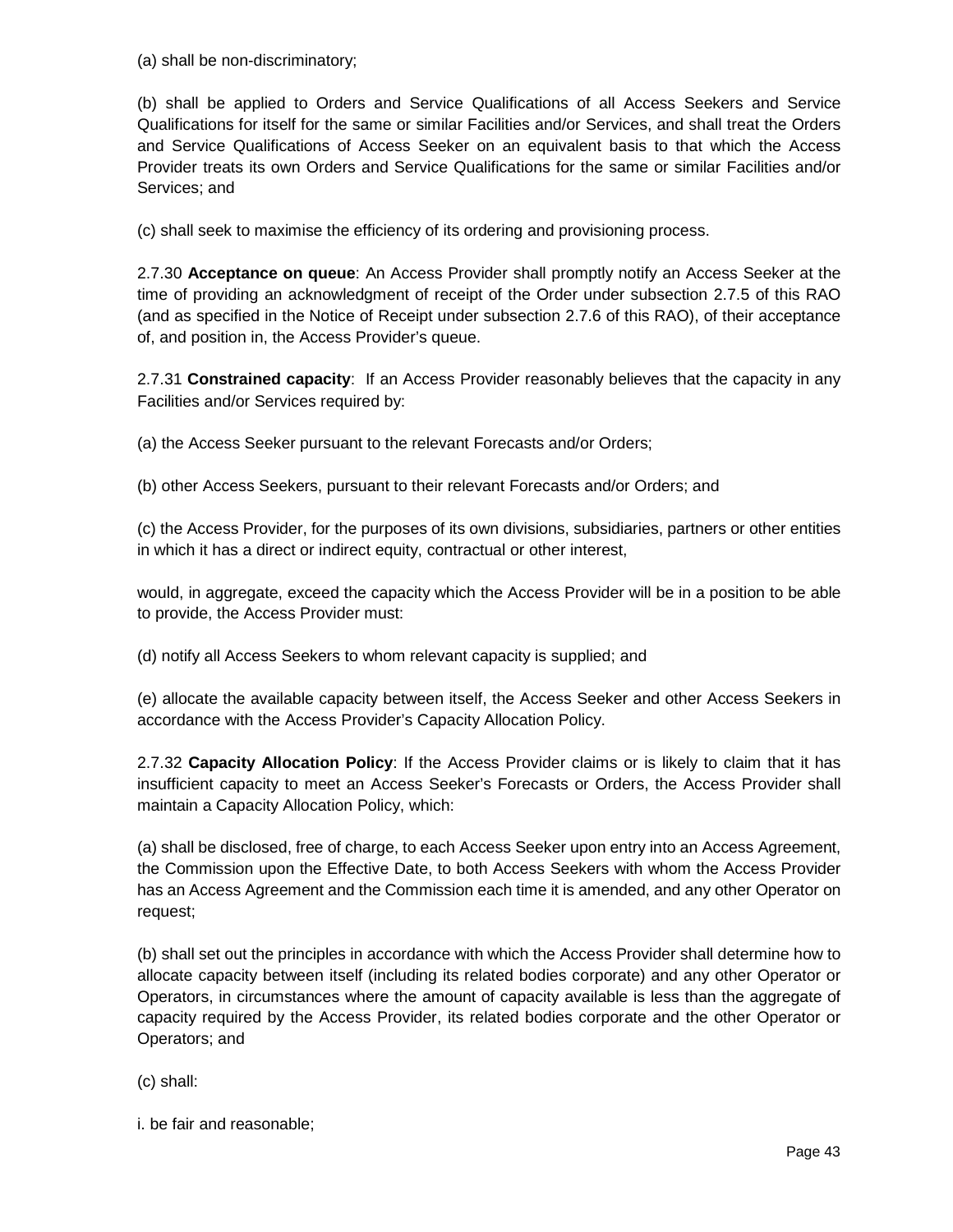(a) shall be non-discriminatory;

(b) shall be applied to Orders and Service Qualifications of all Access Seekers and Service Qualifications for itself for the same or similar Facilities and/or Services, and shall treat the Orders and Service Qualifications of Access Seeker on an equivalent basis to that which the Access Provider treats its own Orders and Service Qualifications for the same or similar Facilities and/or Services; and

(c) shall seek to maximise the efficiency of its ordering and provisioning process.

2.7.30 **Acceptance on queue**: An Access Provider shall promptly notify an Access Seeker at the time of providing an acknowledgment of receipt of the Order under subsection 2.7.5 of this RAO (and as specified in the Notice of Receipt under subsection 2.7.6 of this RAO), of their acceptance of, and position in, the Access Provider's queue.

2.7.31 **Constrained capacity**: If an Access Provider reasonably believes that the capacity in any Facilities and/or Services required by:

(a) the Access Seeker pursuant to the relevant Forecasts and/or Orders;

(b) other Access Seekers, pursuant to their relevant Forecasts and/or Orders; and

(c) the Access Provider, for the purposes of its own divisions, subsidiaries, partners or other entities in which it has a direct or indirect equity, contractual or other interest,

would, in aggregate, exceed the capacity which the Access Provider will be in a position to be able to provide, the Access Provider must:

(d) notify all Access Seekers to whom relevant capacity is supplied; and

(e) allocate the available capacity between itself, the Access Seeker and other Access Seekers in accordance with the Access Provider's Capacity Allocation Policy.

2.7.32 **Capacity Allocation Policy**: If the Access Provider claims or is likely to claim that it has insufficient capacity to meet an Access Seeker's Forecasts or Orders, the Access Provider shall maintain a Capacity Allocation Policy, which:

(a) shall be disclosed, free of charge, to each Access Seeker upon entry into an Access Agreement, the Commission upon the Effective Date, to both Access Seekers with whom the Access Provider has an Access Agreement and the Commission each time it is amended, and any other Operator on request;

(b) shall set out the principles in accordance with which the Access Provider shall determine how to allocate capacity between itself (including its related bodies corporate) and any other Operator or Operators, in circumstances where the amount of capacity available is less than the aggregate of capacity required by the Access Provider, its related bodies corporate and the other Operator or Operators; and

(c) shall:

i. be fair and reasonable;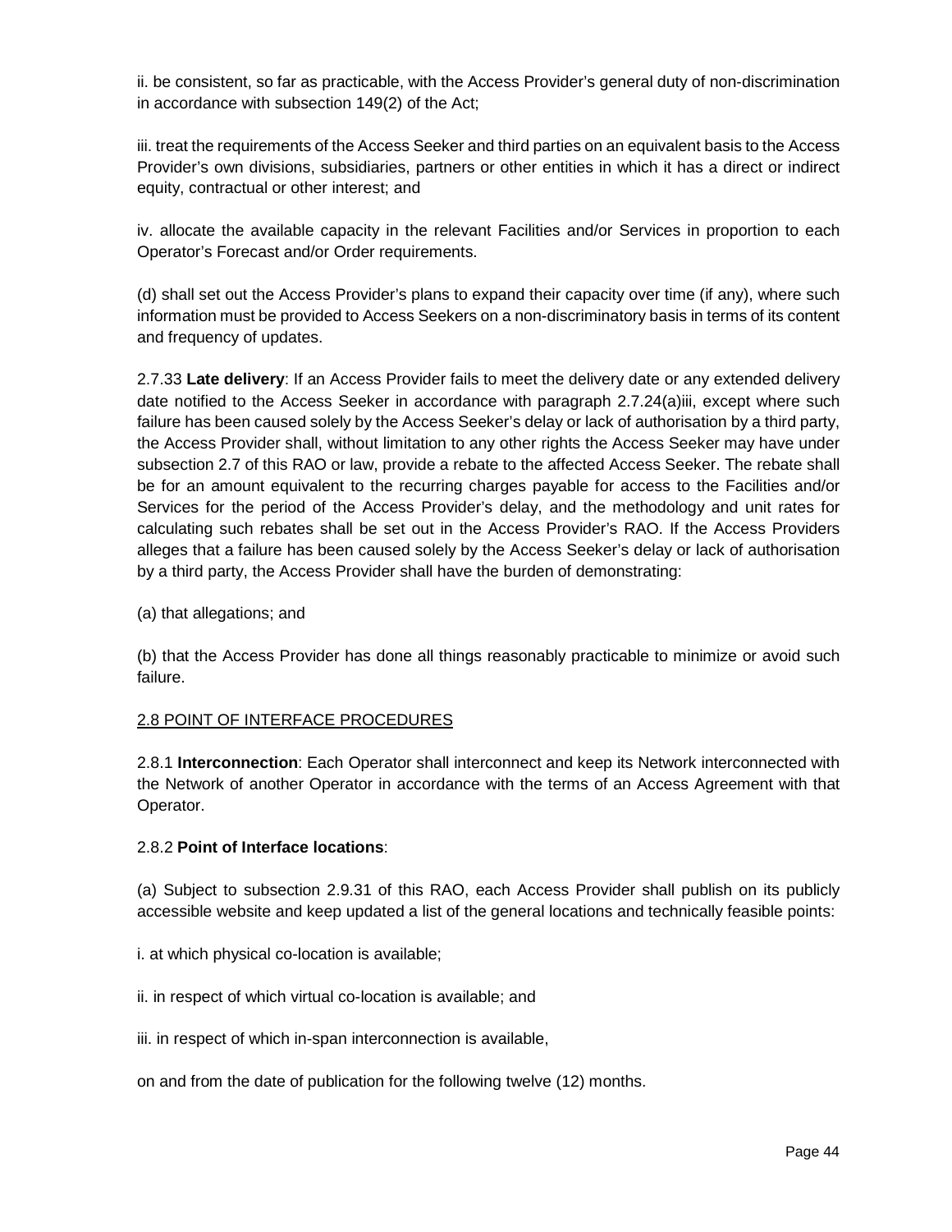ii. be consistent, so far as practicable, with the Access Provider's general duty of non-discrimination in accordance with subsection 149(2) of the Act;

iii. treat the requirements of the Access Seeker and third parties on an equivalent basis to the Access Provider's own divisions, subsidiaries, partners or other entities in which it has a direct or indirect equity, contractual or other interest; and

iv. allocate the available capacity in the relevant Facilities and/or Services in proportion to each Operator's Forecast and/or Order requirements.

(d) shall set out the Access Provider's plans to expand their capacity over time (if any), where such information must be provided to Access Seekers on a non-discriminatory basis in terms of its content and frequency of updates.

2.7.33 **Late delivery**: If an Access Provider fails to meet the delivery date or any extended delivery date notified to the Access Seeker in accordance with paragraph 2.7.24(a)iii, except where such failure has been caused solely by the Access Seeker's delay or lack of authorisation by a third party, the Access Provider shall, without limitation to any other rights the Access Seeker may have under subsection 2.7 of this RAO or law, provide a rebate to the affected Access Seeker. The rebate shall be for an amount equivalent to the recurring charges payable for access to the Facilities and/or Services for the period of the Access Provider's delay, and the methodology and unit rates for calculating such rebates shall be set out in the Access Provider's RAO. If the Access Providers alleges that a failure has been caused solely by the Access Seeker's delay or lack of authorisation by a third party, the Access Provider shall have the burden of demonstrating:

(a) that allegations; and

(b) that the Access Provider has done all things reasonably practicable to minimize or avoid such failure.

## 2.8 POINT OF INTERFACE PROCEDURES

2.8.1 **Interconnection**: Each Operator shall interconnect and keep its Network interconnected with the Network of another Operator in accordance with the terms of an Access Agreement with that Operator.

2.8.2 **Point of Interface locations**:

(a) Subject to subsection 2.9.31 of this RAO, each Access Provider shall publish on its publicly accessible website and keep updated a list of the general locations and technically feasible points:

i. at which physical co-location is available;

ii. in respect of which virtual co-location is available; and

iii. in respect of which in-span interconnection is available,

on and from the date of publication for the following twelve (12) months.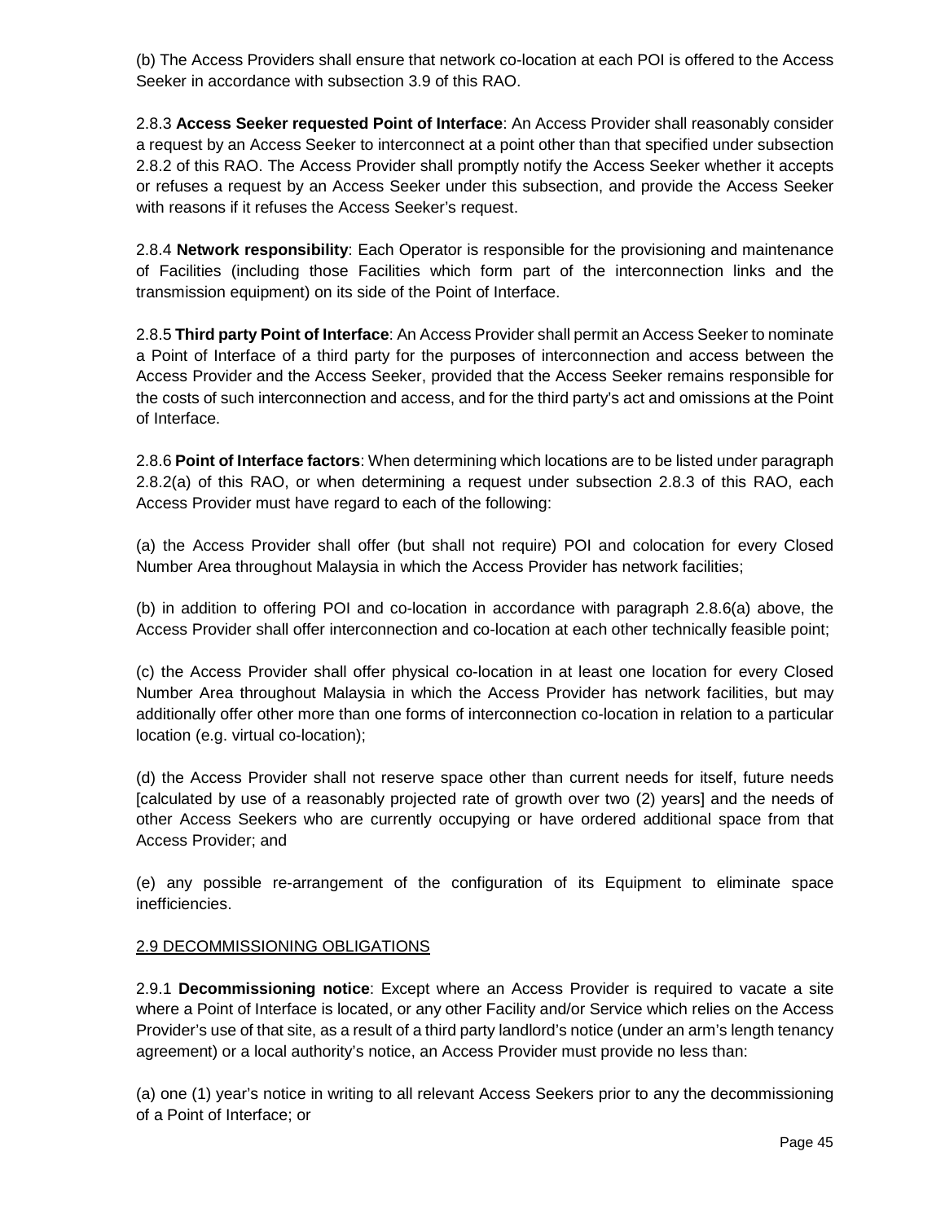(b) The Access Providers shall ensure that network co-location at each POI is offered to the Access Seeker in accordance with subsection 3.9 of this RAO.

2.8.3 **Access Seeker requested Point of Interface**: An Access Provider shall reasonably consider a request by an Access Seeker to interconnect at a point other than that specified under subsection 2.8.2 of this RAO. The Access Provider shall promptly notify the Access Seeker whether it accepts or refuses a request by an Access Seeker under this subsection, and provide the Access Seeker with reasons if it refuses the Access Seeker's request.

2.8.4 **Network responsibility**: Each Operator is responsible for the provisioning and maintenance of Facilities (including those Facilities which form part of the interconnection links and the transmission equipment) on its side of the Point of Interface.

2.8.5 **Third party Point of Interface**: An Access Provider shall permit an Access Seeker to nominate a Point of Interface of a third party for the purposes of interconnection and access between the Access Provider and the Access Seeker, provided that the Access Seeker remains responsible for the costs of such interconnection and access, and for the third party's act and omissions at the Point of Interface.

2.8.6 **Point of Interface factors**: When determining which locations are to be listed under paragraph 2.8.2(a) of this RAO, or when determining a request under subsection 2.8.3 of this RAO, each Access Provider must have regard to each of the following:

(a) the Access Provider shall offer (but shall not require) POI and colocation for every Closed Number Area throughout Malaysia in which the Access Provider has network facilities;

(b) in addition to offering POI and co-location in accordance with paragraph 2.8.6(a) above, the Access Provider shall offer interconnection and co-location at each other technically feasible point;

(c) the Access Provider shall offer physical co-location in at least one location for every Closed Number Area throughout Malaysia in which the Access Provider has network facilities, but may additionally offer other more than one forms of interconnection co-location in relation to a particular location (e.g. virtual co-location);

(d) the Access Provider shall not reserve space other than current needs for itself, future needs [calculated by use of a reasonably projected rate of growth over two (2) years] and the needs of other Access Seekers who are currently occupying or have ordered additional space from that Access Provider; and

(e) any possible re-arrangement of the configuration of its Equipment to eliminate space inefficiencies.

## 2.9 DECOMMISSIONING OBLIGATIONS

2.9.1 **Decommissioning notice**: Except where an Access Provider is required to vacate a site where a Point of Interface is located, or any other Facility and/or Service which relies on the Access Provider's use of that site, as a result of a third party landlord's notice (under an arm's length tenancy agreement) or a local authority's notice, an Access Provider must provide no less than:

(a) one (1) year's notice in writing to all relevant Access Seekers prior to any the decommissioning of a Point of Interface; or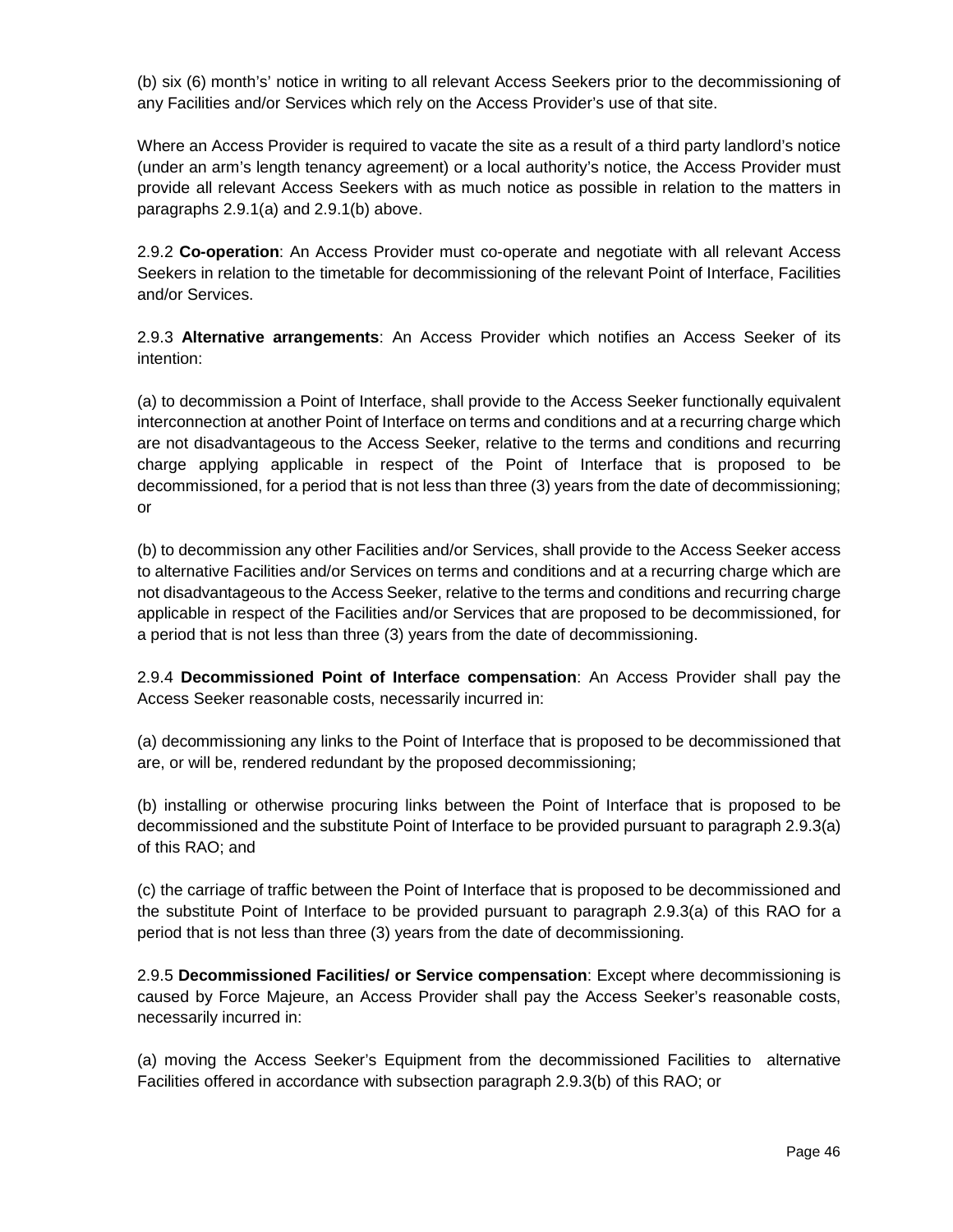(b) six (6) month's' notice in writing to all relevant Access Seekers prior to the decommissioning of any Facilities and/or Services which rely on the Access Provider's use of that site.

Where an Access Provider is required to vacate the site as a result of a third party landlord's notice (under an arm's length tenancy agreement) or a local authority's notice, the Access Provider must provide all relevant Access Seekers with as much notice as possible in relation to the matters in paragraphs 2.9.1(a) and 2.9.1(b) above.

2.9.2 **Co-operation**: An Access Provider must co-operate and negotiate with all relevant Access Seekers in relation to the timetable for decommissioning of the relevant Point of Interface, Facilities and/or Services.

2.9.3 **Alternative arrangements**: An Access Provider which notifies an Access Seeker of its intention:

(a) to decommission a Point of Interface, shall provide to the Access Seeker functionally equivalent interconnection at another Point of Interface on terms and conditions and at a recurring charge which are not disadvantageous to the Access Seeker, relative to the terms and conditions and recurring charge applying applicable in respect of the Point of Interface that is proposed to be decommissioned, for a period that is not less than three (3) years from the date of decommissioning; or

(b) to decommission any other Facilities and/or Services, shall provide to the Access Seeker access to alternative Facilities and/or Services on terms and conditions and at a recurring charge which are not disadvantageous to the Access Seeker, relative to the terms and conditions and recurring charge applicable in respect of the Facilities and/or Services that are proposed to be decommissioned, for a period that is not less than three (3) years from the date of decommissioning.

2.9.4 **Decommissioned Point of Interface compensation**: An Access Provider shall pay the Access Seeker reasonable costs, necessarily incurred in:

(a) decommissioning any links to the Point of Interface that is proposed to be decommissioned that are, or will be, rendered redundant by the proposed decommissioning;

(b) installing or otherwise procuring links between the Point of Interface that is proposed to be decommissioned and the substitute Point of Interface to be provided pursuant to paragraph 2.9.3(a) of this RAO; and

(c) the carriage of traffic between the Point of Interface that is proposed to be decommissioned and the substitute Point of Interface to be provided pursuant to paragraph 2.9.3(a) of this RAO for a period that is not less than three (3) years from the date of decommissioning.

2.9.5 **Decommissioned Facilities/ or Service compensation**: Except where decommissioning is caused by Force Majeure, an Access Provider shall pay the Access Seeker's reasonable costs, necessarily incurred in:

(a) moving the Access Seeker's Equipment from the decommissioned Facilities to alternative Facilities offered in accordance with subsection paragraph 2.9.3(b) of this RAO; or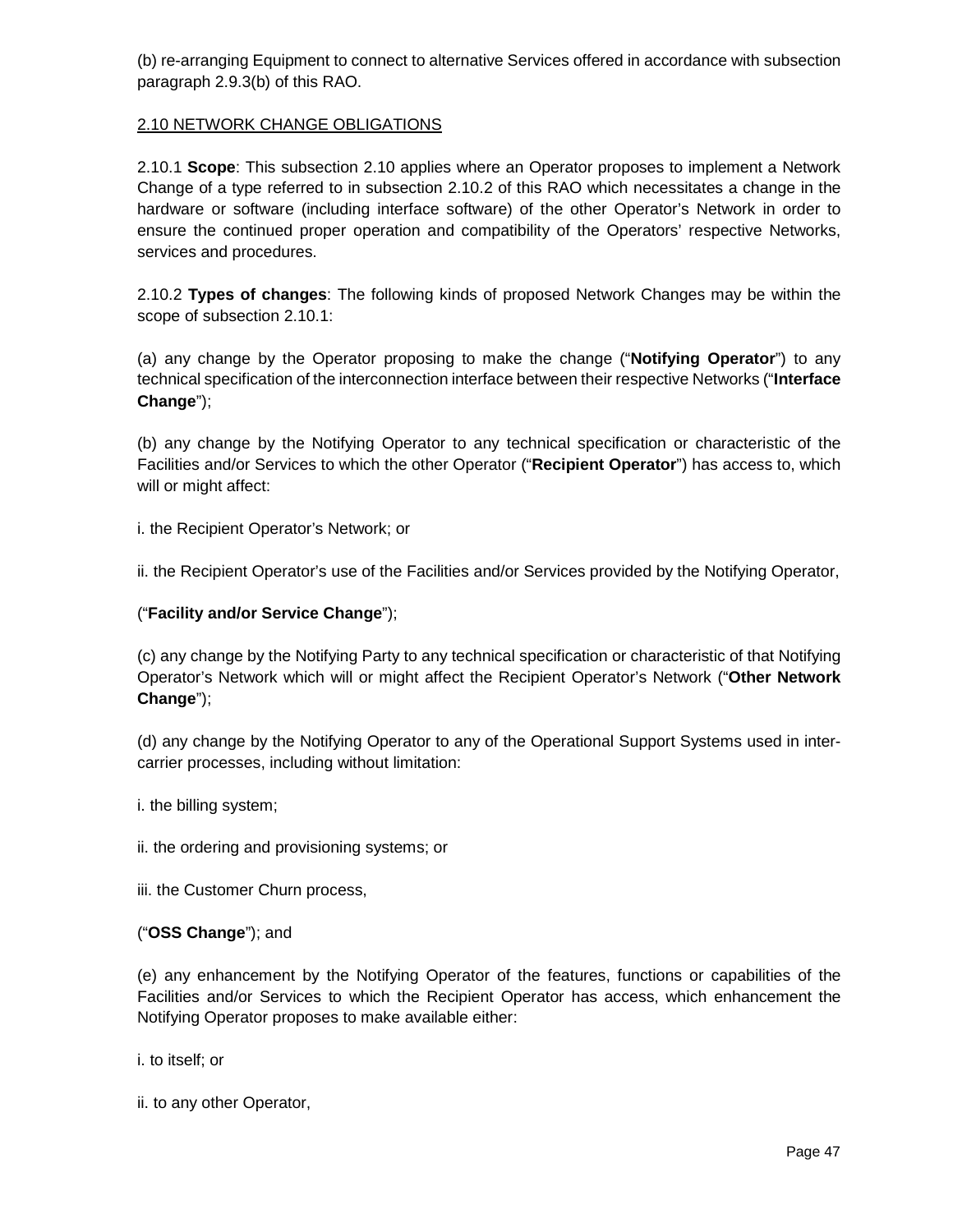(b) re-arranging Equipment to connect to alternative Services offered in accordance with subsection paragraph 2.9.3(b) of this RAO.

<u>2.10 NETWORK CHANGE OBLIGATIONS</u>

2.10.1 **Scope**: This subsection 2.10 applies where an Operator proposes to implement a Network Change of a type referred to in subsection 2.10.2 of this RAO which necessitates a change in the hardware or software (including interface software) of the other Operator's Network in order to ensure the continued proper operation and compatibility of the Operators' respective Networks, services and procedures.

2.10.2 **Types of changes**: The following kinds of proposed Network Changes may be within the scope of subsection 2.10.1:

(a) any change by the Operator proposing to make the change ("**Notifying Operator**") to any technical specification of the interconnection interface between their respective Networks ("**Interface Change**");

(b) any change by the Notifying Operator to any technical specification or characteristic of the Facilities and/or Services to which the other Operator ("**Recipient Operator**") has access to, which will or might affect:

i. the Recipient Operator's Network; or

ii. the Recipient Operator's use of the Facilities and/or Services provided by the Notifying Operator,

("**Facility and/or Service Change**");

(c) any change by the Notifying Party to any technical specification or characteristic of that Notifying Operator's Network which will or might affect the Recipient Operator's Network ("**Other Network Change**");

(d) any change by the Notifying Operator to any of the Operational Support Systems used in inter-carrier processes, including without limitation:

i. the billing system;

ii. the ordering and provisioning systems; or

iii. the Customer Churn process,

("**OSS Change**"); and

(e) any enhancement by the Notifying Operator of the features, functions or capabilities of the Facilities and/or Services to which the Recipient Operator has access, which enhancement the Notifying Operator proposes to make available either:

i. to itself; or

ii. to any other Operator,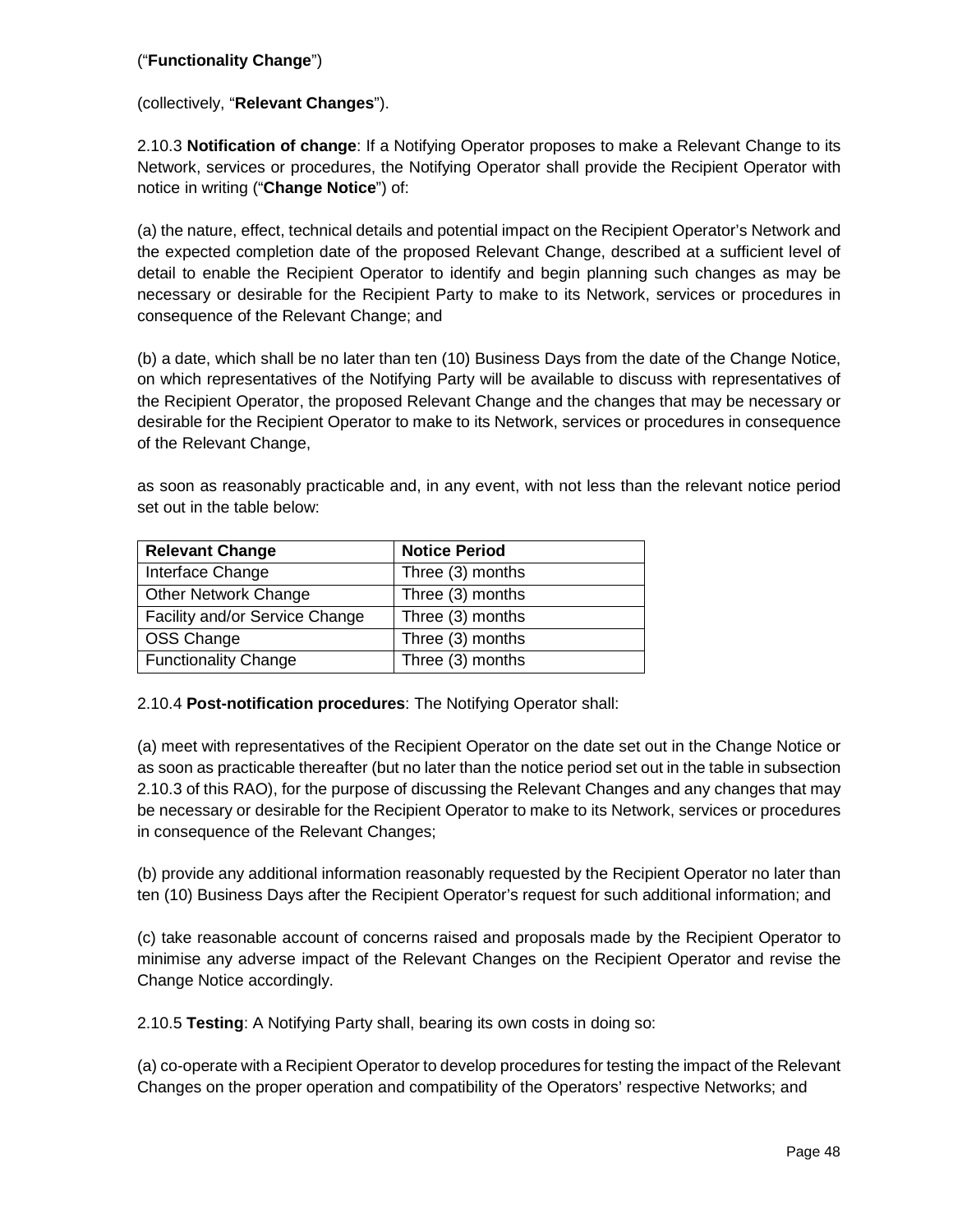("**Functionality Change**")

(collectively, "**Relevant Changes**").

2.10.3 **Notification of change**: If a Notifying Operator proposes to make a Relevant Change to its Network, services or procedures, the Notifying Operator shall provide the Recipient Operator with notice in writing ("**Change Notice**") of:

(a) the nature, effect, technical details and potential impact on the Recipient Operator's Network and the expected completion date of the proposed Relevant Change, described at a sufficient level of detail to enable the Recipient Operator to identify and begin planning such changes as may be necessary or desirable for the Recipient Party to make to its Network, services or procedures in consequence of the Relevant Change; and

(b) a date, which shall be no later than ten (10) Business Days from the date of the Change Notice, on which representatives of the Notifying Party will be available to discuss with representatives of the Recipient Operator, the proposed Relevant Change and the changes that may be necessary or desirable for the Recipient Operator to make to its Network, services or procedures in consequence of the Relevant Change,

as soon as reasonably practicable and, in any event, with not less than the relevant notice period set out in the table below:

| **Relevant Change** | **Notice Period** |
|---|---|
| Interface Change | Three (3) months |
| Other Network Change | Three (3) months |
| Facility and/or Service Change | Three (3) months |
| OSS Change | Three (3) months |
| Functionality Change | Three (3) months |

2.10.4 **Post-notification procedures**: The Notifying Operator shall:

(a) meet with representatives of the Recipient Operator on the date set out in the Change Notice or as soon as practicable thereafter (but no later than the notice period set out in the table in subsection 2.10.3 of this RAO), for the purpose of discussing the Relevant Changes and any changes that may be necessary or desirable for the Recipient Operator to make to its Network, services or procedures in consequence of the Relevant Changes;

(b) provide any additional information reasonably requested by the Recipient Operator no later than ten (10) Business Days after the Recipient Operator's request for such additional information; and

(c) take reasonable account of concerns raised and proposals made by the Recipient Operator to minimise any adverse impact of the Relevant Changes on the Recipient Operator and revise the Change Notice accordingly.

2.10.5 **Testing**: A Notifying Party shall, bearing its own costs in doing so:

(a) co-operate with a Recipient Operator to develop procedures for testing the impact of the Relevant Changes on the proper operation and compatibility of the Operators' respective Networks; and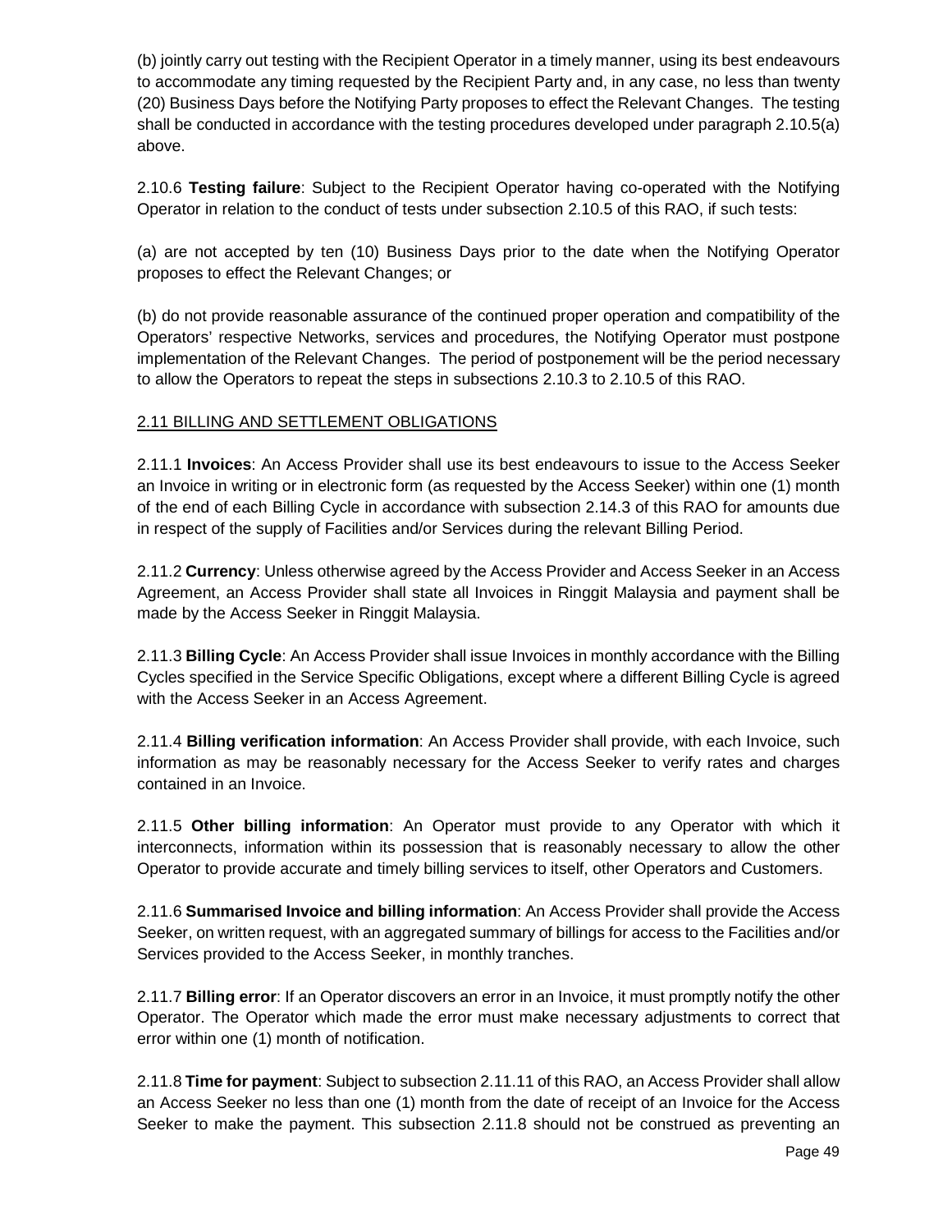(b) jointly carry out testing with the Recipient Operator in a timely manner, using its best endeavours to accommodate any timing requested by the Recipient Party and, in any case, no less than twenty (20) Business Days before the Notifying Party proposes to effect the Relevant Changes. The testing shall be conducted in accordance with the testing procedures developed under paragraph 2.10.5(a) above.

2.10.6 **Testing failure**: Subject to the Recipient Operator having co-operated with the Notifying Operator in relation to the conduct of tests under subsection 2.10.5 of this RAO, if such tests:

(a) are not accepted by ten (10) Business Days prior to the date when the Notifying Operator proposes to effect the Relevant Changes; or

(b) do not provide reasonable assurance of the continued proper operation and compatibility of the Operators' respective Networks, services and procedures, the Notifying Operator must postpone implementation of the Relevant Changes. The period of postponement will be the period necessary to allow the Operators to repeat the steps in subsections 2.10.3 to 2.10.5 of this RAO.

## 2.11 BILLING AND SETTLEMENT OBLIGATIONS

2.11.1 **Invoices**: An Access Provider shall use its best endeavours to issue to the Access Seeker an Invoice in writing or in electronic form (as requested by the Access Seeker) within one (1) month of the end of each Billing Cycle in accordance with subsection 2.14.3 of this RAO for amounts due in respect of the supply of Facilities and/or Services during the relevant Billing Period.

2.11.2 **Currency**: Unless otherwise agreed by the Access Provider and Access Seeker in an Access Agreement, an Access Provider shall state all Invoices in Ringgit Malaysia and payment shall be made by the Access Seeker in Ringgit Malaysia.

2.11.3 **Billing Cycle**: An Access Provider shall issue Invoices in monthly accordance with the Billing Cycles specified in the Service Specific Obligations, except where a different Billing Cycle is agreed with the Access Seeker in an Access Agreement.

2.11.4 **Billing verification information**: An Access Provider shall provide, with each Invoice, such information as may be reasonably necessary for the Access Seeker to verify rates and charges contained in an Invoice.

2.11.5 **Other billing information**: An Operator must provide to any Operator with which it interconnects, information within its possession that is reasonably necessary to allow the other Operator to provide accurate and timely billing services to itself, other Operators and Customers.

2.11.6 **Summarised Invoice and billing information**: An Access Provider shall provide the Access Seeker, on written request, with an aggregated summary of billings for access to the Facilities and/or Services provided to the Access Seeker, in monthly tranches.

2.11.7 **Billing error**: If an Operator discovers an error in an Invoice, it must promptly notify the other Operator. The Operator which made the error must make necessary adjustments to correct that error within one (1) month of notification.

2.11.8 **Time for payment**: Subject to subsection 2.11.11 of this RAO, an Access Provider shall allow an Access Seeker no less than one (1) month from the date of receipt of an Invoice for the Access Seeker to make the payment. This subsection 2.11.8 should not be construed as preventing an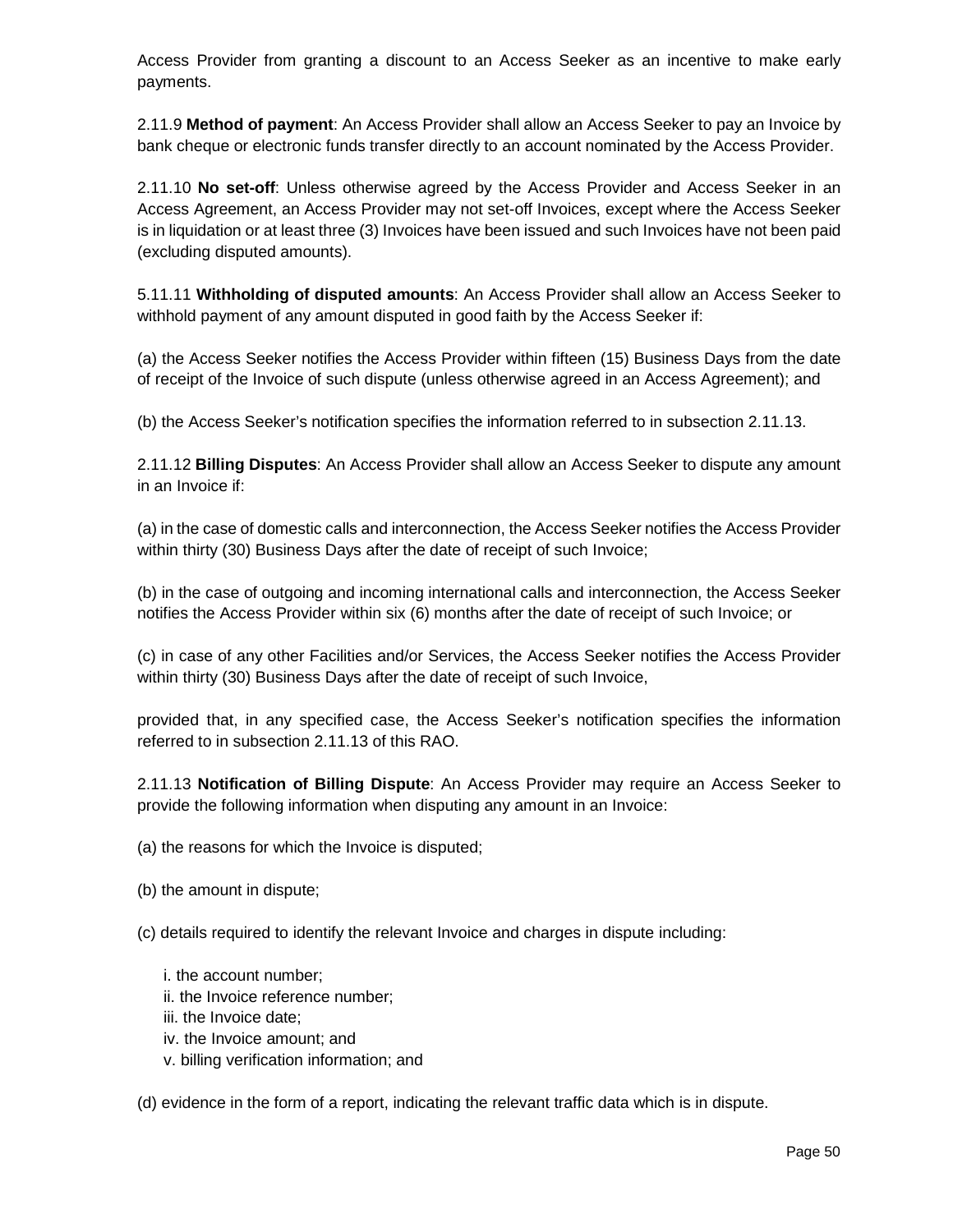Access Provider from granting a discount to an Access Seeker as an incentive to make early payments.

2.11.9 **Method of payment**: An Access Provider shall allow an Access Seeker to pay an Invoice by bank cheque or electronic funds transfer directly to an account nominated by the Access Provider.

2.11.10 **No set-off**: Unless otherwise agreed by the Access Provider and Access Seeker in an Access Agreement, an Access Provider may not set-off Invoices, except where the Access Seeker is in liquidation or at least three (3) Invoices have been issued and such Invoices have not been paid (excluding disputed amounts).

5.11.11 **Withholding of disputed amounts**: An Access Provider shall allow an Access Seeker to withhold payment of any amount disputed in good faith by the Access Seeker if:

(a) the Access Seeker notifies the Access Provider within fifteen (15) Business Days from the date of receipt of the Invoice of such dispute (unless otherwise agreed in an Access Agreement); and

(b) the Access Seeker's notification specifies the information referred to in subsection 2.11.13.

2.11.12 **Billing Disputes**: An Access Provider shall allow an Access Seeker to dispute any amount in an Invoice if:

(a) in the case of domestic calls and interconnection, the Access Seeker notifies the Access Provider within thirty (30) Business Days after the date of receipt of such Invoice;

(b) in the case of outgoing and incoming international calls and interconnection, the Access Seeker notifies the Access Provider within six (6) months after the date of receipt of such Invoice; or

(c) in case of any other Facilities and/or Services, the Access Seeker notifies the Access Provider within thirty (30) Business Days after the date of receipt of such Invoice,

provided that, in any specified case, the Access Seeker's notification specifies the information referred to in subsection 2.11.13 of this RAO.

2.11.13 **Notification of Billing Dispute**: An Access Provider may require an Access Seeker to provide the following information when disputing any amount in an Invoice:

(a) the reasons for which the Invoice is disputed;

(b) the amount in dispute;

(c) details required to identify the relevant Invoice and charges in dispute including:

i. the account number;
ii. the Invoice reference number;
iii. the Invoice date;
iv. the Invoice amount; and
v. billing verification information; and

(d) evidence in the form of a report, indicating the relevant traffic data which is in dispute.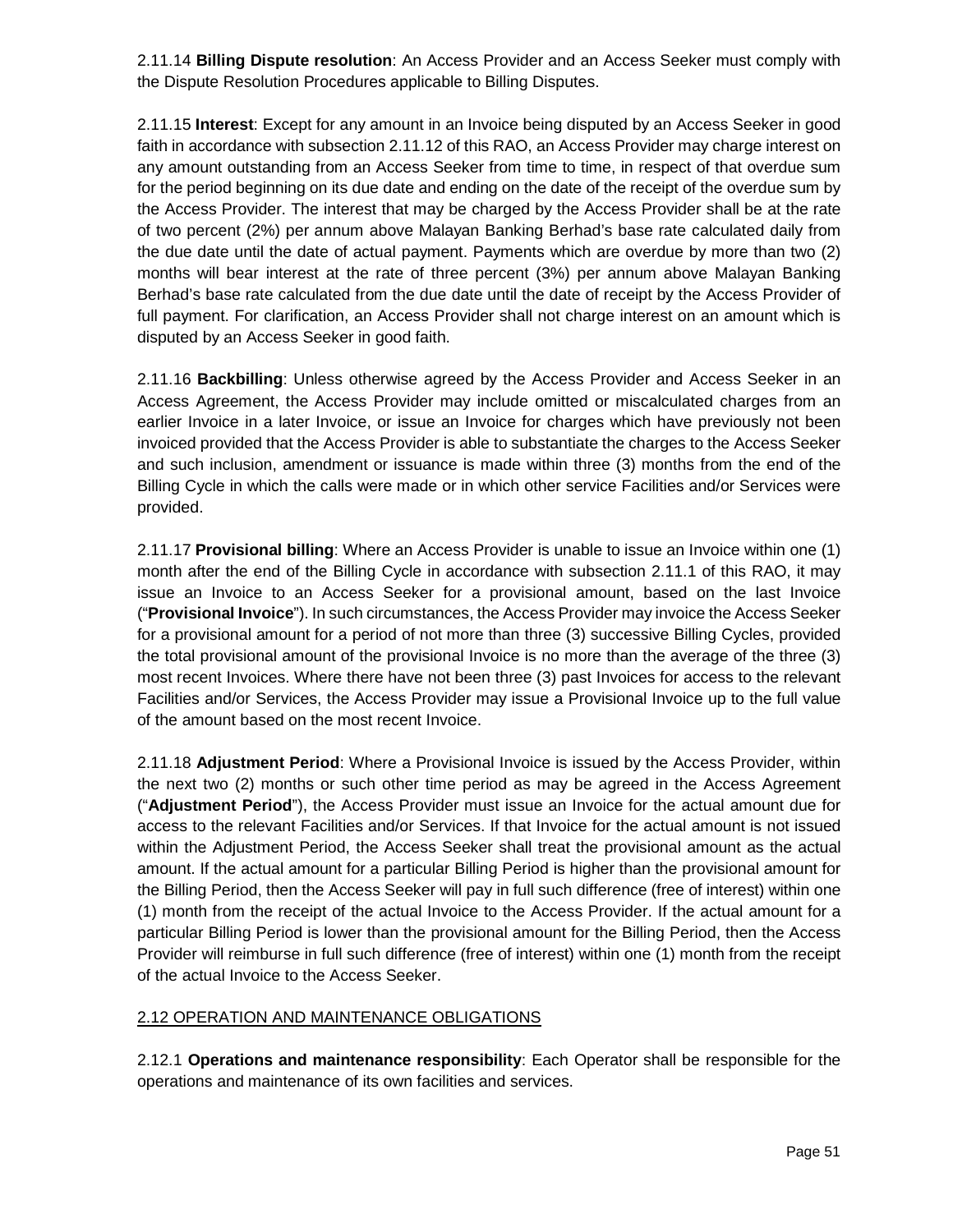2.11.14 **Billing Dispute resolution**: An Access Provider and an Access Seeker must comply with the Dispute Resolution Procedures applicable to Billing Disputes.

2.11.15 **Interest**: Except for any amount in an Invoice being disputed by an Access Seeker in good faith in accordance with subsection 2.11.12 of this RAO, an Access Provider may charge interest on any amount outstanding from an Access Seeker from time to time, in respect of that overdue sum for the period beginning on its due date and ending on the date of the receipt of the overdue sum by the Access Provider. The interest that may be charged by the Access Provider shall be at the rate of two percent (2%) per annum above Malayan Banking Berhad's base rate calculated daily from the due date until the date of actual payment. Payments which are overdue by more than two (2) months will bear interest at the rate of three percent (3%) per annum above Malayan Banking Berhad's base rate calculated from the due date until the date of receipt by the Access Provider of full payment. For clarification, an Access Provider shall not charge interest on an amount which is disputed by an Access Seeker in good faith.

2.11.16 **Backbilling**: Unless otherwise agreed by the Access Provider and Access Seeker in an Access Agreement, the Access Provider may include omitted or miscalculated charges from an earlier Invoice in a later Invoice, or issue an Invoice for charges which have previously not been invoiced provided that the Access Provider is able to substantiate the charges to the Access Seeker and such inclusion, amendment or issuance is made within three (3) months from the end of the Billing Cycle in which the calls were made or in which other service Facilities and/or Services were provided.

2.11.17 **Provisional billing**: Where an Access Provider is unable to issue an Invoice within one (1) month after the end of the Billing Cycle in accordance with subsection 2.11.1 of this RAO, it may issue an Invoice to an Access Seeker for a provisional amount, based on the last Invoice ("**Provisional Invoice**"). In such circumstances, the Access Provider may invoice the Access Seeker for a provisional amount for a period of not more than three (3) successive Billing Cycles, provided the total provisional amount of the provisional Invoice is no more than the average of the three (3) most recent Invoices. Where there have not been three (3) past Invoices for access to the relevant Facilities and/or Services, the Access Provider may issue a Provisional Invoice up to the full value of the amount based on the most recent Invoice.

2.11.18 **Adjustment Period**: Where a Provisional Invoice is issued by the Access Provider, within the next two (2) months or such other time period as may be agreed in the Access Agreement ("**Adjustment Period**"), the Access Provider must issue an Invoice for the actual amount due for access to the relevant Facilities and/or Services. If that Invoice for the actual amount is not issued within the Adjustment Period, the Access Seeker shall treat the provisional amount as the actual amount. If the actual amount for a particular Billing Period is higher than the provisional amount for the Billing Period, then the Access Seeker will pay in full such difference (free of interest) within one (1) month from the receipt of the actual Invoice to the Access Provider. If the actual amount for a particular Billing Period is lower than the provisional amount for the Billing Period, then the Access Provider will reimburse in full such difference (free of interest) within one (1) month from the receipt of the actual Invoice to the Access Seeker.

## 2.12 OPERATION AND MAINTENANCE OBLIGATIONS

2.12.1 **Operations and maintenance responsibility**: Each Operator shall be responsible for the operations and maintenance of its own facilities and services.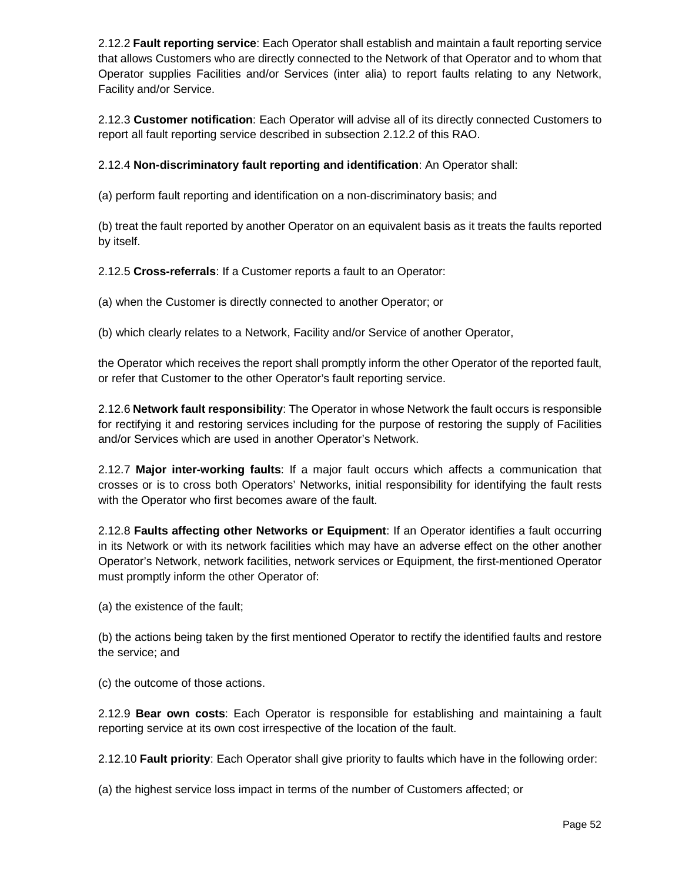2.12.2 **Fault reporting service**: Each Operator shall establish and maintain a fault reporting service that allows Customers who are directly connected to the Network of that Operator and to whom that Operator supplies Facilities and/or Services (inter alia) to report faults relating to any Network, Facility and/or Service.

2.12.3 **Customer notification**: Each Operator will advise all of its directly connected Customers to report all fault reporting service described in subsection 2.12.2 of this RAO.

2.12.4 **Non-discriminatory fault reporting and identification**: An Operator shall:

(a) perform fault reporting and identification on a non-discriminatory basis; and

(b) treat the fault reported by another Operator on an equivalent basis as it treats the faults reported by itself.

2.12.5 **Cross-referrals**: If a Customer reports a fault to an Operator:

(a) when the Customer is directly connected to another Operator; or

(b) which clearly relates to a Network, Facility and/or Service of another Operator,

the Operator which receives the report shall promptly inform the other Operator of the reported fault, or refer that Customer to the other Operator's fault reporting service.

2.12.6 **Network fault responsibility**: The Operator in whose Network the fault occurs is responsible for rectifying it and restoring services including for the purpose of restoring the supply of Facilities and/or Services which are used in another Operator's Network.

2.12.7 **Major inter-working faults**: If a major fault occurs which affects a communication that crosses or is to cross both Operators' Networks, initial responsibility for identifying the fault rests with the Operator who first becomes aware of the fault.

2.12.8 **Faults affecting other Networks or Equipment**: If an Operator identifies a fault occurring in its Network or with its network facilities which may have an adverse effect on the other another Operator's Network, network facilities, network services or Equipment, the first-mentioned Operator must promptly inform the other Operator of:

(a) the existence of the fault;

(b) the actions being taken by the first mentioned Operator to rectify the identified faults and restore the service; and

(c) the outcome of those actions.

2.12.9 **Bear own costs**: Each Operator is responsible for establishing and maintaining a fault reporting service at its own cost irrespective of the location of the fault.

2.12.10 **Fault priority**: Each Operator shall give priority to faults which have in the following order:

(a) the highest service loss impact in terms of the number of Customers affected; or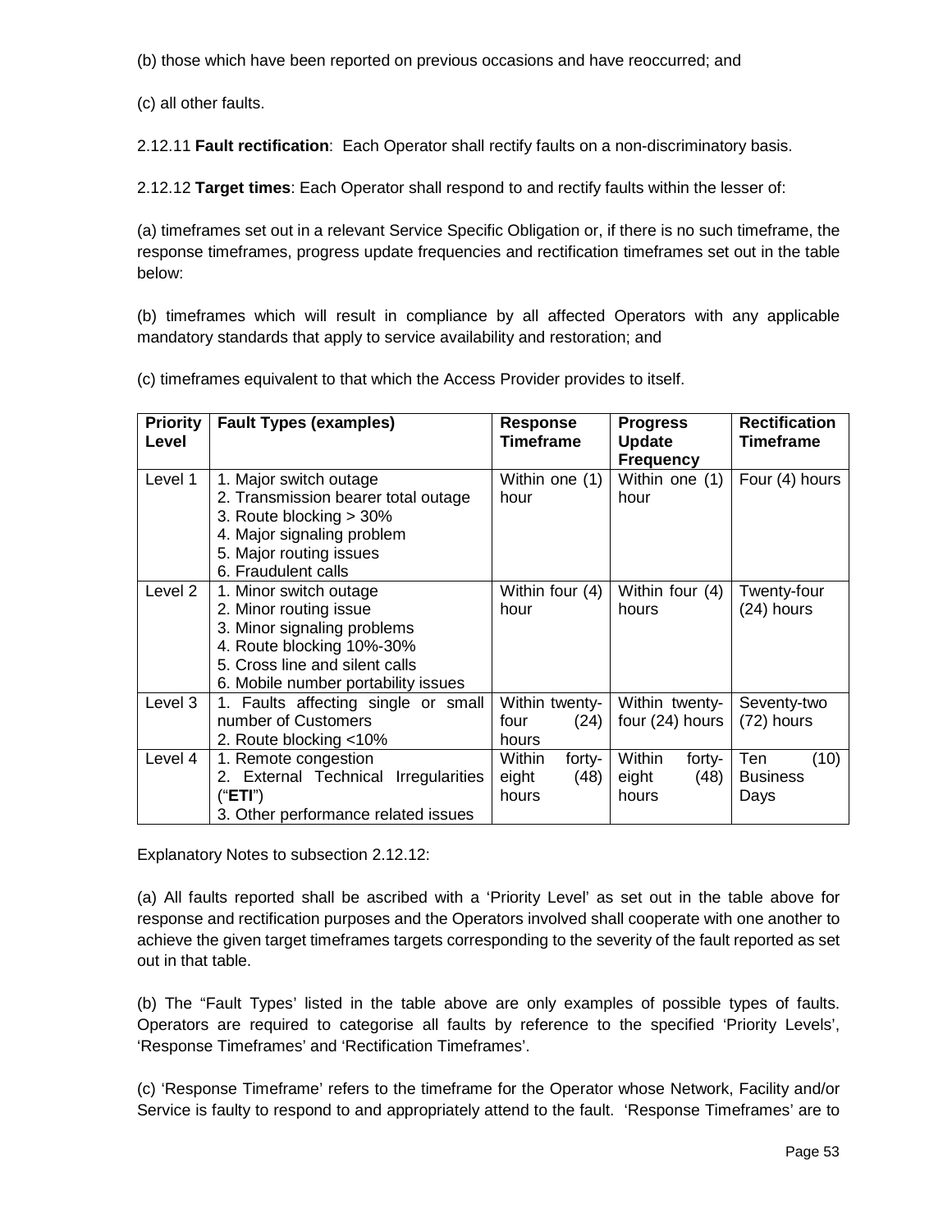(b) those which have been reported on previous occasions and have reoccurred; and

(c) all other faults.

2.12.11 **Fault rectification**: Each Operator shall rectify faults on a non-discriminatory basis.

2.12.12 **Target times**: Each Operator shall respond to and rectify faults within the lesser of:

(a) timeframes set out in a relevant Service Specific Obligation or, if there is no such timeframe, the response timeframes, progress update frequencies and rectification timeframes set out in the table below:

(b) timeframes which will result in compliance by all affected Operators with any applicable mandatory standards that apply to service availability and restoration; and

(c) timeframes equivalent to that which the Access Provider provides to itself.

| Priority Level | Fault Types (examples) | Response Timeframe | Progress Update Frequency | Rectification Timeframe |
|---|---|---|---|---|
| Level 1 | 1. Major switch outage<br>2. Transmission bearer total outage<br>3. Route blocking > 30%<br>4. Major signaling problem<br>5. Major routing issues<br>6. Fraudulent calls | Within one (1) hour | Within one (1) hour | Four (4) hours |
| Level 2 | 1. Minor switch outage<br>2. Minor routing issue<br>3. Minor signaling problems<br>4. Route blocking 10%-30%<br>5. Cross line and silent calls<br>6. Mobile number portability issues | Within four (4) hour | Within four (4) hours | Twenty-four (24) hours |
| Level 3 | 1. Faults affecting single or small number of Customers<br>2. Route blocking <10% | Within twenty-four (24) hours | Within twenty-four (24) hours | Seventy-two (72) hours |
| Level 4 | 1. Remote congestion<br>2. External Technical Irregularities ("**ETI**")<br>3. Other performance related issues | Within forty-eight (48) hours | Within forty-eight (48) hours | Ten (10) Business Days |

Explanatory Notes to subsection 2.12.12:

(a) All faults reported shall be ascribed with a 'Priority Level' as set out in the table above for response and rectification purposes and the Operators involved shall cooperate with one another to achieve the given target timeframes targets corresponding to the severity of the fault reported as set out in that table.

(b) The "Fault Types' listed in the table above are only examples of possible types of faults. Operators are required to categorise all faults by reference to the specified 'Priority Levels', 'Response Timeframes' and 'Rectification Timeframes'.

(c) 'Response Timeframe' refers to the timeframe for the Operator whose Network, Facility and/or Service is faulty to respond to and appropriately attend to the fault. 'Response Timeframes' are to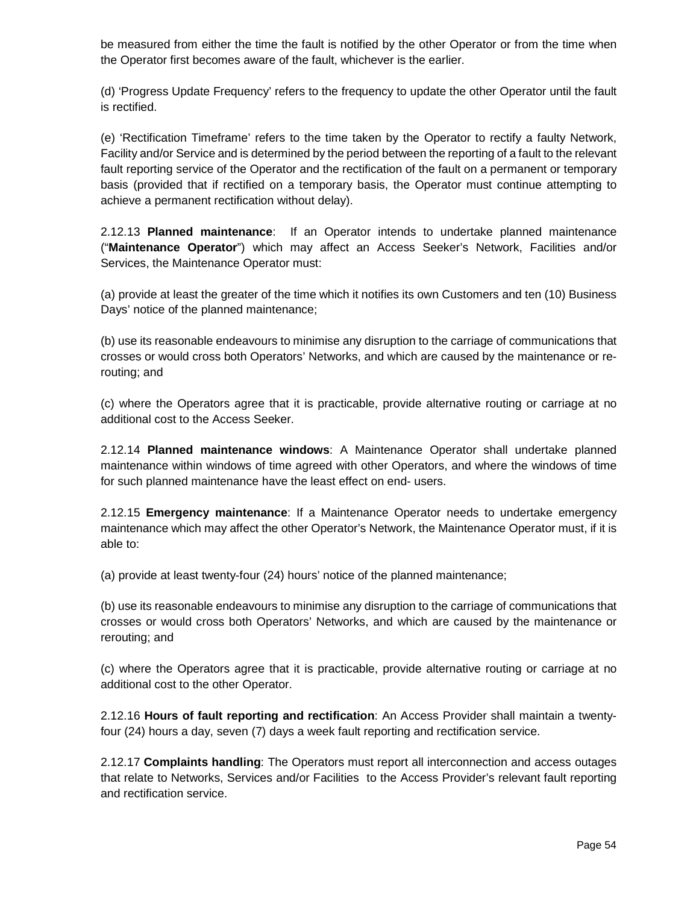be measured from either the time the fault is notified by the other Operator or from the time when the Operator first becomes aware of the fault, whichever is the earlier.

(d) 'Progress Update Frequency' refers to the frequency to update the other Operator until the fault is rectified.

(e) 'Rectification Timeframe' refers to the time taken by the Operator to rectify a faulty Network, Facility and/or Service and is determined by the period between the reporting of a fault to the relevant fault reporting service of the Operator and the rectification of the fault on a permanent or temporary basis (provided that if rectified on a temporary basis, the Operator must continue attempting to achieve a permanent rectification without delay).

2.12.13 **Planned maintenance**: If an Operator intends to undertake planned maintenance ("**Maintenance Operator**") which may affect an Access Seeker's Network, Facilities and/or Services, the Maintenance Operator must:

(a) provide at least the greater of the time which it notifies its own Customers and ten (10) Business Days' notice of the planned maintenance;

(b) use its reasonable endeavours to minimise any disruption to the carriage of communications that crosses or would cross both Operators' Networks, and which are caused by the maintenance or re-routing; and

(c) where the Operators agree that it is practicable, provide alternative routing or carriage at no additional cost to the Access Seeker.

2.12.14 **Planned maintenance windows**: A Maintenance Operator shall undertake planned maintenance within windows of time agreed with other Operators, and where the windows of time for such planned maintenance have the least effect on end- users.

2.12.15 **Emergency maintenance**: If a Maintenance Operator needs to undertake emergency maintenance which may affect the other Operator's Network, the Maintenance Operator must, if it is able to:

(a) provide at least twenty-four (24) hours' notice of the planned maintenance;

(b) use its reasonable endeavours to minimise any disruption to the carriage of communications that crosses or would cross both Operators' Networks, and which are caused by the maintenance or rerouting; and

(c) where the Operators agree that it is practicable, provide alternative routing or carriage at no additional cost to the other Operator.

2.12.16 **Hours of fault reporting and rectification**: An Access Provider shall maintain a twenty-four (24) hours a day, seven (7) days a week fault reporting and rectification service.

2.12.17 **Complaints handling**: The Operators must report all interconnection and access outages that relate to Networks, Services and/or Facilities to the Access Provider's relevant fault reporting and rectification service.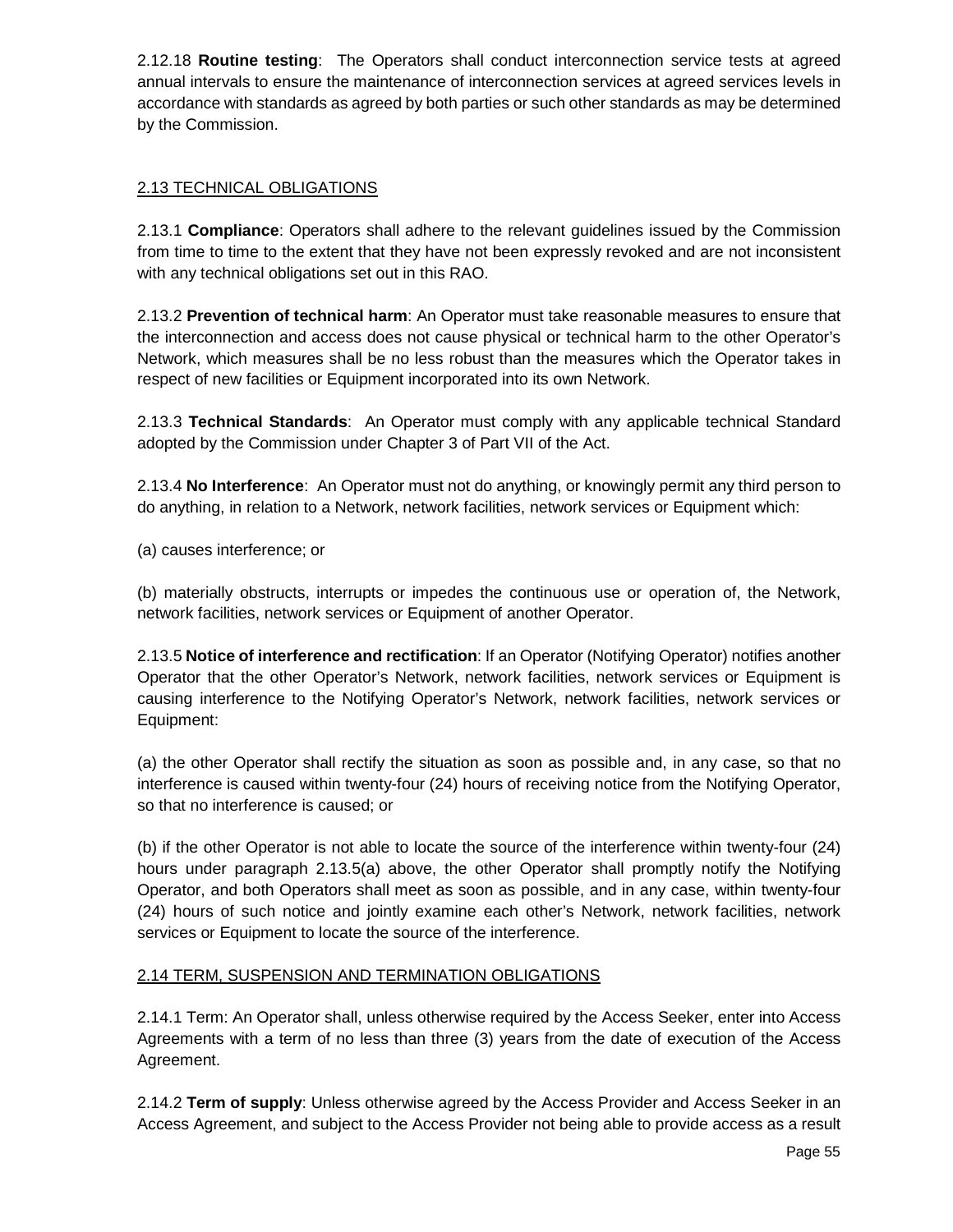2.12.18 **Routine testing**: The Operators shall conduct interconnection service tests at agreed annual intervals to ensure the maintenance of interconnection services at agreed services levels in accordance with standards as agreed by both parties or such other standards as may be determined by the Commission.

## 2.13 TECHNICAL OBLIGATIONS

2.13.1 **Compliance**: Operators shall adhere to the relevant guidelines issued by the Commission from time to time to the extent that they have not been expressly revoked and are not inconsistent with any technical obligations set out in this RAO.

2.13.2 **Prevention of technical harm**: An Operator must take reasonable measures to ensure that the interconnection and access does not cause physical or technical harm to the other Operator's Network, which measures shall be no less robust than the measures which the Operator takes in respect of new facilities or Equipment incorporated into its own Network.

2.13.3 **Technical Standards**: An Operator must comply with any applicable technical Standard adopted by the Commission under Chapter 3 of Part VII of the Act.

2.13.4 **No Interference**: An Operator must not do anything, or knowingly permit any third person to do anything, in relation to a Network, network facilities, network services or Equipment which:

(a) causes interference; or

(b) materially obstructs, interrupts or impedes the continuous use or operation of, the Network, network facilities, network services or Equipment of another Operator.

2.13.5 **Notice of interference and rectification**: If an Operator (Notifying Operator) notifies another Operator that the other Operator's Network, network facilities, network services or Equipment is causing interference to the Notifying Operator's Network, network facilities, network services or Equipment:

(a) the other Operator shall rectify the situation as soon as possible and, in any case, so that no interference is caused within twenty-four (24) hours of receiving notice from the Notifying Operator, so that no interference is caused; or

(b) if the other Operator is not able to locate the source of the interference within twenty-four (24) hours under paragraph 2.13.5(a) above, the other Operator shall promptly notify the Notifying Operator, and both Operators shall meet as soon as possible, and in any case, within twenty-four (24) hours of such notice and jointly examine each other's Network, network facilities, network services or Equipment to locate the source of the interference.

## 2.14 TERM, SUSPENSION AND TERMINATION OBLIGATIONS

2.14.1 Term: An Operator shall, unless otherwise required by the Access Seeker, enter into Access Agreements with a term of no less than three (3) years from the date of execution of the Access Agreement.

2.14.2 **Term of supply**: Unless otherwise agreed by the Access Provider and Access Seeker in an Access Agreement, and subject to the Access Provider not being able to provide access as a result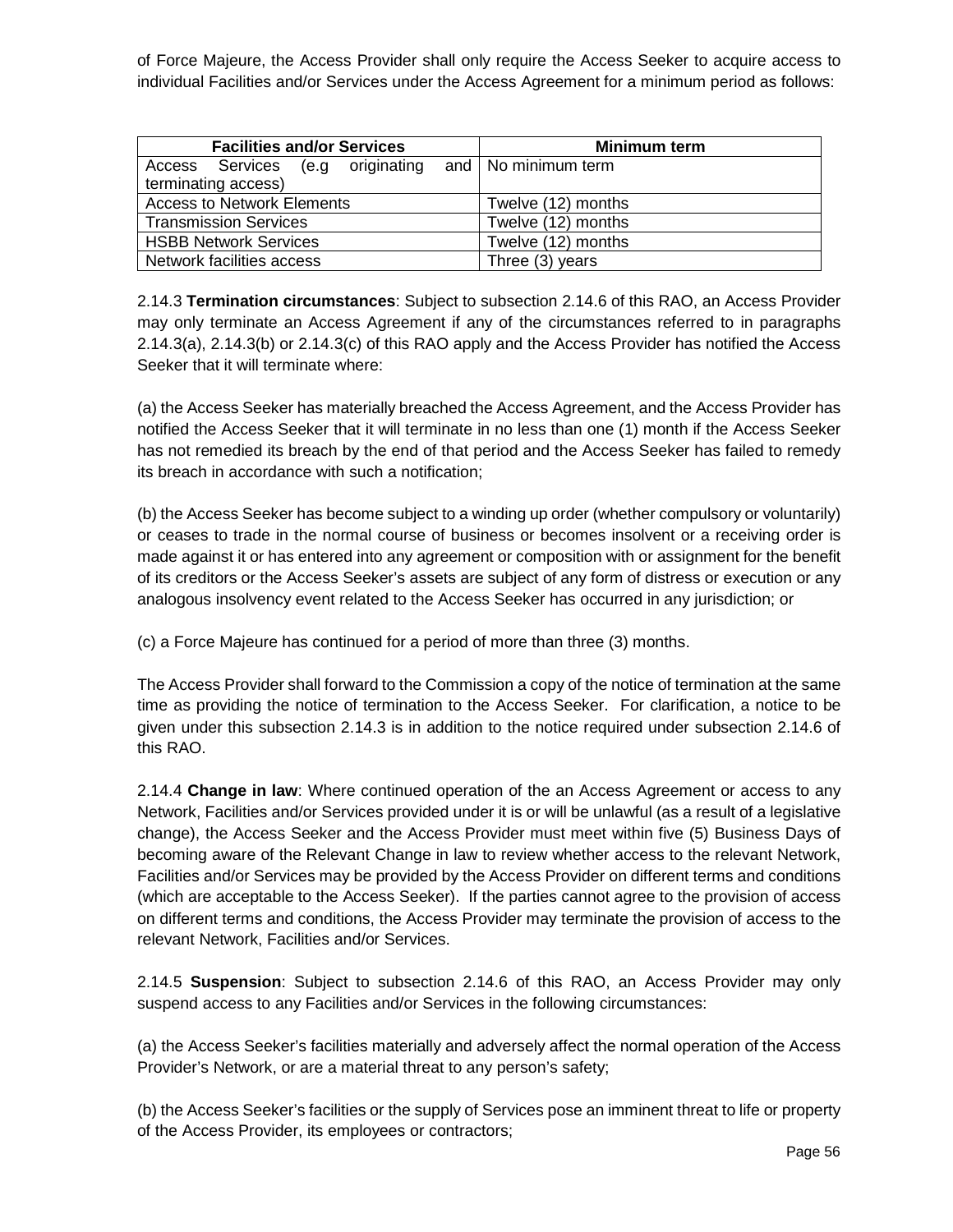of Force Majeure, the Access Provider shall only require the Access Seeker to acquire access to individual Facilities and/or Services under the Access Agreement for a minimum period as follows:

| Facilities and/or Services | Minimum term |
| --- | --- |
| Access Services (e.g originating and terminating access) | No minimum term |
| Access to Network Elements | Twelve (12) months |
| Transmission Services | Twelve (12) months |
| HSBB Network Services | Twelve (12) months |
| Network facilities access | Three (3) years |

2.14.3 **Termination circumstances**: Subject to subsection 2.14.6 of this RAO, an Access Provider may only terminate an Access Agreement if any of the circumstances referred to in paragraphs 2.14.3(a), 2.14.3(b) or 2.14.3(c) of this RAO apply and the Access Provider has notified the Access Seeker that it will terminate where:

(a) the Access Seeker has materially breached the Access Agreement, and the Access Provider has notified the Access Seeker that it will terminate in no less than one (1) month if the Access Seeker has not remedied its breach by the end of that period and the Access Seeker has failed to remedy its breach in accordance with such a notification;

(b) the Access Seeker has become subject to a winding up order (whether compulsory or voluntarily) or ceases to trade in the normal course of business or becomes insolvent or a receiving order is made against it or has entered into any agreement or composition with or assignment for the benefit of its creditors or the Access Seeker's assets are subject of any form of distress or execution or any analogous insolvency event related to the Access Seeker has occurred in any jurisdiction; or

(c) a Force Majeure has continued for a period of more than three (3) months.

The Access Provider shall forward to the Commission a copy of the notice of termination at the same time as providing the notice of termination to the Access Seeker. For clarification, a notice to be given under this subsection 2.14.3 is in addition to the notice required under subsection 2.14.6 of this RAO.

2.14.4 **Change in law**: Where continued operation of the an Access Agreement or access to any Network, Facilities and/or Services provided under it is or will be unlawful (as a result of a legislative change), the Access Seeker and the Access Provider must meet within five (5) Business Days of becoming aware of the Relevant Change in law to review whether access to the relevant Network, Facilities and/or Services may be provided by the Access Provider on different terms and conditions (which are acceptable to the Access Seeker). If the parties cannot agree to the provision of access on different terms and conditions, the Access Provider may terminate the provision of access to the relevant Network, Facilities and/or Services.

2.14.5 **Suspension**: Subject to subsection 2.14.6 of this RAO, an Access Provider may only suspend access to any Facilities and/or Services in the following circumstances:

(a) the Access Seeker's facilities materially and adversely affect the normal operation of the Access Provider's Network, or are a material threat to any person's safety;

(b) the Access Seeker's facilities or the supply of Services pose an imminent threat to life or property of the Access Provider, its employees or contractors;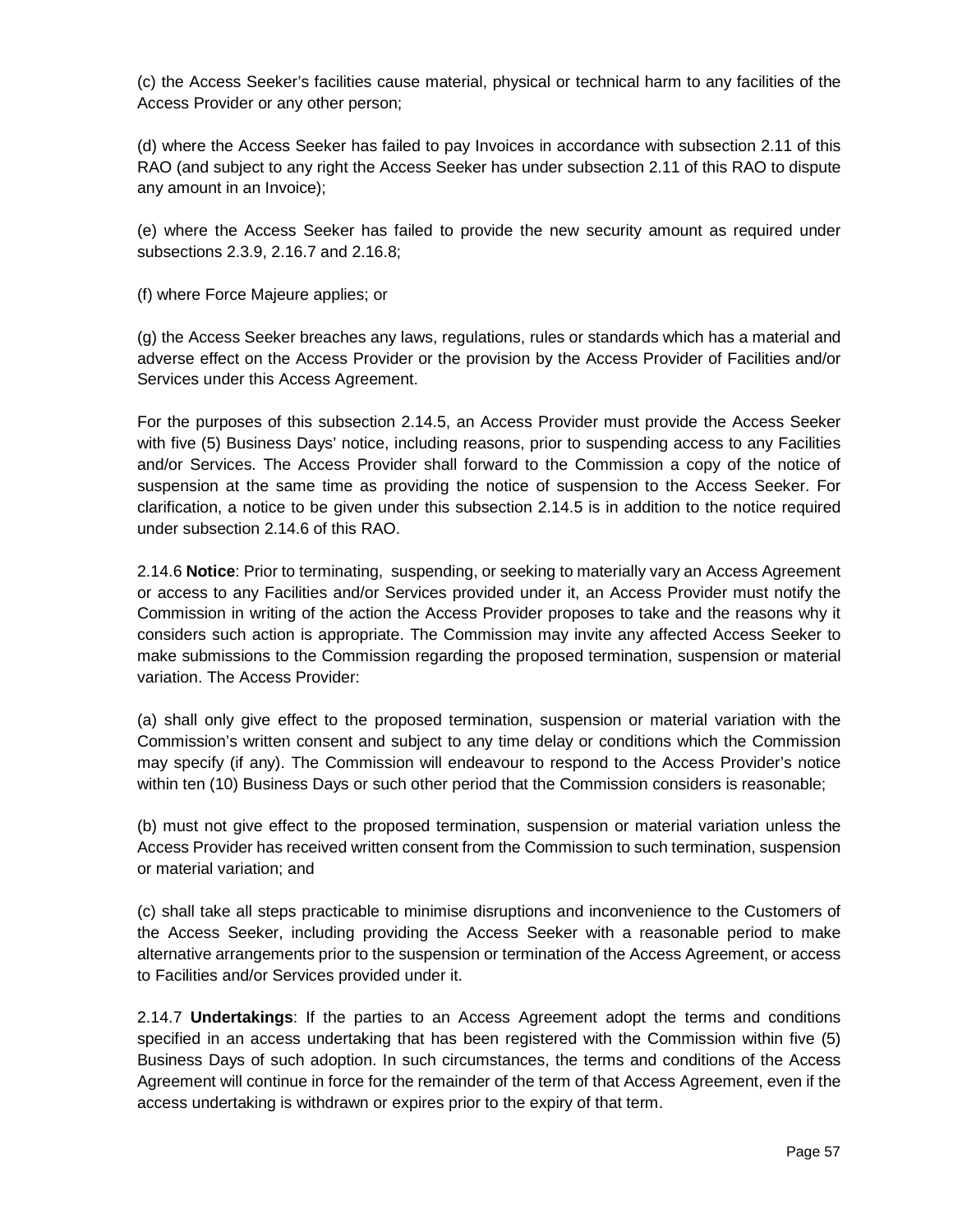(c) the Access Seeker's facilities cause material, physical or technical harm to any facilities of the Access Provider or any other person;

(d) where the Access Seeker has failed to pay Invoices in accordance with subsection 2.11 of this RAO (and subject to any right the Access Seeker has under subsection 2.11 of this RAO to dispute any amount in an Invoice);

(e) where the Access Seeker has failed to provide the new security amount as required under subsections 2.3.9, 2.16.7 and 2.16.8;

(f) where Force Majeure applies; or

(g) the Access Seeker breaches any laws, regulations, rules or standards which has a material and adverse effect on the Access Provider or the provision by the Access Provider of Facilities and/or Services under this Access Agreement.

For the purposes of this subsection 2.14.5, an Access Provider must provide the Access Seeker with five (5) Business Days' notice, including reasons, prior to suspending access to any Facilities and/or Services. The Access Provider shall forward to the Commission a copy of the notice of suspension at the same time as providing the notice of suspension to the Access Seeker. For clarification, a notice to be given under this subsection 2.14.5 is in addition to the notice required under subsection 2.14.6 of this RAO.

2.14.6 **Notice**: Prior to terminating, suspending, or seeking to materially vary an Access Agreement or access to any Facilities and/or Services provided under it, an Access Provider must notify the Commission in writing of the action the Access Provider proposes to take and the reasons why it considers such action is appropriate. The Commission may invite any affected Access Seeker to make submissions to the Commission regarding the proposed termination, suspension or material variation. The Access Provider:

(a) shall only give effect to the proposed termination, suspension or material variation with the Commission's written consent and subject to any time delay or conditions which the Commission may specify (if any). The Commission will endeavour to respond to the Access Provider's notice within ten (10) Business Days or such other period that the Commission considers is reasonable;

(b) must not give effect to the proposed termination, suspension or material variation unless the Access Provider has received written consent from the Commission to such termination, suspension or material variation; and

(c) shall take all steps practicable to minimise disruptions and inconvenience to the Customers of the Access Seeker, including providing the Access Seeker with a reasonable period to make alternative arrangements prior to the suspension or termination of the Access Agreement, or access to Facilities and/or Services provided under it.

2.14.7 **Undertakings**: If the parties to an Access Agreement adopt the terms and conditions specified in an access undertaking that has been registered with the Commission within five (5) Business Days of such adoption. In such circumstances, the terms and conditions of the Access Agreement will continue in force for the remainder of the term of that Access Agreement, even if the access undertaking is withdrawn or expires prior to the expiry of that term.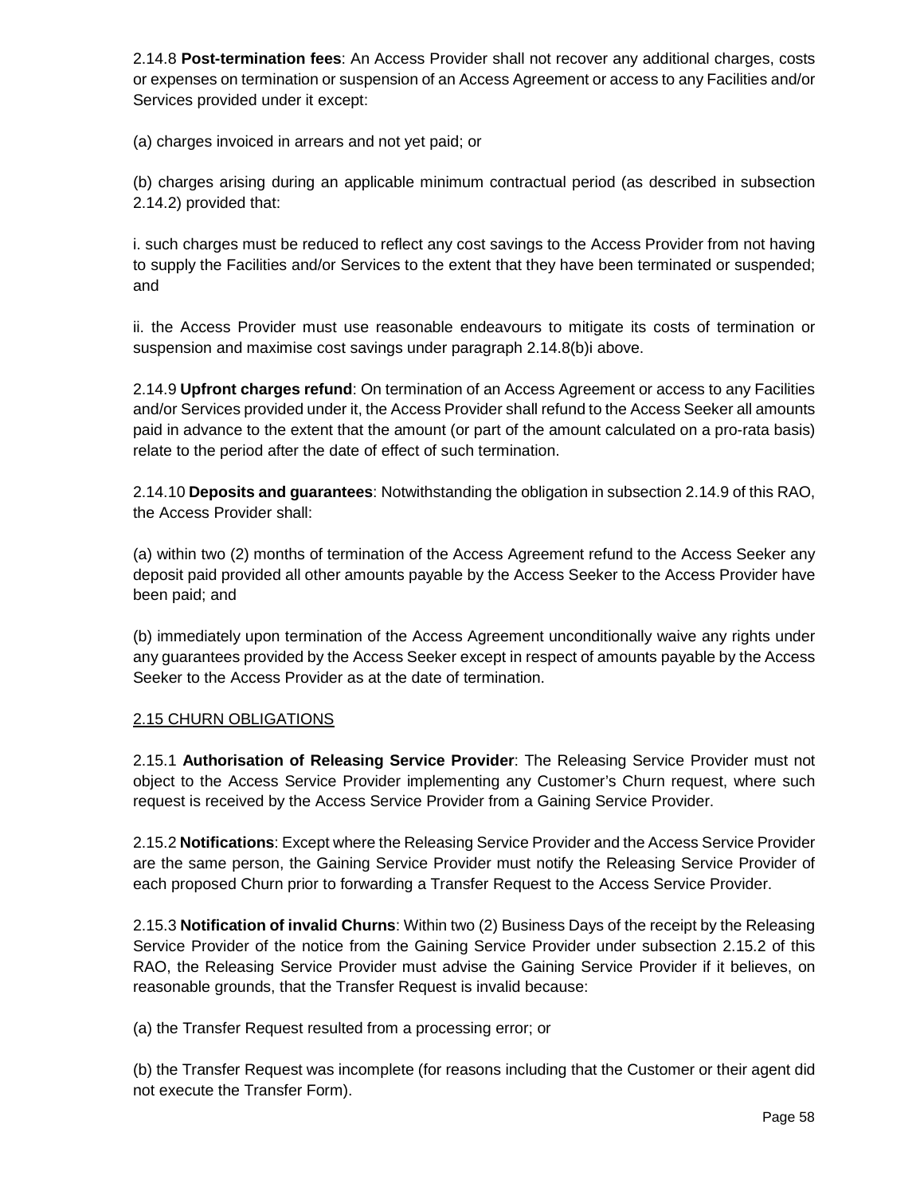2.14.8 **Post-termination fees**: An Access Provider shall not recover any additional charges, costs or expenses on termination or suspension of an Access Agreement or access to any Facilities and/or Services provided under it except:

(a) charges invoiced in arrears and not yet paid; or

(b) charges arising during an applicable minimum contractual period (as described in subsection 2.14.2) provided that:

i. such charges must be reduced to reflect any cost savings to the Access Provider from not having to supply the Facilities and/or Services to the extent that they have been terminated or suspended; and

ii. the Access Provider must use reasonable endeavours to mitigate its costs of termination or suspension and maximise cost savings under paragraph 2.14.8(b)i above.

2.14.9 **Upfront charges refund**: On termination of an Access Agreement or access to any Facilities and/or Services provided under it, the Access Provider shall refund to the Access Seeker all amounts paid in advance to the extent that the amount (or part of the amount calculated on a pro-rata basis) relate to the period after the date of effect of such termination.

2.14.10 **Deposits and guarantees**: Notwithstanding the obligation in subsection 2.14.9 of this RAO, the Access Provider shall:

(a) within two (2) months of termination of the Access Agreement refund to the Access Seeker any deposit paid provided all other amounts payable by the Access Seeker to the Access Provider have been paid; and

(b) immediately upon termination of the Access Agreement unconditionally waive any rights under any guarantees provided by the Access Seeker except in respect of amounts payable by the Access Seeker to the Access Provider as at the date of termination.

## 2.15 CHURN OBLIGATIONS

2.15.1 **Authorisation of Releasing Service Provider**: The Releasing Service Provider must not object to the Access Service Provider implementing any Customer's Churn request, where such request is received by the Access Service Provider from a Gaining Service Provider.

2.15.2 **Notifications**: Except where the Releasing Service Provider and the Access Service Provider are the same person, the Gaining Service Provider must notify the Releasing Service Provider of each proposed Churn prior to forwarding a Transfer Request to the Access Service Provider.

2.15.3 **Notification of invalid Churns**: Within two (2) Business Days of the receipt by the Releasing Service Provider of the notice from the Gaining Service Provider under subsection 2.15.2 of this RAO, the Releasing Service Provider must advise the Gaining Service Provider if it believes, on reasonable grounds, that the Transfer Request is invalid because:

(a) the Transfer Request resulted from a processing error; or

(b) the Transfer Request was incomplete (for reasons including that the Customer or their agent did not execute the Transfer Form).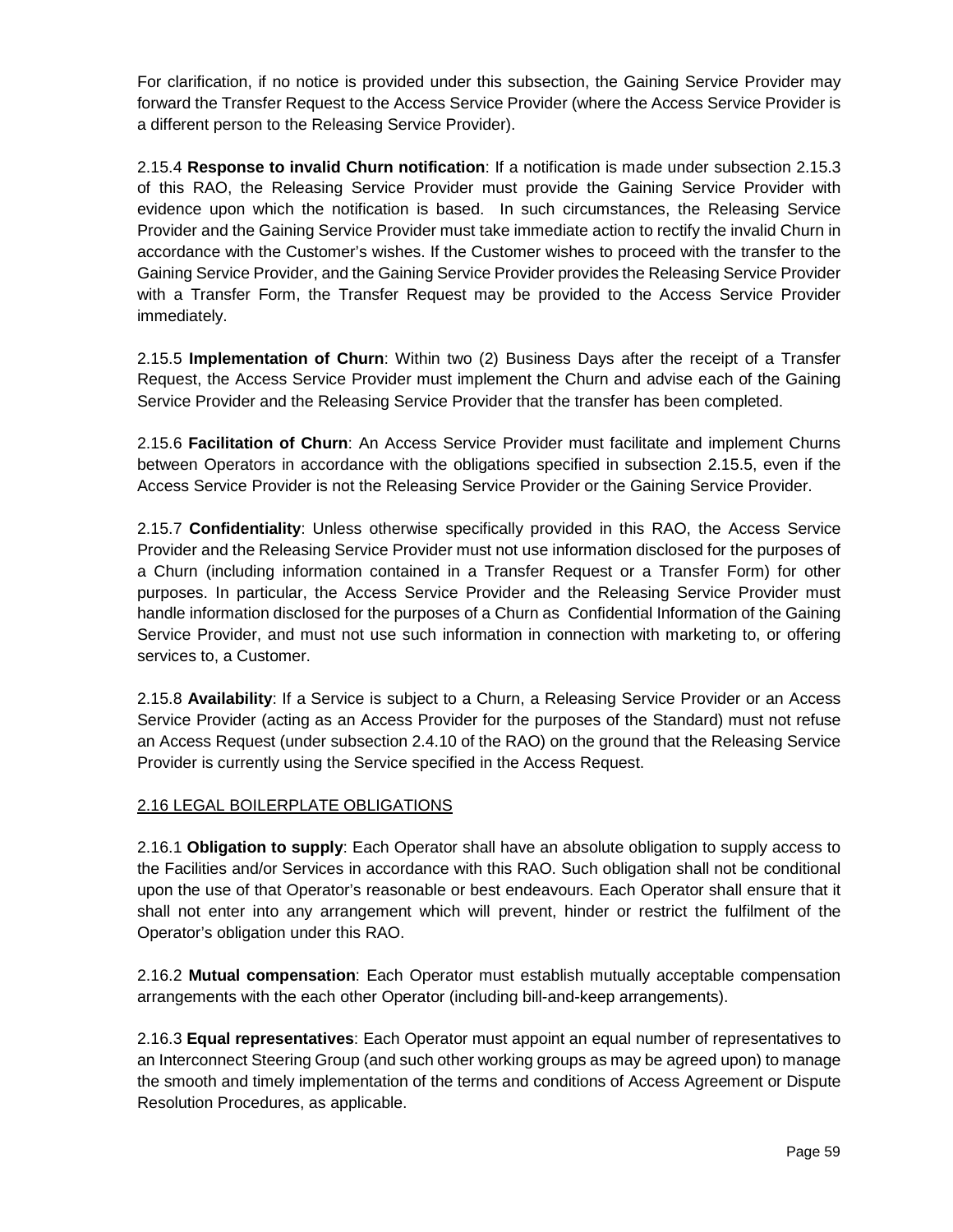For clarification, if no notice is provided under this subsection, the Gaining Service Provider may forward the Transfer Request to the Access Service Provider (where the Access Service Provider is a different person to the Releasing Service Provider).

2.15.4 **Response to invalid Churn notification**: If a notification is made under subsection 2.15.3 of this RAO, the Releasing Service Provider must provide the Gaining Service Provider with evidence upon which the notification is based. In such circumstances, the Releasing Service Provider and the Gaining Service Provider must take immediate action to rectify the invalid Churn in accordance with the Customer's wishes. If the Customer wishes to proceed with the transfer to the Gaining Service Provider, and the Gaining Service Provider provides the Releasing Service Provider with a Transfer Form, the Transfer Request may be provided to the Access Service Provider immediately.

2.15.5 **Implementation of Churn**: Within two (2) Business Days after the receipt of a Transfer Request, the Access Service Provider must implement the Churn and advise each of the Gaining Service Provider and the Releasing Service Provider that the transfer has been completed.

2.15.6 **Facilitation of Churn**: An Access Service Provider must facilitate and implement Churns between Operators in accordance with the obligations specified in subsection 2.15.5, even if the Access Service Provider is not the Releasing Service Provider or the Gaining Service Provider.

2.15.7 **Confidentiality**: Unless otherwise specifically provided in this RAO, the Access Service Provider and the Releasing Service Provider must not use information disclosed for the purposes of a Churn (including information contained in a Transfer Request or a Transfer Form) for other purposes. In particular, the Access Service Provider and the Releasing Service Provider must handle information disclosed for the purposes of a Churn as Confidential Information of the Gaining Service Provider, and must not use such information in connection with marketing to, or offering services to, a Customer.

2.15.8 **Availability**: If a Service is subject to a Churn, a Releasing Service Provider or an Access Service Provider (acting as an Access Provider for the purposes of the Standard) must not refuse an Access Request (under subsection 2.4.10 of the RAO) on the ground that the Releasing Service Provider is currently using the Service specified in the Access Request.

## 2.16 LEGAL BOILERPLATE OBLIGATIONS

2.16.1 **Obligation to supply**: Each Operator shall have an absolute obligation to supply access to the Facilities and/or Services in accordance with this RAO. Such obligation shall not be conditional upon the use of that Operator's reasonable or best endeavours. Each Operator shall ensure that it shall not enter into any arrangement which will prevent, hinder or restrict the fulfilment of the Operator's obligation under this RAO.

2.16.2 **Mutual compensation**: Each Operator must establish mutually acceptable compensation arrangements with the each other Operator (including bill-and-keep arrangements).

2.16.3 **Equal representatives**: Each Operator must appoint an equal number of representatives to an Interconnect Steering Group (and such other working groups as may be agreed upon) to manage the smooth and timely implementation of the terms and conditions of Access Agreement or Dispute Resolution Procedures, as applicable.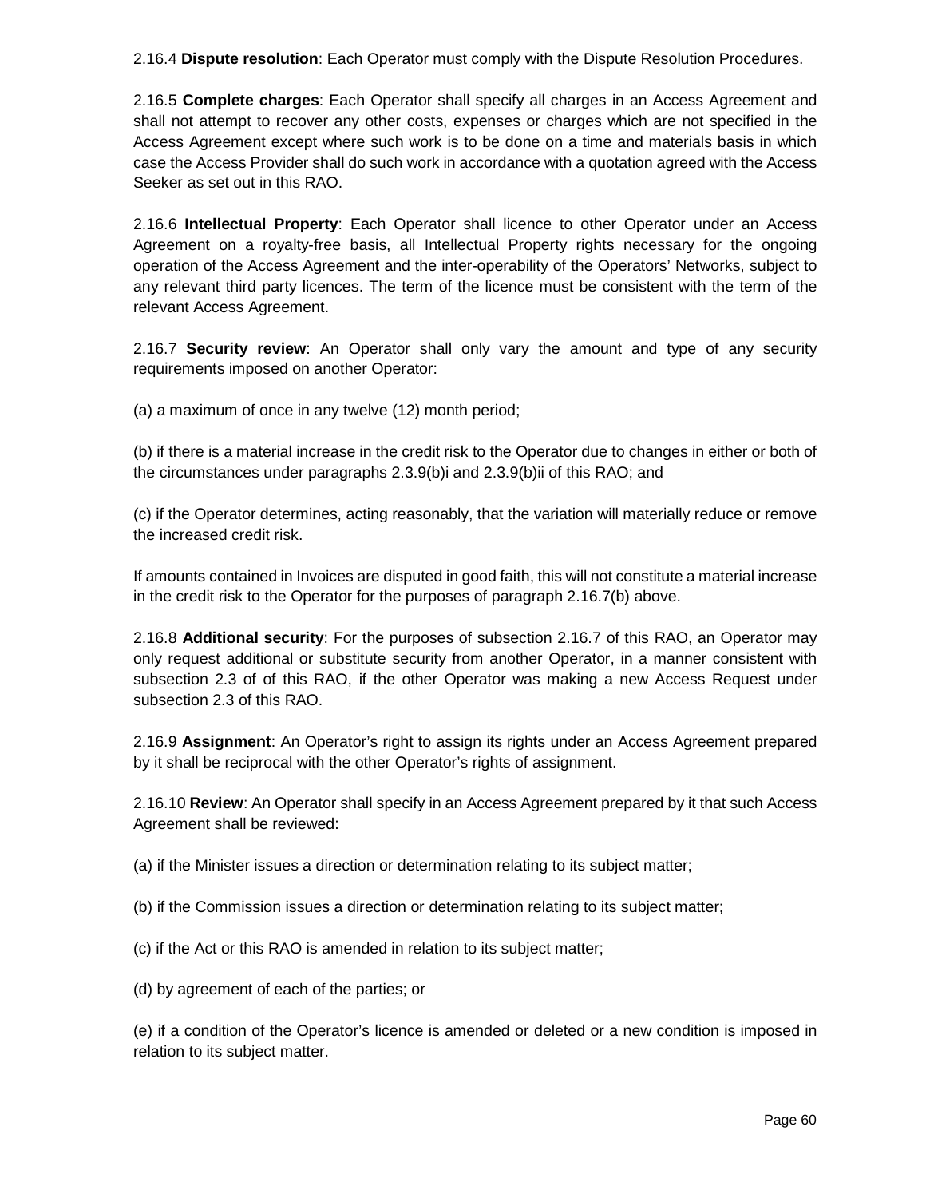2.16.4 **Dispute resolution**: Each Operator must comply with the Dispute Resolution Procedures.

2.16.5 **Complete charges**: Each Operator shall specify all charges in an Access Agreement and shall not attempt to recover any other costs, expenses or charges which are not specified in the Access Agreement except where such work is to be done on a time and materials basis in which case the Access Provider shall do such work in accordance with a quotation agreed with the Access Seeker as set out in this RAO.

2.16.6 **Intellectual Property**: Each Operator shall licence to other Operator under an Access Agreement on a royalty-free basis, all Intellectual Property rights necessary for the ongoing operation of the Access Agreement and the inter-operability of the Operators' Networks, subject to any relevant third party licences. The term of the licence must be consistent with the term of the relevant Access Agreement.

2.16.7 **Security review**: An Operator shall only vary the amount and type of any security requirements imposed on another Operator:

(a) a maximum of once in any twelve (12) month period;

(b) if there is a material increase in the credit risk to the Operator due to changes in either or both of the circumstances under paragraphs 2.3.9(b)i and 2.3.9(b)ii of this RAO; and

(c) if the Operator determines, acting reasonably, that the variation will materially reduce or remove the increased credit risk.

If amounts contained in Invoices are disputed in good faith, this will not constitute a material increase in the credit risk to the Operator for the purposes of paragraph 2.16.7(b) above.

2.16.8 **Additional security**: For the purposes of subsection 2.16.7 of this RAO, an Operator may only request additional or substitute security from another Operator, in a manner consistent with subsection 2.3 of of this RAO, if the other Operator was making a new Access Request under subsection 2.3 of this RAO.

2.16.9 **Assignment**: An Operator's right to assign its rights under an Access Agreement prepared by it shall be reciprocal with the other Operator's rights of assignment.

2.16.10 **Review**: An Operator shall specify in an Access Agreement prepared by it that such Access Agreement shall be reviewed:

(a) if the Minister issues a direction or determination relating to its subject matter;

(b) if the Commission issues a direction or determination relating to its subject matter;

(c) if the Act or this RAO is amended in relation to its subject matter;

(d) by agreement of each of the parties; or

(e) if a condition of the Operator's licence is amended or deleted or a new condition is imposed in relation to its subject matter.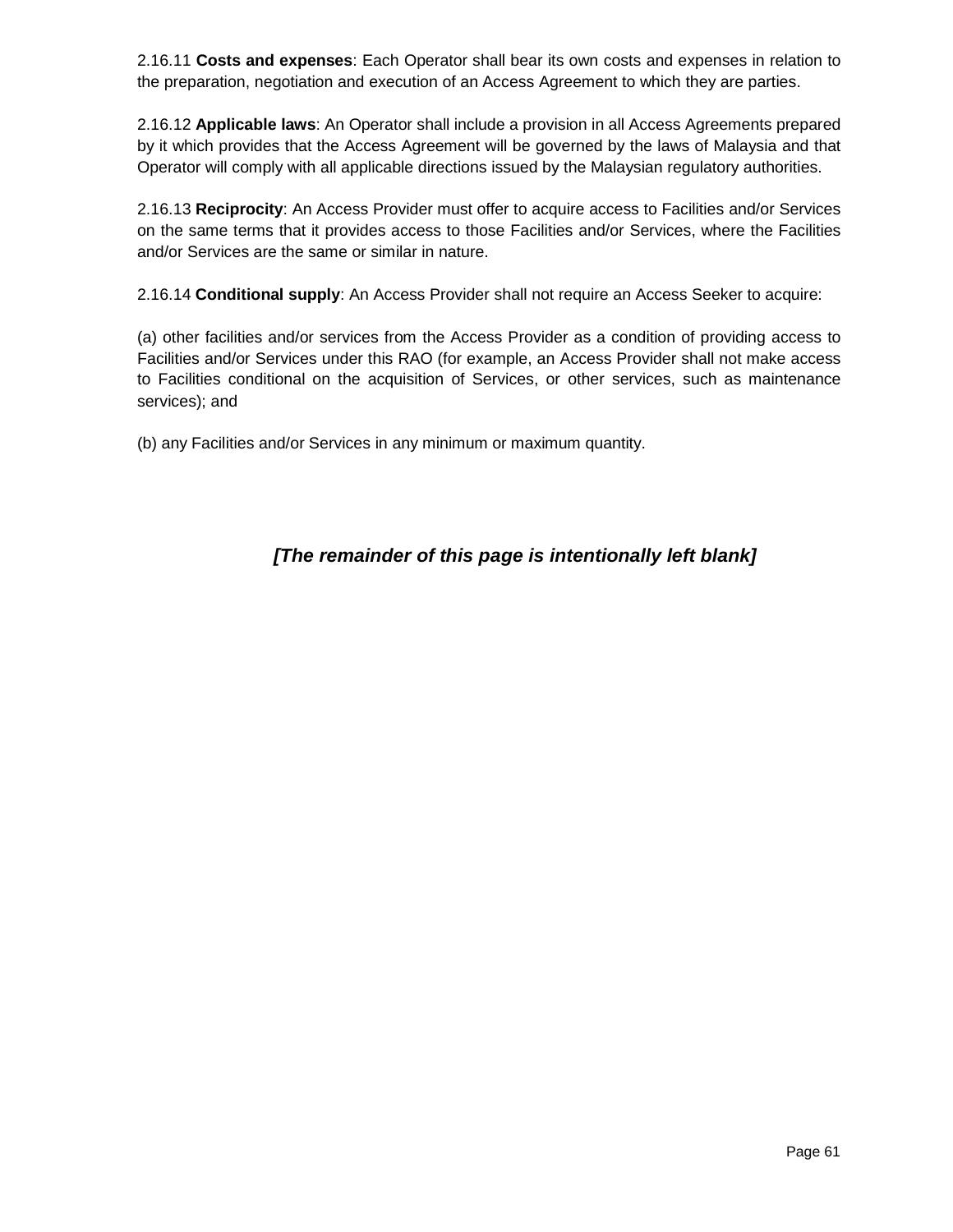2.16.11 **Costs and expenses**: Each Operator shall bear its own costs and expenses in relation to the preparation, negotiation and execution of an Access Agreement to which they are parties.

2.16.12 **Applicable laws**: An Operator shall include a provision in all Access Agreements prepared by it which provides that the Access Agreement will be governed by the laws of Malaysia and that Operator will comply with all applicable directions issued by the Malaysian regulatory authorities.

2.16.13 **Reciprocity**: An Access Provider must offer to acquire access to Facilities and/or Services on the same terms that it provides access to those Facilities and/or Services, where the Facilities and/or Services are the same or similar in nature.

2.16.14 **Conditional supply**: An Access Provider shall not require an Access Seeker to acquire:

(a) other facilities and/or services from the Access Provider as a condition of providing access to Facilities and/or Services under this RAO (for example, an Access Provider shall not make access to Facilities conditional on the acquisition of Services, or other services, such as maintenance services); and

(b) any Facilities and/or Services in any minimum or maximum quantity.

***[The remainder of this page is intentionally left blank]***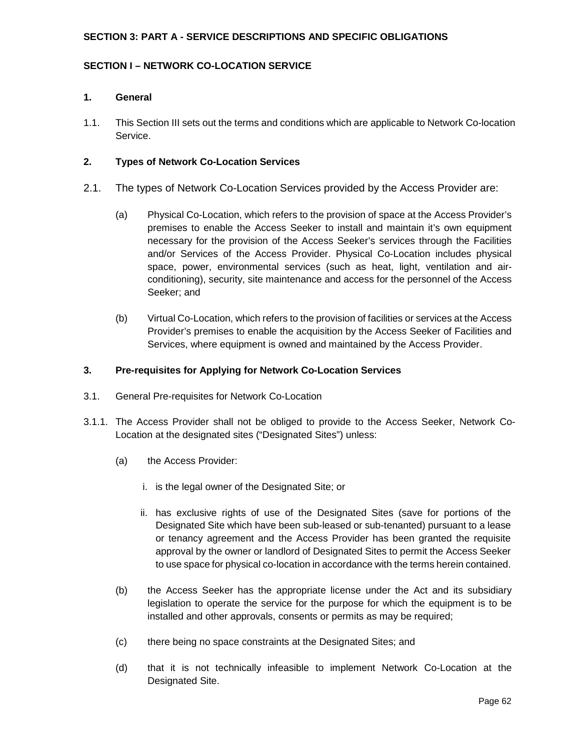**SECTION 3: PART A - SERVICE DESCRIPTIONS AND SPECIFIC OBLIGATIONS**

**SECTION I – NETWORK CO-LOCATION SERVICE**

**1. General**

1.1. This Section III sets out the terms and conditions which are applicable to Network Co-location Service.

**2. Types of Network Co-Location Services**

2.1. The types of Network Co-Location Services provided by the Access Provider are:

(a) Physical Co-Location, which refers to the provision of space at the Access Provider's premises to enable the Access Seeker to install and maintain it's own equipment necessary for the provision of the Access Seeker's services through the Facilities and/or Services of the Access Provider. Physical Co-Location includes physical space, power, environmental services (such as heat, light, ventilation and air-conditioning), security, site maintenance and access for the personnel of the Access Seeker; and

(b) Virtual Co-Location, which refers to the provision of facilities or services at the Access Provider's premises to enable the acquisition by the Access Seeker of Facilities and Services, where equipment is owned and maintained by the Access Provider.

**3. Pre-requisites for Applying for Network Co-Location Services**

3.1. General Pre-requisites for Network Co-Location

3.1.1. The Access Provider shall not be obliged to provide to the Access Seeker, Network Co-Location at the designated sites ("Designated Sites") unless:

(a) the Access Provider:

i. is the legal owner of the Designated Site; or

ii. has exclusive rights of use of the Designated Sites (save for portions of the Designated Site which have been sub-leased or sub-tenanted) pursuant to a lease or tenancy agreement and the Access Provider has been granted the requisite approval by the owner or landlord of Designated Sites to permit the Access Seeker to use space for physical co-location in accordance with the terms herein contained.

(b) the Access Seeker has the appropriate license under the Act and its subsidiary legislation to operate the service for the purpose for which the equipment is to be installed and other approvals, consents or permits as may be required;

(c) there being no space constraints at the Designated Sites; and

(d) that it is not technically infeasible to implement Network Co-Location at the Designated Site.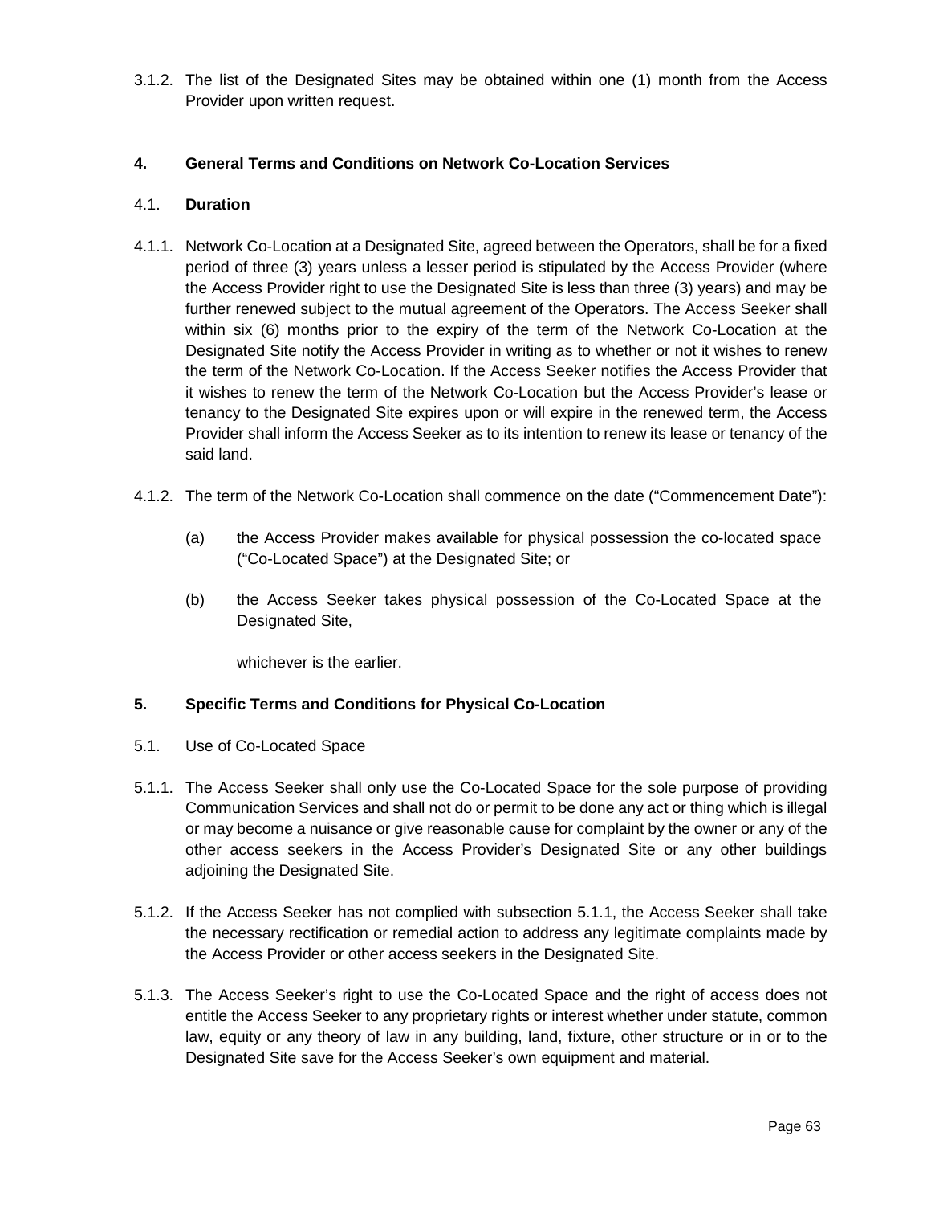3.1.2. The list of the Designated Sites may be obtained within one (1) month from the Access Provider upon written request.

## 4. General Terms and Conditions on Network Co-Location Services

### 4.1. Duration

4.1.1. Network Co-Location at a Designated Site, agreed between the Operators, shall be for a fixed period of three (3) years unless a lesser period is stipulated by the Access Provider (where the Access Provider right to use the Designated Site is less than three (3) years) and may be further renewed subject to the mutual agreement of the Operators. The Access Seeker shall within six (6) months prior to the expiry of the term of the Network Co-Location at the Designated Site notify the Access Provider in writing as to whether or not it wishes to renew the term of the Network Co-Location. If the Access Seeker notifies the Access Provider that it wishes to renew the term of the Network Co-Location but the Access Provider's lease or tenancy to the Designated Site expires upon or will expire in the renewed term, the Access Provider shall inform the Access Seeker as to its intention to renew its lease or tenancy of the said land.

4.1.2. The term of the Network Co-Location shall commence on the date ("Commencement Date"):

(a) the Access Provider makes available for physical possession the co-located space ("Co-Located Space") at the Designated Site; or

(b) the Access Seeker takes physical possession of the Co-Located Space at the Designated Site,

whichever is the earlier.

## 5. Specific Terms and Conditions for Physical Co-Location

5.1. Use of Co-Located Space

5.1.1. The Access Seeker shall only use the Co-Located Space for the sole purpose of providing Communication Services and shall not do or permit to be done any act or thing which is illegal or may become a nuisance or give reasonable cause for complaint by the owner or any of the other access seekers in the Access Provider's Designated Site or any other buildings adjoining the Designated Site.

5.1.2. If the Access Seeker has not complied with subsection 5.1.1, the Access Seeker shall take the necessary rectification or remedial action to address any legitimate complaints made by the Access Provider or other access seekers in the Designated Site.

5.1.3. The Access Seeker's right to use the Co-Located Space and the right of access does not entitle the Access Seeker to any proprietary rights or interest whether under statute, common law, equity or any theory of law in any building, land, fixture, other structure or in or to the Designated Site save for the Access Seeker's own equipment and material.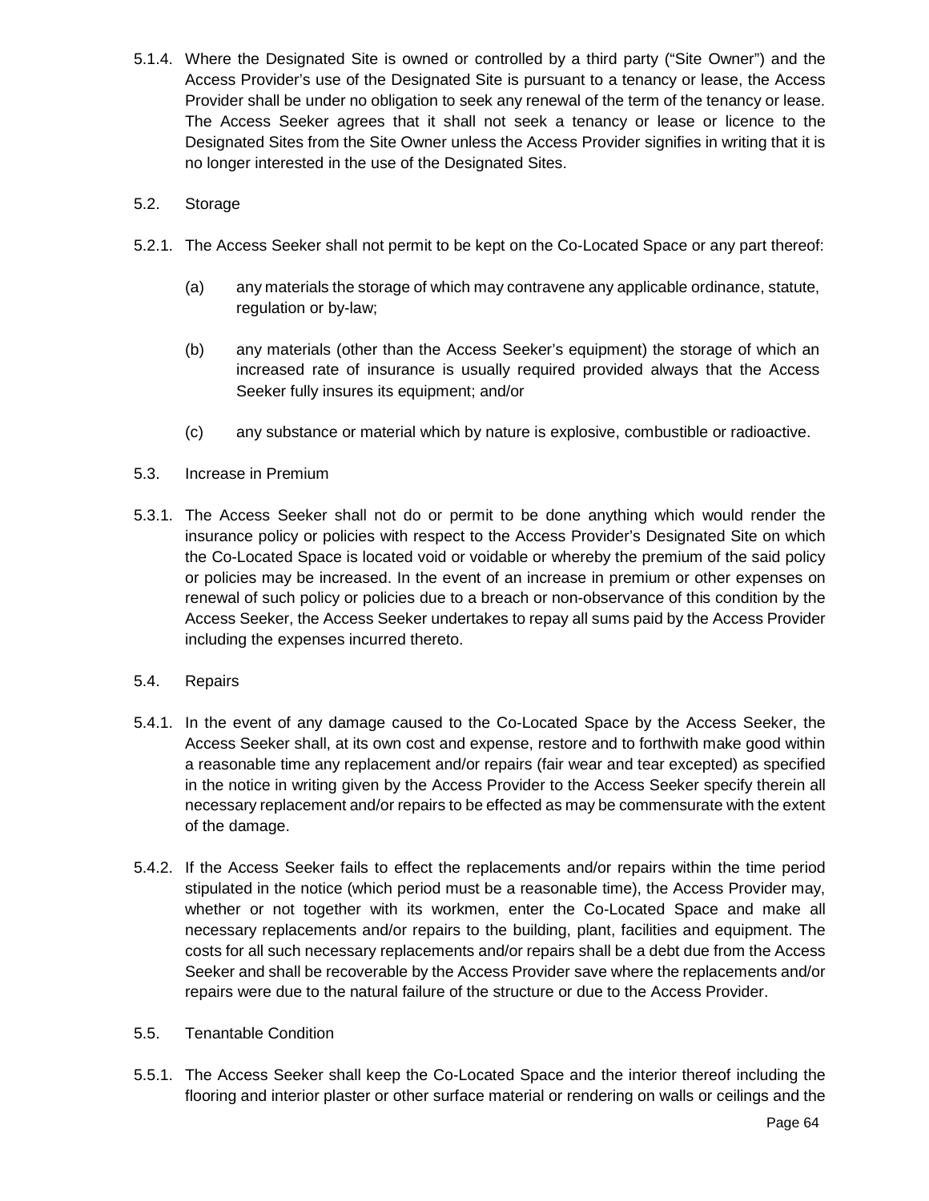5.1.4. Where the Designated Site is owned or controlled by a third party ("Site Owner") and the Access Provider's use of the Designated Site is pursuant to a tenancy or lease, the Access Provider shall be under no obligation to seek any renewal of the term of the tenancy or lease. The Access Seeker agrees that it shall not seek a tenancy or lease or licence to the Designated Sites from the Site Owner unless the Access Provider signifies in writing that it is no longer interested in the use of the Designated Sites.

5.2. Storage

5.2.1. The Access Seeker shall not permit to be kept on the Co-Located Space or any part thereof:

(a) any materials the storage of which may contravene any applicable ordinance, statute, regulation or by-law;

(b) any materials (other than the Access Seeker's equipment) the storage of which an increased rate of insurance is usually required provided always that the Access Seeker fully insures its equipment; and/or

(c) any substance or material which by nature is explosive, combustible or radioactive.

5.3. Increase in Premium

5.3.1. The Access Seeker shall not do or permit to be done anything which would render the insurance policy or policies with respect to the Access Provider's Designated Site on which the Co-Located Space is located void or voidable or whereby the premium of the said policy or policies may be increased. In the event of an increase in premium or other expenses on renewal of such policy or policies due to a breach or non-observance of this condition by the Access Seeker, the Access Seeker undertakes to repay all sums paid by the Access Provider including the expenses incurred thereto.

5.4. Repairs

5.4.1. In the event of any damage caused to the Co-Located Space by the Access Seeker, the Access Seeker shall, at its own cost and expense, restore and to forthwith make good within a reasonable time any replacement and/or repairs (fair wear and tear excepted) as specified in the notice in writing given by the Access Provider to the Access Seeker specify therein all necessary replacement and/or repairs to be effected as may be commensurate with the extent of the damage.

5.4.2. If the Access Seeker fails to effect the replacements and/or repairs within the time period stipulated in the notice (which period must be a reasonable time), the Access Provider may, whether or not together with its workmen, enter the Co-Located Space and make all necessary replacements and/or repairs to the building, plant, facilities and equipment. The costs for all such necessary replacements and/or repairs shall be a debt due from the Access Seeker and shall be recoverable by the Access Provider save where the replacements and/or repairs were due to the natural failure of the structure or due to the Access Provider.

5.5. Tenantable Condition

5.5.1. The Access Seeker shall keep the Co-Located Space and the interior thereof including the flooring and interior plaster or other surface material or rendering on walls or ceilings and the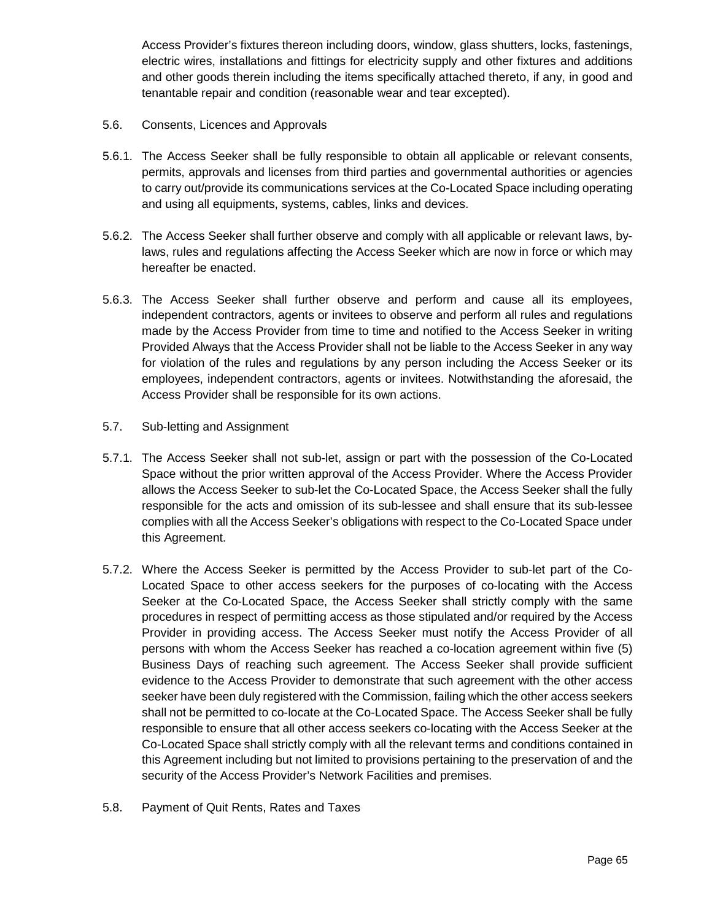Access Provider's fixtures thereon including doors, window, glass shutters, locks, fastenings, electric wires, installations and fittings for electricity supply and other fixtures and additions and other goods therein including the items specifically attached thereto, if any, in good and tenantable repair and condition (reasonable wear and tear excepted).

5.6. Consents, Licences and Approvals

5.6.1. The Access Seeker shall be fully responsible to obtain all applicable or relevant consents, permits, approvals and licenses from third parties and governmental authorities or agencies to carry out/provide its communications services at the Co-Located Space including operating and using all equipments, systems, cables, links and devices.

5.6.2. The Access Seeker shall further observe and comply with all applicable or relevant laws, by-laws, rules and regulations affecting the Access Seeker which are now in force or which may hereafter be enacted.

5.6.3. The Access Seeker shall further observe and perform and cause all its employees, independent contractors, agents or invitees to observe and perform all rules and regulations made by the Access Provider from time to time and notified to the Access Seeker in writing Provided Always that the Access Provider shall not be liable to the Access Seeker in any way for violation of the rules and regulations by any person including the Access Seeker or its employees, independent contractors, agents or invitees. Notwithstanding the aforesaid, the Access Provider shall be responsible for its own actions.

5.7. Sub-letting and Assignment

5.7.1. The Access Seeker shall not sub-let, assign or part with the possession of the Co-Located Space without the prior written approval of the Access Provider. Where the Access Provider allows the Access Seeker to sub-let the Co-Located Space, the Access Seeker shall the fully responsible for the acts and omission of its sub-lessee and shall ensure that its sub-lessee complies with all the Access Seeker's obligations with respect to the Co-Located Space under this Agreement.

5.7.2. Where the Access Seeker is permitted by the Access Provider to sub-let part of the Co-Located Space to other access seekers for the purposes of co-locating with the Access Seeker at the Co-Located Space, the Access Seeker shall strictly comply with the same procedures in respect of permitting access as those stipulated and/or required by the Access Provider in providing access. The Access Seeker must notify the Access Provider of all persons with whom the Access Seeker has reached a co-location agreement within five (5) Business Days of reaching such agreement. The Access Seeker shall provide sufficient evidence to the Access Provider to demonstrate that such agreement with the other access seeker have been duly registered with the Commission, failing which the other access seekers shall not be permitted to co-locate at the Co-Located Space. The Access Seeker shall be fully responsible to ensure that all other access seekers co-locating with the Access Seeker at the Co-Located Space shall strictly comply with all the relevant terms and conditions contained in this Agreement including but not limited to provisions pertaining to the preservation of and the security of the Access Provider's Network Facilities and premises.

5.8. Payment of Quit Rents, Rates and Taxes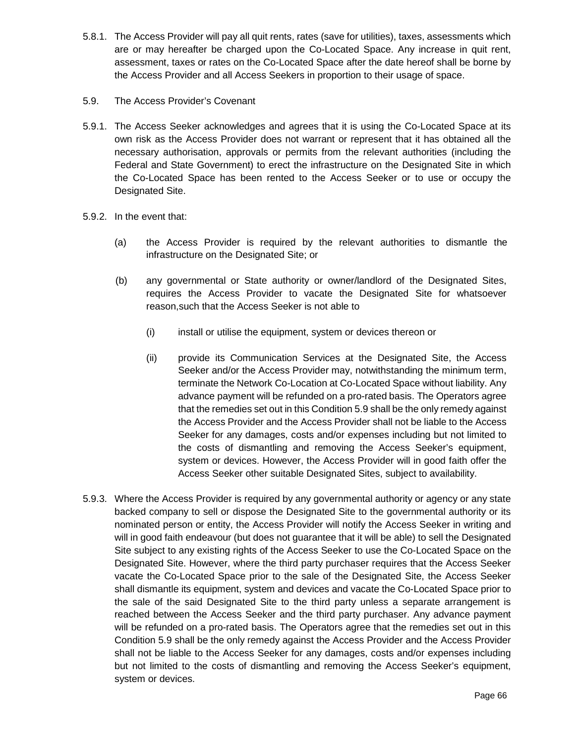5.8.1. The Access Provider will pay all quit rents, rates (save for utilities), taxes, assessments which are or may hereafter be charged upon the Co-Located Space. Any increase in quit rent, assessment, taxes or rates on the Co-Located Space after the date hereof shall be borne by the Access Provider and all Access Seekers in proportion to their usage of space.

5.9. The Access Provider's Covenant

5.9.1. The Access Seeker acknowledges and agrees that it is using the Co-Located Space at its own risk as the Access Provider does not warrant or represent that it has obtained all the necessary authorisation, approvals or permits from the relevant authorities (including the Federal and State Government) to erect the infrastructure on the Designated Site in which the Co-Located Space has been rented to the Access Seeker or to use or occupy the Designated Site.

5.9.2. In the event that:

(a) the Access Provider is required by the relevant authorities to dismantle the infrastructure on the Designated Site; or

(b) any governmental or State authority or owner/landlord of the Designated Sites, requires the Access Provider to vacate the Designated Site for whatsoever reason,such that the Access Seeker is not able to

(i) install or utilise the equipment, system or devices thereon or

(ii) provide its Communication Services at the Designated Site, the Access Seeker and/or the Access Provider may, notwithstanding the minimum term, terminate the Network Co-Location at Co-Located Space without liability. Any advance payment will be refunded on a pro-rated basis. The Operators agree that the remedies set out in this Condition 5.9 shall be the only remedy against the Access Provider and the Access Provider shall not be liable to the Access Seeker for any damages, costs and/or expenses including but not limited to the costs of dismantling and removing the Access Seeker's equipment, system or devices. However, the Access Provider will in good faith offer the Access Seeker other suitable Designated Sites, subject to availability.

5.9.3. Where the Access Provider is required by any governmental authority or agency or any state backed company to sell or dispose the Designated Site to the governmental authority or its nominated person or entity, the Access Provider will notify the Access Seeker in writing and will in good faith endeavour (but does not guarantee that it will be able) to sell the Designated Site subject to any existing rights of the Access Seeker to use the Co-Located Space on the Designated Site. However, where the third party purchaser requires that the Access Seeker vacate the Co-Located Space prior to the sale of the Designated Site, the Access Seeker shall dismantle its equipment, system and devices and vacate the Co-Located Space prior to the sale of the said Designated Site to the third party unless a separate arrangement is reached between the Access Seeker and the third party purchaser. Any advance payment will be refunded on a pro-rated basis. The Operators agree that the remedies set out in this Condition 5.9 shall be the only remedy against the Access Provider and the Access Provider shall not be liable to the Access Seeker for any damages, costs and/or expenses including but not limited to the costs of dismantling and removing the Access Seeker's equipment, system or devices.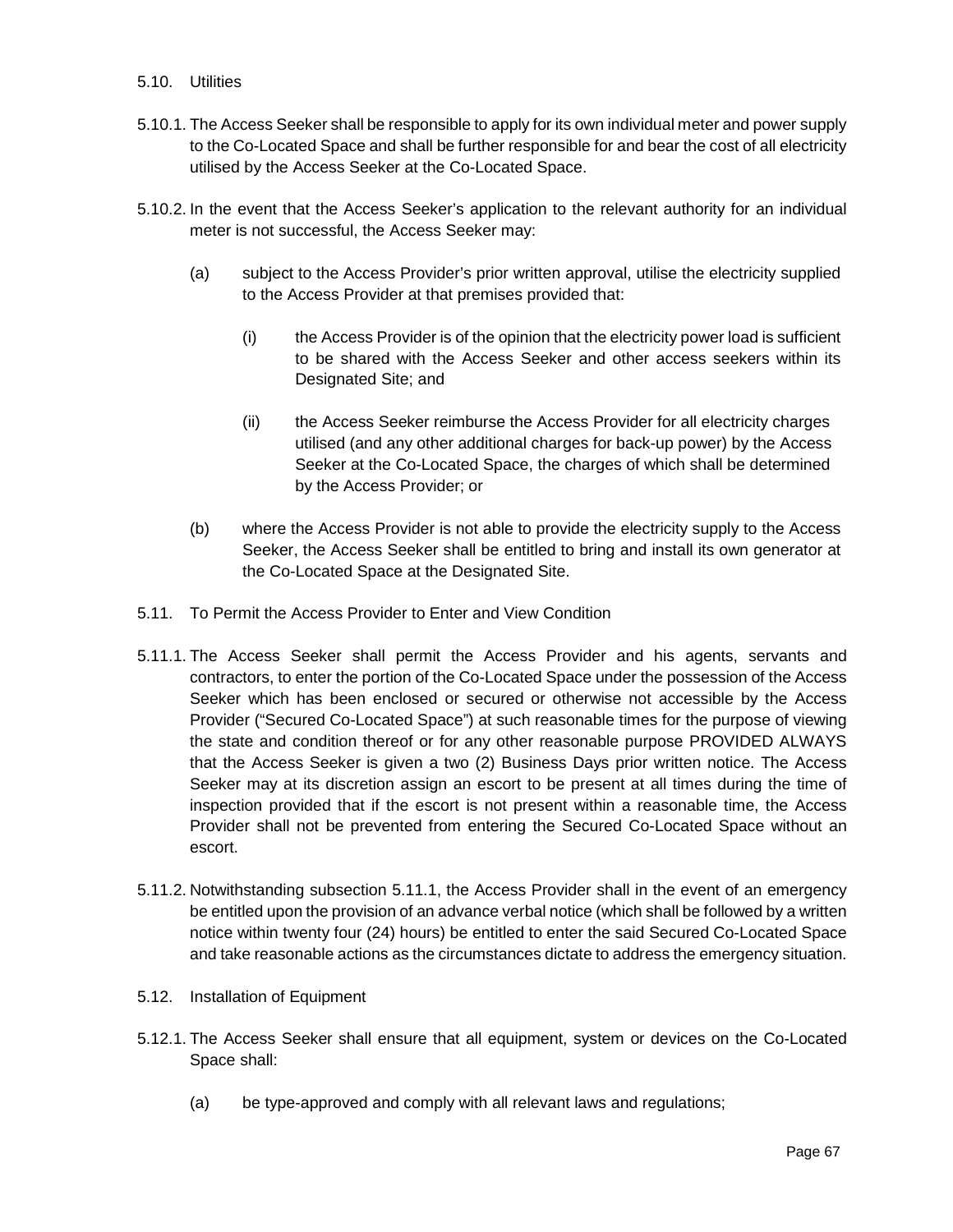5.10. Utilities

5.10.1. The Access Seeker shall be responsible to apply for its own individual meter and power supply to the Co-Located Space and shall be further responsible for and bear the cost of all electricity utilised by the Access Seeker at the Co-Located Space.

5.10.2. In the event that the Access Seeker's application to the relevant authority for an individual meter is not successful, the Access Seeker may:

(a) subject to the Access Provider's prior written approval, utilise the electricity supplied to the Access Provider at that premises provided that:

(i) the Access Provider is of the opinion that the electricity power load is sufficient to be shared with the Access Seeker and other access seekers within its Designated Site; and

(ii) the Access Seeker reimburse the Access Provider for all electricity charges utilised (and any other additional charges for back-up power) by the Access Seeker at the Co-Located Space, the charges of which shall be determined by the Access Provider; or

(b) where the Access Provider is not able to provide the electricity supply to the Access Seeker, the Access Seeker shall be entitled to bring and install its own generator at the Co-Located Space at the Designated Site.

5.11. To Permit the Access Provider to Enter and View Condition

5.11.1. The Access Seeker shall permit the Access Provider and his agents, servants and contractors, to enter the portion of the Co-Located Space under the possession of the Access Seeker which has been enclosed or secured or otherwise not accessible by the Access Provider ("Secured Co-Located Space") at such reasonable times for the purpose of viewing the state and condition thereof or for any other reasonable purpose PROVIDED ALWAYS that the Access Seeker is given a two (2) Business Days prior written notice. The Access Seeker may at its discretion assign an escort to be present at all times during the time of inspection provided that if the escort is not present within a reasonable time, the Access Provider shall not be prevented from entering the Secured Co-Located Space without an escort.

5.11.2. Notwithstanding subsection 5.11.1, the Access Provider shall in the event of an emergency be entitled upon the provision of an advance verbal notice (which shall be followed by a written notice within twenty four (24) hours) be entitled to enter the said Secured Co-Located Space and take reasonable actions as the circumstances dictate to address the emergency situation.

5.12. Installation of Equipment

5.12.1. The Access Seeker shall ensure that all equipment, system or devices on the Co-Located Space shall:

(a) be type-approved and comply with all relevant laws and regulations;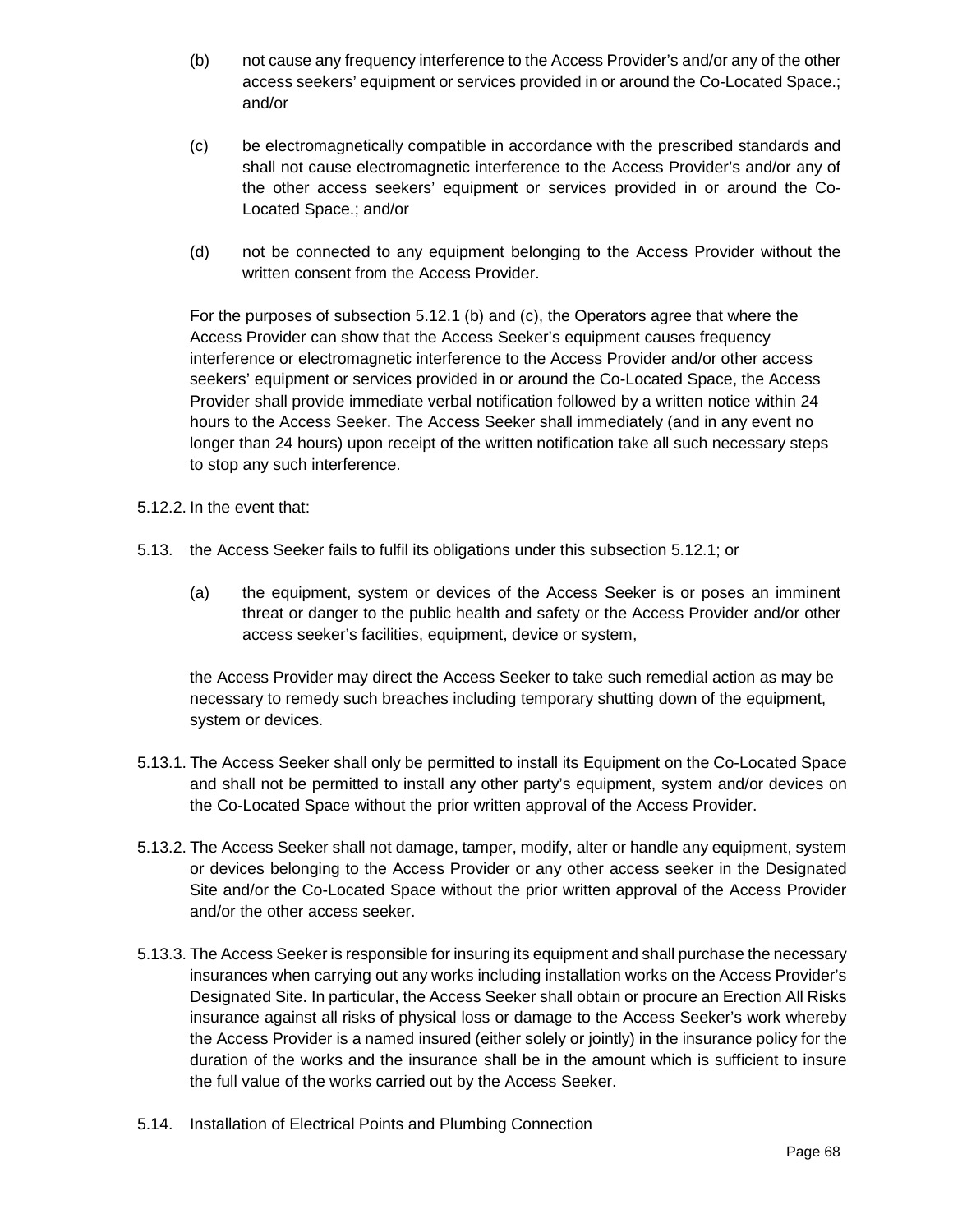(b) not cause any frequency interference to the Access Provider's and/or any of the other access seekers' equipment or services provided in or around the Co-Located Space.; and/or

(c) be electromagnetically compatible in accordance with the prescribed standards and shall not cause electromagnetic interference to the Access Provider's and/or any of the other access seekers' equipment or services provided in or around the Co-Located Space.; and/or

(d) not be connected to any equipment belonging to the Access Provider without the written consent from the Access Provider.

For the purposes of subsection 5.12.1 (b) and (c), the Operators agree that where the Access Provider can show that the Access Seeker's equipment causes frequency interference or electromagnetic interference to the Access Provider and/or other access seekers' equipment or services provided in or around the Co-Located Space, the Access Provider shall provide immediate verbal notification followed by a written notice within 24 hours to the Access Seeker. The Access Seeker shall immediately (and in any event no longer than 24 hours) upon receipt of the written notification take all such necessary steps to stop any such interference.

5.12.2. In the event that:

5.13. the Access Seeker fails to fulfil its obligations under this subsection 5.12.1; or

(a) the equipment, system or devices of the Access Seeker is or poses an imminent threat or danger to the public health and safety or the Access Provider and/or other access seeker's facilities, equipment, device or system,

the Access Provider may direct the Access Seeker to take such remedial action as may be necessary to remedy such breaches including temporary shutting down of the equipment, system or devices.

5.13.1. The Access Seeker shall only be permitted to install its Equipment on the Co-Located Space and shall not be permitted to install any other party's equipment, system and/or devices on the Co-Located Space without the prior written approval of the Access Provider.

5.13.2. The Access Seeker shall not damage, tamper, modify, alter or handle any equipment, system or devices belonging to the Access Provider or any other access seeker in the Designated Site and/or the Co-Located Space without the prior written approval of the Access Provider and/or the other access seeker.

5.13.3. The Access Seeker is responsible for insuring its equipment and shall purchase the necessary insurances when carrying out any works including installation works on the Access Provider's Designated Site. In particular, the Access Seeker shall obtain or procure an Erection All Risks insurance against all risks of physical loss or damage to the Access Seeker's work whereby the Access Provider is a named insured (either solely or jointly) in the insurance policy for the duration of the works and the insurance shall be in the amount which is sufficient to insure the full value of the works carried out by the Access Seeker.

5.14. Installation of Electrical Points and Plumbing Connection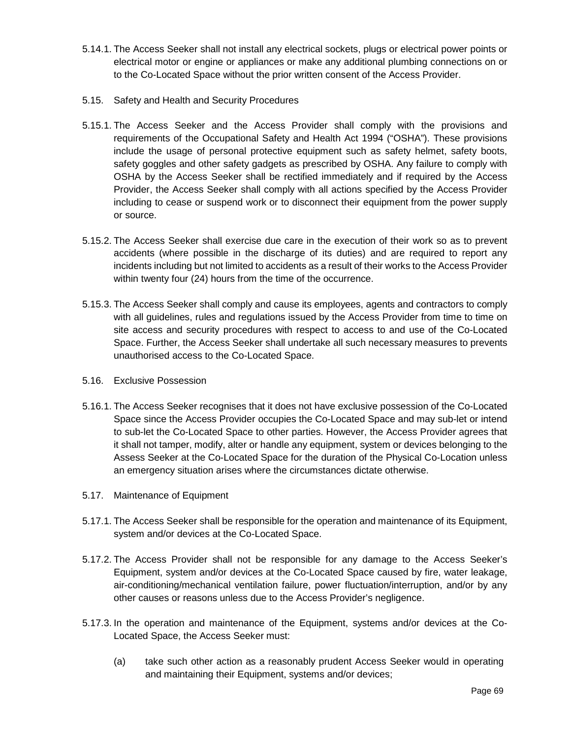5.14.1. The Access Seeker shall not install any electrical sockets, plugs or electrical power points or electrical motor or engine or appliances or make any additional plumbing connections on or to the Co-Located Space without the prior written consent of the Access Provider.

5.15. Safety and Health and Security Procedures

5.15.1. The Access Seeker and the Access Provider shall comply with the provisions and requirements of the Occupational Safety and Health Act 1994 ("OSHA"). These provisions include the usage of personal protective equipment such as safety helmet, safety boots, safety goggles and other safety gadgets as prescribed by OSHA. Any failure to comply with OSHA by the Access Seeker shall be rectified immediately and if required by the Access Provider, the Access Seeker shall comply with all actions specified by the Access Provider including to cease or suspend work or to disconnect their equipment from the power supply or source.

5.15.2. The Access Seeker shall exercise due care in the execution of their work so as to prevent accidents (where possible in the discharge of its duties) and are required to report any incidents including but not limited to accidents as a result of their works to the Access Provider within twenty four (24) hours from the time of the occurrence.

5.15.3. The Access Seeker shall comply and cause its employees, agents and contractors to comply with all guidelines, rules and regulations issued by the Access Provider from time to time on site access and security procedures with respect to access to and use of the Co-Located Space. Further, the Access Seeker shall undertake all such necessary measures to prevents unauthorised access to the Co-Located Space.

5.16. Exclusive Possession

5.16.1. The Access Seeker recognises that it does not have exclusive possession of the Co-Located Space since the Access Provider occupies the Co-Located Space and may sub-let or intend to sub-let the Co-Located Space to other parties. However, the Access Provider agrees that it shall not tamper, modify, alter or handle any equipment, system or devices belonging to the Assess Seeker at the Co-Located Space for the duration of the Physical Co-Location unless an emergency situation arises where the circumstances dictate otherwise.

5.17. Maintenance of Equipment

5.17.1. The Access Seeker shall be responsible for the operation and maintenance of its Equipment, system and/or devices at the Co-Located Space.

5.17.2. The Access Provider shall not be responsible for any damage to the Access Seeker's Equipment, system and/or devices at the Co-Located Space caused by fire, water leakage, air-conditioning/mechanical ventilation failure, power fluctuation/interruption, and/or by any other causes or reasons unless due to the Access Provider's negligence.

5.17.3. In the operation and maintenance of the Equipment, systems and/or devices at the Co-Located Space, the Access Seeker must:

(a) take such other action as a reasonably prudent Access Seeker would in operating and maintaining their Equipment, systems and/or devices;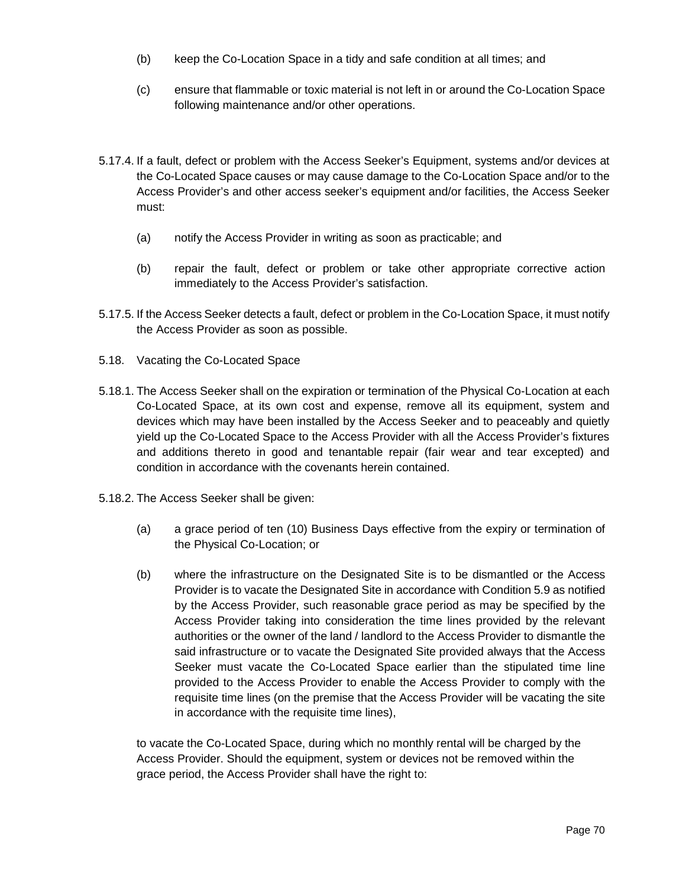(b) keep the Co-Location Space in a tidy and safe condition at all times; and

(c) ensure that flammable or toxic material is not left in or around the Co-Location Space following maintenance and/or other operations.

5.17.4. If a fault, defect or problem with the Access Seeker's Equipment, systems and/or devices at the Co-Located Space causes or may cause damage to the Co-Location Space and/or to the Access Provider's and other access seeker's equipment and/or facilities, the Access Seeker must:

(a) notify the Access Provider in writing as soon as practicable; and

(b) repair the fault, defect or problem or take other appropriate corrective action immediately to the Access Provider's satisfaction.

5.17.5. If the Access Seeker detects a fault, defect or problem in the Co-Location Space, it must notify the Access Provider as soon as possible.

5.18. Vacating the Co-Located Space

5.18.1. The Access Seeker shall on the expiration or termination of the Physical Co-Location at each Co-Located Space, at its own cost and expense, remove all its equipment, system and devices which may have been installed by the Access Seeker and to peaceably and quietly yield up the Co-Located Space to the Access Provider with all the Access Provider's fixtures and additions thereto in good and tenantable repair (fair wear and tear excepted) and condition in accordance with the covenants herein contained.

5.18.2. The Access Seeker shall be given:

(a) a grace period of ten (10) Business Days effective from the expiry or termination of the Physical Co-Location; or

(b) where the infrastructure on the Designated Site is to be dismantled or the Access Provider is to vacate the Designated Site in accordance with Condition 5.9 as notified by the Access Provider, such reasonable grace period as may be specified by the Access Provider taking into consideration the time lines provided by the relevant authorities or the owner of the land / landlord to the Access Provider to dismantle the said infrastructure or to vacate the Designated Site provided always that the Access Seeker must vacate the Co-Located Space earlier than the stipulated time line provided to the Access Provider to enable the Access Provider to comply with the requisite time lines (on the premise that the Access Provider will be vacating the site in accordance with the requisite time lines),

to vacate the Co-Located Space, during which no monthly rental will be charged by the Access Provider. Should the equipment, system or devices not be removed within the grace period, the Access Provider shall have the right to: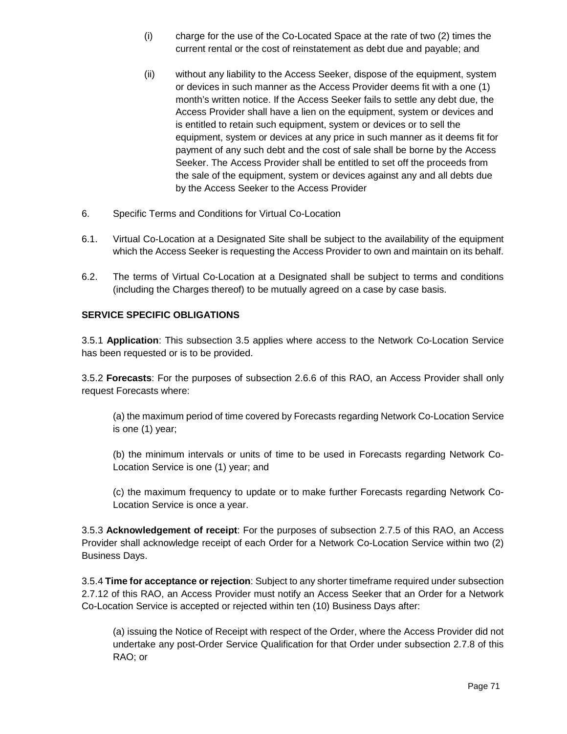(i) charge for the use of the Co-Located Space at the rate of two (2) times the current rental or the cost of reinstatement as debt due and payable; and

(ii) without any liability to the Access Seeker, dispose of the equipment, system or devices in such manner as the Access Provider deems fit with a one (1) month's written notice. If the Access Seeker fails to settle any debt due, the Access Provider shall have a lien on the equipment, system or devices and is entitled to retain such equipment, system or devices or to sell the equipment, system or devices at any price in such manner as it deems fit for payment of any such debt and the cost of sale shall be borne by the Access Seeker. The Access Provider shall be entitled to set off the proceeds from the sale of the equipment, system or devices against any and all debts due by the Access Seeker to the Access Provider

6. Specific Terms and Conditions for Virtual Co-Location

6.1. Virtual Co-Location at a Designated Site shall be subject to the availability of the equipment which the Access Seeker is requesting the Access Provider to own and maintain on its behalf.

6.2. The terms of Virtual Co-Location at a Designated shall be subject to terms and conditions (including the Charges thereof) to be mutually agreed on a case by case basis.

**SERVICE SPECIFIC OBLIGATIONS**

3.5.1 **Application**: This subsection 3.5 applies where access to the Network Co-Location Service has been requested or is to be provided.

3.5.2 **Forecasts**: For the purposes of subsection 2.6.6 of this RAO, an Access Provider shall only request Forecasts where:

(a) the maximum period of time covered by Forecasts regarding Network Co-Location Service is one (1) year;

(b) the minimum intervals or units of time to be used in Forecasts regarding Network Co-Location Service is one (1) year; and

(c) the maximum frequency to update or to make further Forecasts regarding Network Co-Location Service is once a year.

3.5.3 **Acknowledgement of receipt**: For the purposes of subsection 2.7.5 of this RAO, an Access Provider shall acknowledge receipt of each Order for a Network Co-Location Service within two (2) Business Days.

3.5.4 **Time for acceptance or rejection**: Subject to any shorter timeframe required under subsection 2.7.12 of this RAO, an Access Provider must notify an Access Seeker that an Order for a Network Co-Location Service is accepted or rejected within ten (10) Business Days after:

(a) issuing the Notice of Receipt with respect of the Order, where the Access Provider did not undertake any post-Order Service Qualification for that Order under subsection 2.7.8 of this RAO; or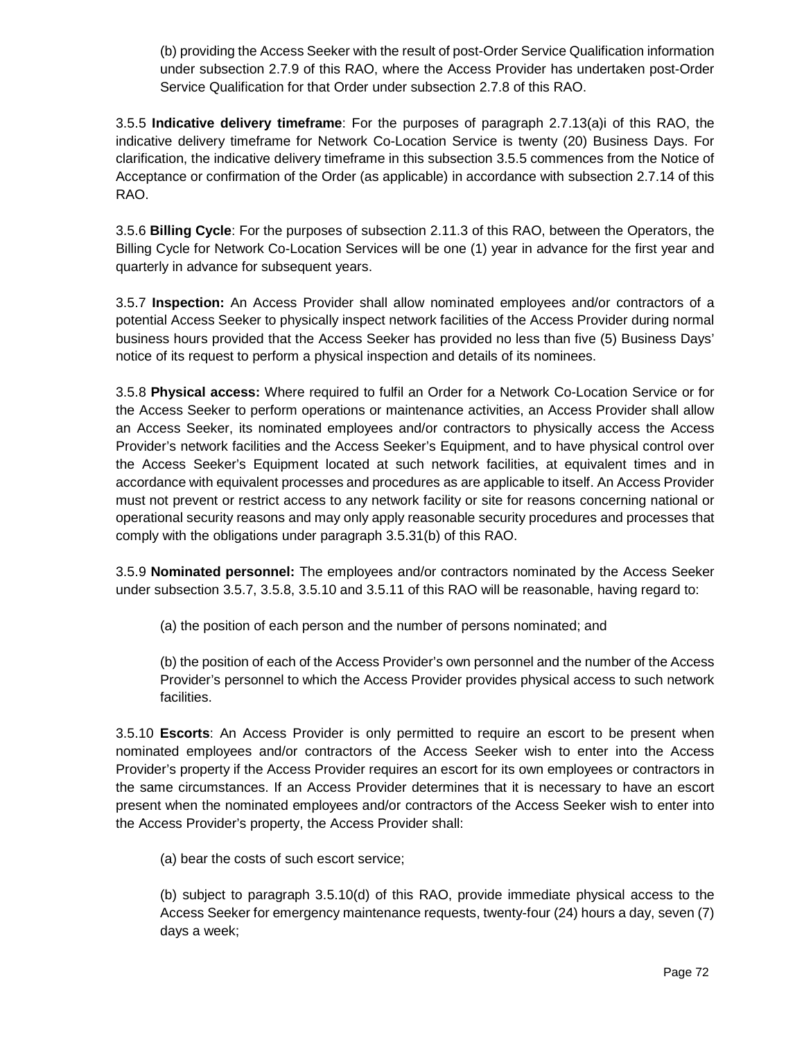(b) providing the Access Seeker with the result of post-Order Service Qualification information under subsection 2.7.9 of this RAO, where the Access Provider has undertaken post-Order Service Qualification for that Order under subsection 2.7.8 of this RAO.

3.5.5 **Indicative delivery timeframe**: For the purposes of paragraph 2.7.13(a)i of this RAO, the indicative delivery timeframe for Network Co-Location Service is twenty (20) Business Days. For clarification, the indicative delivery timeframe in this subsection 3.5.5 commences from the Notice of Acceptance or confirmation of the Order (as applicable) in accordance with subsection 2.7.14 of this RAO.

3.5.6 **Billing Cycle**: For the purposes of subsection 2.11.3 of this RAO, between the Operators, the Billing Cycle for Network Co-Location Services will be one (1) year in advance for the first year and quarterly in advance for subsequent years.

3.5.7 **Inspection:** An Access Provider shall allow nominated employees and/or contractors of a potential Access Seeker to physically inspect network facilities of the Access Provider during normal business hours provided that the Access Seeker has provided no less than five (5) Business Days' notice of its request to perform a physical inspection and details of its nominees.

3.5.8 **Physical access:** Where required to fulfil an Order for a Network Co-Location Service or for the Access Seeker to perform operations or maintenance activities, an Access Provider shall allow an Access Seeker, its nominated employees and/or contractors to physically access the Access Provider's network facilities and the Access Seeker's Equipment, and to have physical control over the Access Seeker's Equipment located at such network facilities, at equivalent times and in accordance with equivalent processes and procedures as are applicable to itself. An Access Provider must not prevent or restrict access to any network facility or site for reasons concerning national or operational security reasons and may only apply reasonable security procedures and processes that comply with the obligations under paragraph 3.5.31(b) of this RAO.

3.5.9 **Nominated personnel:** The employees and/or contractors nominated by the Access Seeker under subsection 3.5.7, 3.5.8, 3.5.10 and 3.5.11 of this RAO will be reasonable, having regard to:

(a) the position of each person and the number of persons nominated; and

(b) the position of each of the Access Provider's own personnel and the number of the Access Provider's personnel to which the Access Provider provides physical access to such network facilities.

3.5.10 **Escorts**: An Access Provider is only permitted to require an escort to be present when nominated employees and/or contractors of the Access Seeker wish to enter into the Access Provider's property if the Access Provider requires an escort for its own employees or contractors in the same circumstances. If an Access Provider determines that it is necessary to have an escort present when the nominated employees and/or contractors of the Access Seeker wish to enter into the Access Provider's property, the Access Provider shall:

(a) bear the costs of such escort service;

(b) subject to paragraph 3.5.10(d) of this RAO, provide immediate physical access to the Access Seeker for emergency maintenance requests, twenty-four (24) hours a day, seven (7) days a week;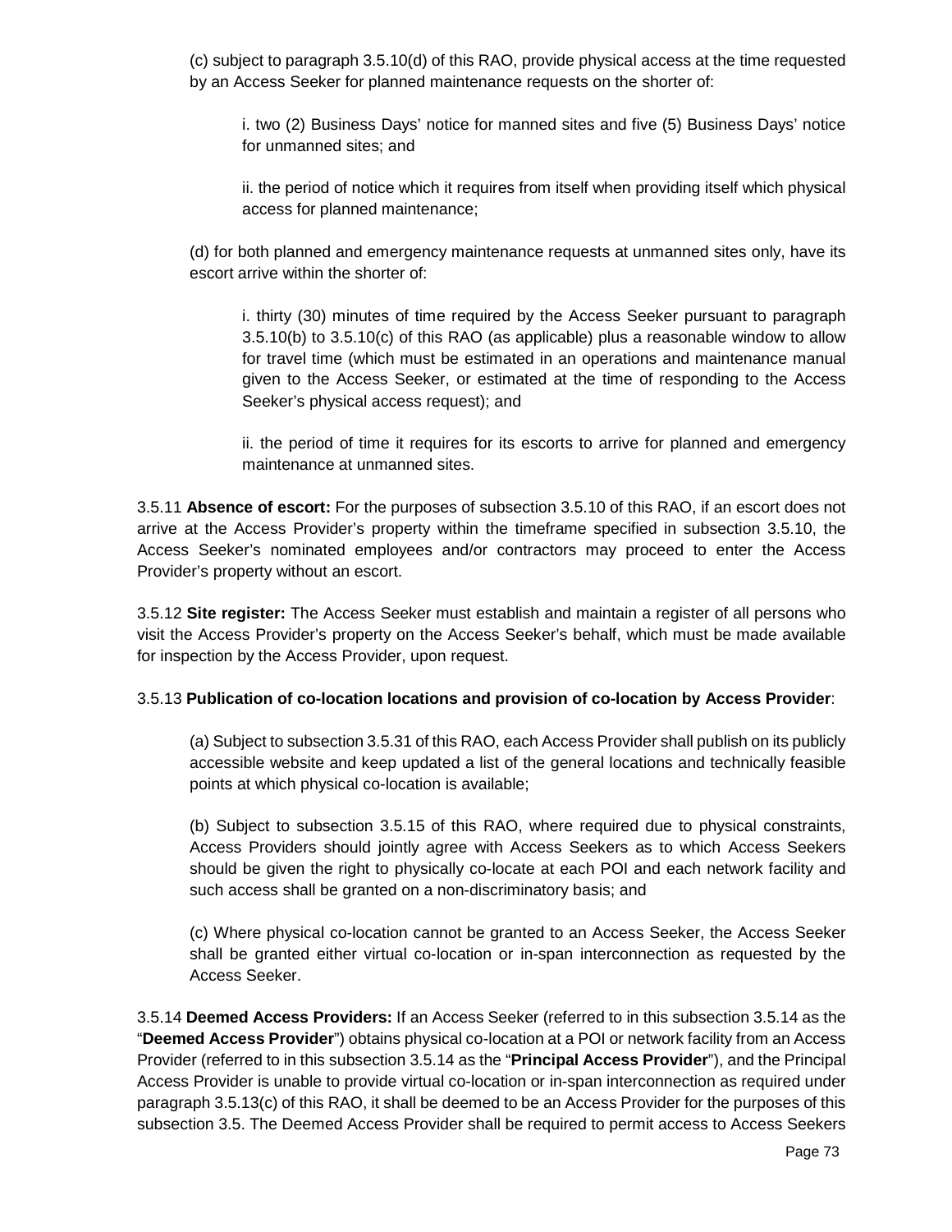(c) subject to paragraph 3.5.10(d) of this RAO, provide physical access at the time requested by an Access Seeker for planned maintenance requests on the shorter of:

i. two (2) Business Days' notice for manned sites and five (5) Business Days' notice for unmanned sites; and

ii. the period of notice which it requires from itself when providing itself which physical access for planned maintenance;

(d) for both planned and emergency maintenance requests at unmanned sites only, have its escort arrive within the shorter of:

i. thirty (30) minutes of time required by the Access Seeker pursuant to paragraph 3.5.10(b) to 3.5.10(c) of this RAO (as applicable) plus a reasonable window to allow for travel time (which must be estimated in an operations and maintenance manual given to the Access Seeker, or estimated at the time of responding to the Access Seeker's physical access request); and

ii. the period of time it requires for its escorts to arrive for planned and emergency maintenance at unmanned sites.

3.5.11 **Absence of escort:** For the purposes of subsection 3.5.10 of this RAO, if an escort does not arrive at the Access Provider's property within the timeframe specified in subsection 3.5.10, the Access Seeker's nominated employees and/or contractors may proceed to enter the Access Provider's property without an escort.

3.5.12 **Site register:** The Access Seeker must establish and maintain a register of all persons who visit the Access Provider's property on the Access Seeker's behalf, which must be made available for inspection by the Access Provider, upon request.

3.5.13 **Publication of co-location locations and provision of co-location by Access Provider**:

(a) Subject to subsection 3.5.31 of this RAO, each Access Provider shall publish on its publicly accessible website and keep updated a list of the general locations and technically feasible points at which physical co-location is available;

(b) Subject to subsection 3.5.15 of this RAO, where required due to physical constraints, Access Providers should jointly agree with Access Seekers as to which Access Seekers should be given the right to physically co-locate at each POI and each network facility and such access shall be granted on a non-discriminatory basis; and

(c) Where physical co-location cannot be granted to an Access Seeker, the Access Seeker shall be granted either virtual co-location or in-span interconnection as requested by the Access Seeker.

3.5.14 **Deemed Access Providers:** If an Access Seeker (referred to in this subsection 3.5.14 as the "**Deemed Access Provider**") obtains physical co-location at a POI or network facility from an Access Provider (referred to in this subsection 3.5.14 as the "**Principal Access Provider**"), and the Principal Access Provider is unable to provide virtual co-location or in-span interconnection as required under paragraph 3.5.13(c) of this RAO, it shall be deemed to be an Access Provider for the purposes of this subsection 3.5. The Deemed Access Provider shall be required to permit access to Access Seekers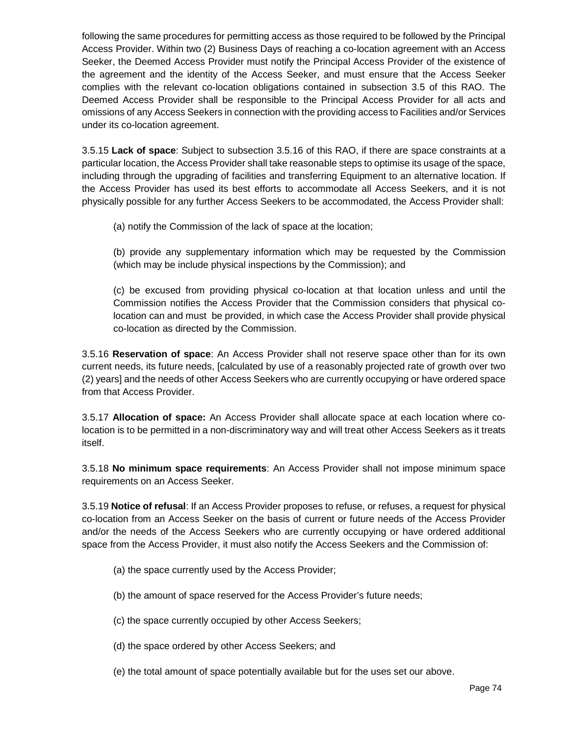following the same procedures for permitting access as those required to be followed by the Principal Access Provider. Within two (2) Business Days of reaching a co-location agreement with an Access Seeker, the Deemed Access Provider must notify the Principal Access Provider of the existence of the agreement and the identity of the Access Seeker, and must ensure that the Access Seeker complies with the relevant co-location obligations contained in subsection 3.5 of this RAO. The Deemed Access Provider shall be responsible to the Principal Access Provider for all acts and omissions of any Access Seekers in connection with the providing access to Facilities and/or Services under its co-location agreement.

3.5.15 **Lack of space**: Subject to subsection 3.5.16 of this RAO, if there are space constraints at a particular location, the Access Provider shall take reasonable steps to optimise its usage of the space, including through the upgrading of facilities and transferring Equipment to an alternative location. If the Access Provider has used its best efforts to accommodate all Access Seekers, and it is not physically possible for any further Access Seekers to be accommodated, the Access Provider shall:

(a) notify the Commission of the lack of space at the location;

(b) provide any supplementary information which may be requested by the Commission (which may be include physical inspections by the Commission); and

(c) be excused from providing physical co-location at that location unless and until the Commission notifies the Access Provider that the Commission considers that physical co-location can and must be provided, in which case the Access Provider shall provide physical co-location as directed by the Commission.

3.5.16 **Reservation of space**: An Access Provider shall not reserve space other than for its own current needs, its future needs, [calculated by use of a reasonably projected rate of growth over two (2) years] and the needs of other Access Seekers who are currently occupying or have ordered space from that Access Provider.

3.5.17 **Allocation of space:** An Access Provider shall allocate space at each location where co-location is to be permitted in a non-discriminatory way and will treat other Access Seekers as it treats itself.

3.5.18 **No minimum space requirements**: An Access Provider shall not impose minimum space requirements on an Access Seeker.

3.5.19 **Notice of refusal**: If an Access Provider proposes to refuse, or refuses, a request for physical co-location from an Access Seeker on the basis of current or future needs of the Access Provider and/or the needs of the Access Seekers who are currently occupying or have ordered additional space from the Access Provider, it must also notify the Access Seekers and the Commission of:

(a) the space currently used by the Access Provider;

(b) the amount of space reserved for the Access Provider's future needs;

(c) the space currently occupied by other Access Seekers;

(d) the space ordered by other Access Seekers; and

(e) the total amount of space potentially available but for the uses set our above.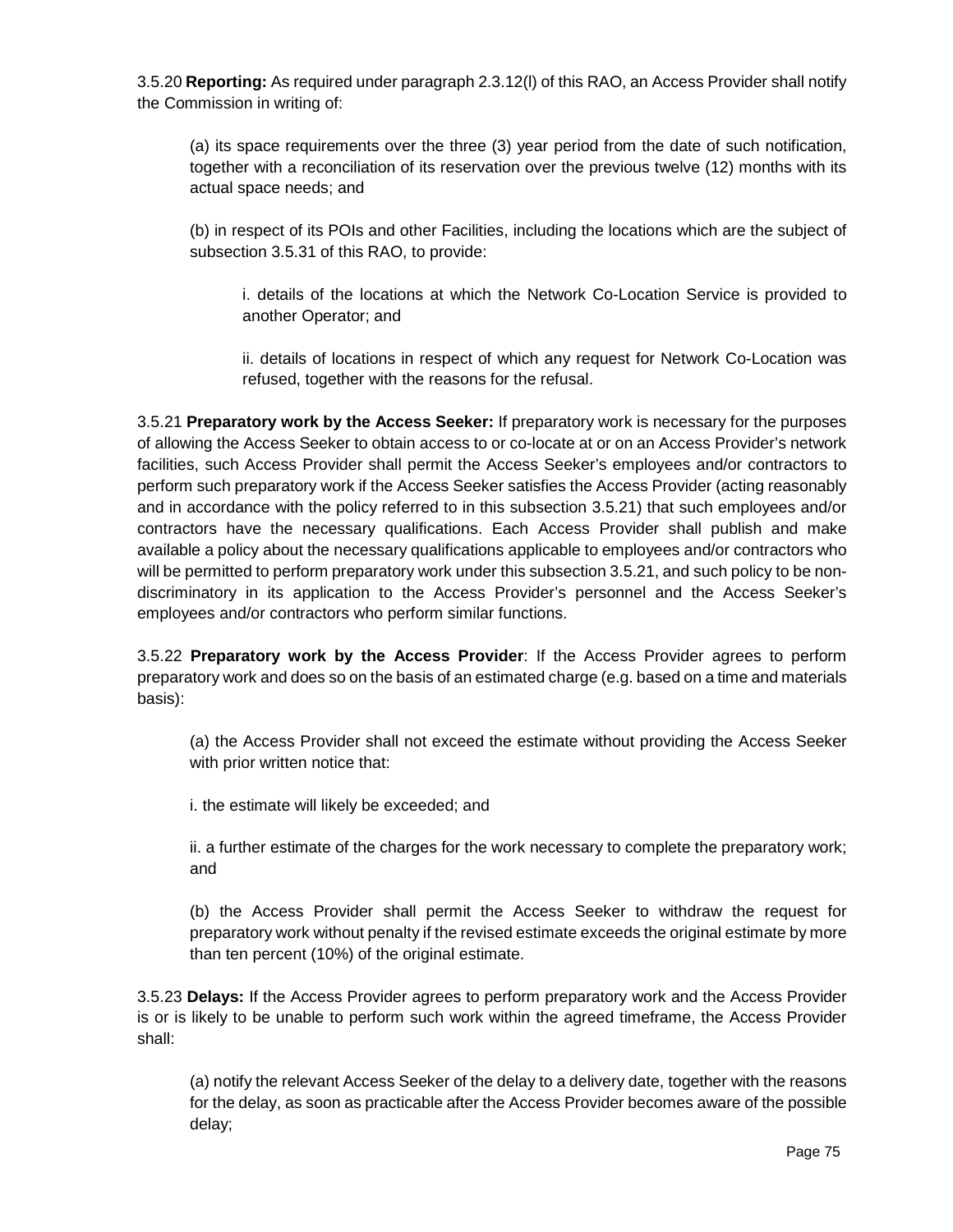3.5.20 **Reporting:** As required under paragraph 2.3.12(l) of this RAO, an Access Provider shall notify the Commission in writing of:

(a) its space requirements over the three (3) year period from the date of such notification, together with a reconciliation of its reservation over the previous twelve (12) months with its actual space needs; and

(b) in respect of its POIs and other Facilities, including the locations which are the subject of subsection 3.5.31 of this RAO, to provide:

i. details of the locations at which the Network Co-Location Service is provided to another Operator; and

ii. details of locations in respect of which any request for Network Co-Location was refused, together with the reasons for the refusal.

3.5.21 **Preparatory work by the Access Seeker:** If preparatory work is necessary for the purposes of allowing the Access Seeker to obtain access to or co-locate at or on an Access Provider's network facilities, such Access Provider shall permit the Access Seeker's employees and/or contractors to perform such preparatory work if the Access Seeker satisfies the Access Provider (acting reasonably and in accordance with the policy referred to in this subsection 3.5.21) that such employees and/or contractors have the necessary qualifications. Each Access Provider shall publish and make available a policy about the necessary qualifications applicable to employees and/or contractors who will be permitted to perform preparatory work under this subsection 3.5.21, and such policy to be non-discriminatory in its application to the Access Provider's personnel and the Access Seeker's employees and/or contractors who perform similar functions.

3.5.22 **Preparatory work by the Access Provider**: If the Access Provider agrees to perform preparatory work and does so on the basis of an estimated charge (e.g. based on a time and materials basis):

(a) the Access Provider shall not exceed the estimate without providing the Access Seeker with prior written notice that:

i. the estimate will likely be exceeded; and

ii. a further estimate of the charges for the work necessary to complete the preparatory work; and

(b) the Access Provider shall permit the Access Seeker to withdraw the request for preparatory work without penalty if the revised estimate exceeds the original estimate by more than ten percent (10%) of the original estimate.

3.5.23 **Delays:** If the Access Provider agrees to perform preparatory work and the Access Provider is or is likely to be unable to perform such work within the agreed timeframe, the Access Provider shall:

(a) notify the relevant Access Seeker of the delay to a delivery date, together with the reasons for the delay, as soon as practicable after the Access Provider becomes aware of the possible delay;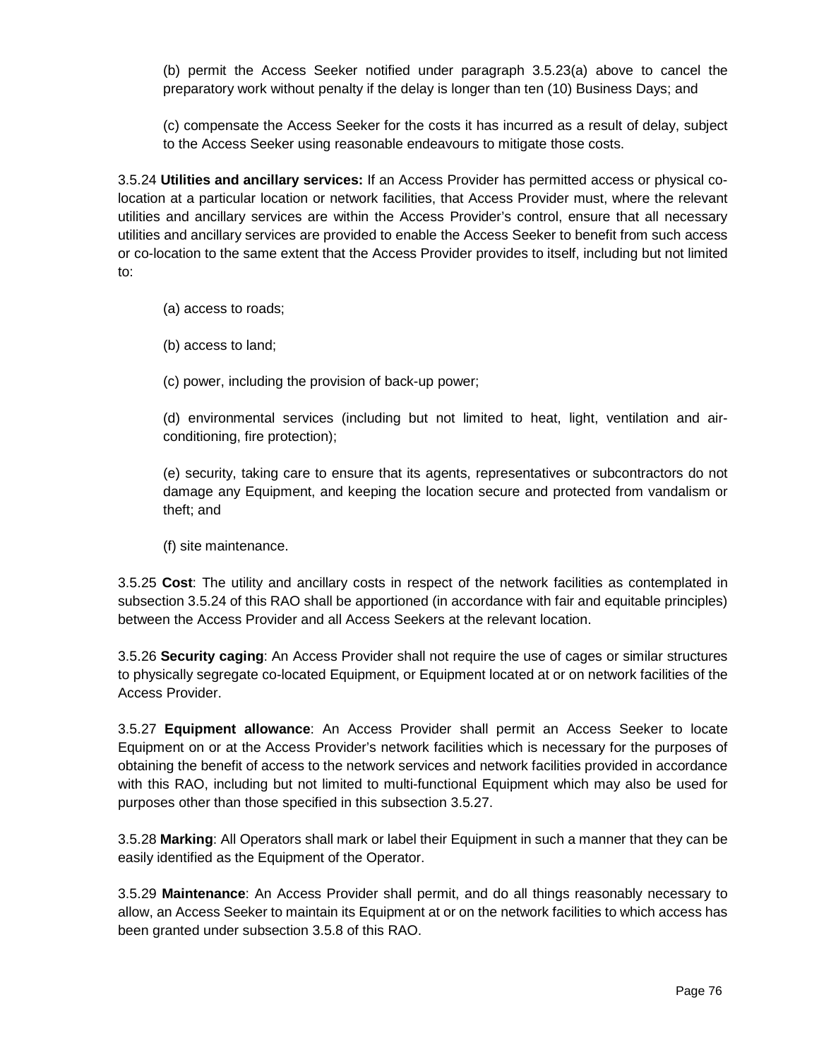(b) permit the Access Seeker notified under paragraph 3.5.23(a) above to cancel the preparatory work without penalty if the delay is longer than ten (10) Business Days; and

(c) compensate the Access Seeker for the costs it has incurred as a result of delay, subject to the Access Seeker using reasonable endeavours to mitigate those costs.

3.5.24 **Utilities and ancillary services:** If an Access Provider has permitted access or physical co-location at a particular location or network facilities, that Access Provider must, where the relevant utilities and ancillary services are within the Access Provider's control, ensure that all necessary utilities and ancillary services are provided to enable the Access Seeker to benefit from such access or co-location to the same extent that the Access Provider provides to itself, including but not limited to:

(a) access to roads;

(b) access to land;

(c) power, including the provision of back-up power;

(d) environmental services (including but not limited to heat, light, ventilation and air-conditioning, fire protection);

(e) security, taking care to ensure that its agents, representatives or subcontractors do not damage any Equipment, and keeping the location secure and protected from vandalism or theft; and

(f) site maintenance.

3.5.25 **Cost**: The utility and ancillary costs in respect of the network facilities as contemplated in subsection 3.5.24 of this RAO shall be apportioned (in accordance with fair and equitable principles) between the Access Provider and all Access Seekers at the relevant location.

3.5.26 **Security caging**: An Access Provider shall not require the use of cages or similar structures to physically segregate co-located Equipment, or Equipment located at or on network facilities of the Access Provider.

3.5.27 **Equipment allowance**: An Access Provider shall permit an Access Seeker to locate Equipment on or at the Access Provider's network facilities which is necessary for the purposes of obtaining the benefit of access to the network services and network facilities provided in accordance with this RAO, including but not limited to multi-functional Equipment which may also be used for purposes other than those specified in this subsection 3.5.27.

3.5.28 **Marking**: All Operators shall mark or label their Equipment in such a manner that they can be easily identified as the Equipment of the Operator.

3.5.29 **Maintenance**: An Access Provider shall permit, and do all things reasonably necessary to allow, an Access Seeker to maintain its Equipment at or on the network facilities to which access has been granted under subsection 3.5.8 of this RAO.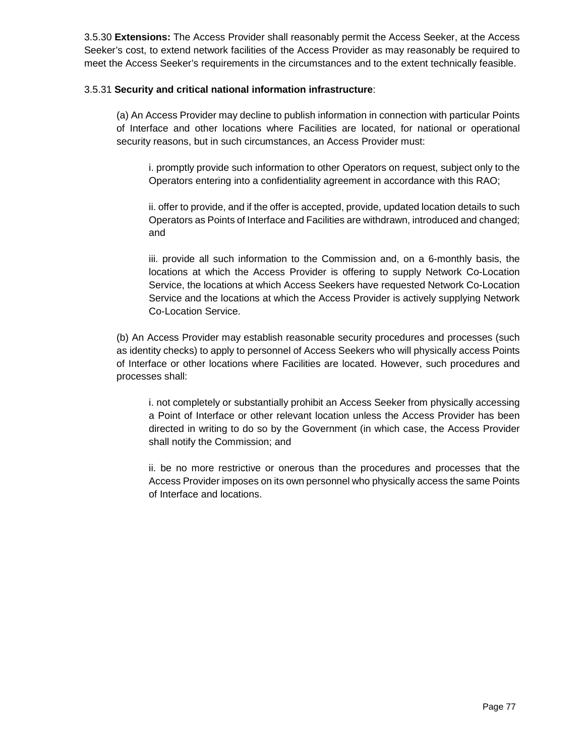3.5.30 **Extensions:** The Access Provider shall reasonably permit the Access Seeker, at the Access Seeker's cost, to extend network facilities of the Access Provider as may reasonably be required to meet the Access Seeker's requirements in the circumstances and to the extent technically feasible.

3.5.31 **Security and critical national information infrastructure**:

(a) An Access Provider may decline to publish information in connection with particular Points of Interface and other locations where Facilities are located, for national or operational security reasons, but in such circumstances, an Access Provider must:

i. promptly provide such information to other Operators on request, subject only to the Operators entering into a confidentiality agreement in accordance with this RAO;

ii. offer to provide, and if the offer is accepted, provide, updated location details to such Operators as Points of Interface and Facilities are withdrawn, introduced and changed; and

iii. provide all such information to the Commission and, on a 6-monthly basis, the locations at which the Access Provider is offering to supply Network Co-Location Service, the locations at which Access Seekers have requested Network Co-Location Service and the locations at which the Access Provider is actively supplying Network Co-Location Service.

(b) An Access Provider may establish reasonable security procedures and processes (such as identity checks) to apply to personnel of Access Seekers who will physically access Points of Interface or other locations where Facilities are located. However, such procedures and processes shall:

i. not completely or substantially prohibit an Access Seeker from physically accessing a Point of Interface or other relevant location unless the Access Provider has been directed in writing to do so by the Government (in which case, the Access Provider shall notify the Commission; and

ii. be no more restrictive or onerous than the procedures and processes that the Access Provider imposes on its own personnel who physically access the same Points of Interface and locations.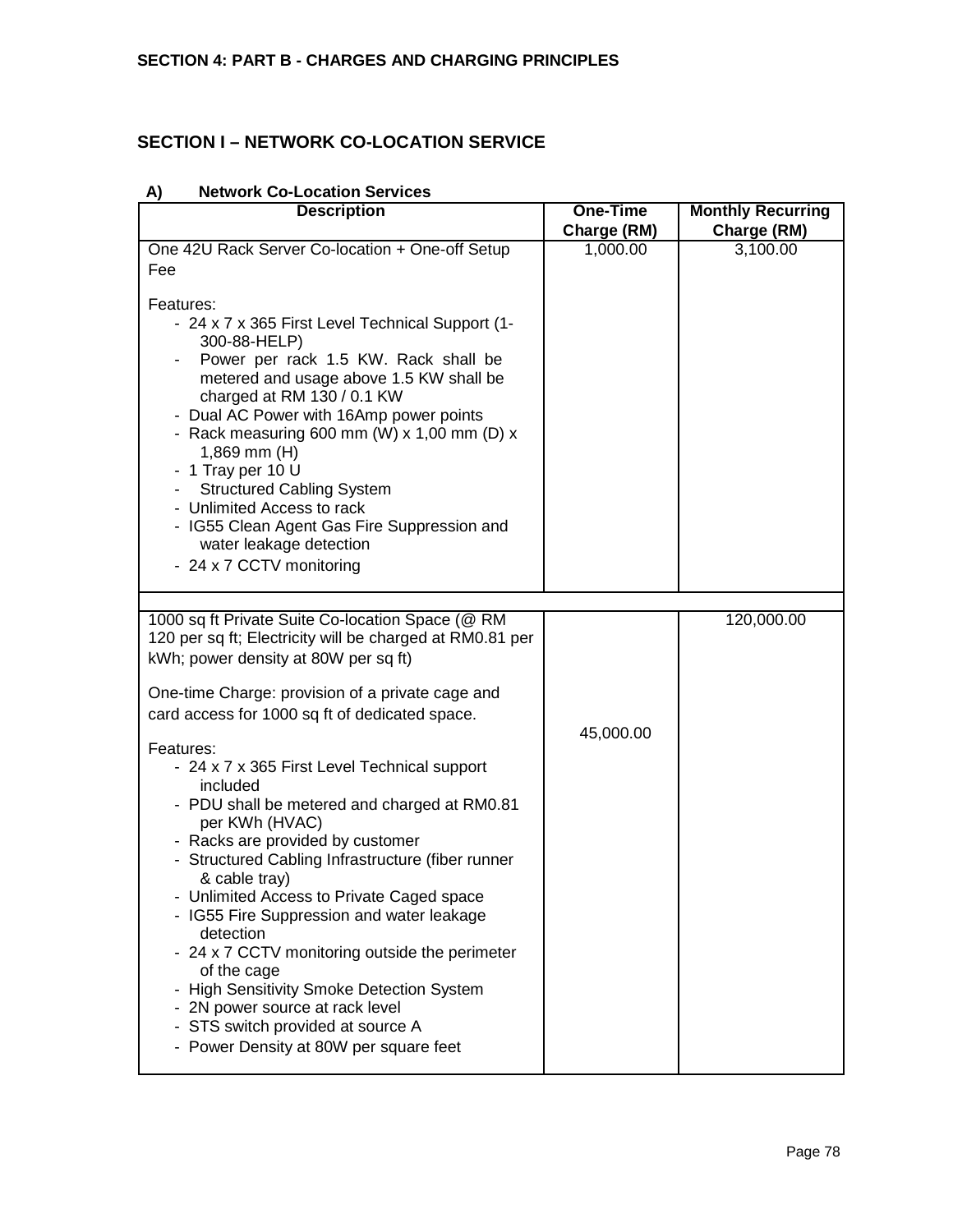## SECTION 4: PART B - CHARGES AND CHARGING PRINCIPLES

## SECTION I – NETWORK CO-LOCATION SERVICE

### A) Network Co-Location Services

| Description | One-Time Charge (RM) | Monthly Recurring Charge (RM) |
|---|---|---|
| One 42U Rack Server Co-location + One-off Setup Fee<br><br>Features:<br>- 24 x 7 x 365 First Level Technical Support (1-300-88-HELP)<br>- Power per rack 1.5 KW. Rack shall be metered and usage above 1.5 KW shall be charged at RM 130 / 0.1 KW<br>- Dual AC Power with 16Amp power points<br>- Rack measuring 600 mm (W) x 1,00 mm (D) x 1,869 mm (H)<br>- 1 Tray per 10 U<br>- Structured Cabling System<br>- Unlimited Access to rack<br>- IG55 Clean Agent Gas Fire Suppression and water leakage detection<br>- 24 x 7 CCTV monitoring | 1,000.00 | 3,100.00 |
| | | |
| 1000 sq ft Private Suite Co-location Space (@ RM 120 per sq ft; Electricity will be charged at RM0.81 per kWh; power density at 80W per sq ft)<br><br>One-time Charge: provision of a private cage and card access for 1000 sq ft of dedicated space.<br><br>Features:<br>- 24 x 7 x 365 First Level Technical support included<br>- PDU shall be metered and charged at RM0.81 per KWh (HVAC)<br>- Racks are provided by customer<br>- Structured Cabling Infrastructure (fiber runner & cable tray)<br>- Unlimited Access to Private Caged space<br>- IG55 Fire Suppression and water leakage detection<br>- 24 x 7 CCTV monitoring outside the perimeter of the cage<br>- High Sensitivity Smoke Detection System<br>- 2N power source at rack level<br>- STS switch provided at source A<br>- Power Density at 80W per square feet | 45,000.00 | 120,000.00 |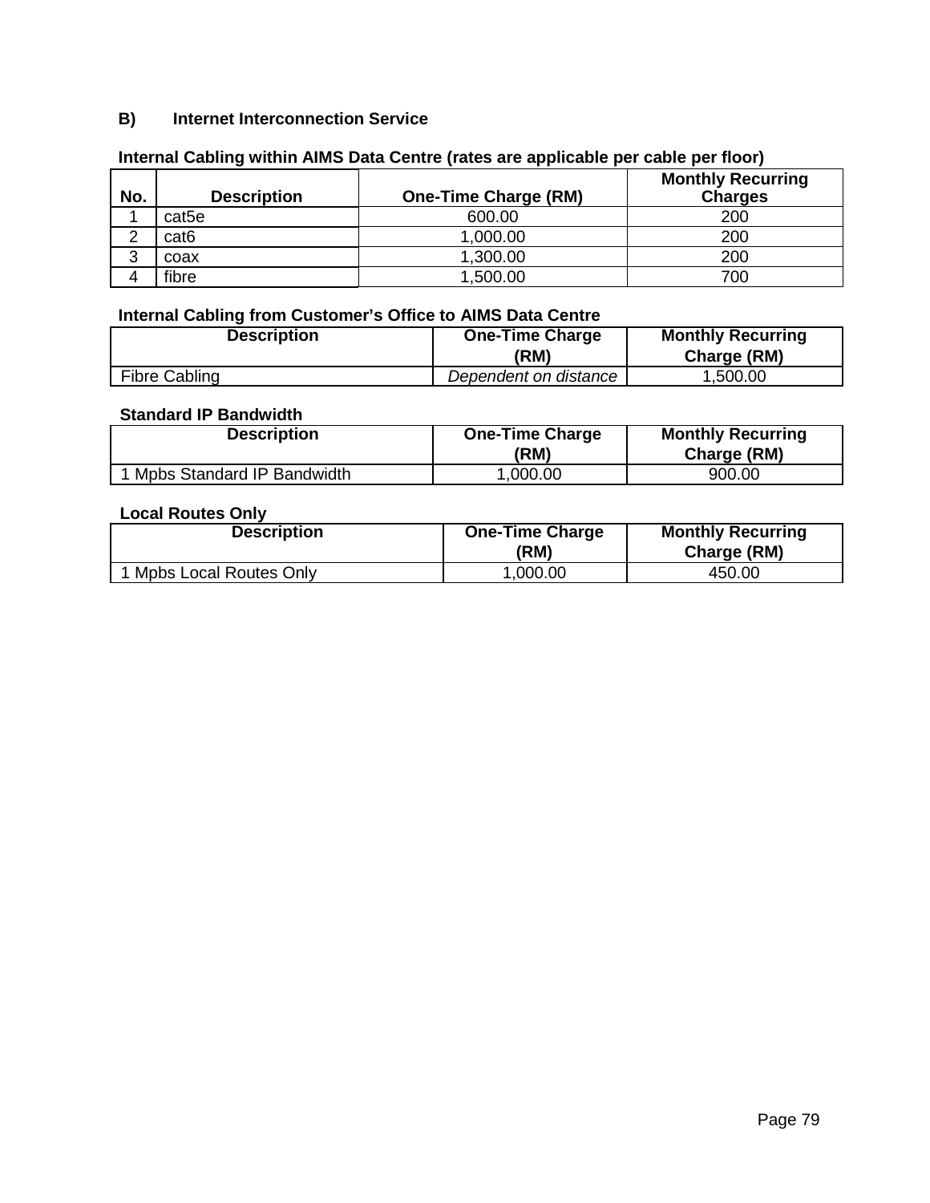## B) Internet Interconnection Service

**Internal Cabling within AIMS Data Centre (rates are applicable per cable per floor)**

| No. | Description | One-Time Charge (RM) | Monthly Recurring Charges |
|---|---|---|---|
| 1 | cat5e | 600.00 | 200 |
| 2 | cat6 | 1,000.00 | 200 |
| 3 | coax | 1,300.00 | 200 |
| 4 | fibre | 1,500.00 | 700 |

**Internal Cabling from Customer’s Office to AIMS Data Centre**

| Description | One-Time Charge (RM) | Monthly Recurring Charge (RM) |
|---|---|---|
| Fibre Cabling | *Dependent on distance* | 1,500.00 |

**Standard IP Bandwidth**

| Description | One-Time Charge (RM) | Monthly Recurring Charge (RM) |
|---|---|---|
| 1 Mpbs Standard IP Bandwidth | 1,000.00 | 900.00 |

**Local Routes Only**

| Description | One-Time Charge (RM) | Monthly Recurring Charge (RM) |
|---|---|---|
| 1 Mpbs Local Routes Only | 1,000.00 | 450.00 |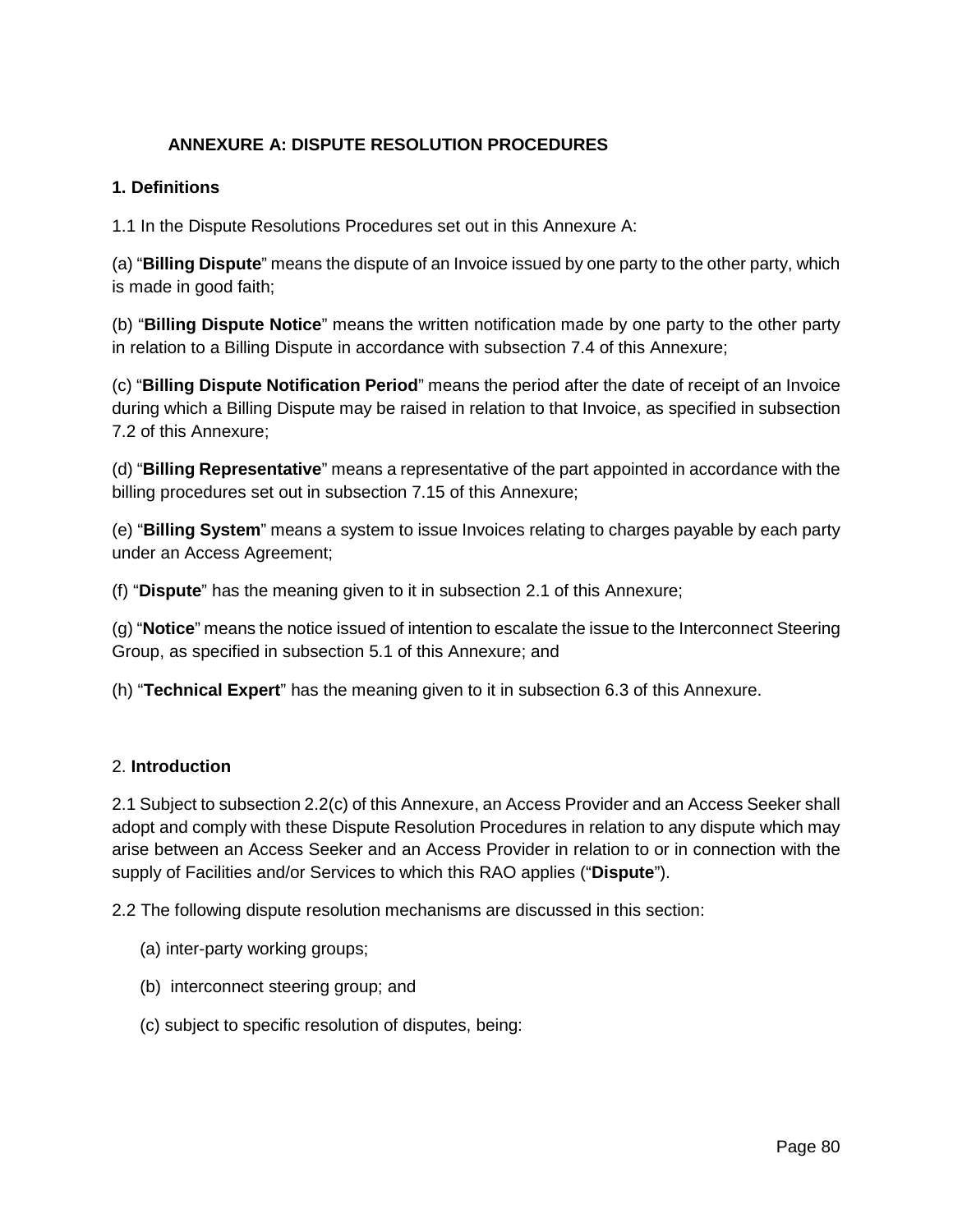## ANNEXURE A: DISPUTE RESOLUTION PROCEDURES

### 1. Definitions

1.1 In the Dispute Resolutions Procedures set out in this Annexure A:

(a) "**Billing Dispute**" means the dispute of an Invoice issued by one party to the other party, which is made in good faith;

(b) "**Billing Dispute Notice**" means the written notification made by one party to the other party in relation to a Billing Dispute in accordance with subsection 7.4 of this Annexure;

(c) "**Billing Dispute Notification Period**" means the period after the date of receipt of an Invoice during which a Billing Dispute may be raised in relation to that Invoice, as specified in subsection 7.2 of this Annexure;

(d) "**Billing Representative**" means a representative of the part appointed in accordance with the billing procedures set out in subsection 7.15 of this Annexure;

(e) "**Billing System**" means a system to issue Invoices relating to charges payable by each party under an Access Agreement;

(f) "**Dispute**" has the meaning given to it in subsection 2.1 of this Annexure;

(g) "**Notice**" means the notice issued of intention to escalate the issue to the Interconnect Steering Group, as specified in subsection 5.1 of this Annexure; and

(h) "**Technical Expert**" has the meaning given to it in subsection 6.3 of this Annexure.

### 2. Introduction

2.1 Subject to subsection 2.2(c) of this Annexure, an Access Provider and an Access Seeker shall adopt and comply with these Dispute Resolution Procedures in relation to any dispute which may arise between an Access Seeker and an Access Provider in relation to or in connection with the supply of Facilities and/or Services to which this RAO applies ("**Dispute**").

2.2 The following dispute resolution mechanisms are discussed in this section:

(a) inter-party working groups;

(b) interconnect steering group; and

(c) subject to specific resolution of disputes, being: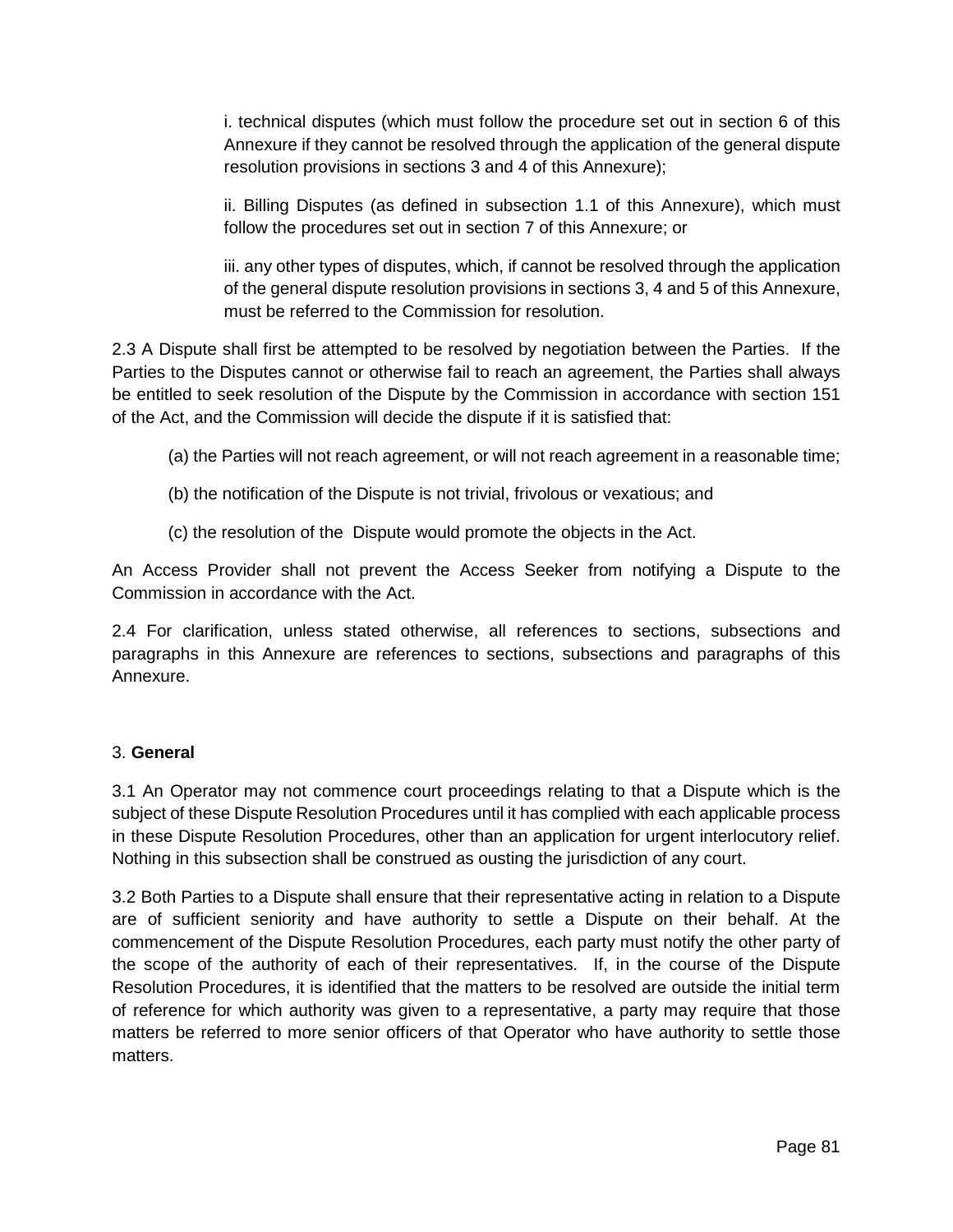i. technical disputes (which must follow the procedure set out in section 6 of this Annexure if they cannot be resolved through the application of the general dispute resolution provisions in sections 3 and 4 of this Annexure);

ii. Billing Disputes (as defined in subsection 1.1 of this Annexure), which must follow the procedures set out in section 7 of this Annexure; or

iii. any other types of disputes, which, if cannot be resolved through the application of the general dispute resolution provisions in sections 3, 4 and 5 of this Annexure, must be referred to the Commission for resolution.

2.3 A Dispute shall first be attempted to be resolved by negotiation between the Parties. If the Parties to the Disputes cannot or otherwise fail to reach an agreement, the Parties shall always be entitled to seek resolution of the Dispute by the Commission in accordance with section 151 of the Act, and the Commission will decide the dispute if it is satisfied that:

(a) the Parties will not reach agreement, or will not reach agreement in a reasonable time;

(b) the notification of the Dispute is not trivial, frivolous or vexatious; and

(c) the resolution of the Dispute would promote the objects in the Act.

An Access Provider shall not prevent the Access Seeker from notifying a Dispute to the Commission in accordance with the Act.

2.4 For clarification, unless stated otherwise, all references to sections, subsections and paragraphs in this Annexure are references to sections, subsections and paragraphs of this Annexure.

3. **General**

3.1 An Operator may not commence court proceedings relating to that a Dispute which is the subject of these Dispute Resolution Procedures until it has complied with each applicable process in these Dispute Resolution Procedures, other than an application for urgent interlocutory relief. Nothing in this subsection shall be construed as ousting the jurisdiction of any court.

3.2 Both Parties to a Dispute shall ensure that their representative acting in relation to a Dispute are of sufficient seniority and have authority to settle a Dispute on their behalf. At the commencement of the Dispute Resolution Procedures, each party must notify the other party of the scope of the authority of each of their representatives. If, in the course of the Dispute Resolution Procedures, it is identified that the matters to be resolved are outside the initial term of reference for which authority was given to a representative, a party may require that those matters be referred to more senior officers of that Operator who have authority to settle those matters.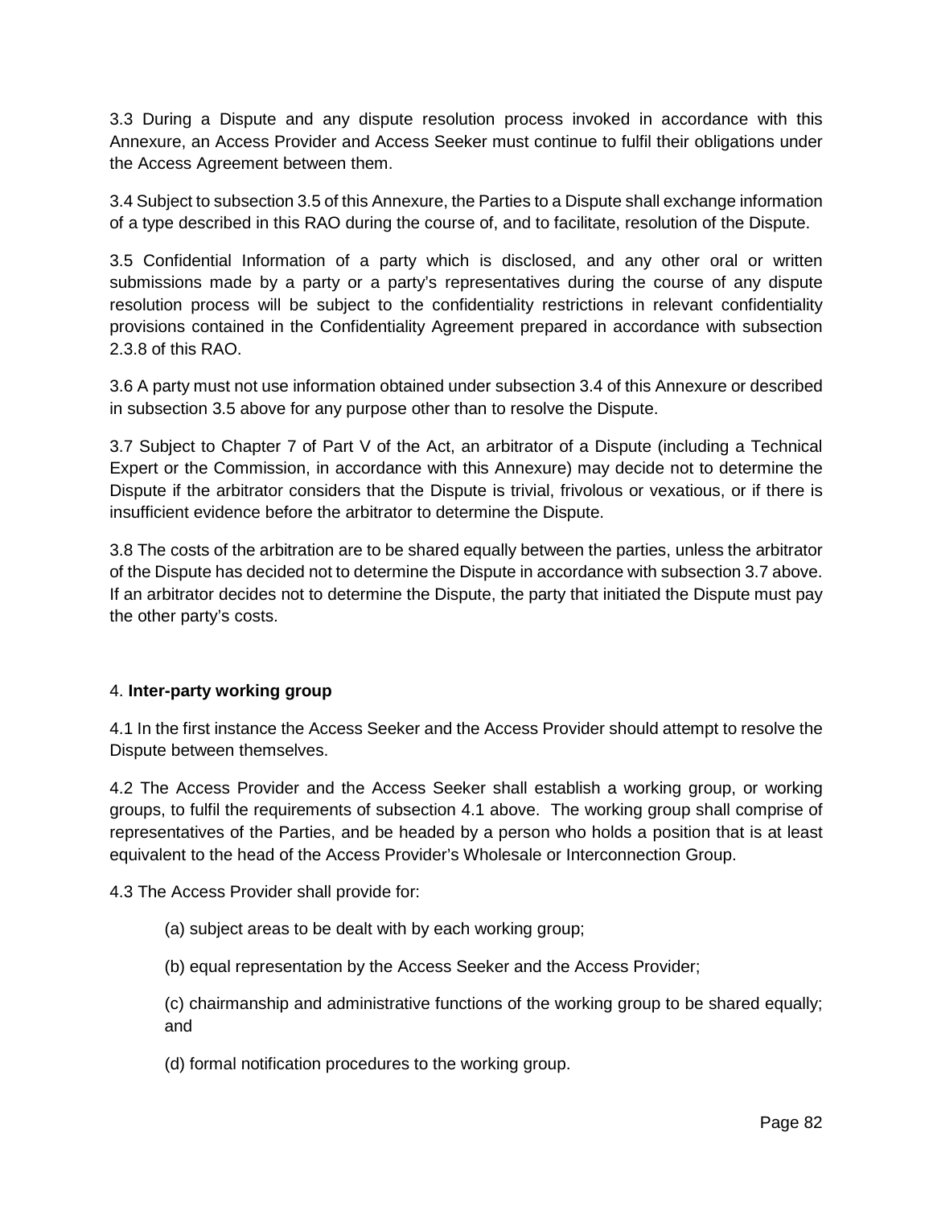3.3 During a Dispute and any dispute resolution process invoked in accordance with this Annexure, an Access Provider and Access Seeker must continue to fulfil their obligations under the Access Agreement between them.

3.4 Subject to subsection 3.5 of this Annexure, the Parties to a Dispute shall exchange information of a type described in this RAO during the course of, and to facilitate, resolution of the Dispute.

3.5 Confidential Information of a party which is disclosed, and any other oral or written submissions made by a party or a party's representatives during the course of any dispute resolution process will be subject to the confidentiality restrictions in relevant confidentiality provisions contained in the Confidentiality Agreement prepared in accordance with subsection 2.3.8 of this RAO.

3.6 A party must not use information obtained under subsection 3.4 of this Annexure or described in subsection 3.5 above for any purpose other than to resolve the Dispute.

3.7 Subject to Chapter 7 of Part V of the Act, an arbitrator of a Dispute (including a Technical Expert or the Commission, in accordance with this Annexure) may decide not to determine the Dispute if the arbitrator considers that the Dispute is trivial, frivolous or vexatious, or if there is insufficient evidence before the arbitrator to determine the Dispute.

3.8 The costs of the arbitration are to be shared equally between the parties, unless the arbitrator of the Dispute has decided not to determine the Dispute in accordance with subsection 3.7 above. If an arbitrator decides not to determine the Dispute, the party that initiated the Dispute must pay the other party's costs.

4. **Inter-party working group**

4.1 In the first instance the Access Seeker and the Access Provider should attempt to resolve the Dispute between themselves.

4.2 The Access Provider and the Access Seeker shall establish a working group, or working groups, to fulfil the requirements of subsection 4.1 above. The working group shall comprise of representatives of the Parties, and be headed by a person who holds a position that is at least equivalent to the head of the Access Provider's Wholesale or Interconnection Group.

4.3 The Access Provider shall provide for:

(a) subject areas to be dealt with by each working group;

(b) equal representation by the Access Seeker and the Access Provider;

(c) chairmanship and administrative functions of the working group to be shared equally; and

(d) formal notification procedures to the working group.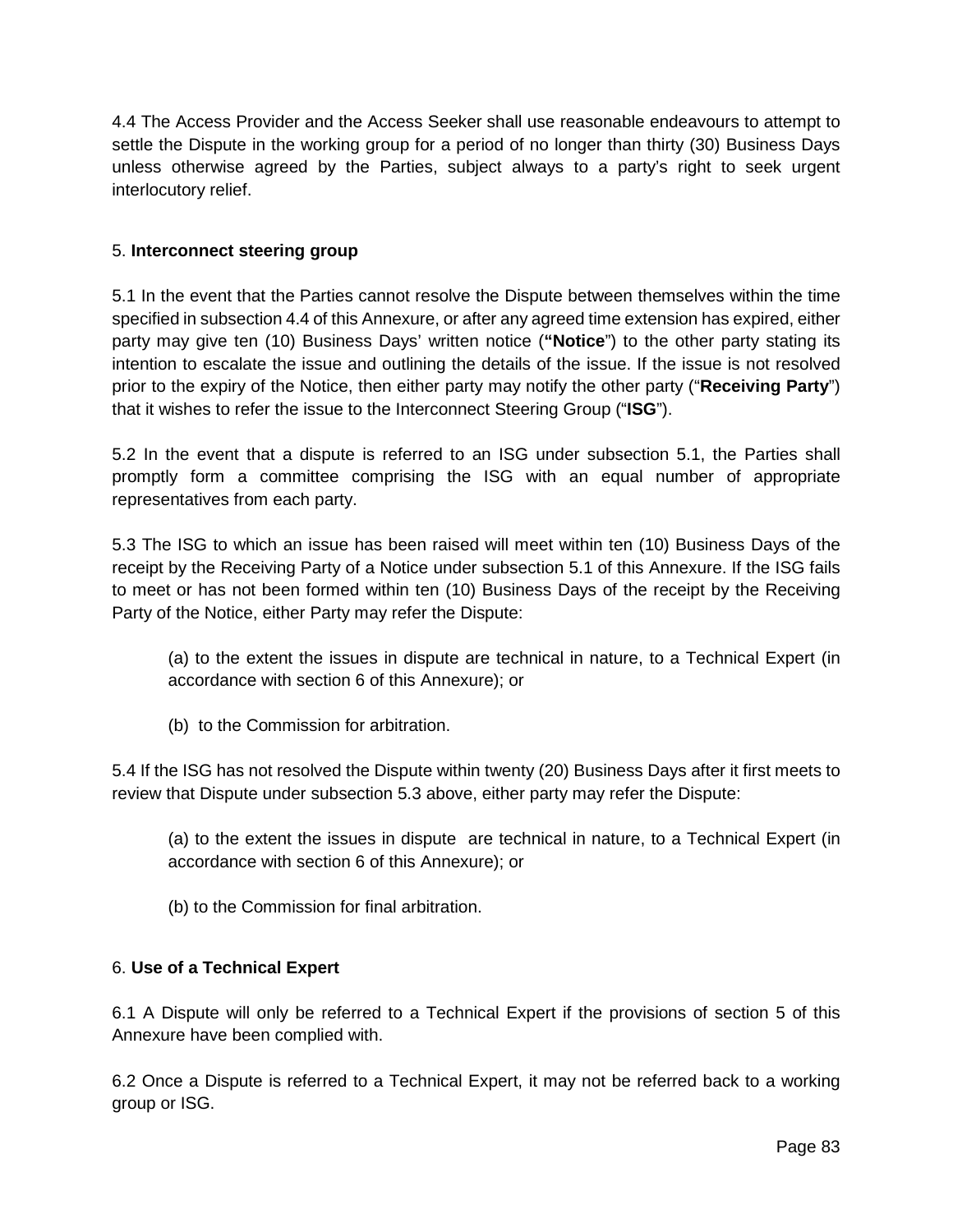4.4 The Access Provider and the Access Seeker shall use reasonable endeavours to attempt to settle the Dispute in the working group for a period of no longer than thirty (30) Business Days unless otherwise agreed by the Parties, subject always to a party's right to seek urgent interlocutory relief.

5. **Interconnect steering group**

5.1 In the event that the Parties cannot resolve the Dispute between themselves within the time specified in subsection 4.4 of this Annexure, or after any agreed time extension has expired, either party may give ten (10) Business Days' written notice (**"Notice"**) to the other party stating its intention to escalate the issue and outlining the details of the issue. If the issue is not resolved prior to the expiry of the Notice, then either party may notify the other party ("**Receiving Party**") that it wishes to refer the issue to the Interconnect Steering Group ("**ISG**").

5.2 In the event that a dispute is referred to an ISG under subsection 5.1, the Parties shall promptly form a committee comprising the ISG with an equal number of appropriate representatives from each party.

5.3 The ISG to which an issue has been raised will meet within ten (10) Business Days of the receipt by the Receiving Party of a Notice under subsection 5.1 of this Annexure. If the ISG fails to meet or has not been formed within ten (10) Business Days of the receipt by the Receiving Party of the Notice, either Party may refer the Dispute:

> (a) to the extent the issues in dispute are technical in nature, to a Technical Expert (in accordance with section 6 of this Annexure); or
>
> (b) to the Commission for arbitration.

5.4 If the ISG has not resolved the Dispute within twenty (20) Business Days after it first meets to review that Dispute under subsection 5.3 above, either party may refer the Dispute:

> (a) to the extent the issues in dispute are technical in nature, to a Technical Expert (in accordance with section 6 of this Annexure); or
>
> (b) to the Commission for final arbitration.

6. **Use of a Technical Expert**

6.1 A Dispute will only be referred to a Technical Expert if the provisions of section 5 of this Annexure have been complied with.

6.2 Once a Dispute is referred to a Technical Expert, it may not be referred back to a working group or ISG.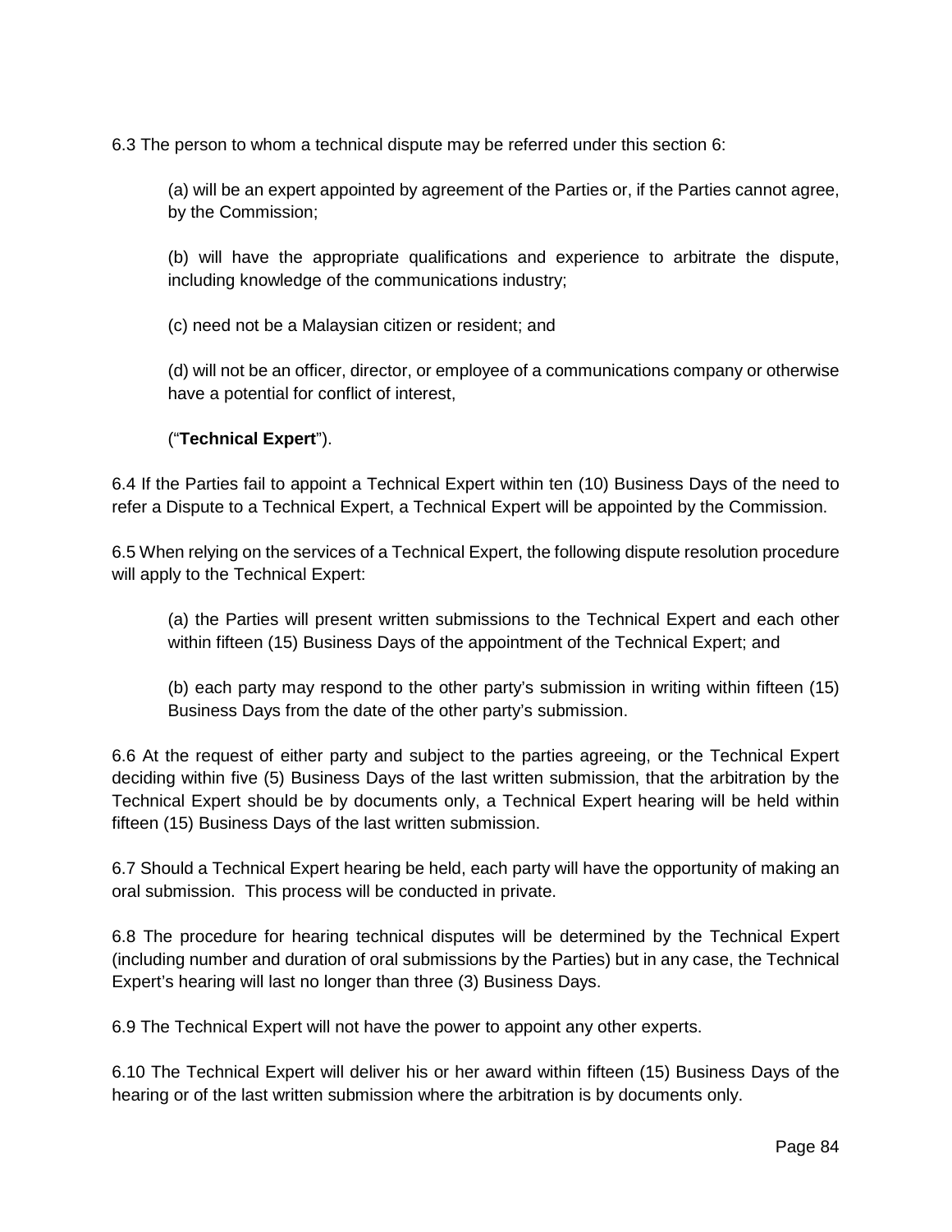6.3 The person to whom a technical dispute may be referred under this section 6:

(a) will be an expert appointed by agreement of the Parties or, if the Parties cannot agree, by the Commission;

(b) will have the appropriate qualifications and experience to arbitrate the dispute, including knowledge of the communications industry;

(c) need not be a Malaysian citizen or resident; and

(d) will not be an officer, director, or employee of a communications company or otherwise have a potential for conflict of interest,

(“**Technical Expert**”).

6.4 If the Parties fail to appoint a Technical Expert within ten (10) Business Days of the need to refer a Dispute to a Technical Expert, a Technical Expert will be appointed by the Commission.

6.5 When relying on the services of a Technical Expert, the following dispute resolution procedure will apply to the Technical Expert:

(a) the Parties will present written submissions to the Technical Expert and each other within fifteen (15) Business Days of the appointment of the Technical Expert; and

(b) each party may respond to the other party’s submission in writing within fifteen (15) Business Days from the date of the other party’s submission.

6.6 At the request of either party and subject to the parties agreeing, or the Technical Expert deciding within five (5) Business Days of the last written submission, that the arbitration by the Technical Expert should be by documents only, a Technical Expert hearing will be held within fifteen (15) Business Days of the last written submission.

6.7 Should a Technical Expert hearing be held, each party will have the opportunity of making an oral submission. This process will be conducted in private.

6.8 The procedure for hearing technical disputes will be determined by the Technical Expert (including number and duration of oral submissions by the Parties) but in any case, the Technical Expert’s hearing will last no longer than three (3) Business Days.

6.9 The Technical Expert will not have the power to appoint any other experts.

6.10 The Technical Expert will deliver his or her award within fifteen (15) Business Days of the hearing or of the last written submission where the arbitration is by documents only.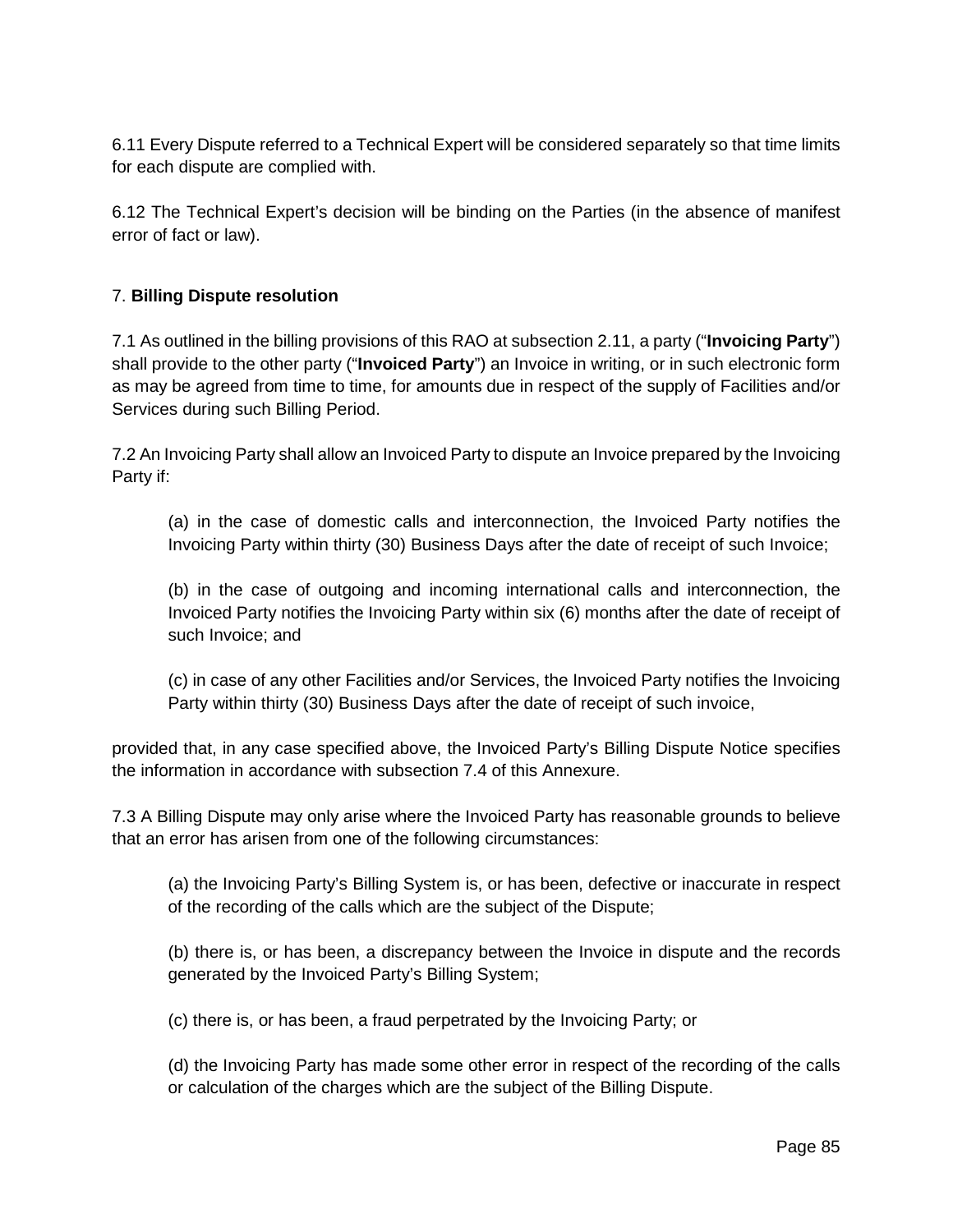6.11 Every Dispute referred to a Technical Expert will be considered separately so that time limits for each dispute are complied with.

6.12 The Technical Expert's decision will be binding on the Parties (in the absence of manifest error of fact or law).

## 7. **Billing Dispute resolution**

7.1 As outlined in the billing provisions of this RAO at subsection 2.11, a party ("**Invoicing Party**") shall provide to the other party ("**Invoiced Party**") an Invoice in writing, or in such electronic form as may be agreed from time to time, for amounts due in respect of the supply of Facilities and/or Services during such Billing Period.

7.2 An Invoicing Party shall allow an Invoiced Party to dispute an Invoice prepared by the Invoicing Party if:

> (a) in the case of domestic calls and interconnection, the Invoiced Party notifies the Invoicing Party within thirty (30) Business Days after the date of receipt of such Invoice;
>
> (b) in the case of outgoing and incoming international calls and interconnection, the Invoiced Party notifies the Invoicing Party within six (6) months after the date of receipt of such Invoice; and
>
> (c) in case of any other Facilities and/or Services, the Invoiced Party notifies the Invoicing Party within thirty (30) Business Days after the date of receipt of such invoice,

provided that, in any case specified above, the Invoiced Party's Billing Dispute Notice specifies the information in accordance with subsection 7.4 of this Annexure.

7.3 A Billing Dispute may only arise where the Invoiced Party has reasonable grounds to believe that an error has arisen from one of the following circumstances:

> (a) the Invoicing Party's Billing System is, or has been, defective or inaccurate in respect of the recording of the calls which are the subject of the Dispute;
>
> (b) there is, or has been, a discrepancy between the Invoice in dispute and the records generated by the Invoiced Party's Billing System;
>
> (c) there is, or has been, a fraud perpetrated by the Invoicing Party; or
>
> (d) the Invoicing Party has made some other error in respect of the recording of the calls or calculation of the charges which are the subject of the Billing Dispute.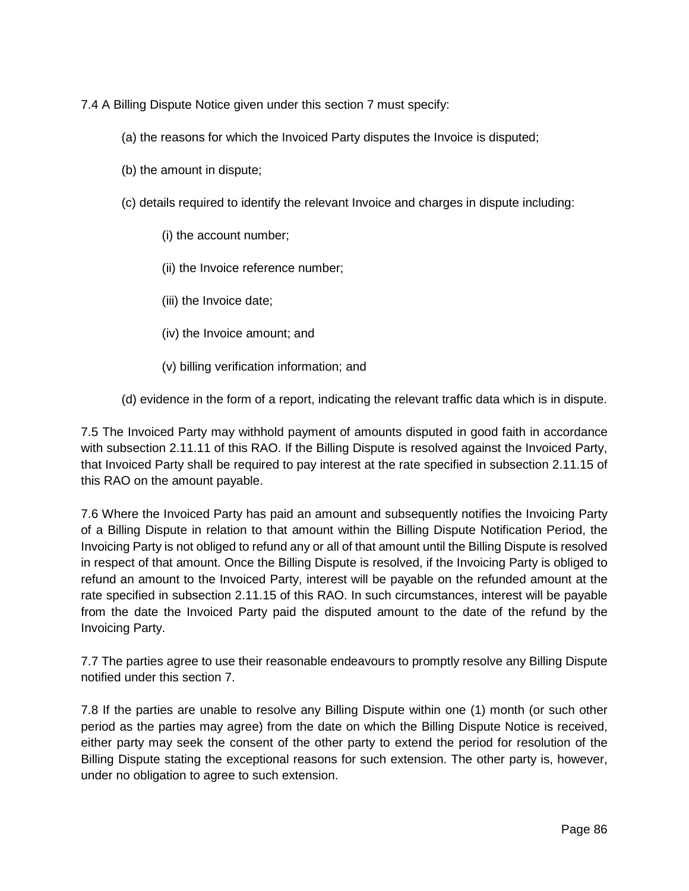7.4 A Billing Dispute Notice given under this section 7 must specify:

(a) the reasons for which the Invoiced Party disputes the Invoice is disputed;

(b) the amount in dispute;

(c) details required to identify the relevant Invoice and charges in dispute including:

(i) the account number;

(ii) the Invoice reference number;

(iii) the Invoice date;

(iv) the Invoice amount; and

(v) billing verification information; and

(d) evidence in the form of a report, indicating the relevant traffic data which is in dispute.

7.5 The Invoiced Party may withhold payment of amounts disputed in good faith in accordance with subsection 2.11.11 of this RAO. If the Billing Dispute is resolved against the Invoiced Party, that Invoiced Party shall be required to pay interest at the rate specified in subsection 2.11.15 of this RAO on the amount payable.

7.6 Where the Invoiced Party has paid an amount and subsequently notifies the Invoicing Party of a Billing Dispute in relation to that amount within the Billing Dispute Notification Period, the Invoicing Party is not obliged to refund any or all of that amount until the Billing Dispute is resolved in respect of that amount. Once the Billing Dispute is resolved, if the Invoicing Party is obliged to refund an amount to the Invoiced Party, interest will be payable on the refunded amount at the rate specified in subsection 2.11.15 of this RAO. In such circumstances, interest will be payable from the date the Invoiced Party paid the disputed amount to the date of the refund by the Invoicing Party.

7.7 The parties agree to use their reasonable endeavours to promptly resolve any Billing Dispute notified under this section 7.

7.8 If the parties are unable to resolve any Billing Dispute within one (1) month (or such other period as the parties may agree) from the date on which the Billing Dispute Notice is received, either party may seek the consent of the other party to extend the period for resolution of the Billing Dispute stating the exceptional reasons for such extension. The other party is, however, under no obligation to agree to such extension.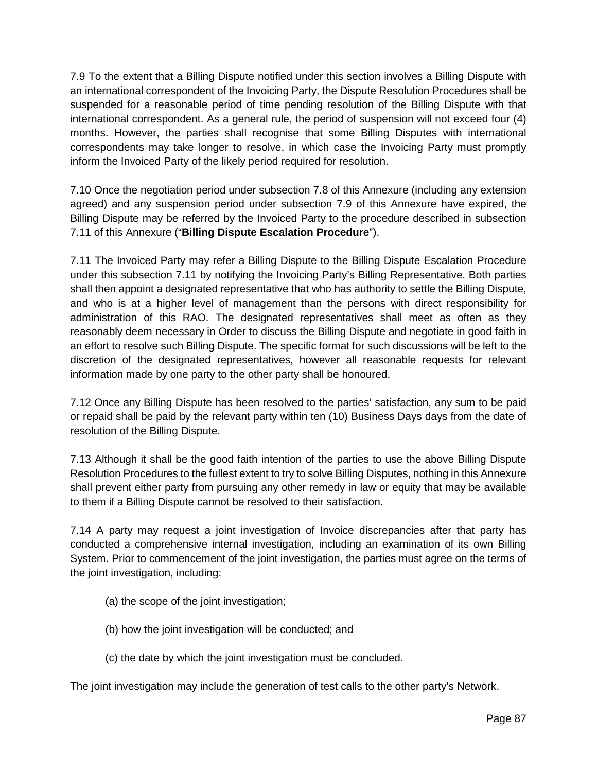7.9 To the extent that a Billing Dispute notified under this section involves a Billing Dispute with an international correspondent of the Invoicing Party, the Dispute Resolution Procedures shall be suspended for a reasonable period of time pending resolution of the Billing Dispute with that international correspondent. As a general rule, the period of suspension will not exceed four (4) months. However, the parties shall recognise that some Billing Disputes with international correspondents may take longer to resolve, in which case the Invoicing Party must promptly inform the Invoiced Party of the likely period required for resolution.

7.10 Once the negotiation period under subsection 7.8 of this Annexure (including any extension agreed) and any suspension period under subsection 7.9 of this Annexure have expired, the Billing Dispute may be referred by the Invoiced Party to the procedure described in subsection 7.11 of this Annexure ("**Billing Dispute Escalation Procedure**").

7.11 The Invoiced Party may refer a Billing Dispute to the Billing Dispute Escalation Procedure under this subsection 7.11 by notifying the Invoicing Party's Billing Representative. Both parties shall then appoint a designated representative that who has authority to settle the Billing Dispute, and who is at a higher level of management than the persons with direct responsibility for administration of this RAO. The designated representatives shall meet as often as they reasonably deem necessary in Order to discuss the Billing Dispute and negotiate in good faith in an effort to resolve such Billing Dispute. The specific format for such discussions will be left to the discretion of the designated representatives, however all reasonable requests for relevant information made by one party to the other party shall be honoured.

7.12 Once any Billing Dispute has been resolved to the parties' satisfaction, any sum to be paid or repaid shall be paid by the relevant party within ten (10) Business Days days from the date of resolution of the Billing Dispute.

7.13 Although it shall be the good faith intention of the parties to use the above Billing Dispute Resolution Procedures to the fullest extent to try to solve Billing Disputes, nothing in this Annexure shall prevent either party from pursuing any other remedy in law or equity that may be available to them if a Billing Dispute cannot be resolved to their satisfaction.

7.14 A party may request a joint investigation of Invoice discrepancies after that party has conducted a comprehensive internal investigation, including an examination of its own Billing System. Prior to commencement of the joint investigation, the parties must agree on the terms of the joint investigation, including:

(a) the scope of the joint investigation;

(b) how the joint investigation will be conducted; and

(c) the date by which the joint investigation must be concluded.

The joint investigation may include the generation of test calls to the other party's Network.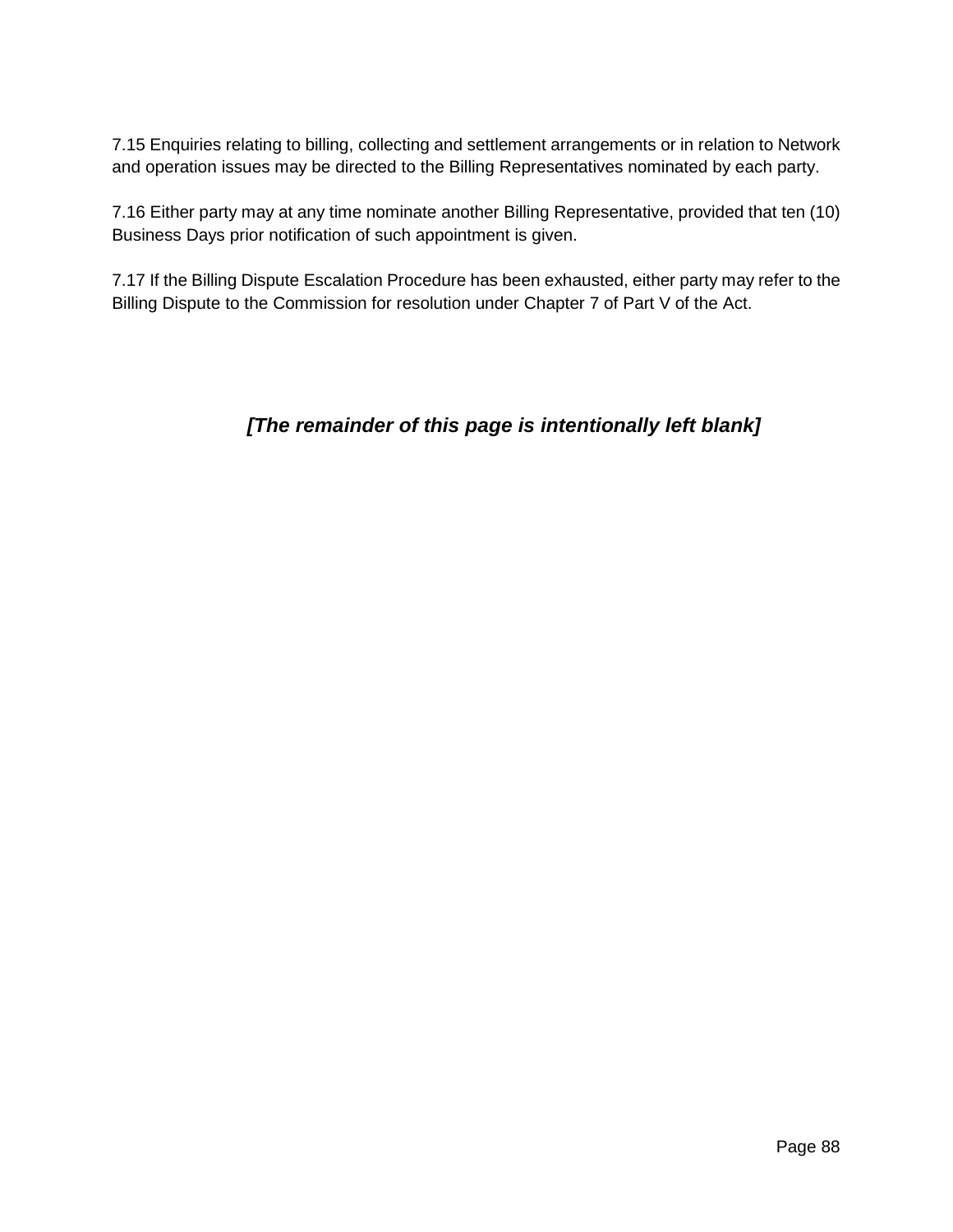7.15 Enquiries relating to billing, collecting and settlement arrangements or in relation to Network and operation issues may be directed to the Billing Representatives nominated by each party.

7.16 Either party may at any time nominate another Billing Representative, provided that ten (10) Business Days prior notification of such appointment is given.

7.17 If the Billing Dispute Escalation Procedure has been exhausted, either party may refer to the Billing Dispute to the Commission for resolution under Chapter 7 of Part V of the Act.

***[The remainder of this page is intentionally left blank]***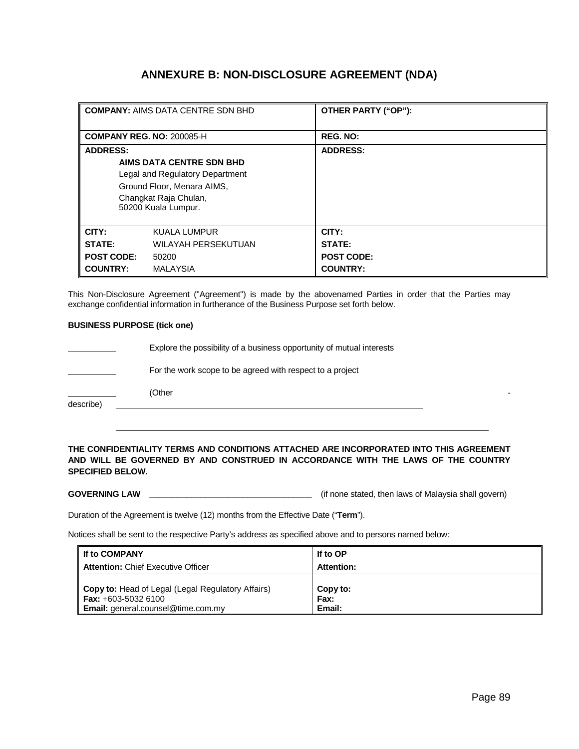# ANNEXURE B: NON-DISCLOSURE AGREEMENT (NDA)

| **COMPANY:** AIMS DATA CENTRE SDN BHD | | **OTHER PARTY ("OP"):** |
|---|---|---|
| **COMPANY REG. NO:** 200085-H | | **REG. NO:** |
| **ADDRESS:**<br>**AIMS DATA CENTRE SDN BHD**<br>Legal and Regulatory Department<br>Ground Floor, Menara AIMS,<br>Changkat Raja Chulan,<br>50200 Kuala Lumpur. | | **ADDRESS:** |
| **CITY:** | KUALA LUMPUR | **CITY:** |
| **STATE:** | WILAYAH PERSEKUTUAN | **STATE:** |
| **POST CODE:** | 50200 | **POST CODE:** |
| **COUNTRY:** | MALAYSIA | **COUNTRY:** |

This Non-Disclosure Agreement ("Agreement") is made by the abovenamed Parties in order that the Parties may exchange confidential information in furtherance of the Business Purpose set forth below.

**BUSINESS PURPOSE (tick one)**

__________ Explore the possibility of a business opportunity of mutual interests

__________ For the work scope to be agreed with respect to a project

__________ (Other - describe) ______________________________________________

______________________________________________

**THE CONFIDENTIALITY TERMS AND CONDITIONS ATTACHED ARE INCORPORATED INTO THIS AGREEMENT AND WILL BE GOVERNED BY AND CONSTRUED IN ACCORDANCE WITH THE LAWS OF THE COUNTRY SPECIFIED BELOW.**

**GOVERNING LAW** ____________________________________ (if none stated, then laws of Malaysia shall govern)

Duration of the Agreement is twelve (12) months from the Effective Date ("**Term**").

Notices shall be sent to the respective Party's address as specified above and to persons named below:

| **If to COMPANY** | **If to OP** |
|---|---|
| **Attention:** Chief Executive Officer | **Attention:** |
| **Copy to:** Head of Legal (Legal Regulatory Affairs)<br>**Fax:** +603-5032 6100<br>**Email:** general.counsel@time.com.my | **Copy to:**<br>**Fax:**<br>**Email:** |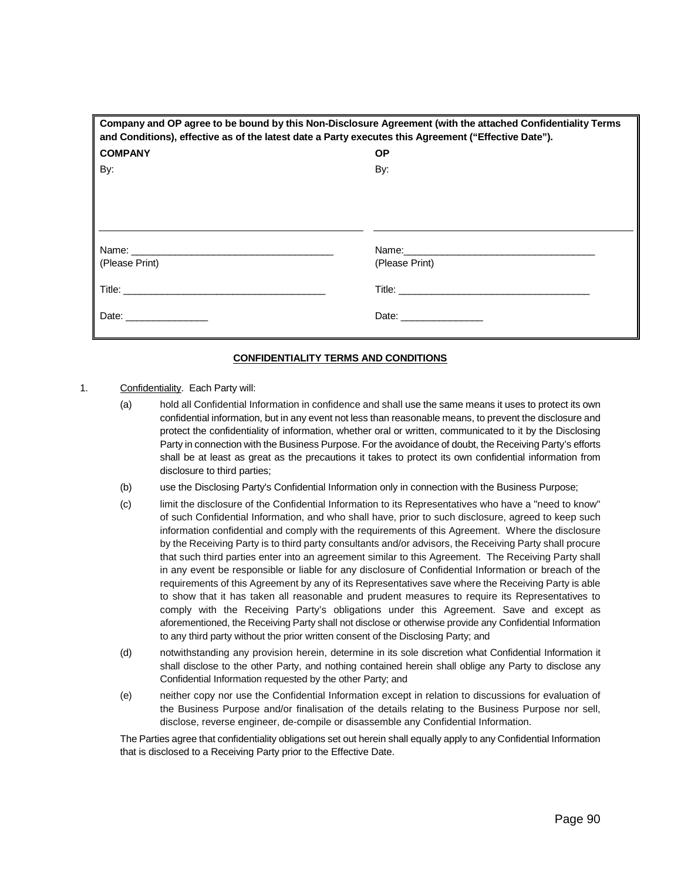**Company and OP agree to be bound by this Non-Disclosure Agreement (with the attached Confidentiality Terms and Conditions), effective as of the latest date a Party executes this Agreement ("Effective Date").**

| **COMPANY** | **OP** |
|---|---|
| By: | By: |
| \_\_\_\_\_\_\_\_\_\_\_\_\_\_\_\_\_\_\_\_\_\_\_\_\_\_\_\_\_\_\_\_\_\_\_\_\_\_\_\_ | \_\_\_\_\_\_\_\_\_\_\_\_\_\_\_\_\_\_\_\_\_\_\_\_\_\_\_\_\_\_\_\_\_\_\_\_\_\_\_\_ |
| Name: \_\_\_\_\_\_\_\_\_\_\_\_\_\_\_\_\_\_\_\_\_\_\_\_\_\_\_\_\_\_\_\_\_\_\_\_ (Please Print) | Name: \_\_\_\_\_\_\_\_\_\_\_\_\_\_\_\_\_\_\_\_\_\_\_\_\_\_\_\_\_\_\_\_\_\_\_\_ (Please Print) |
| Title: \_\_\_\_\_\_\_\_\_\_\_\_\_\_\_\_\_\_\_\_\_\_\_\_\_\_\_\_\_\_\_\_\_\_\_\_ | Title: \_\_\_\_\_\_\_\_\_\_\_\_\_\_\_\_\_\_\_\_\_\_\_\_\_\_\_\_\_\_\_\_\_\_\_\_ |
| Date: \_\_\_\_\_\_\_\_\_\_\_\_\_\_\_ | Date: \_\_\_\_\_\_\_\_\_\_\_\_\_\_\_ |

## CONFIDENTIALITY TERMS AND CONDITIONS

1. Confidentiality. Each Party will:

   (a) hold all Confidential Information in confidence and shall use the same means it uses to protect its own confidential information, but in any event not less than reasonable means, to prevent the disclosure and protect the confidentiality of information, whether oral or written, communicated to it by the Disclosing Party in connection with the Business Purpose. For the avoidance of doubt, the Receiving Party's efforts shall be at least as great as the precautions it takes to protect its own confidential information from disclosure to third parties;

   (b) use the Disclosing Party's Confidential Information only in connection with the Business Purpose;

   (c) limit the disclosure of the Confidential Information to its Representatives who have a "need to know" of such Confidential Information, and who shall have, prior to such disclosure, agreed to keep such information confidential and comply with the requirements of this Agreement. Where the disclosure by the Receiving Party is to third party consultants and/or advisors, the Receiving Party shall procure that such third parties enter into an agreement similar to this Agreement. The Receiving Party shall in any event be responsible or liable for any disclosure of Confidential Information or breach of the requirements of this Agreement by any of its Representatives save where the Receiving Party is able to show that it has taken all reasonable and prudent measures to require its Representatives to comply with the Receiving Party's obligations under this Agreement. Save and except as aforementioned, the Receiving Party shall not disclose or otherwise provide any Confidential Information to any third party without the prior written consent of the Disclosing Party; and

   (d) notwithstanding any provision herein, determine in its sole discretion what Confidential Information it shall disclose to the other Party, and nothing contained herein shall oblige any Party to disclose any Confidential Information requested by the other Party; and

   (e) neither copy nor use the Confidential Information except in relation to discussions for evaluation of the Business Purpose and/or finalisation of the details relating to the Business Purpose nor sell, disclose, reverse engineer, de-compile or disassemble any Confidential Information.

   The Parties agree that confidentiality obligations set out herein shall equally apply to any Confidential Information that is disclosed to a Receiving Party prior to the Effective Date.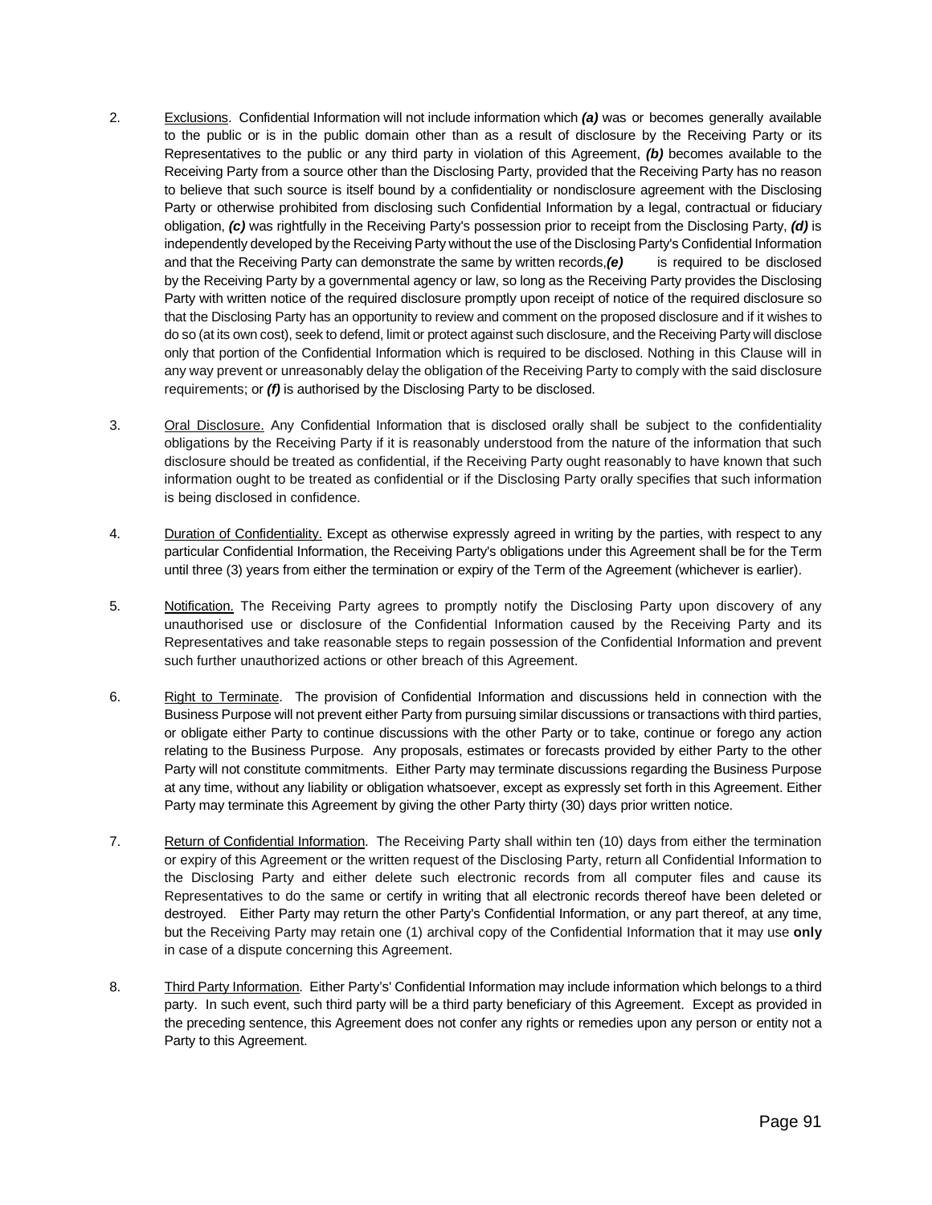2. Exclusions. Confidential Information will not include information which ***(a)*** was or becomes generally available to the public or is in the public domain other than as a result of disclosure by the Receiving Party or its Representatives to the public or any third party in violation of this Agreement, ***(b)*** becomes available to the Receiving Party from a source other than the Disclosing Party, provided that the Receiving Party has no reason to believe that such source is itself bound by a confidentiality or nondisclosure agreement with the Disclosing Party or otherwise prohibited from disclosing such Confidential Information by a legal, contractual or fiduciary obligation, ***(c)*** was rightfully in the Receiving Party's possession prior to receipt from the Disclosing Party, ***(d)*** is independently developed by the Receiving Party without the use of the Disclosing Party's Confidential Information and that the Receiving Party can demonstrate the same by written records,***(e)*** is required to be disclosed by the Receiving Party by a governmental agency or law, so long as the Receiving Party provides the Disclosing Party with written notice of the required disclosure promptly upon receipt of notice of the required disclosure so that the Disclosing Party has an opportunity to review and comment on the proposed disclosure and if it wishes to do so (at its own cost), seek to defend, limit or protect against such disclosure, and the Receiving Party will disclose only that portion of the Confidential Information which is required to be disclosed. Nothing in this Clause will in any way prevent or unreasonably delay the obligation of the Receiving Party to comply with the said disclosure requirements; or ***(f)*** is authorised by the Disclosing Party to be disclosed.

3. Oral Disclosure. Any Confidential Information that is disclosed orally shall be subject to the confidentiality obligations by the Receiving Party if it is reasonably understood from the nature of the information that such disclosure should be treated as confidential, if the Receiving Party ought reasonably to have known that such information ought to be treated as confidential or if the Disclosing Party orally specifies that such information is being disclosed in confidence.

4. Duration of Confidentiality. Except as otherwise expressly agreed in writing by the parties, with respect to any particular Confidential Information, the Receiving Party's obligations under this Agreement shall be for the Term until three (3) years from either the termination or expiry of the Term of the Agreement (whichever is earlier).

5. Notification. The Receiving Party agrees to promptly notify the Disclosing Party upon discovery of any unauthorised use or disclosure of the Confidential Information caused by the Receiving Party and its Representatives and take reasonable steps to regain possession of the Confidential Information and prevent such further unauthorized actions or other breach of this Agreement.

6. Right to Terminate. The provision of Confidential Information and discussions held in connection with the Business Purpose will not prevent either Party from pursuing similar discussions or transactions with third parties, or obligate either Party to continue discussions with the other Party or to take, continue or forego any action relating to the Business Purpose. Any proposals, estimates or forecasts provided by either Party to the other Party will not constitute commitments. Either Party may terminate discussions regarding the Business Purpose at any time, without any liability or obligation whatsoever, except as expressly set forth in this Agreement. Either Party may terminate this Agreement by giving the other Party thirty (30) days prior written notice.

7. Return of Confidential Information. The Receiving Party shall within ten (10) days from either the termination or expiry of this Agreement or the written request of the Disclosing Party, return all Confidential Information to the Disclosing Party and either delete such electronic records from all computer files and cause its Representatives to do the same or certify in writing that all electronic records thereof have been deleted or destroyed. Either Party may return the other Party's Confidential Information, or any part thereof, at any time, but the Receiving Party may retain one (1) archival copy of the Confidential Information that it may use **only** in case of a dispute concerning this Agreement.

8. Third Party Information. Either Party's' Confidential Information may include information which belongs to a third party. In such event, such third party will be a third party beneficiary of this Agreement. Except as provided in the preceding sentence, this Agreement does not confer any rights or remedies upon any person or entity not a Party to this Agreement.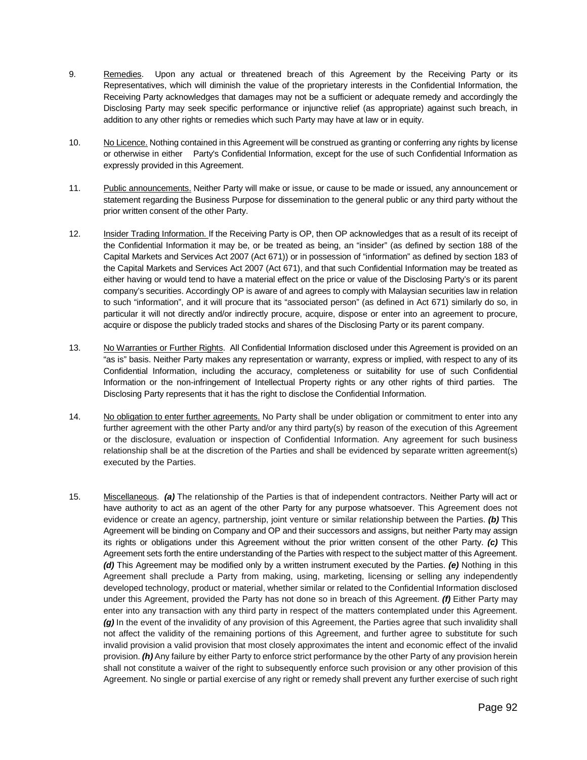9. Remedies. Upon any actual or threatened breach of this Agreement by the Receiving Party or its Representatives, which will diminish the value of the proprietary interests in the Confidential Information, the Receiving Party acknowledges that damages may not be a sufficient or adequate remedy and accordingly the Disclosing Party may seek specific performance or injunctive relief (as appropriate) against such breach, in addition to any other rights or remedies which such Party may have at law or in equity.

10. No Licence. Nothing contained in this Agreement will be construed as granting or conferring any rights by license or otherwise in either Party's Confidential Information, except for the use of such Confidential Information as expressly provided in this Agreement.

11. Public announcements. Neither Party will make or issue, or cause to be made or issued, any announcement or statement regarding the Business Purpose for dissemination to the general public or any third party without the prior written consent of the other Party.

12. Insider Trading Information. If the Receiving Party is OP, then OP acknowledges that as a result of its receipt of the Confidential Information it may be, or be treated as being, an "insider" (as defined by section 188 of the Capital Markets and Services Act 2007 (Act 671)) or in possession of "information" as defined by section 183 of the Capital Markets and Services Act 2007 (Act 671), and that such Confidential Information may be treated as either having or would tend to have a material effect on the price or value of the Disclosing Party's or its parent company's securities. Accordingly OP is aware of and agrees to comply with Malaysian securities law in relation to such "information", and it will procure that its "associated person" (as defined in Act 671) similarly do so, in particular it will not directly and/or indirectly procure, acquire, dispose or enter into an agreement to procure, acquire or dispose the publicly traded stocks and shares of the Disclosing Party or its parent company.

13. No Warranties or Further Rights. All Confidential Information disclosed under this Agreement is provided on an "as is" basis. Neither Party makes any representation or warranty, express or implied, with respect to any of its Confidential Information, including the accuracy, completeness or suitability for use of such Confidential Information or the non-infringement of Intellectual Property rights or any other rights of third parties. The Disclosing Party represents that it has the right to disclose the Confidential Information.

14. No obligation to enter further agreements. No Party shall be under obligation or commitment to enter into any further agreement with the other Party and/or any third party(s) by reason of the execution of this Agreement or the disclosure, evaluation or inspection of Confidential Information. Any agreement for such business relationship shall be at the discretion of the Parties and shall be evidenced by separate written agreement(s) executed by the Parties.

15. Miscellaneous. ***(a)*** The relationship of the Parties is that of independent contractors. Neither Party will act or have authority to act as an agent of the other Party for any purpose whatsoever. This Agreement does not evidence or create an agency, partnership, joint venture or similar relationship between the Parties. ***(b)*** This Agreement will be binding on Company and OP and their successors and assigns, but neither Party may assign its rights or obligations under this Agreement without the prior written consent of the other Party. ***(c)*** This Agreement sets forth the entire understanding of the Parties with respect to the subject matter of this Agreement. ***(d)*** This Agreement may be modified only by a written instrument executed by the Parties. ***(e)*** Nothing in this Agreement shall preclude a Party from making, using, marketing, licensing or selling any independently developed technology, product or material, whether similar or related to the Confidential Information disclosed under this Agreement, provided the Party has not done so in breach of this Agreement. ***(f)*** Either Party may enter into any transaction with any third party in respect of the matters contemplated under this Agreement. ***(g)*** In the event of the invalidity of any provision of this Agreement, the Parties agree that such invalidity shall not affect the validity of the remaining portions of this Agreement, and further agree to substitute for such invalid provision a valid provision that most closely approximates the intent and economic effect of the invalid provision. ***(h)*** Any failure by either Party to enforce strict performance by the other Party of any provision herein shall not constitute a waiver of the right to subsequently enforce such provision or any other provision of this Agreement. No single or partial exercise of any right or remedy shall prevent any further exercise of such right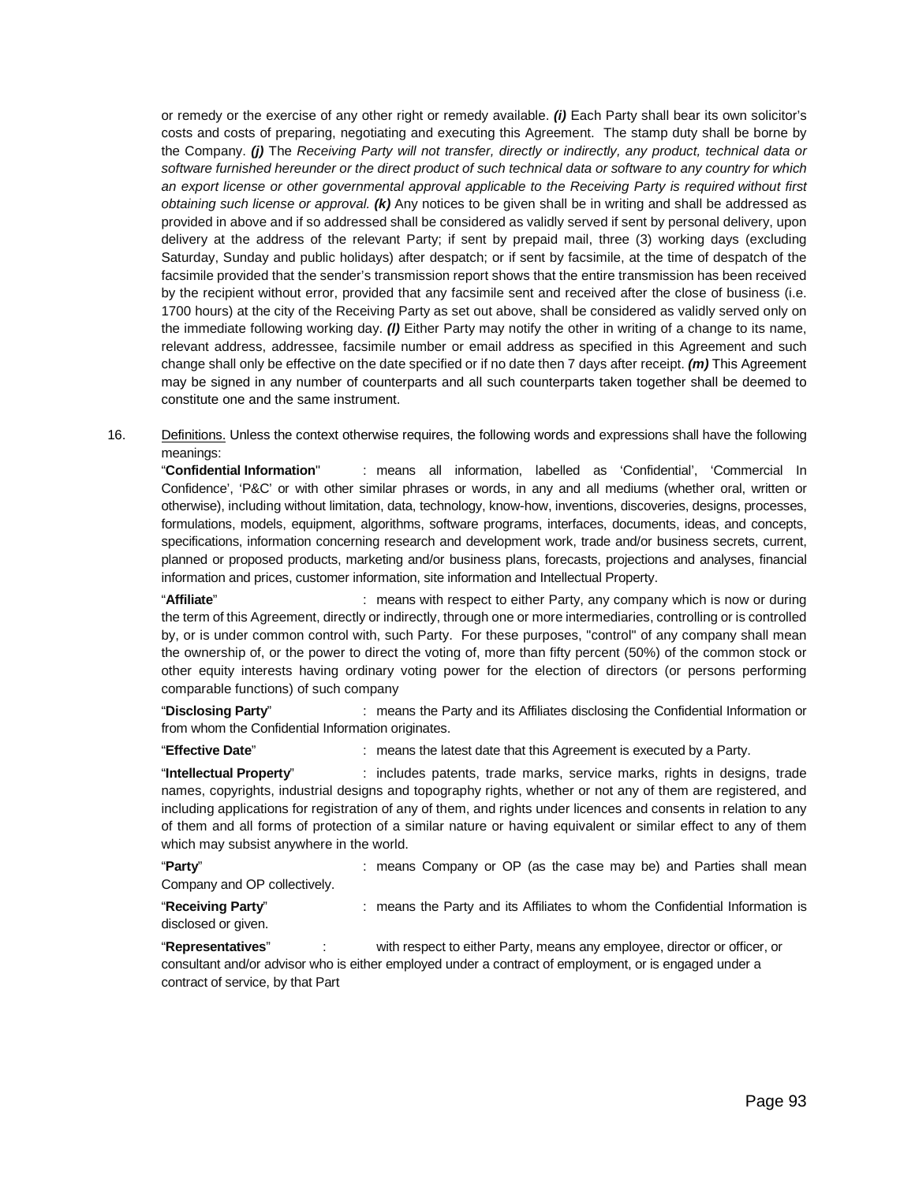or remedy or the exercise of any other right or remedy available. ***(i)*** Each Party shall bear its own solicitor's costs and costs of preparing, negotiating and executing this Agreement. The stamp duty shall be borne by the Company. ***(j)*** The *Receiving Party will not transfer, directly or indirectly, any product, technical data or software furnished hereunder or the direct product of such technical data or software to any country for which an export license or other governmental approval applicable to the Receiving Party is required without first obtaining such license or approval.* ***(k)*** Any notices to be given shall be in writing and shall be addressed as provided in above and if so addressed shall be considered as validly served if sent by personal delivery, upon delivery at the address of the relevant Party; if sent by prepaid mail, three (3) working days (excluding Saturday, Sunday and public holidays) after despatch; or if sent by facsimile, at the time of despatch of the facsimile provided that the sender's transmission report shows that the entire transmission has been received by the recipient without error, provided that any facsimile sent and received after the close of business (i.e. 1700 hours) at the city of the Receiving Party as set out above, shall be considered as validly served only on the immediate following working day. ***(l)*** Either Party may notify the other in writing of a change to its name, relevant address, addressee, facsimile number or email address as specified in this Agreement and such change shall only be effective on the date specified or if no date then 7 days after receipt. ***(m)*** This Agreement may be signed in any number of counterparts and all such counterparts taken together shall be deemed to constitute one and the same instrument.

16. Definitions. Unless the context otherwise requires, the following words and expressions shall have the following meanings:

"**Confidential Information**" : means all information, labelled as 'Confidential', 'Commercial In Confidence', 'P&C' or with other similar phrases or words, in any and all mediums (whether oral, written or otherwise), including without limitation, data, technology, know-how, inventions, discoveries, designs, processes, formulations, models, equipment, algorithms, software programs, interfaces, documents, ideas, and concepts, specifications, information concerning research and development work, trade and/or business secrets, current, planned or proposed products, marketing and/or business plans, forecasts, projections and analyses, financial information and prices, customer information, site information and Intellectual Property.

"**Affiliate**" : means with respect to either Party, any company which is now or during the term of this Agreement, directly or indirectly, through one or more intermediaries, controlling or is controlled by, or is under common control with, such Party. For these purposes, "control" of any company shall mean the ownership of, or the power to direct the voting of, more than fifty percent (50%) of the common stock or other equity interests having ordinary voting power for the election of directors (or persons performing comparable functions) of such company

"**Disclosing Party**" : means the Party and its Affiliates disclosing the Confidential Information or from whom the Confidential Information originates.

"**Effective Date**" : means the latest date that this Agreement is executed by a Party.

"**Intellectual Property**" : includes patents, trade marks, service marks, rights in designs, trade names, copyrights, industrial designs and topography rights, whether or not any of them are registered, and including applications for registration of any of them, and rights under licences and consents in relation to any of them and all forms of protection of a similar nature or having equivalent or similar effect to any of them which may subsist anywhere in the world.

"**Party**" : means Company or OP (as the case may be) and Parties shall mean Company and OP collectively.

"**Receiving Party**" : means the Party and its Affiliates to whom the Confidential Information is disclosed or given.

"**Representatives**" : with respect to either Party, means any employee, director or officer, or consultant and/or advisor who is either employed under a contract of employment, or is engaged under a contract of service, by that Part